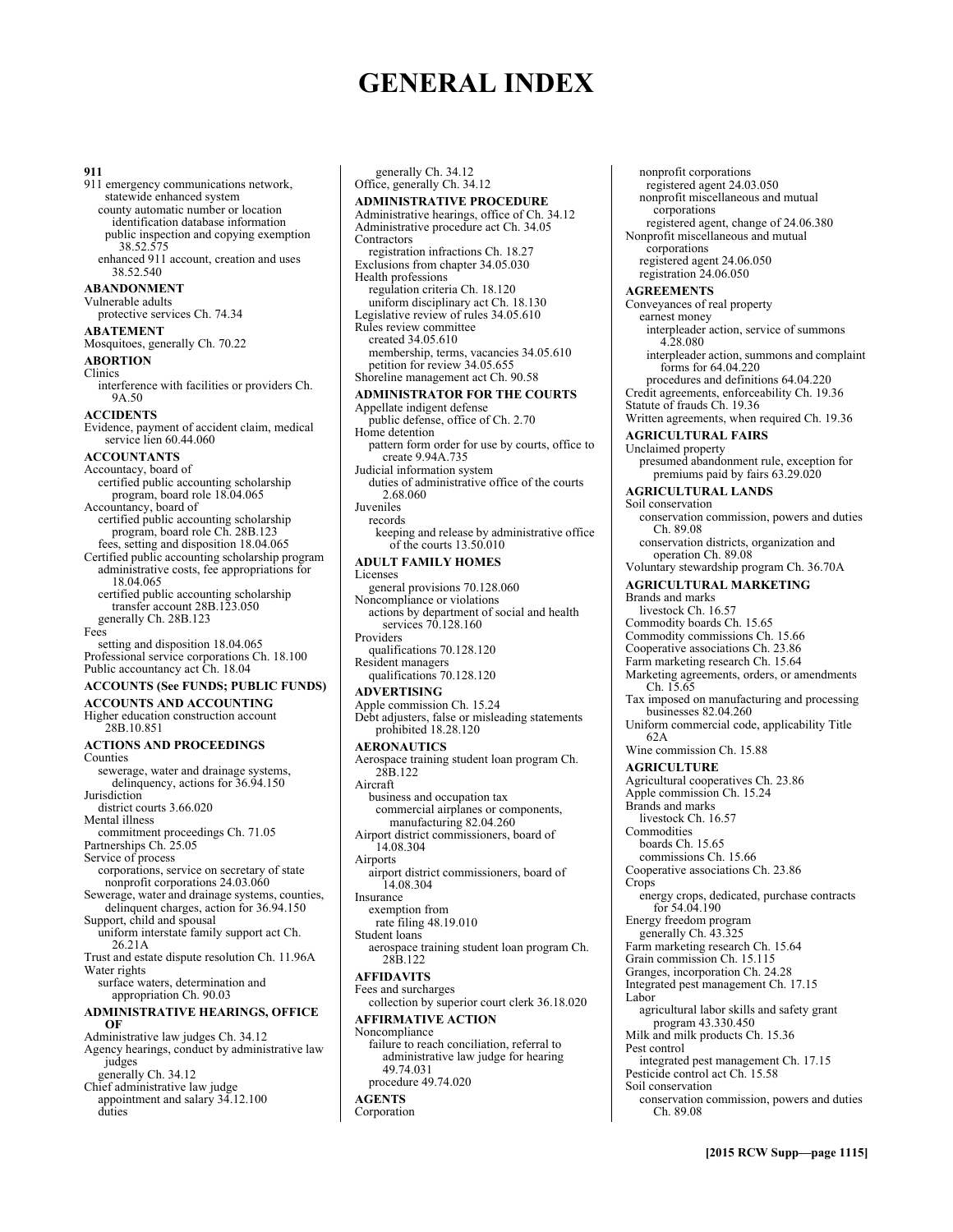# GENERAL INDEX

**911**

911 emergency communications network, statewide enhanced system
  county automatic number or location identification database information
    public inspection and copying exemption 38.52.575
  enhanced 911 account, creation and uses 38.52.540

**ABANDONMENT**

Vulnerable adults
  protective services Ch. 74.34

**ABATEMENT**

Mosquitoes, generally Ch. 70.22

**ABORTION**

Clinics
  interference with facilities or providers Ch. 9A.50

**ACCIDENTS**

Evidence, payment of accident claim, medical service lien 60.44.060

**ACCOUNTANTS**

Accountancy, board of
  certified public accounting scholarship program, board role 18.04.065
Accountancy, board of
  certified public accounting scholarship program, board role Ch. 28B.123
  fees, setting and disposition 18.04.065
Certified public accounting scholarship program
  administrative costs, fee appropriations for 18.04.065
  certified public accounting scholarship transfer account 28B.123.050
  generally Ch. 28B.123
Fees
  setting and disposition 18.04.065
Professional service corporations Ch. 18.100
Public accountancy act Ch. 18.04

**ACCOUNTS (See FUNDS; PUBLIC FUNDS)**

**ACCOUNTS AND ACCOUNTING**

Higher education construction account 28B.10.851

**ACTIONS AND PROCEEDINGS**

Counties
  sewerage, water and drainage systems, delinquency, actions for 36.94.150
Jurisdiction
  district courts 3.66.020
Mental illness
  commitment proceedings Ch. 71.05
Partnerships Ch. 25.05
Service of process
  corporations, service on secretary of state
    nonprofit corporations 24.03.060
Sewerage, water and drainage systems, counties, delinquent charges, action for 36.94.150
Support, child and spousal
  uniform interstate family support act Ch. 26.21A
Trust and estate dispute resolution Ch. 11.96A
Water rights
  surface waters, determination and appropriation Ch. 90.03

**ADMINISTRATIVE HEARINGS, OFFICE OF**

Administrative law judges Ch. 34.12
Agency hearings, conduct by administrative law judges
  generally Ch. 34.12
Chief administrative law judge
  appointment and salary 34.12.100
  duties
    generally Ch. 34.12
Office, generally Ch. 34.12

**ADMINISTRATIVE PROCEDURE**

Administrative hearings, office of Ch. 34.12
Administrative procedure act Ch. 34.05
Contractors
  registration infractions Ch. 18.27
Exclusions from chapter 34.05.030
Health professions
  regulation criteria Ch. 18.120
  uniform disciplinary act Ch. 18.130
Legislative review of rules 34.05.610
Rules review committee
  created 34.05.610
  membership, terms, vacancies 34.05.610
  petition for review 34.05.655
Shoreline management act Ch. 90.58

**ADMINISTRATOR FOR THE COURTS**

Appellate indigent defense
  public defense, office of Ch. 2.70
Home detention
  pattern form order for use by courts, office to create 9.94A.735
Judicial information system
  duties of administrative office of the courts 2.68.060
Juveniles
  records
    keeping and release by administrative office of the courts 13.50.010

**ADULT FAMILY HOMES**

Licenses
  general provisions 70.128.060
Noncompliance or violations
  actions by department of social and health services 70.128.160
Providers
  qualifications 70.128.120
Resident managers
  qualifications 70.128.120

**ADVERTISING**

Apple commission Ch. 15.24
Debt adjusters, false or misleading statements prohibited 18.28.120

**AERONAUTICS**

Aerospace training student loan program Ch. 28B.122
Aircraft
  business and occupation tax
    commercial airplanes or components, manufacturing 82.04.260
Airport district commissioners, board of 14.08.304
Airports
  airport district commissioners, board of 14.08.304
Insurance
  exemption from
    rate filing 48.19.010
Student loans
  aerospace training student loan program Ch. 28B.122

**AFFIDAVITS**

Fees and surcharges
  collection by superior court clerk 36.18.020

**AFFIRMATIVE ACTION**

Noncompliance
  failure to reach conciliation, referral to administrative law judge for hearing 49.74.031
  procedure 49.74.020

**AGENTS**

Corporation
  nonprofit corporations
    registered agent 24.03.050
  nonprofit miscellaneous and mutual corporations
    registered agent, change of 24.06.380
Nonprofit miscellaneous and mutual corporations
  registered agent 24.06.050
  registration 24.06.050

**AGREEMENTS**

Conveyances of real property
  earnest money
    interpleader action, service of summons 4.28.080
    interpleader action, summons and complaint forms for 64.04.220
  procedures and definitions 64.04.220
Credit agreements, enforceability Ch. 19.36
Statute of frauds Ch. 19.36
Written agreements, when required Ch. 19.36

**AGRICULTURAL FAIRS**

Unclaimed property
  presumed abandonment rule, exception for premiums paid by fairs 63.29.020

**AGRICULTURAL LANDS**

Soil conservation
  conservation commission, powers and duties Ch. 89.08
  conservation districts, organization and operation Ch. 89.08
Voluntary stewardship program Ch. 36.70A

**AGRICULTURAL MARKETING**

Brands and marks
  livestock Ch. 16.57
Commodity boards Ch. 15.65
Commodity commissions Ch. 15.66
Cooperative associations Ch. 23.86
Farm marketing research Ch. 15.64
Marketing agreements, orders, or amendments Ch. 15.65
Tax imposed on manufacturing and processing businesses 82.04.260
Uniform commercial code, applicability Title 62A
Wine commission Ch. 15.88

**AGRICULTURE**

Agricultural cooperatives Ch. 23.86
Apple commission Ch. 15.24
Brands and marks
  livestock Ch. 16.57
Commodities
  boards Ch. 15.65
  commissions Ch. 15.66
Cooperative associations Ch. 23.86
Crops
  energy crops, dedicated, purchase contracts for 54.04.190
Energy freedom program
  generally Ch. 43.325
Farm marketing research Ch. 15.64
Grain commission Ch. 15.115
Granges, incorporation Ch. 24.28
Integrated pest management Ch. 17.15
Labor
  agricultural labor skills and safety grant program 43.330.450
Milk and milk products Ch. 15.36
Pest control
  integrated pest management Ch. 17.15
Pesticide control act Ch. 15.58
Soil conservation
  conservation commission, powers and duties Ch. 89.08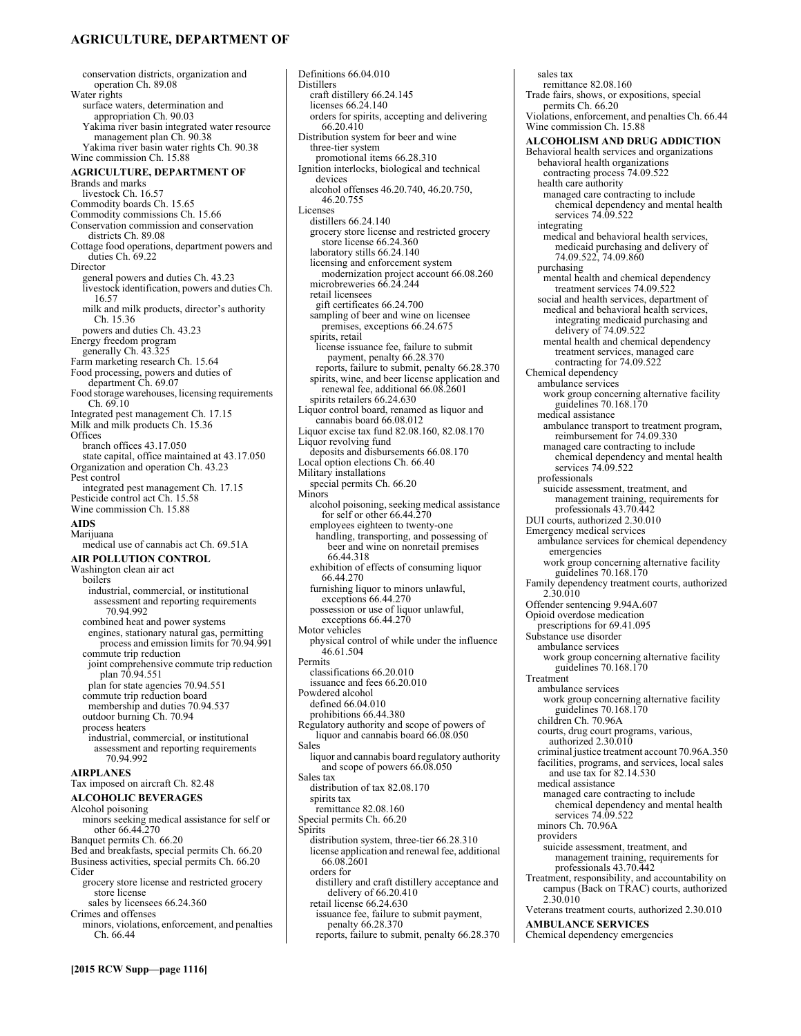conservation districts, organization and operation Ch. 89.08
Water rights
surface waters, determination and appropriation Ch. 90.03
Yakima river basin integrated water resource management plan Ch. 90.38
Yakima river basin water rights Ch. 90.38
Wine commission Ch. 15.88

## AGRICULTURE, DEPARTMENT OF

Brands and marks
livestock Ch. 16.57
Commodity boards Ch. 15.65
Commodity commissions Ch. 15.66
Conservation commission and conservation districts Ch. 89.08
Cottage food operations, department powers and duties Ch. 69.22
Director
general powers and duties Ch. 43.23
livestock identification, powers and duties Ch. 16.57
milk and milk products, director's authority Ch. 15.36
powers and duties Ch. 43.23
Energy freedom program
generally Ch. 43.325
Farm marketing research Ch. 15.64
Food processing, powers and duties of department Ch. 69.07
Food storage warehouses, licensing requirements Ch. 69.10
Integrated pest management Ch. 17.15
Milk and milk products Ch. 15.36
Offices
branch offices 43.17.050
state capital, office maintained at 43.17.050
Organization and operation Ch. 43.23
Pest control
integrated pest management Ch. 17.15
Pesticide control act Ch. 15.58
Wine commission Ch. 15.88

## AIDS

Marijuana
medical use of cannabis act Ch. 69.51A

## AIR POLLUTION CONTROL

Washington clean air act
boilers
industrial, commercial, or institutional assessment and reporting requirements 70.94.992
combined heat and power systems
engines, stationary natural gas, permitting process and emission limits for 70.94.991
commute trip reduction
joint comprehensive commute trip reduction plan 70.94.551
plan for state agencies 70.94.551
commute trip reduction board
membership and duties 70.94.537
outdoor burning Ch. 70.94
process heaters
industrial, commercial, or institutional assessment and reporting requirements 70.94.992

## AIRPLANES

Tax imposed on aircraft Ch. 82.48

## ALCOHOLIC BEVERAGES

Alcohol poisoning
minors seeking medical assistance for self or other 66.44.270
Banquet permits Ch. 66.20
Bed and breakfasts, special permits Ch. 66.20
Business activities, special permits Ch. 66.20
Cider
grocery store license and restricted grocery store license
sales by licensees 66.24.360
Crimes and offenses
minors, violations, enforcement, and penalties Ch. 66.44
Definitions 66.04.010
Distillers
craft distillery 66.24.145
licenses 66.24.140
orders for spirits, accepting and delivering 66.20.410
Distribution system for beer and wine
three-tier system
promotional items 66.28.310
Ignition interlocks, biological and technical devices
alcohol offenses 46.20.740, 46.20.750, 46.20.755
Licenses
distillers 66.24.140
grocery store license and restricted grocery store license 66.24.360
laboratory stills 66.24.140
licensing and enforcement system modernization project account 66.08.260
microbreweries 66.24.244
retail licensees
gift certificates 66.24.700
sampling of beer and wine on licensee premises, exceptions 66.24.675
spirits, retail
license issuance fee, failure to submit payment, penalty 66.28.370
reports, failure to submit, penalty 66.28.370
spirits, wine, and beer license application and renewal fee, additional 66.08.2601
spirits retailers 66.24.630
Liquor control board, renamed as liquor and cannabis board 66.08.012
Liquor excise tax fund 82.08.160, 82.08.170
Liquor revolving fund
deposits and disbursements 66.08.170
Local option elections Ch. 66.40
Military installations
special permits Ch. 66.20
Minors
alcohol poisoning, seeking medical assistance for self or other 66.44.270
employees eighteen to twenty-one
handling, transporting, and possessing of beer and wine on nonretail premises 66.44.318
exhibition of effects of consuming liquor 66.44.270
furnishing liquor to minors unlawful, exceptions 66.44.270
possession or use of liquor unlawful, exceptions 66.44.270
Motor vehicles
physical control of while under the influence 46.61.504
Permits
classifications 66.20.010
issuance and fees 66.20.010
Powdered alcohol
defined 66.04.010
prohibitions 66.44.380
Regulatory authority and scope of powers of liquor and cannabis board 66.08.050
Sales
liquor and cannabis board regulatory authority and scope of powers 66.08.050
Sales tax
distribution of tax 82.08.170
spirits tax
remittance 82.08.160
Special permits Ch. 66.20
Spirits
distribution system, three-tier 66.28.310
license application and renewal fee, additional 66.08.2601
orders for
distillery and craft distillery acceptance and delivery of 66.20.410
retail license 66.24.630
issuance fee, failure to submit payment, penalty 66.28.370
reports, failure to submit, penalty 66.28.370
sales tax
remittance 82.08.160
Trade fairs, shows, or expositions, special permits Ch. 66.20
Violations, enforcement, and penalties Ch. 66.44
Wine commission Ch. 15.88

## ALCOHOLISM AND DRUG ADDICTION

Behavioral health services and organizations
behavioral health organizations
contracting process 74.09.522
health care authority
managed care contracting to include chemical dependency and mental health services 74.09.522
integrating
medical and behavioral health services, medicaid purchasing and delivery of 74.09.522, 74.09.860
purchasing
mental health and chemical dependency treatment services 74.09.522
social and health services, department of
medical and behavioral health services, integrating medicaid purchasing and delivery of 74.09.522
mental health and chemical dependency treatment services, managed care contracting for 74.09.522
Chemical dependency
ambulance services
work group concerning alternative facility guidelines 70.168.170
medical assistance
ambulance transport to treatment program, reimbursement for 74.09.330
managed care contracting to include chemical dependency and mental health services 74.09.522
professionals
suicide assessment, treatment, and management training, requirements for professionals 43.70.442
DUI courts, authorized 2.30.010
Emergency medical services
ambulance services for chemical dependency emergencies
work group concerning alternative facility guidelines 70.168.170
Family dependency treatment courts, authorized 2.30.010
Offender sentencing 9.94A.607
Opioid overdose medication
prescriptions for 69.41.095
Substance use disorder
ambulance services
work group concerning alternative facility guidelines 70.168.170
Treatment
ambulance services
work group concerning alternative facility guidelines 70.168.170
children Ch. 70.96A
courts, drug court programs, various, authorized 2.30.010
criminal justice treatment account 70.96A.350
facilities, programs, and services, local sales and use tax for 82.14.530
medical assistance
managed care contracting to include chemical dependency and mental health services 74.09.522
minors Ch. 70.96A
providers
suicide assessment, treatment, and management training, requirements for professionals 43.70.442
Treatment, responsibility, and accountability on campus (Back on TRAC) courts, authorized 2.30.010
Veterans treatment courts, authorized 2.30.010

## AMBULANCE SERVICES

Chemical dependency emergencies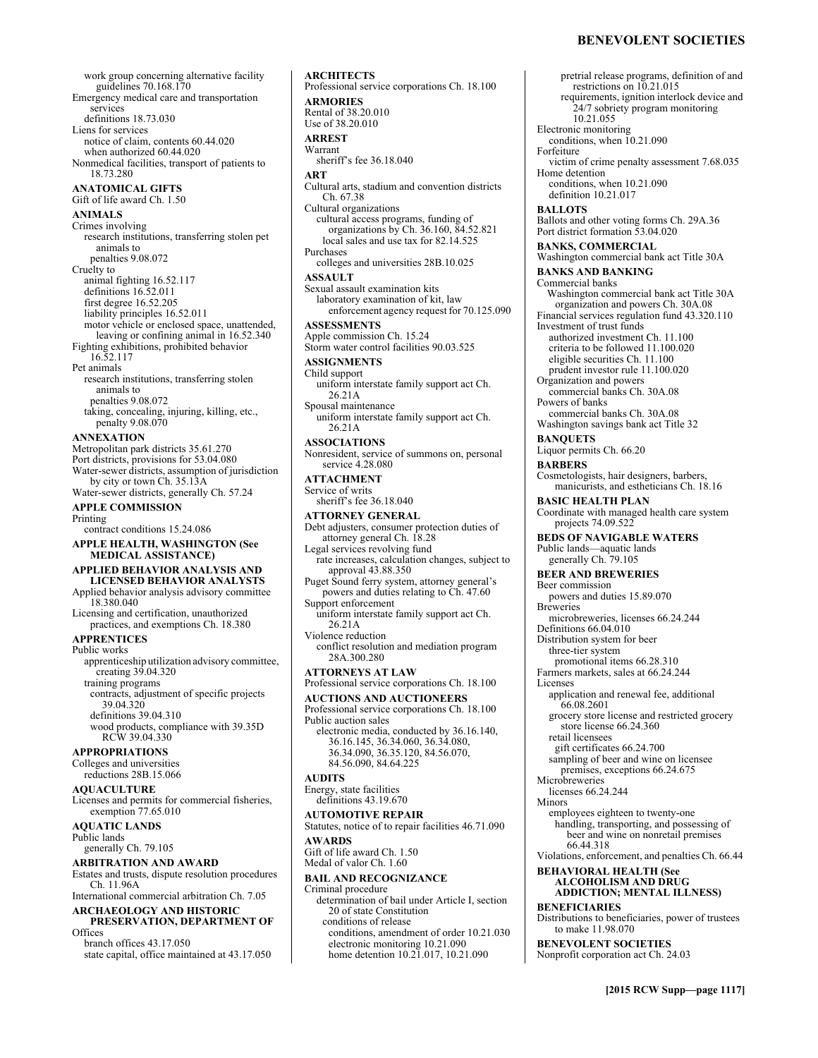work group concerning alternative facility guidelines 70.168.170
Emergency medical care and transportation services
definitions 18.73.030
Liens for services
notice of claim, contents 60.44.020
when authorized 60.44.020
Nonmedical facilities, transport of patients to 18.73.280

**ANATOMICAL GIFTS**
Gift of life award Ch. 1.50

**ANIMALS**
Crimes involving
research institutions, transferring stolen pet animals to
penalties 9.08.072
Cruelty to
animal fighting 16.52.117
definitions 16.52.011
first degree 16.52.205
liability principles 16.52.011
motor vehicle or enclosed space, unattended, leaving or confining animal in 16.52.340
Fighting exhibitions, prohibited behavior 16.52.117
Pet animals
research institutions, transferring stolen animals to
penalties 9.08.072
taking, concealing, injuring, killing, etc., penalty 9.08.070

**ANNEXATION**
Metropolitan park districts 35.61.270
Port districts, provisions for 53.04.080
Water-sewer districts, assumption of jurisdiction by city or town Ch. 35.13A
Water-sewer districts, generally Ch. 57.24

**APPLE COMMISSION**
Printing
contract conditions 15.24.086

**APPLE HEALTH, WASHINGTON (See MEDICAL ASSISTANCE)**

**APPLIED BEHAVIOR ANALYSIS AND LICENSED BEHAVIOR ANALYSTS**
Applied behavior analysis advisory committee 18.380.040
Licensing and certification, unauthorized practices, and exemptions Ch. 18.380

**APPRENTICES**
Public works
apprenticeship utilization advisory committee, creating 39.04.320
training programs
contracts, adjustment of specific projects 39.04.320
definitions 39.04.310
wood products, compliance with 39.35D RCW 39.04.330

**APPROPRIATIONS**
Colleges and universities
reductions 28B.15.066

**AQUACULTURE**
Licenses and permits for commercial fisheries, exemption 77.65.010

**AQUATIC LANDS**
Public lands
generally Ch. 79.105

**ARBITRATION AND AWARD**
Estates and trusts, dispute resolution procedures Ch. 11.96A
International commercial arbitration Ch. 7.05

**ARCHAEOLOGY AND HISTORIC PRESERVATION, DEPARTMENT OF**
Offices
branch offices 43.17.050
state capital, office maintained at 43.17.050

**ARCHITECTS**
Professional service corporations Ch. 18.100

**ARMORIES**
Rental of 38.20.010
Use of 38.20.010

**ARREST**
Warrant
sheriff's fee 36.18.040

**ART**
Cultural arts, stadium and convention districts Ch. 67.38
Cultural organizations
cultural access programs, funding of organizations by Ch. 36.160, 84.52.821
local sales and use tax for 82.14.525
Purchases
colleges and universities 28B.10.025

**ASSAULT**
Sexual assault examination kits
laboratory examination of kit, law enforcement agency request for 70.125.090

**ASSESSMENTS**
Apple commission Ch. 15.24
Storm water control facilities 90.03.525

**ASSIGNMENTS**
Child support
uniform interstate family support act Ch. 26.21A
Spousal maintenance
uniform interstate family support act Ch. 26.21A

**ASSOCIATIONS**
Nonresident, service of summons on, personal service 4.28.080

**ATTACHMENT**
Service of writs
sheriff's fee 36.18.040

**ATTORNEY GENERAL**
Debt adjusters, consumer protection duties of attorney general Ch. 18.28
Legal services revolving fund
rate increases, calculation changes, subject to approval 43.88.350
Puget Sound ferry system, attorney general's powers and duties relating to Ch. 47.60
Support enforcement
uniform interstate family support act Ch. 26.21A
Violence reduction
conflict resolution and mediation program 28A.300.280

**ATTORNEYS AT LAW**
Professional service corporations Ch. 18.100

**AUCTIONS AND AUCTIONEERS**
Professional service corporations Ch. 18.100
Public auction sales
electronic media, conducted by 36.16.140, 36.16.145, 36.34.060, 36.34.080, 36.34.090, 36.35.120, 84.56.070, 84.56.090, 84.64.225

**AUDITS**
Energy, state facilities
definitions 43.19.670

**AUTOMOTIVE REPAIR**
Statutes, notice of to repair facilities 46.71.090

**AWARDS**
Gift of life award Ch. 1.50
Medal of valor Ch. 1.60

**BAIL AND RECOGNIZANCE**
Criminal procedure
determination of bail under Article I, section 20 of state Constitution
conditions of release
conditions, amendment of order 10.21.030
electronic monitoring 10.21.090
home detention 10.21.017, 10.21.090
pretrial release programs, definition of and restrictions on 10.21.015
requirements, ignition interlock device and 24/7 sobriety program monitoring 10.21.055
Electronic monitoring
conditions, when 10.21.090
Forfeiture
victim of crime penalty assessment 7.68.035
Home detention
conditions, when 10.21.090
definition 10.21.017

**BALLOTS**
Ballots and other voting forms Ch. 29A.36
Port district formation 53.04.020

**BANKS, COMMERCIAL**
Washington commercial bank act Title 30A

**BANKS AND BANKING**
Commercial banks
Washington commercial bank act Title 30A
organization and powers Ch. 30A.08
Financial services regulation fund 43.320.110
Investment of trust funds
authorized investment Ch. 11.100
criteria to be followed 11.100.020
eligible securities Ch. 11.100
prudent investor rule 11.100.020
Organization and powers
commercial banks Ch. 30A.08
Powers of banks
commercial banks Ch. 30A.08
Washington savings bank act Title 32

**BANQUETS**
Liquor permits Ch. 66.20

**BARBERS**
Cosmetologists, hair designers, barbers, manicurists, and estheticians Ch. 18.16

**BASIC HEALTH PLAN**
Coordinate with managed health care system projects 74.09.522

**BEDS OF NAVIGABLE WATERS**
Public lands—aquatic lands
generally Ch. 79.105

**BEER AND BREWERIES**
Beer commission
powers and duties 15.89.070
Breweries
microbreweries, licenses 66.24.244
Definitions 66.04.010
Distribution system for beer
three-tier system
promotional items 66.28.310
Farmers markets, sales at 66.24.244
Licenses
application and renewal fee, additional 66.08.2601
grocery store license and restricted grocery store license 66.24.360
retail licensees
gift certificates 66.24.700
sampling of beer and wine on licensee premises, exceptions 66.24.675
Microbreweries
licenses 66.24.244
Minors
employees eighteen to twenty-one
handling, transporting, and possessing of beer and wine on nonretail premises 66.44.318
Violations, enforcement, and penalties Ch. 66.44

**BEHAVIORAL HEALTH (See ALCOHOLISM AND DRUG ADDICTION; MENTAL ILLNESS)**

**BENEFICIARIES**
Distributions to beneficiaries, power of trustees to make 11.98.070

**BENEVOLENT SOCIETIES**
Nonprofit corporation act Ch. 24.03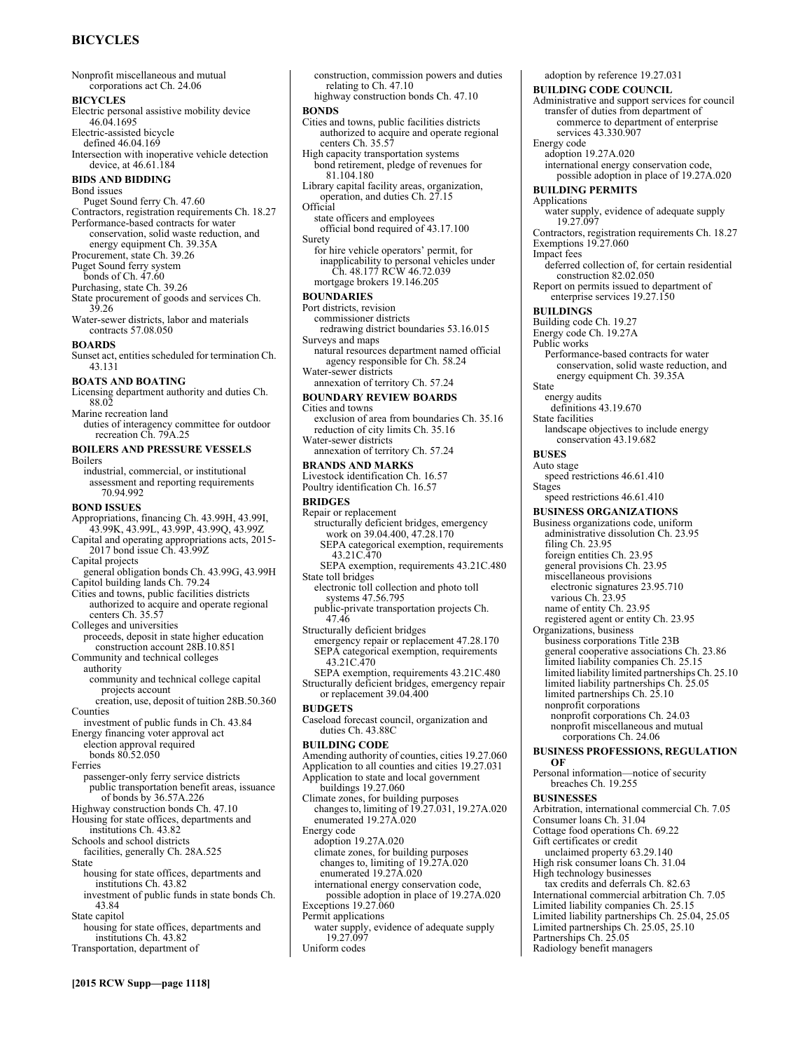Nonprofit miscellaneous and mutual corporations act Ch. 24.06

**BICYCLES**

Electric personal assistive mobility device 46.04.1695
Electric-assisted bicycle
  defined 46.04.169
Intersection with inoperative vehicle detection device, at 46.61.184

**BIDS AND BIDDING**

Bond issues
  Puget Sound ferry Ch. 47.60
Contractors, registration requirements Ch. 18.27
Performance-based contracts for water conservation, solid waste reduction, and energy equipment Ch. 39.35A
Procurement, state Ch. 39.26
Puget Sound ferry system
  bonds of Ch. 47.60
Purchasing, state Ch. 39.26
State procurement of goods and services Ch. 39.26
Water-sewer districts, labor and materials contracts 57.08.050

**BOARDS**

Sunset act, entities scheduled for termination Ch. 43.131

**BOATS AND BOATING**

Licensing department authority and duties Ch. 88.02
Marine recreation land
  duties of interagency committee for outdoor recreation Ch. 79A.25

**BOILERS AND PRESSURE VESSELS**

Boilers
  industrial, commercial, or institutional assessment and reporting requirements 70.94.992

**BOND ISSUES**

Appropriations, financing Ch. 43.99H, 43.99I, 43.99K, 43.99L, 43.99P, 43.99Q, 43.99Z
Capital and operating appropriations acts, 2015-2017 bond issue Ch. 43.99Z
Capital projects
  general obligation bonds Ch. 43.99G, 43.99H
Capitol building lands Ch. 79.24
Cities and towns, public facilities districts authorized to acquire and operate regional centers Ch. 35.57
Colleges and universities
  proceeds, deposit in state higher education construction account 28B.10.851
Community and technical colleges
  authority
    community and technical college capital projects account
      creation, use, deposit of tuition 28B.50.360
Counties
  investment of public funds in Ch. 43.84
Energy financing voter approval act
  election approval required
    bonds 80.52.050
Ferries
  passenger-only ferry service districts
    public transportation benefit areas, issuance of bonds by 36.57A.226
Highway construction bonds Ch. 47.10
Housing for state offices, departments and institutions Ch. 43.82
Schools and school districts
  facilities, generally Ch. 28A.525
State
  housing for state offices, departments and institutions Ch. 43.82
  investment of public funds in state bonds Ch. 43.84
State capitol
  housing for state offices, departments and institutions Ch. 43.82
Transportation, department of
  construction, commission powers and duties relating to Ch. 47.10
  highway construction bonds Ch. 47.10

**BONDS**

Cities and towns, public facilities districts authorized to acquire and operate regional centers Ch. 35.57
High capacity transportation systems
  bond retirement, pledge of revenues for 81.104.180
Library capital facility areas, organization, operation, and duties Ch. 27.15
Official
  state officers and employees
    official bond required of 43.17.100
Surety
  for hire vehicle operators' permit, for inapplicability to personal vehicles under Ch. 48.177 RCW 46.72.039
  mortgage brokers 19.146.205

**BOUNDARIES**

Port districts, revision
  commissioner districts
    redrawing district boundaries 53.16.015
Surveys and maps
  natural resources department named official agency responsible for Ch. 58.24
Water-sewer districts
  annexation of territory Ch. 57.24

**BOUNDARY REVIEW BOARDS**

Cities and towns
  exclusion of area from boundaries Ch. 35.16
  reduction of city limits Ch. 35.16
Water-sewer districts
  annexation of territory Ch. 57.24

**BRANDS AND MARKS**

Livestock identification Ch. 16.57
Poultry identification Ch. 16.57

**BRIDGES**

Repair or replacement
  structurally deficient bridges, emergency work on 39.04.400, 47.28.170
    SEPA categorical exemption, requirements 43.21C.470
    SEPA exemption, requirements 43.21C.480
State toll bridges
  electronic toll collection and photo toll systems 47.56.795
  public-private transportation projects Ch. 47.46
Structurally deficient bridges
  emergency repair or replacement 47.28.170
  SEPA categorical exemption, requirements 43.21C.470
  SEPA exemption, requirements 43.21C.480
Structurally deficient bridges, emergency repair or replacement 39.04.400

**BUDGETS**

Caseload forecast council, organization and duties Ch. 43.88C

**BUILDING CODE**

Amending authority of counties, cities 19.27.060
Application to all counties and cities 19.27.031
Application to state and local government buildings 19.27.060
Climate zones, for building purposes
  changes to, limiting of 19.27.031, 19.27A.020
  enumerated 19.27A.020
Energy code
  adoption 19.27A.020
  climate zones, for building purposes
    changes to, limiting of 19.27A.020
    enumerated 19.27A.020
  international energy conservation code, possible adoption in place of 19.27A.020
Exceptions 19.27.060
Permit applications
  water supply, evidence of adequate supply 19.27.097
Uniform codes
  adoption by reference 19.27.031

**BUILDING CODE COUNCIL**

Administrative and support services for council
  transfer of duties from department of commerce to department of enterprise services 43.330.907
Energy code
  adoption 19.27A.020
  international energy conservation code, possible adoption in place of 19.27A.020

**BUILDING PERMITS**

Applications
  water supply, evidence of adequate supply 19.27.097
Contractors, registration requirements Ch. 18.27
Exemptions 19.27.060
Impact fees
  deferred collection of, for certain residential construction 82.02.050
Report on permits issued to department of enterprise services 19.27.150

**BUILDINGS**

Building code Ch. 19.27
Energy code Ch. 19.27A
Public works
  Performance-based contracts for water conservation, solid waste reduction, and energy equipment Ch. 39.35A
State
  energy audits
    definitions 43.19.670
State facilities
  landscape objectives to include energy conservation 43.19.682

**BUSES**

Auto stage
  speed restrictions 46.61.410
Stages
  speed restrictions 46.61.410

**BUSINESS ORGANIZATIONS**

Business organizations code, uniform
  administrative dissolution Ch. 23.95
  filing Ch. 23.95
  foreign entities Ch. 23.95
  general provisions Ch. 23.95
  miscellaneous provisions
    electronic signatures 23.95.710
    various Ch. 23.95
  name of entity Ch. 23.95
  registered agent or entity Ch. 23.95
Organizations, business
  business corporations Title 23B
  general cooperative associations Ch. 23.86
  limited liability companies Ch. 25.15
  limited liability limited partnerships Ch. 25.10
  limited liability partnerships Ch. 25.05
  limited partnerships Ch. 25.10
  nonprofit corporations
    nonprofit corporations Ch. 24.03
    nonprofit miscellaneous and mutual corporations Ch. 24.06

**BUSINESS PROFESSIONS, REGULATION OF**

Personal information—notice of security breaches Ch. 19.255

**BUSINESSES**

Arbitration, international commercial Ch. 7.05
Consumer loans Ch. 31.04
Cottage food operations Ch. 69.22
Gift certificates or credit
  unclaimed property 63.29.140
High risk consumer loans Ch. 31.04
High technology businesses
  tax credits and deferrals Ch. 82.63
International commercial arbitration Ch. 7.05
Limited liability companies Ch. 25.15
Limited liability partnerships Ch. 25.04, 25.05
Limited partnerships Ch. 25.05, 25.10
Partnerships Ch. 25.05
Radiology benefit managers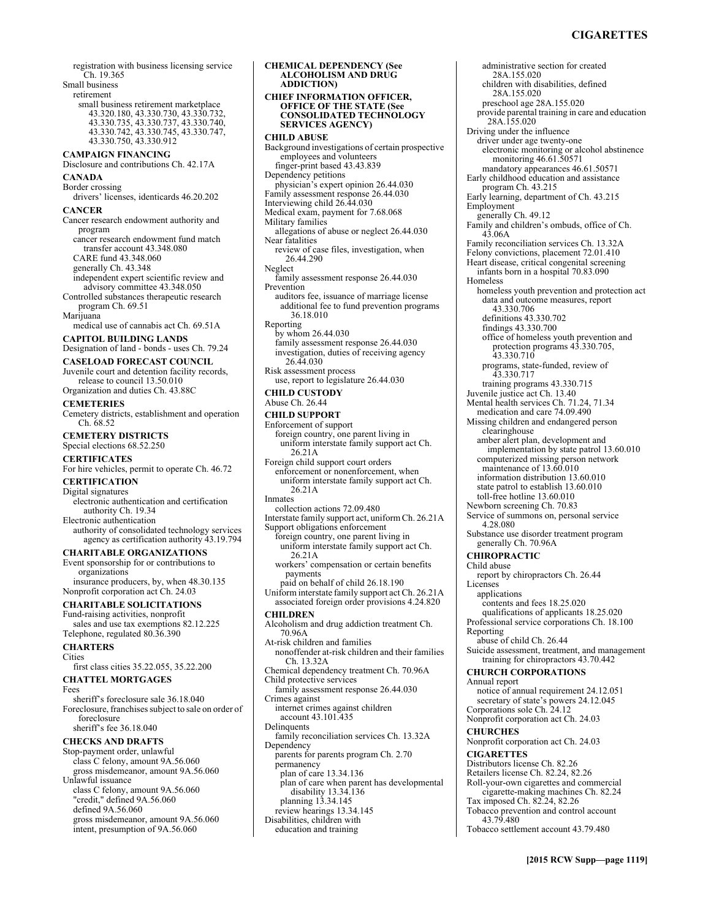registration with business licensing service Ch. 19.365
Small business
retirement
small business retirement marketplace 43.320.180, 43.330.730, 43.330.732, 43.330.735, 43.330.737, 43.330.740, 43.330.742, 43.330.745, 43.330.747, 43.330.750, 43.330.912

**CAMPAIGN FINANCING**
Disclosure and contributions Ch. 42.17A

**CANADA**
Border crossing
drivers' licenses, identicards 46.20.202

**CANCER**
Cancer research endowment authority and program
cancer research endowment fund match transfer account 43.348.080
CARE fund 43.348.060
generally Ch. 43.348
independent expert scientific review and advisory committee 43.348.050
Controlled substances therapeutic research program Ch. 69.51
Marijuana
medical use of cannabis act Ch. 69.51A

**CAPITOL BUILDING LANDS**
Designation of land - bonds - uses Ch. 79.24

**CASELOAD FORECAST COUNCIL**
Juvenile court and detention facility records, release to council 13.50.010
Organization and duties Ch. 43.88C

**CEMETERIES**
Cemetery districts, establishment and operation Ch. 68.52

**CEMETERY DISTRICTS**
Special elections 68.52.250

**CERTIFICATES**
For hire vehicles, permit to operate Ch. 46.72

**CERTIFICATION**
Digital signatures
electronic authentication and certification authority Ch. 19.34
Electronic authentication
authority of consolidated technology services agency as certification authority 43.19.794

**CHARITABLE ORGANIZATIONS**
Event sponsorship for or contributions to organizations
insurance producers, by, when 48.30.135
Nonprofit corporation act Ch. 24.03

**CHARITABLE SOLICITATIONS**
Fund-raising activities, nonprofit
sales and use tax exemptions 82.12.225
Telephone, regulated 80.36.390

**CHARTERS**
Cities
first class cities 35.22.055, 35.22.200

**CHATTEL MORTGAGES**
Fees
sheriff's foreclosure sale 36.18.040
Foreclosure, franchises subject to sale on order of foreclosure
sheriff's fee 36.18.040

**CHECKS AND DRAFTS**
Stop-payment order, unlawful
class C felony, amount 9A.56.060
gross misdemeanor, amount 9A.56.060
Unlawful issuance
class C felony, amount 9A.56.060
"credit," defined 9A.56.060
defined 9A.56.060
gross misdemeanor, amount 9A.56.060
intent, presumption of 9A.56.060

**CHEMICAL DEPENDENCY (See ALCOHOLISM AND DRUG ADDICTION)**

**CHIEF INFORMATION OFFICER, OFFICE OF THE STATE (See CONSOLIDATED TECHNOLOGY SERVICES AGENCY)**

**CHILD ABUSE**
Background investigations of certain prospective employees and volunteers
finger-print based 43.43.839
Dependency petitions
physician's expert opinion 26.44.030
Family assessment response 26.44.030
Interviewing child 26.44.030
Medical exam, payment for 7.68.068
Military families
allegations of abuse or neglect 26.44.030
Near fatalities
review of case files, investigation, when 26.44.290
Neglect
family assessment response 26.44.030
Prevention
auditors fee, issuance of marriage license
additional fee to fund prevention programs 36.18.010
Reporting
by whom 26.44.030
family assessment response 26.44.030
investigation, duties of receiving agency 26.44.030
Risk assessment process
use, report to legislature 26.44.030

**CHILD CUSTODY**
Abuse Ch. 26.44

**CHILD SUPPORT**
Enforcement of support
foreign country, one parent living in
uniform interstate family support act Ch. 26.21A
Foreign child support court orders
enforcement or nonenforcement, when
uniform interstate family support act Ch. 26.21A
Inmates
collection actions 72.09.480
Interstate family support act, uniform Ch. 26.21A
Support obligations enforcement
foreign country, one parent living in
uniform interstate family support act Ch. 26.21A
workers' compensation or certain benefits payments
paid on behalf of child 26.18.190
Uniform interstate family support act Ch. 26.21A
associated foreign order provisions 4.24.820

**CHILDREN**
Alcoholism and drug addiction treatment Ch. 70.96A
At-risk children and families
nonoffender at-risk children and their families Ch. 13.32A
Chemical dependency treatment Ch. 70.96A
Child protective services
family assessment response 26.44.030
Crimes against
internet crimes against children account 43.101.435
Delinquents
family reconciliation services Ch. 13.32A
Dependency
parents for parents program Ch. 2.70
permanency
plan of care 13.34.136
plan of care when parent has developmental disability 13.34.136
planning 13.34.145
review hearings 13.34.145
Disabilities, children with
education and training
administrative section for created 28A.155.020
children with disabilities, defined 28A.155.020
preschool age 28A.155.020
provide parental training in care and education 28A.155.020
Driving under the influence
driver under age twenty-one
electronic monitoring or alcohol abstinence monitoring 46.61.50571
mandatory appearances 46.61.50571
Early childhood education and assistance program Ch. 43.215
Early learning, department of Ch. 43.215
Employment
generally Ch. 49.12
Family and children's ombuds, office of Ch. 43.06A
Family reconciliation services Ch. 13.32A
Felony convictions, placement 72.01.410
Heart disease, critical congenital screening
infants born in a hospital 70.83.090
Homeless
homeless youth prevention and protection act
data and outcome measures, report 43.330.706
definitions 43.330.702
findings 43.330.700
office of homeless youth prevention and protection programs 43.330.705, 43.330.710
programs, state-funded, review of 43.330.717
training programs 43.330.715
Juvenile justice act Ch. 13.40
Mental health services Ch. 71.24, 71.34
medication and care 74.09.490
Missing children and endangered person clearinghouse
amber alert plan, development and implementation by state patrol 13.60.010
computerized missing person network maintenance of 13.60.010
information distribution 13.60.010
state patrol to establish 13.60.010
toll-free hotline 13.60.010
Newborn screening Ch. 70.83
Service of summons on, personal service 4.28.080
Substance use disorder treatment program
generally Ch. 70.96A

**CHIROPRACTIC**
Child abuse
report by chiropractors Ch. 26.44
Licenses
applications
contents and fees 18.25.020
qualifications of applicants 18.25.020
Professional service corporations Ch. 18.100
Reporting
abuse of child Ch. 26.44
Suicide assessment, treatment, and management training for chiropractors 43.70.442

**CHURCH CORPORATIONS**
Annual report
notice of annual requirement 24.12.051
secretary of state's powers 24.12.045
Corporations sole Ch. 24.12
Nonprofit corporation act Ch. 24.03

**CHURCHES**
Nonprofit corporation act Ch. 24.03

**CIGARETTES**
Distributors license Ch. 82.26
Retailers license Ch. 82.24, 82.26
Roll-your-own cigarettes and commercial cigarette-making machines Ch. 82.24
Tax imposed Ch. 82.24, 82.26
Tobacco prevention and control account 43.79.480
Tobacco settlement account 43.79.480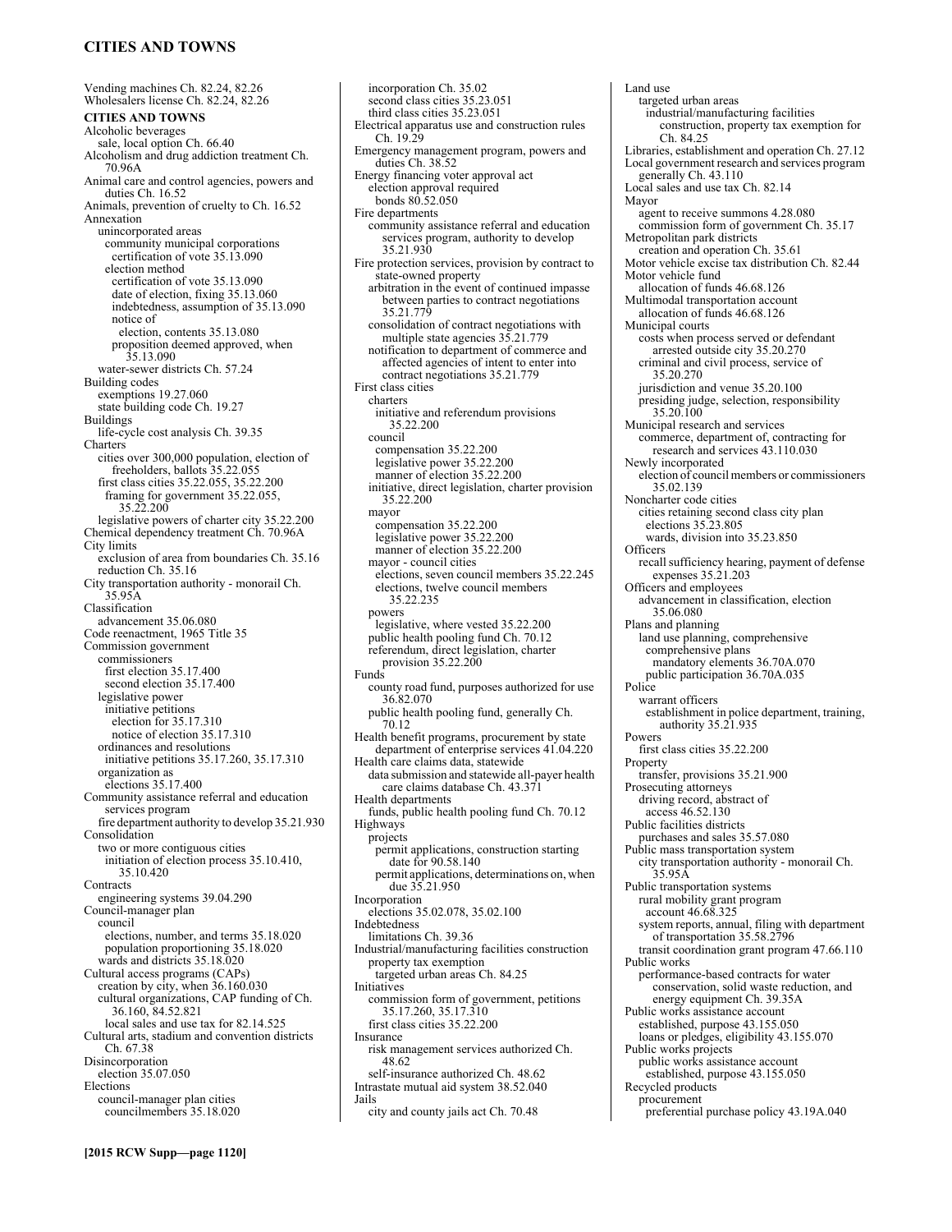Vending machines Ch. 82.24, 82.26
Wholesalers license Ch. 82.24, 82.26

**CITIES AND TOWNS**

Alcoholic beverages
  sale, local option Ch. 66.40
Alcoholism and drug addiction treatment Ch. 70.96A
Animal care and control agencies, powers and duties Ch. 16.52
Animals, prevention of cruelty to Ch. 16.52
Annexation
  unincorporated areas
    community municipal corporations
      certification of vote 35.13.090
    election method
      certification of vote 35.13.090
      date of election, fixing 35.13.060
      indebtedness, assumption of 35.13.090
      notice of
        election, contents 35.13.080
      proposition deemed approved, when 35.13.090
  water-sewer districts Ch. 57.24
Building codes
  exemptions 19.27.060
  state building code Ch. 19.27
Buildings
  life-cycle cost analysis Ch. 39.35
Charters
  cities over 300,000 population, election of freeholders, ballots 35.22.055
  first class cities 35.22.055, 35.22.200
    framing for government 35.22.055, 35.22.200
  legislative powers of charter city 35.22.200
Chemical dependency treatment Ch. 70.96A
City limits
  exclusion of area from boundaries Ch. 35.16
  reduction Ch. 35.16
City transportation authority - monorail Ch. 35.95A
Classification
  advancement 35.06.080
Code reenactment, 1965 Title 35
Commission government
  commissioners
    first election 35.17.400
    second election 35.17.400
  legislative power
    initiative petitions
      election for 35.17.310
      notice of election 35.17.310
  ordinances and resolutions
    initiative petitions 35.17.260, 35.17.310
  organization as
    elections 35.17.400
Community assistance referral and education services program
  fire department authority to develop 35.21.930
Consolidation
  two or more contiguous cities
    initiation of election process 35.10.410, 35.10.420
Contracts
  engineering systems 39.04.290
Council-manager plan
  council
    elections, number, and terms 35.18.020
    population proportioning 35.18.020
  wards and districts 35.18.020
Cultural access programs (CAPs)
  creation by city, when 36.160.030
  cultural organizations, CAP funding of Ch. 36.160, 84.52.821
  local sales and use tax for 82.14.525
Cultural arts, stadium and convention districts Ch. 67.38
Disincorporation
  election 35.07.050
Elections
  council-manager plan cities
    councilmembers 35.18.020
  incorporation Ch. 35.02
  second class cities 35.23.051
  third class cities 35.23.051
Electrical apparatus use and construction rules Ch. 19.29
Emergency management program, powers and duties Ch. 38.52
Energy financing voter approval act
  election approval required
    bonds 80.52.050
Fire departments
  community assistance referral and education services program, authority to develop 35.21.930
Fire protection services, provision by contract to state-owned property
  arbitration in the event of continued impasse between parties to contract negotiations 35.21.779
  consolidation of contract negotiations with multiple state agencies 35.21.779
  notification to department of commerce and affected agencies of intent to enter into contract negotiations 35.21.779
First class cities
  charters
    initiative and referendum provisions 35.22.200
  council
    compensation 35.22.200
    legislative power 35.22.200
    manner of election 35.22.200
  initiative, direct legislation, charter provision 35.22.200
  mayor
    compensation 35.22.200
    legislative power 35.22.200
    manner of election 35.22.200
  mayor - council cities
    elections, seven council members 35.22.245
    elections, twelve council members 35.22.235
  powers
    legislative, where vested 35.22.200
  public health pooling fund Ch. 70.12
  referendum, direct legislation, charter provision 35.22.200
Funds
  county road fund, purposes authorized for use 36.82.070
  public health pooling fund, generally Ch. 70.12
Health benefit programs, procurement by state department of enterprise services 41.04.220
Health care claims data, statewide
  data submission and statewide all-payer health care claims database Ch. 43.371
Health departments
  funds, public health pooling fund Ch. 70.12
Highways
  projects
    permit applications, construction starting date for 90.58.140
    permit applications, determinations on, when due 35.21.950
Incorporation
  elections 35.02.078, 35.02.100
Indebtedness
  limitations Ch. 39.36
Industrial/manufacturing facilities construction
  property tax exemption
    targeted urban areas Ch. 84.25
Initiatives
  commission form of government, petitions 35.17.260, 35.17.310
  first class cities 35.22.200
Insurance
  risk management services authorized Ch. 48.62
  self-insurance authorized Ch. 48.62
Intrastate mutual aid system 38.52.040
Jails
  city and county jails act Ch. 70.48
Land use
  targeted urban areas
    industrial/manufacturing facilities
      construction, property tax exemption for Ch. 84.25
Libraries, establishment and operation Ch. 27.12
Local government research and services program
  generally Ch. 43.110
Local sales and use tax Ch. 82.14
Mayor
  agent to receive summons 4.28.080
  commission form of government Ch. 35.17
Metropolitan park districts
  creation and operation Ch. 35.61
Motor vehicle excise tax distribution Ch. 82.44
Motor vehicle fund
  allocation of funds 46.68.126
Multimodal transportation account
  allocation of funds 46.68.126
Municipal courts
  costs when process served or defendant arrested outside city 35.20.270
  criminal and civil process, service of 35.20.270
  jurisdiction and venue 35.20.100
  presiding judge, selection, responsibility 35.20.100
Municipal research and services
  commerce, department of, contracting for research and services 43.110.030
Newly incorporated
  election of council members or commissioners 35.02.139
Noncharter code cities
  cities retaining second class city plan
    elections 35.23.805
    wards, division into 35.23.850
Officers
  recall sufficiency hearing, payment of defense expenses 35.21.203
Officers and employees
  advancement in classification, election 35.06.080
Plans and planning
  land use planning, comprehensive
    comprehensive plans
      mandatory elements 36.70A.070
    public participation 36.70A.035
Police
  warrant officers
    establishment in police department, training, authority 35.21.935
Powers
  first class cities 35.22.200
Property
  transfer, provisions 35.21.900
Prosecuting attorneys
  driving record, abstract of
    access 46.52.130
Public facilities districts
  purchases and sales 35.57.080
Public mass transportation system
  city transportation authority - monorail Ch. 35.95A
Public transportation systems
  rural mobility grant program account 46.68.325
  system reports, annual, filing with department of transportation 35.58.2796
  transit coordination grant program 47.66.110
Public works
  performance-based contracts for water conservation, solid waste reduction, and energy equipment Ch. 39.35A
Public works assistance account
  established, purpose 43.155.050
  loans or pledges, eligibility 43.155.070
Public works projects
  public works assistance account
    established, purpose 43.155.050
Recycled products
  procurement
    preferential purchase policy 43.19A.040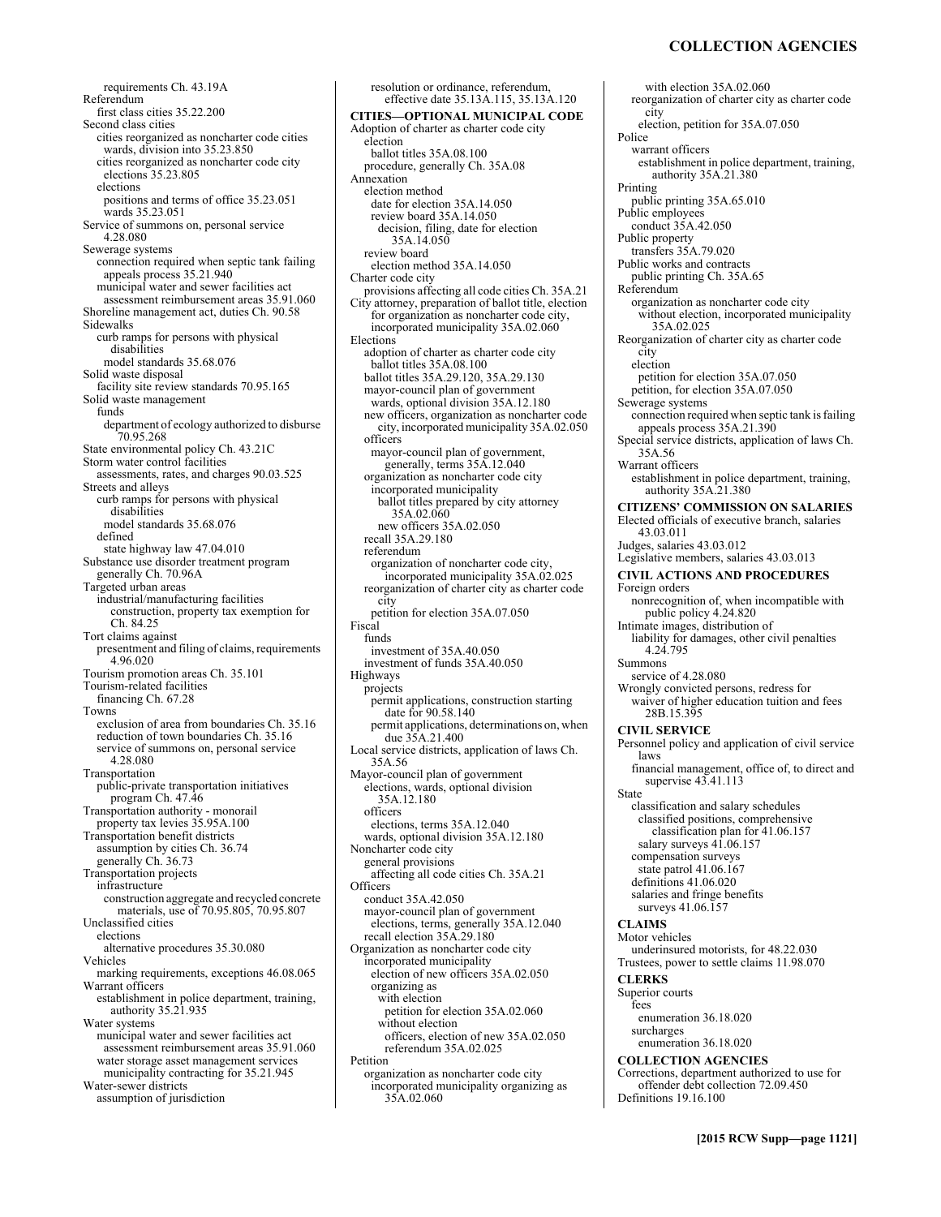requirements Ch. 43.19A
Referendum
first class cities 35.22.200
Second class cities
cities reorganized as noncharter code cities
wards, division into 35.23.850
cities reorganized as noncharter code city
elections 35.23.805
elections
positions and terms of office 35.23.051
wards 35.23.051
Service of summons on, personal service
4.28.080
Sewerage systems
connection required when septic tank failing
appeals process 35.21.940
municipal water and sewer facilities act
assessment reimbursement areas 35.91.060
Shoreline management act, duties Ch. 90.58
Sidewalks
curb ramps for persons with physical
disabilities
model standards 35.68.076
Solid waste disposal
facility site review standards 70.95.165
Solid waste management
funds
department of ecology authorized to disburse
70.95.268
State environmental policy Ch. 43.21C
Storm water control facilities
assessments, rates, and charges 90.03.525
Streets and alleys
curb ramps for persons with physical
disabilities
model standards 35.68.076
defined
state highway law 47.04.010
Substance use disorder treatment program
generally Ch. 70.96A
Targeted urban areas
industrial/manufacturing facilities
construction, property tax exemption for
Ch. 84.25
Tort claims against
presentment and filing of claims, requirements
4.96.020
Tourism promotion areas Ch. 35.101
Tourism-related facilities
financing Ch. 67.28
Towns
exclusion of area from boundaries Ch. 35.16
reduction of town boundaries Ch. 35.16
service of summons on, personal service
4.28.080
Transportation
public-private transportation initiatives
program Ch. 47.46
Transportation authority - monorail
property tax levies 35.95A.100
Transportation benefit districts
assumption by cities Ch. 36.74
generally Ch. 36.73
Transportation projects
infrastructure
construction aggregate and recycled concrete
materials, use of 70.95.805, 70.95.807
Unclassified cities
elections
alternative procedures 35.30.080
Vehicles
marking requirements, exceptions 46.08.065
Warrant officers
establishment in police department, training,
authority 35.21.935
Water systems
municipal water and sewer facilities act
assessment reimbursement areas 35.91.060
water storage asset management services
municipality contracting for 35.21.945
Water-sewer districts
assumption of jurisdiction
resolution or ordinance, referendum,
effective date 35.13A.115, 35.13A.120

**CITIES—OPTIONAL MUNICIPAL CODE**

Adoption of charter as charter code city
election
ballot titles 35A.08.100
procedure, generally Ch. 35A.08
Annexation
election method
date for election 35A.14.050
review board 35A.14.050
decision, filing, date for election
35A.14.050
review board
election method 35A.14.050
Charter code city
provisions affecting all code cities Ch. 35A.21
City attorney, preparation of ballot title, election
for organization as noncharter code city,
incorporated municipality 35A.02.060
Elections
adoption of charter as charter code city
ballot titles 35A.08.100
ballot titles 35A.29.120, 35A.29.130
mayor-council plan of government
wards, optional division 35A.12.180
new officers, organization as noncharter code
city, incorporated municipality 35A.02.050
officers
mayor-council plan of government,
generally, terms 35A.12.040
organization as noncharter code city
incorporated municipality
ballot titles prepared by city attorney
35A.02.060
new officers 35A.02.050
recall 35A.29.180
referendum
organization of noncharter code city,
incorporated municipality 35A.02.025
reorganization of charter city as charter code
city
petition for election 35A.07.050
Fiscal
funds
investment of 35A.40.050
investment of funds 35A.40.050
Highways
projects
permit applications, construction starting
date for 90.58.140
permit applications, determinations on, when
due 35A.21.400
Local service districts, application of laws Ch.
35A.56
Mayor-council plan of government
elections, wards, optional division
35A.12.180
officers
elections, terms 35A.12.040
wards, optional division 35A.12.180
Noncharter code city
general provisions
affecting all code cities Ch. 35A.21
Officers
conduct 35A.42.050
mayor-council plan of government
elections, terms, generally 35A.12.040
recall election 35A.29.180
Organization as noncharter code city
incorporated municipality
election of new officers 35A.02.050
organizing as
with election
petition for election 35A.02.060
without election
officers, election of new 35A.02.050
referendum 35A.02.025
Petition
organization as noncharter code city
incorporated municipality organizing as
35A.02.060
with election 35A.02.060
reorganization of charter city as charter code
city
election, petition for 35A.07.050
Police
warrant officers
establishment in police department, training,
authority 35A.21.380
Printing
public printing 35A.65.010
Public employees
conduct 35A.42.050
Public property
transfers 35A.79.020
Public works and contracts
public printing Ch. 35A.65
Referendum
organization as noncharter code city
without election, incorporated municipality
35A.02.025
Reorganization of charter city as charter code
city
election
petition for election 35A.07.050
petition, for election 35A.07.050
Sewerage systems
connection required when septic tank is failing
appeals process 35A.21.390
Special service districts, application of laws Ch.
35A.56
Warrant officers
establishment in police department, training,
authority 35A.21.380

**CITIZENS' COMMISSION ON SALARIES**

Elected officials of executive branch, salaries
43.03.011
Judges, salaries 43.03.012
Legislative members, salaries 43.03.013

**CIVIL ACTIONS AND PROCEDURES**

Foreign orders
nonrecognition of, when incompatible with
public policy 4.24.820
Intimate images, distribution of
liability for damages, other civil penalties
4.24.795
Summons
service of 4.28.080
Wrongly convicted persons, redress for
waiver of higher education tuition and fees
28B.15.395

**CIVIL SERVICE**

Personnel policy and application of civil service
laws
financial management, office of, to direct and
supervise 43.41.113
State
classification and salary schedules
classified positions, comprehensive
classification plan for 41.06.157
salary surveys 41.06.157
compensation surveys
state patrol 41.06.167
definitions 41.06.020
salaries and fringe benefits
surveys 41.06.157

**CLAIMS**

Motor vehicles
underinsured motorists, for 48.22.030
Trustees, power to settle claims 11.98.070

**CLERKS**

Superior courts
fees
enumeration 36.18.020
surcharges
enumeration 36.18.020

**COLLECTION AGENCIES**

Corrections, department authorized to use for
offender debt collection 72.09.450
Definitions 19.16.100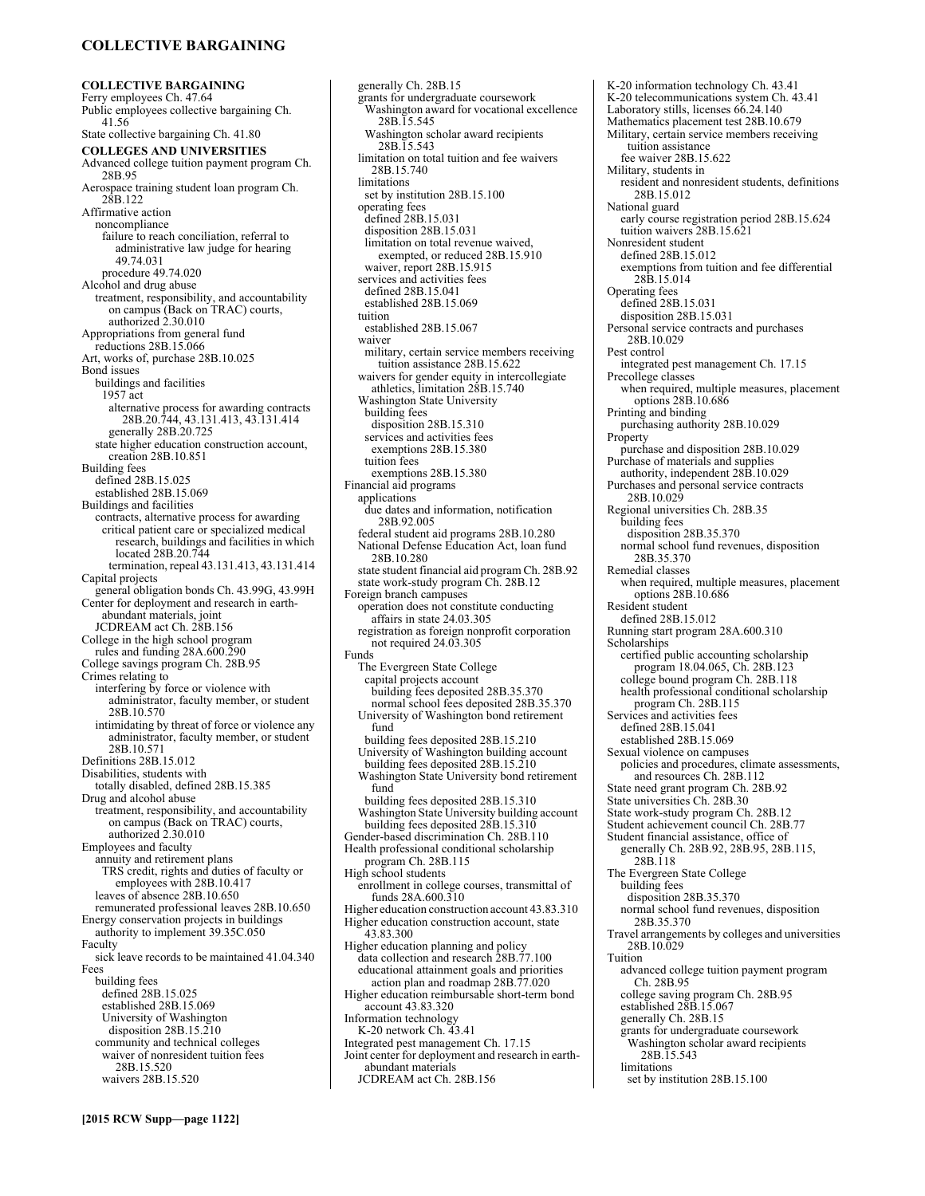**COLLECTIVE BARGAINING**
Ferry employees Ch. 47.64
Public employees collective bargaining Ch. 41.56
State collective bargaining Ch. 41.80

**COLLEGES AND UNIVERSITIES**
Advanced college tuition payment program Ch. 28B.95
Aerospace training student loan program Ch. 28B.122
Affirmative action
  noncompliance
    failure to reach conciliation, referral to administrative law judge for hearing 49.74.031
    procedure 49.74.020
Alcohol and drug abuse
  treatment, responsibility, and accountability on campus (Back on TRAC) courts, authorized 2.30.010
Appropriations from general fund
  reductions 28B.15.066
Art, works of, purchase 28B.10.025
Bond issues
  buildings and facilities
    1957 act
      alternative process for awarding contracts 28B.20.744, 43.131.413, 43.131.414
      generally 28B.20.725
  state higher education construction account, creation 28B.10.851
Building fees
  defined 28B.15.025
  established 28B.15.069
Buildings and facilities
  contracts, alternative process for awarding critical patient care or specialized medical research, buildings and facilities in which located 28B.20.744
    termination, repeal 43.131.413, 43.131.414
Capital projects
  general obligation bonds Ch. 43.99G, 43.99H
Center for deployment and research in earth-abundant materials, joint
  JCDREAM act Ch. 28B.156
College in the high school program
  rules and funding 28A.600.290
College savings program Ch. 28B.95
Crimes relating to
  interfering by force or violence with administrator, faculty member, or student 28B.10.570
  intimidating by threat of force or violence any administrator, faculty member, or student 28B.10.571
Definitions 28B.15.012
Disabilities, students with
  totally disabled, defined 28B.15.385
Drug and alcohol abuse
  treatment, responsibility, and accountability on campus (Back on TRAC) courts, authorized 2.30.010
Employees and faculty
  annuity and retirement plans
    TRS credit, rights and duties of faculty or employees with 28B.10.417
  leaves of absence 28B.10.650
  remunerated professional leaves 28B.10.650
Energy conservation projects in buildings
  authority to implement 39.35C.050
Faculty
  sick leave records to be maintained 41.04.340
Fees
  building fees
    defined 28B.15.025
    established 28B.15.069
    University of Washington
      disposition 28B.15.210
  community and technical colleges
    waiver of nonresident tuition fees 28B.15.520
    waivers 28B.15.520
  generally Ch. 28B.15
  grants for undergraduate coursework
    Washington award for vocational excellence 28B.15.545
    Washington scholar award recipients 28B.15.543
  limitation on total tuition and fee waivers 28B.15.740
  limitations
    set by institution 28B.15.100
  operating fees
    defined 28B.15.031
    disposition 28B.15.031
    limitation on total revenue waived, exempted, or reduced 28B.15.910
    waiver, report 28B.15.915
  services and activities fees
    defined 28B.15.041
    established 28B.15.069
  tuition
    established 28B.15.067
  waiver
    military, certain service members receiving tuition assistance 28B.15.622
  waivers for gender equity in intercollegiate athletics, limitation 28B.15.740
  Washington State University
    building fees
      disposition 28B.15.310
    services and activities fees
      exemptions 28B.15.380
    tuition fees
      exemptions 28B.15.380
Financial aid programs
  applications
    due dates and information, notification 28B.92.005
  federal student aid programs 28B.10.280
  National Defense Education Act, loan fund 28B.10.280
  state student financial aid program Ch. 28B.92
  state work-study program Ch. 28B.12
Foreign branch campuses
  operation does not constitute conducting affairs in state 24.03.305
  registration as foreign nonprofit corporation not required 24.03.305
Funds
  The Evergreen State College
    capital projects account
      building fees deposited 28B.35.370
      normal school fees deposited 28B.35.370
  University of Washington bond retirement fund
    building fees deposited 28B.15.210
  University of Washington building account
    building fees deposited 28B.15.210
  Washington State University bond retirement fund
    building fees deposited 28B.15.310
  Washington State University building account
    building fees deposited 28B.15.310
Gender-based discrimination Ch. 28B.110
Health professional conditional scholarship program Ch. 28B.115
High school students
  enrollment in college courses, transmittal of funds 28A.600.310
Higher education construction account 43.83.310
Higher education construction account, state 43.83.300
Higher education planning and policy
  data collection and research 28B.77.100
  educational attainment goals and priorities action plan and roadmap 28B.77.020
Higher education reimbursable short-term bond account 43.83.320
Information technology
  K-20 network Ch. 43.41
Integrated pest management Ch. 17.15
Joint center for deployment and research in earth-abundant materials
  JCDREAM act Ch. 28B.156
K-20 information technology Ch. 43.41
K-20 telecommunications system Ch. 43.41
Laboratory stills, licenses 66.24.140
Mathematics placement test 28B.10.679
Military, certain service members receiving tuition assistance
  fee waiver 28B.15.622
Military, students in
  resident and nonresident students, definitions 28B.15.012
National guard
  early course registration period 28B.15.624
  tuition waivers 28B.15.621
Nonresident student
  defined 28B.15.012
  exemptions from tuition and fee differential 28B.15.014
Operating fees
  defined 28B.15.031
  disposition 28B.15.031
Personal service contracts and purchases 28B.10.029
Pest control
  integrated pest management Ch. 17.15
Precollege classes
  when required, multiple measures, placement options 28B.10.686
Printing and binding
  purchasing authority 28B.10.029
Property
  purchase and disposition 28B.10.029
Purchase of materials and supplies
  authority, independent 28B.10.029
Purchases and personal service contracts 28B.10.029
Regional universities Ch. 28B.35
  building fees
    disposition 28B.35.370
  normal school fund revenues, disposition 28B.35.370
Remedial classes
  when required, multiple measures, placement options 28B.10.686
Resident student
  defined 28B.15.012
Running start program 28A.600.310
Scholarships
  certified public accounting scholarship program 18.04.065, Ch. 28B.123
  college bound program Ch. 28B.118
  health professional conditional scholarship program Ch. 28B.115
Services and activities fees
  defined 28B.15.041
  established 28B.15.069
Sexual violence on campuses
  policies and procedures, climate assessments, and resources Ch. 28B.112
State need grant program Ch. 28B.92
State universities Ch. 28B.30
State work-study program Ch. 28B.12
Student achievement council Ch. 28B.77
Student financial assistance, office of
  generally Ch. 28B.92, 28B.95, 28B.115, 28B.118
The Evergreen State College
  building fees
    disposition 28B.35.370
  normal school fund revenues, disposition 28B.35.370
Travel arrangements by colleges and universities 28B.10.029
Tuition
  advanced college tuition payment program Ch. 28B.95
  college saving program Ch. 28B.95
  established 28B.15.067
  generally Ch. 28B.15
  grants for undergraduate coursework
    Washington scholar award recipients 28B.15.543
  limitations
    set by institution 28B.15.100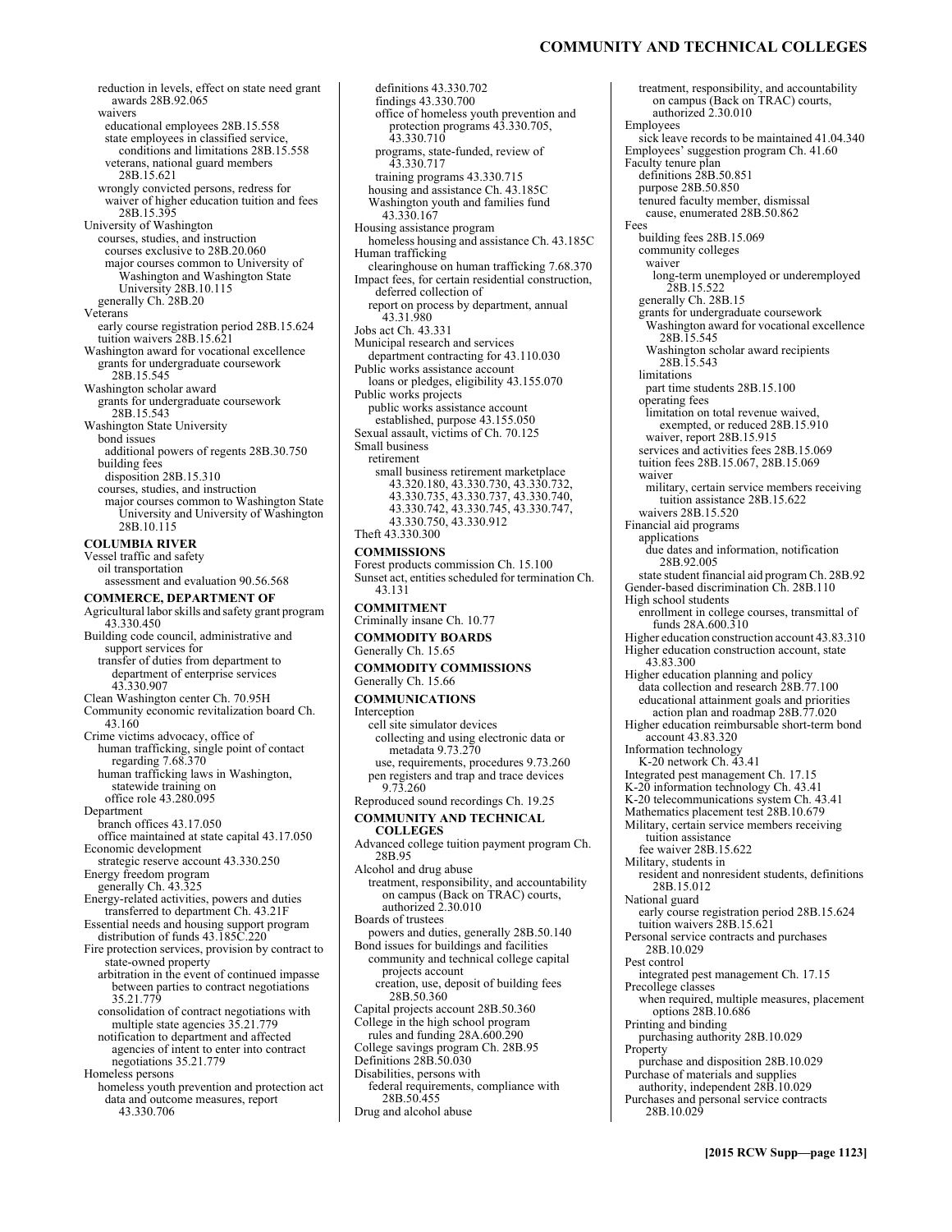reduction in levels, effect on state need grant awards 28B.92.065
waivers
educational employees 28B.15.558
state employees in classified service, conditions and limitations 28B.15.558
veterans, national guard members 28B.15.621
wrongly convicted persons, redress for waiver of higher education tuition and fees 28B.15.395
University of Washington
courses, studies, and instruction
courses exclusive to 28B.20.060
major courses common to University of Washington and Washington State University 28B.10.115
generally Ch. 28B.20
Veterans
early course registration period 28B.15.624
tuition waivers 28B.15.621
Washington award for vocational excellence
grants for undergraduate coursework 28B.15.545
Washington scholar award
grants for undergraduate coursework 28B.15.543
Washington State University
bond issues
additional powers of regents 28B.30.750
building fees
disposition 28B.15.310
courses, studies, and instruction
major courses common to Washington State University and University of Washington 28B.10.115

**COLUMBIA RIVER**

Vessel traffic and safety
oil transportation
assessment and evaluation 90.56.568

**COMMERCE, DEPARTMENT OF**

Agricultural labor skills and safety grant program 43.330.450
Building code council, administrative and support services for
transfer of duties from department to department of enterprise services 43.330.907
Clean Washington center Ch. 70.95H
Community economic revitalization board Ch. 43.160
Crime victims advocacy, office of
human trafficking, single point of contact regarding 7.68.370
human trafficking laws in Washington, statewide training on
office role 43.280.095
Department
branch offices 43.17.050
office maintained at state capital 43.17.050
Economic development
strategic reserve account 43.330.250
Energy freedom program
generally Ch. 43.325
Energy-related activities, powers and duties transferred to department Ch. 43.21F
Essential needs and housing support program
distribution of funds 43.185C.220
Fire protection services, provision by contract to state-owned property
arbitration in the event of continued impasse between parties to contract negotiations 35.21.779
consolidation of contract negotiations with multiple state agencies 35.21.779
notification to department and affected agencies of intent to enter into contract negotiations 35.21.779
Homeless persons
homeless youth prevention and protection act
data and outcome measures, report 43.330.706
definitions 43.330.702
findings 43.330.700
office of homeless youth prevention and protection programs 43.330.705, 43.330.710
programs, state-funded, review of 43.330.717
training programs 43.330.715
housing and assistance Ch. 43.185C
Washington youth and families fund 43.330.167
Housing assistance program
homeless housing and assistance Ch. 43.185C
Human trafficking
clearinghouse on human trafficking 7.68.370
Impact fees, for certain residential construction, deferred collection of
report on process by department, annual 43.31.980
Jobs act Ch. 43.331
Municipal research and services
department contracting for 43.110.030
Public works assistance account
loans or pledges, eligibility 43.155.070
Public works projects
public works assistance account
established, purpose 43.155.050
Sexual assault, victims of Ch. 70.125
Small business
retirement
small business retirement marketplace 43.320.180, 43.330.730, 43.330.732, 43.330.735, 43.330.737, 43.330.740, 43.330.742, 43.330.745, 43.330.747, 43.330.750, 43.330.912
Theft 43.330.300

**COMMISSIONS**

Forest products commission Ch. 15.100
Sunset act, entities scheduled for termination Ch. 43.131

**COMMITMENT**

Criminally insane Ch. 10.77

**COMMODITY BOARDS**

Generally Ch. 15.65

**COMMODITY COMMISSIONS**

Generally Ch. 15.66

**COMMUNICATIONS**

Interception
cell site simulator devices
collecting and using electronic data or metadata 9.73.270
use, requirements, procedures 9.73.260
pen registers and trap and trace devices 9.73.260
Reproduced sound recordings Ch. 19.25

**COMMUNITY AND TECHNICAL COLLEGES**

Advanced college tuition payment program Ch. 28B.95
Alcohol and drug abuse
treatment, responsibility, and accountability on campus (Back on TRAC) courts, authorized 2.30.010
Boards of trustees
powers and duties, generally 28B.50.140
Bond issues for buildings and facilities
community and technical college capital projects account
creation, use, deposit of building fees 28B.50.360
Capital projects account 28B.50.360
College in the high school program
rules and funding 28A.600.290
College savings program Ch. 28B.95
Definitions 28B.50.030
Disabilities, persons with
federal requirements, compliance with 28B.50.455
Drug and alcohol abuse
treatment, responsibility, and accountability on campus (Back on TRAC) courts, authorized 2.30.010
Employees
sick leave records to be maintained 41.04.340
Employees' suggestion program Ch. 41.60
Faculty tenure plan
definitions 28B.50.851
purpose 28B.50.850
tenured faculty member, dismissal
cause, enumerated 28B.50.862
Fees
building fees 28B.15.069
community colleges
waiver
long-term unemployed or underemployed 28B.15.522
generally Ch. 28B.15
grants for undergraduate coursework
Washington award for vocational excellence 28B.15.545
Washington scholar award recipients 28B.15.543
limitations
part time students 28B.15.100
operating fees
limitation on total revenue waived, exempted, or reduced 28B.15.910
waiver, report 28B.15.915
services and activities fees 28B.15.069
tuition fees 28B.15.067, 28B.15.069
waiver
military, certain service members receiving tuition assistance 28B.15.622
waivers 28B.15.520
Financial aid programs
applications
due dates and information, notification 28B.92.005
state student financial aid program Ch. 28B.92
Gender-based discrimination Ch. 28B.110
High school students
enrollment in college courses, transmittal of funds 28A.600.310
Higher education construction account 43.83.310
Higher education construction account, state 43.83.300
Higher education planning and policy
data collection and research 28B.77.100
educational attainment goals and priorities
action plan and roadmap 28B.77.020
Higher education reimbursable short-term bond account 43.83.320
Information technology
K-20 network Ch. 43.41
Integrated pest management Ch. 17.15
K-20 information technology Ch. 43.41
K-20 telecommunications system Ch. 43.41
Mathematics placement test 28B.10.679
Military, certain service members receiving tuition assistance
fee waiver 28B.15.622
Military, students in
resident and nonresident students, definitions 28B.15.012
National guard
early course registration period 28B.15.624
tuition waivers 28B.15.621
Personal service contracts and purchases 28B.10.029
Pest control
integrated pest management Ch. 17.15
Precollege classes
when required, multiple measures, placement options 28B.10.686
Printing and binding
purchasing authority 28B.10.029
Property
purchase and disposition 28B.10.029
Purchase of materials and supplies
authority, independent 28B.10.029
Purchases and personal service contracts 28B.10.029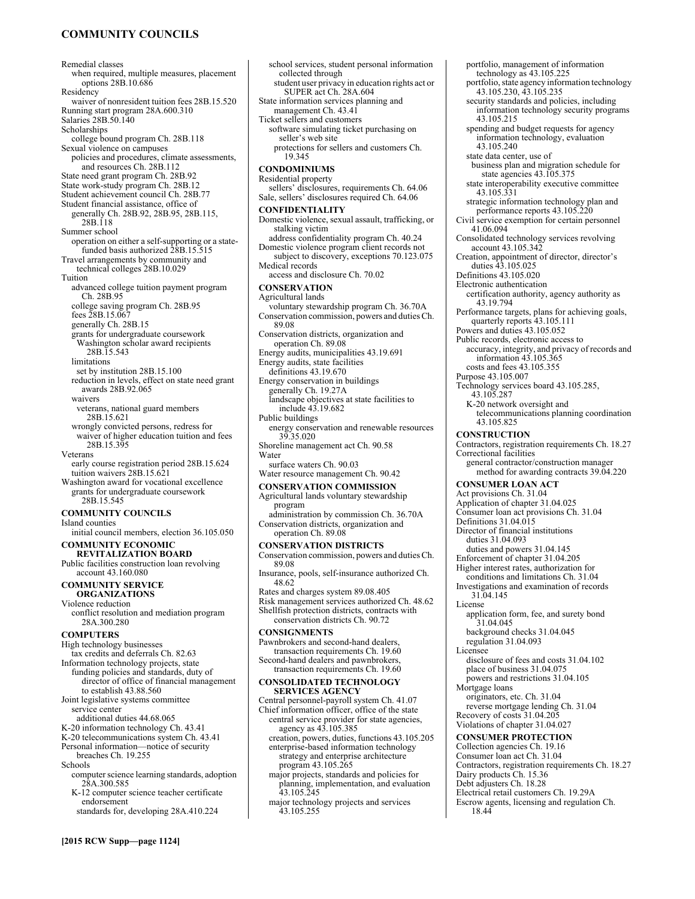Remedial classes
  when required, multiple measures, placement options 28B.10.686
Residency
  waiver of nonresident tuition fees 28B.15.520
Running start program 28A.600.310
Salaries 28B.50.140
Scholarships
  college bound program Ch. 28B.118
Sexual violence on campuses
  policies and procedures, climate assessments, and resources Ch. 28B.112
State need grant program Ch. 28B.92
State work-study program Ch. 28B.12
Student achievement council Ch. 28B.77
Student financial assistance, office of
  generally Ch. 28B.92, 28B.95, 28B.115, 28B.118
Summer school
  operation on either a self-supporting or a state-funded basis authorized 28B.15.515
Travel arrangements by community and technical colleges 28B.10.029
Tuition
  advanced college tuition payment program Ch. 28B.95
  college saving program Ch. 28B.95
  fees 28B.15.067
  generally Ch. 28B.15
  grants for undergraduate coursework
    Washington scholar award recipients 28B.15.543
  limitations
    set by institution 28B.15.100
  reduction in levels, effect on state need grant awards 28B.92.065
  waivers
    veterans, national guard members 28B.15.621
    wrongly convicted persons, redress for waiver of higher education tuition and fees 28B.15.395
Veterans
  early course registration period 28B.15.624
  tuition waivers 28B.15.621
Washington award for vocational excellence
  grants for undergraduate coursework 28B.15.545

**COMMUNITY COUNCILS**

Island counties
  initial council members, election 36.105.050

**COMMUNITY ECONOMIC REVITALIZATION BOARD**

Public facilities construction loan revolving account 43.160.080

**COMMUNITY SERVICE ORGANIZATIONS**

Violence reduction
  conflict resolution and mediation program 28A.300.280

**COMPUTERS**

High technology businesses
  tax credits and deferrals Ch. 82.63
Information technology projects, state
  funding policies and standards, duty of director of office of financial management to establish 43.88.560
Joint legislative systems committee
  service center
    additional duties 44.68.065
K-20 information technology Ch. 43.41
K-20 telecommunications system Ch. 43.41
Personal information—notice of security breaches Ch. 19.255
Schools
  computer science learning standards, adoption 28A.300.585
  K-12 computer science teacher certificate endorsement
    standards for, developing 28A.410.224
  school services, student personal information collected through
    student user privacy in education rights act or SUPER act Ch. 28A.604
State information services planning and management Ch. 43.41
Ticket sellers and customers
  software simulating ticket purchasing on seller's web site
    protections for sellers and customers Ch. 19.345

**CONDOMINIUMS**

Residential property
  sellers' disclosures, requirements Ch. 64.06
Sale, sellers' disclosures required Ch. 64.06

**CONFIDENTIALITY**

Domestic violence, sexual assault, trafficking, or stalking victim
  address confidentiality program Ch. 40.24
Domestic violence program client records not subject to discovery, exceptions 70.123.075
Medical records
  access and disclosure Ch. 70.02

**CONSERVATION**

Agricultural lands
  voluntary stewardship program Ch. 36.70A
Conservation commission, powers and duties Ch. 89.08
Conservation districts, organization and operation Ch. 89.08
Energy audits, municipalities 43.19.691
Energy audits, state facilities
  definitions 43.19.670
Energy conservation in buildings
  generally Ch. 19.27A
  landscape objectives at state facilities to include 43.19.682
Public buildings
  energy conservation and renewable resources 39.35.020
Shoreline management act Ch. 90.58
Water
  surface waters Ch. 90.03
Water resource management Ch. 90.42

**CONSERVATION COMMISSION**

Agricultural lands voluntary stewardship program
  administration by commission Ch. 36.70A
Conservation districts, organization and operation Ch. 89.08

**CONSERVATION DISTRICTS**

Conservation commission, powers and duties Ch. 89.08
Insurance, pools, self-insurance authorized Ch. 48.62
Rates and charges system 89.08.405
Risk management services authorized Ch. 48.62
Shellfish protection districts, contracts with conservation districts Ch. 90.72

**CONSIGNMENTS**

Pawnbrokers and second-hand dealers, transaction requirements Ch. 19.60
Second-hand dealers and pawnbrokers, transaction requirements Ch. 19.60

**CONSOLIDATED TECHNOLOGY SERVICES AGENCY**

Central personnel-payroll system Ch. 41.07
Chief information officer, office of the state
  central service provider for state agencies, agency as 43.105.385
  creation, powers, duties, functions 43.105.205
  enterprise-based information technology strategy and enterprise architecture program 43.105.265
  major projects, standards and policies for planning, implementation, and evaluation 43.105.245
  major technology projects and services 43.105.255
  portfolio, management of information technology as 43.105.225
  portfolio, state agency information technology 43.105.230, 43.105.235
  security standards and policies, including information technology security programs 43.105.215
  spending and budget requests for agency information technology, evaluation 43.105.240
  state data center, use of
    business plan and migration schedule for state agencies 43.105.375
  state interoperability executive committee 43.105.331
  strategic information technology plan and performance reports 43.105.220
Civil service exemption for certain personnel 41.06.094
Consolidated technology services revolving account 43.105.342
Creation, appointment of director, director's duties 43.105.025
Definitions 43.105.020
Electronic authentication
  certification authority, agency authority as 43.19.794
Performance targets, plans for achieving goals, quarterly reports 43.105.111
Powers and duties 43.105.052
Public records, electronic access to
  accuracy, integrity, and privacy of records and information 43.105.365
  costs and fees 43.105.355
Purpose 43.105.007
Technology services board 43.105.285, 43.105.287
  K-20 network oversight and telecommunications planning coordination 43.105.825

**CONSTRUCTION**

Contractors, registration requirements Ch. 18.27
Correctional facilities
  general contractor/construction manager method for awarding contracts 39.04.220

**CONSUMER LOAN ACT**

Act provisions Ch. 31.04
Application of chapter 31.04.025
Consumer loan act provisions Ch. 31.04
Definitions 31.04.015
Director of financial institutions
  duties 31.04.093
  duties and powers 31.04.145
Enforcement of chapter 31.04.205
Higher interest rates, authorization for conditions and limitations Ch. 31.04
Investigations and examination of records 31.04.145
License
  application form, fee, and surety bond 31.04.045
  background checks 31.04.045
  regulation 31.04.093
Licensee
  disclosure of fees and costs 31.04.102
  place of business 31.04.075
  powers and restrictions 31.04.105
Mortgage loans
  originators, etc. Ch. 31.04
  reverse mortgage lending Ch. 31.04
Recovery of costs 31.04.205
Violations of chapter 31.04.027

**CONSUMER PROTECTION**

Collection agencies Ch. 19.16
Consumer loan act Ch. 31.04
Contractors, registration requirements Ch. 18.27
Dairy products Ch. 15.36
Debt adjusters Ch. 18.28
Electrical retail customers Ch. 19.29A
Escrow agents, licensing and regulation Ch. 18.44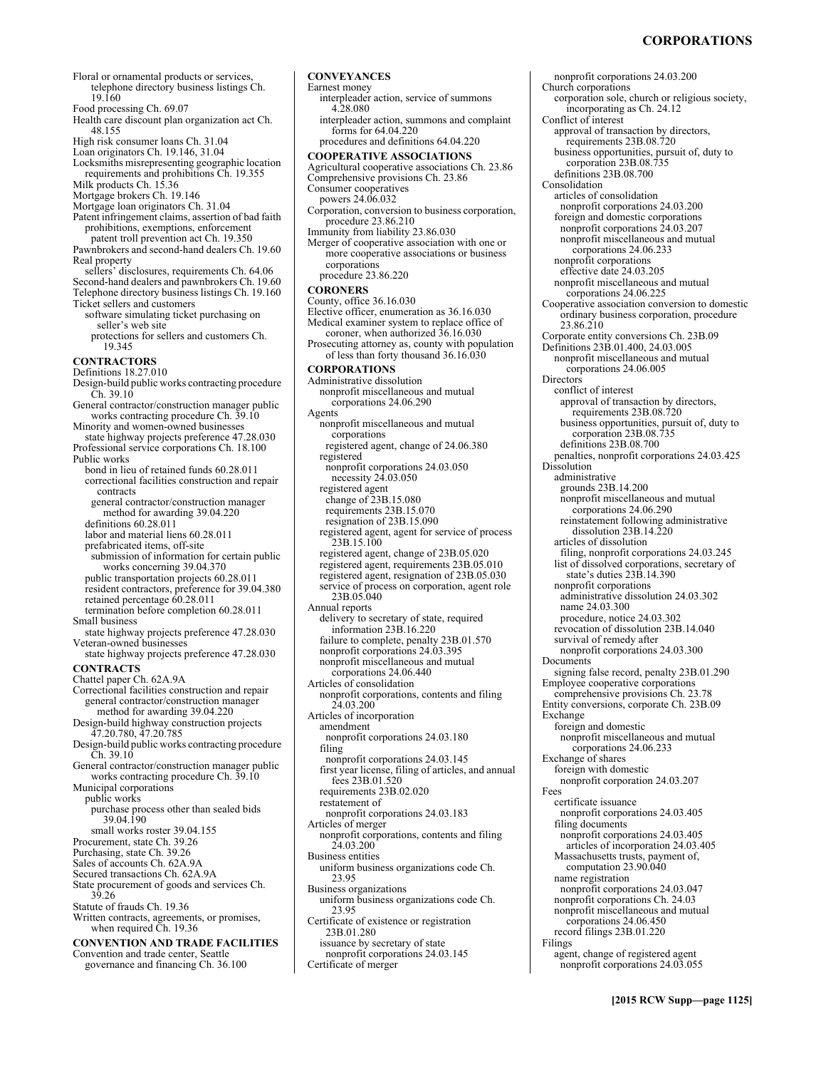Floral or ornamental products or services, telephone directory business listings Ch. 19.160
Food processing Ch. 69.07
Health care discount plan organization act Ch. 48.155
High risk consumer loans Ch. 31.04
Loan originators Ch. 19.146, 31.04
Locksmiths misrepresenting geographic location requirements and prohibitions Ch. 19.355
Milk products Ch. 15.36
Mortgage brokers Ch. 19.146
Mortgage loan originators Ch. 31.04
Patent infringement claims, assertion of bad faith prohibitions, exemptions, enforcement
  patent troll prevention act Ch. 19.350
Pawnbrokers and second-hand dealers Ch. 19.60
Real property
  sellers' disclosures, requirements Ch. 64.06
Second-hand dealers and pawnbrokers Ch. 19.60
Telephone directory business listings Ch. 19.160
Ticket sellers and customers
  software simulating ticket purchasing on seller's web site
    protections for sellers and customers Ch. 19.345

**CONTRACTORS**

Definitions 18.27.010
Design-build public works contracting procedure Ch. 39.10
General contractor/construction manager public works contracting procedure Ch. 39.10
Minority and women-owned businesses
  state highway projects preference 47.28.030
Professional service corporations Ch. 18.100
Public works
  bond in lieu of retained funds 60.28.011
  correctional facilities construction and repair contracts
    general contractor/construction manager method for awarding 39.04.220
  definitions 60.28.011
  labor and material liens 60.28.011
  prefabricated items, off-site
    submission of information for certain public works concerning 39.04.370
  public transportation projects 60.28.011
  resident contractors, preference for 39.04.380
  retained percentage 60.28.011
  termination before completion 60.28.011
Small business
  state highway projects preference 47.28.030
Veteran-owned businesses
  state highway projects preference 47.28.030

**CONTRACTS**

Chattel paper Ch. 62A.9A
Correctional facilities construction and repair
  general contractor/construction manager method for awarding 39.04.220
Design-build highway construction projects 47.20.780, 47.20.785
Design-build public works contracting procedure Ch. 39.10
General contractor/construction manager public works contracting procedure Ch. 39.10
Municipal corporations
  public works
    purchase process other than sealed bids 39.04.190
    small works roster 39.04.155
Procurement, state Ch. 39.26
Purchasing, state Ch. 39.26
Sales of accounts Ch. 62A.9A
Secured transactions Ch. 62A.9A
State procurement of goods and services Ch. 39.26
Statute of frauds Ch. 19.36
Written contracts, agreements, or promises, when required Ch. 19.36

**CONVENTION AND TRADE FACILITIES**

Convention and trade center, Seattle
  governance and financing Ch. 36.100

**CONVEYANCES**

Earnest money
  interpleader action, service of summons 4.28.080
  interpleader action, summons and complaint forms for 64.04.220
  procedures and definitions 64.04.220

**COOPERATIVE ASSOCIATIONS**

Agricultural cooperative associations Ch. 23.86
Comprehensive provisions Ch. 23.86
Consumer cooperatives
  powers 24.06.032
Corporation, conversion to business corporation, procedure 23.86.210
Immunity from liability 23.86.030
Merger of cooperative association with one or more cooperative associations or business corporations
  procedure 23.86.220

**CORONERS**

County, office 36.16.030
Elective officer, enumeration as 36.16.030
Medical examiner system to replace office of coroner, when authorized 36.16.030
Prosecuting attorney as, county with population of less than forty thousand 36.16.030

**CORPORATIONS**

Administrative dissolution
  nonprofit miscellaneous and mutual corporations 24.06.290
Agents
  nonprofit miscellaneous and mutual corporations
    registered agent, change of 24.06.380
  registered
    nonprofit corporations 24.03.050
    necessity 24.03.050
  registered agent
    change of 23B.15.080
    requirements 23B.15.070
    resignation of 23B.15.090
  registered agent, agent for service of process 23B.15.100
  registered agent, change of 23B.05.020
  registered agent, requirements 23B.05.010
  registered agent, resignation of 23B.05.030
  service of process on corporation, agent role 23B.05.040
Annual reports
  delivery to secretary of state, required information 23B.16.220
  failure to complete, penalty 23B.01.570
  nonprofit corporations 24.03.395
  nonprofit miscellaneous and mutual corporations 24.06.440
Articles of consolidation
  nonprofit corporations, contents and filing 24.03.200
Articles of incorporation
  amendment
    nonprofit corporations 24.03.180
  filing
    nonprofit corporations 24.03.145
  first year license, filing of articles, and annual fees 23B.01.520
  requirements 23B.02.020
  restatement of
    nonprofit corporations 24.03.183
Articles of merger
  nonprofit corporations, contents and filing 24.03.200
Business entities
  uniform business organizations code Ch. 23.95
Business organizations
  uniform business organizations code Ch. 23.95
Certificate of existence or registration 23B.01.280
  issuance by secretary of state
    nonprofit corporations 24.03.145
Certificate of merger
  nonprofit corporations 24.03.200
Church corporations
  corporation sole, church or religious society, incorporating as Ch. 24.12
Conflict of interest
  approval of transaction by directors, requirements 23B.08.720
  business opportunities, pursuit of, duty to corporation 23B.08.735
  definitions 23B.08.700
Consolidation
  articles of consolidation
    nonprofit corporations 24.03.200
  foreign and domestic corporations
    nonprofit corporations 24.03.207
    nonprofit miscellaneous and mutual corporations 24.06.233
  nonprofit corporations
    effective date 24.03.205
  nonprofit miscellaneous and mutual corporations 24.06.225
Cooperative association conversion to domestic ordinary business corporation, procedure 23.86.210
Corporate entity conversions Ch. 23B.09
Definitions 23B.01.400, 24.03.005
  nonprofit miscellaneous and mutual corporations 24.06.005
Directors
  conflict of interest
    approval of transaction by directors, requirements 23B.08.720
    business opportunities, pursuit of, duty to corporation 23B.08.735
    definitions 23B.08.700
  penalties, nonprofit corporations 24.03.425
Dissolution
  administrative
    grounds 23B.14.200
    nonprofit miscellaneous and mutual corporations 24.06.290
    reinstatement following administrative dissolution 23B.14.220
  articles of dissolution
    filing, nonprofit corporations 24.03.245
  list of dissolved corporations, secretary of state's duties 23B.14.390
  nonprofit corporations
    administrative dissolution 24.03.302
    name 24.03.300
    procedure, notice 24.03.302
  revocation of dissolution 23B.14.040
  survival of remedy after
    nonprofit corporations 24.03.300
Documents
  signing false record, penalty 23B.01.290
Employee cooperative corporations
  comprehensive provisions Ch. 23.78
Entity conversions, corporate Ch. 23B.09
Exchange
  foreign and domestic
    nonprofit miscellaneous and mutual corporations 24.06.233
Exchange of shares
  foreign with domestic
    nonprofit corporation 24.03.207
Fees
  certificate issuance
    nonprofit corporations 24.03.405
  filing documents
    nonprofit corporations 24.03.405
      articles of incorporation 24.03.405
  Massachusetts trusts, payment of, computation 23.90.040
  name registration
    nonprofit corporations 24.03.047
  nonprofit corporations Ch. 24.03
  nonprofit miscellaneous and mutual corporations 24.06.450
  record filings 23B.01.220
Filings
  agent, change of registered agent
    nonprofit corporations 24.03.055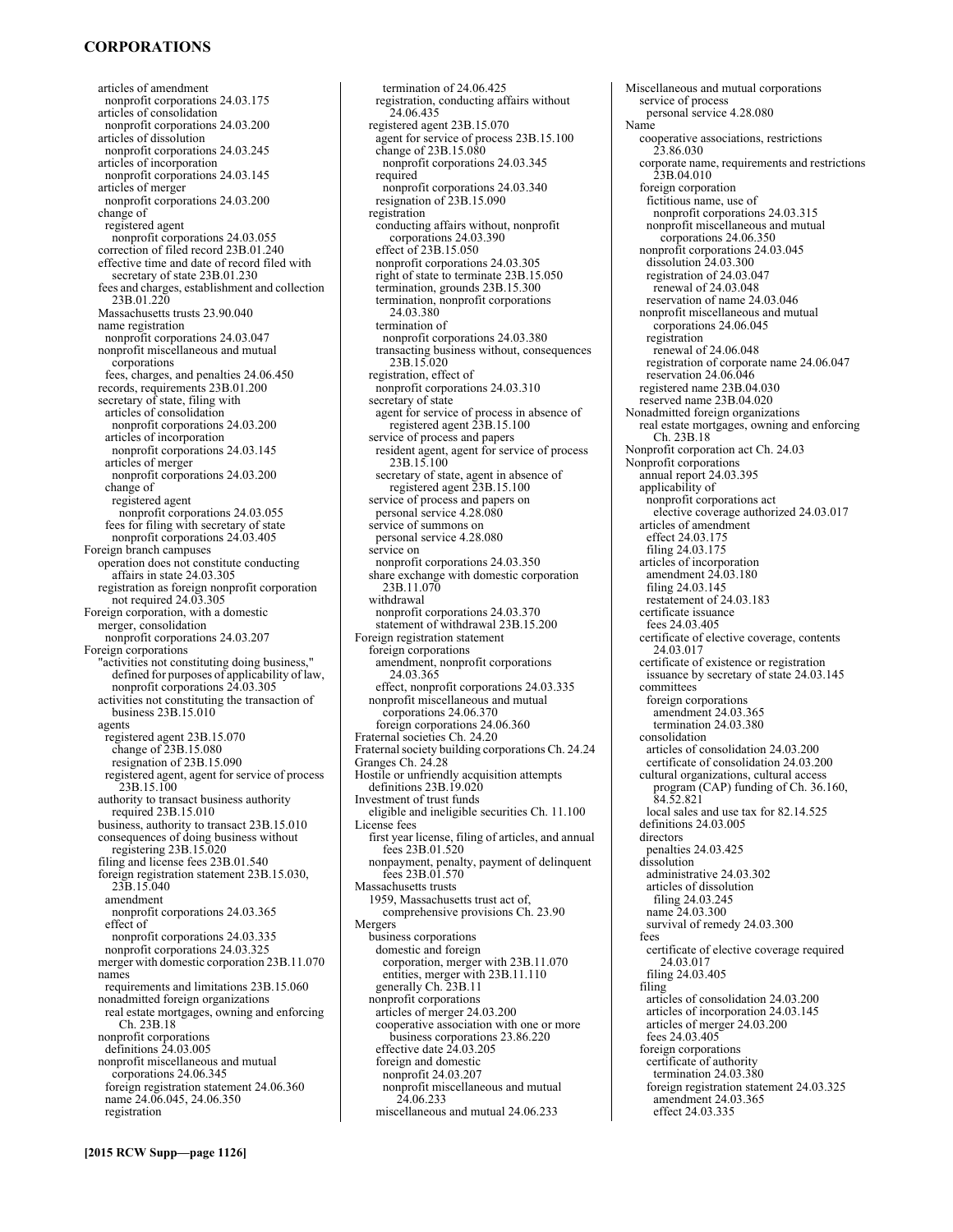## CORPORATIONS

articles of amendment
  nonprofit corporations 24.03.175
articles of consolidation
  nonprofit corporations 24.03.200
articles of dissolution
  nonprofit corporations 24.03.245
articles of incorporation
  nonprofit corporations 24.03.145
articles of merger
  nonprofit corporations 24.03.200
change of
  registered agent
    nonprofit corporations 24.03.055
correction of filed record 23B.01.240
effective time and date of record filed with secretary of state 23B.01.230
fees and charges, establishment and collection 23B.01.220
Massachusetts trusts 23.90.040
name registration
  nonprofit corporations 24.03.047
nonprofit miscellaneous and mutual corporations
  fees, charges, and penalties 24.06.450
records, requirements 23B.01.200
secretary of state, filing with
  articles of consolidation
    nonprofit corporations 24.03.200
  articles of incorporation
    nonprofit corporations 24.03.145
  articles of merger
    nonprofit corporations 24.03.200
  change of
    registered agent
      nonprofit corporations 24.03.055
  fees for filing with secretary of state
    nonprofit corporations 24.03.405

Foreign branch campuses
  operation does not constitute conducting affairs in state 24.03.305
  registration as foreign nonprofit corporation not required 24.03.305

Foreign corporation, with a domestic
  merger, consolidation
    nonprofit corporations 24.03.207

Foreign corporations
  "activities not constituting doing business," defined for purposes of applicability of law, nonprofit corporations 24.03.305
  activities not constituting the transaction of business 23B.15.010
  agents
    registered agent 23B.15.070
      change of 23B.15.080
      resignation of 23B.15.090
    registered agent, agent for service of process 23B.15.100
  authority to transact business authority required 23B.15.010
  business, authority to transact 23B.15.010
  consequences of doing business without registering 23B.15.020
  filing and license fees 23B.01.540
  foreign registration statement 23B.15.030, 23B.15.040
    amendment
      nonprofit corporations 24.03.365
    effect of
      nonprofit corporations 24.03.335
    nonprofit corporations 24.03.325
  merger with domestic corporation 23B.11.070
  names
    requirements and limitations 23B.15.060
  nonadmitted foreign organizations
    real estate mortgages, owning and enforcing Ch. 23B.18
  nonprofit corporations
    definitions 24.03.005
  nonprofit miscellaneous and mutual corporations 24.06.345
    foreign registration statement 24.06.360
    name 24.06.045, 24.06.350
    registration
      termination of 24.06.425
    registration, conducting affairs without 24.06.435
  registered agent 23B.15.070
    agent for service of process 23B.15.100
    change of 23B.15.080
      nonprofit corporations 24.03.345
    required
      nonprofit corporations 24.03.340
    resignation of 23B.15.090
  registration
    conducting affairs without, nonprofit corporations 24.03.390
    effect of 23B.15.050
    nonprofit corporations 24.03.305
    right of state to terminate 23B.15.050
    termination, grounds 23B.15.300
    termination, nonprofit corporations 24.03.380
    termination of
      nonprofit corporations 24.03.380
    transacting business without, consequences 23B.15.020
  registration, effect of
    nonprofit corporations 24.03.310
  secretary of state
    agent for service of process in absence of registered agent 23B.15.100
  service of process and papers
    resident agent, agent for service of process 23B.15.100
    secretary of state, agent in absence of registered agent 23B.15.100
  service of process and papers on
    personal service 4.28.080
  service of summons on
    personal service 4.28.080
  service on
    nonprofit corporations 24.03.350
  share exchange with domestic corporation 23B.11.070
  withdrawal
    nonprofit corporations 24.03.370
    statement of withdrawal 23B.15.200

Foreign registration statement
  foreign corporations
    amendment, nonprofit corporations 24.03.365
    effect, nonprofit corporations 24.03.335
  nonprofit miscellaneous and mutual corporations 24.06.370
    foreign corporations 24.06.360

Fraternal societies Ch. 24.20

Fraternal society building corporations Ch. 24.24

Granges Ch. 24.28

Hostile or unfriendly acquisition attempts
  definitions 23B.19.020

Investment of trust funds
  eligible and ineligible securities Ch. 11.100

License fees
  first year license, filing of articles, and annual fees 23B.01.520
  nonpayment, penalty, payment of delinquent fees 23B.01.570

Massachusetts trusts
  1959, Massachusetts trust act of, comprehensive provisions Ch. 23.90

Mergers
  business corporations
    domestic and foreign
      corporation, merger with 23B.11.070
      entities, merger with 23B.11.110
    generally Ch. 23B.11
  nonprofit corporations
    articles of merger 24.03.200
    cooperative association with one or more business corporations 23.86.220
    effective date 24.03.205
    foreign and domestic
      nonprofit 24.03.207
      nonprofit miscellaneous and mutual 24.06.233
    miscellaneous and mutual 24.06.233

Miscellaneous and mutual corporations
  service of process
    personal service 4.28.080

Name
  cooperative associations, restrictions 23.86.030
  corporate name, requirements and restrictions 23B.04.010
  foreign corporation
    fictitious name, use of
      nonprofit corporations 24.03.315
    nonprofit miscellaneous and mutual corporations 24.06.350
  nonprofit corporations 24.03.045
    dissolution 24.03.300
    registration of 24.03.047
      renewal of 24.03.048
    reservation of name 24.03.046
  nonprofit miscellaneous and mutual corporations 24.06.045
    registration
      renewal of 24.06.048
    registration of corporate name 24.06.047
    reservation 24.06.046
  registered name 23B.04.030
  reserved name 23B.04.020

Nonadmitted foreign organizations
  real estate mortgages, owning and enforcing Ch. 23B.18

Nonprofit corporation act Ch. 24.03

Nonprofit corporations
  annual report 24.03.395
  applicability of
    nonprofit corporations act
      elective coverage authorized 24.03.017
  articles of amendment
    effect 24.03.175
    filing 24.03.175
  articles of incorporation
    amendment 24.03.180
    filing 24.03.145
    restatement of 24.03.183
  certificate issuance
    fees 24.03.405
  certificate of elective coverage, contents 24.03.017
  certificate of existence or registration
    issuance by secretary of state 24.03.145
  committees
    foreign corporations
      amendment 24.03.365
      termination 24.03.380
  consolidation
    articles of consolidation 24.03.200
    certificate of consolidation 24.03.200
  cultural organizations, cultural access program (CAP) funding of Ch. 36.160, 84.52.821
    local sales and use tax for 82.14.525
  definitions 24.03.005
  directors
    penalties 24.03.425
  dissolution
    administrative 24.03.302
    articles of dissolution
      filing 24.03.245
    name 24.03.300
    survival of remedy 24.03.300
  fees
    certificate of elective coverage required 24.03.017
    filing 24.03.405
  filing
    articles of consolidation 24.03.200
    articles of incorporation 24.03.145
    articles of merger 24.03.200
    fees 24.03.405
  foreign corporations
    certificate of authority
      termination 24.03.380
    foreign registration statement 24.03.325
      amendment 24.03.365
      effect 24.03.335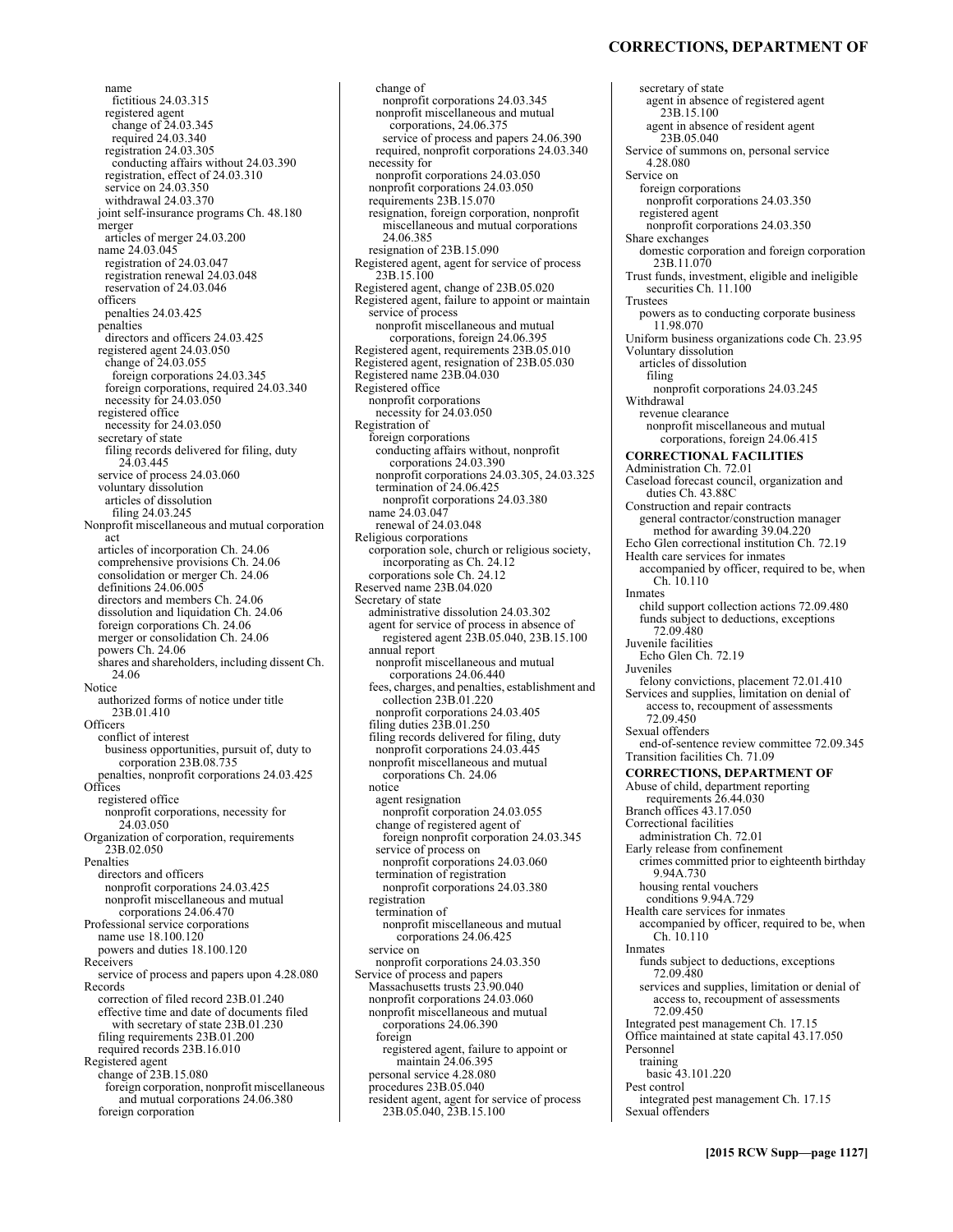name
fictitious 24.03.315
registered agent
change of 24.03.345
required 24.03.340
registration 24.03.305
conducting affairs without 24.03.390
registration, effect of 24.03.310
service on 24.03.350
withdrawal 24.03.370
joint self-insurance programs Ch. 48.180
merger
articles of merger 24.03.200
name 24.03.045
registration of 24.03.047
registration renewal 24.03.048
reservation of 24.03.046
officers
penalties 24.03.425
penalties
directors and officers 24.03.425
registered agent 24.03.050
change of 24.03.055
foreign corporations 24.03.345
foreign corporations, required 24.03.340
necessity for 24.03.050
registered office
necessity for 24.03.050
secretary of state
filing records delivered for filing, duty 24.03.445
service of process 24.03.060
voluntary dissolution
articles of dissolution
filing 24.03.245
Nonprofit miscellaneous and mutual corporation act
articles of incorporation Ch. 24.06
comprehensive provisions Ch. 24.06
consolidation or merger Ch. 24.06
definitions 24.06.005
directors and members Ch. 24.06
dissolution and liquidation Ch. 24.06
foreign corporations Ch. 24.06
merger or consolidation Ch. 24.06
powers Ch. 24.06
shares and shareholders, including dissent Ch. 24.06
Notice
authorized forms of notice under title 23B.01.410
Officers
conflict of interest
business opportunities, pursuit of, duty to corporation 23B.08.735
penalties, nonprofit corporations 24.03.425
Offices
registered office
nonprofit corporations, necessity for 24.03.050
Organization of corporation, requirements 23B.02.050
Penalties
directors and officers
nonprofit corporations 24.03.425
nonprofit miscellaneous and mutual corporations 24.06.470
Professional service corporations
name use 18.100.120
powers and duties 18.100.120
Receivers
service of process and papers upon 4.28.080
Records
correction of filed record 23B.01.240
effective time and date of documents filed with secretary of state 23B.01.230
filing requirements 23B.01.200
required records 23B.16.010
Registered agent
change of 23B.15.080
foreign corporation, nonprofit miscellaneous and mutual corporations 24.06.380
foreign corporation
change of
nonprofit corporations 24.03.345
nonprofit miscellaneous and mutual corporations, 24.06.375
service of process and papers 24.06.390
required, nonprofit corporations 24.03.340
necessity for
nonprofit corporations 24.03.050
nonprofit corporations 24.03.050
requirements 23B.15.070
resignation, foreign corporation, nonprofit miscellaneous and mutual corporations 24.06.385
resignation of 23B.15.090
Registered agent, agent for service of process 23B.15.100
Registered agent, change of 23B.05.020
Registered agent, failure to appoint or maintain service of process
nonprofit miscellaneous and mutual corporations, foreign 24.06.395
Registered agent, requirements 23B.05.010
Registered agent, resignation of 23B.05.030
Registered name 23B.04.030
Registered office
nonprofit corporations
necessity for 24.03.050
Registration of
foreign corporations
conducting affairs without, nonprofit corporations 24.03.390
nonprofit corporations 24.03.305, 24.03.325
termination of 24.06.425
nonprofit corporations 24.03.380
name 24.03.047
renewal of 24.03.048
Religious corporations
corporation sole, church or religious society, incorporating as Ch. 24.12
corporations sole Ch. 24.12
Reserved name 23B.04.020
Secretary of state
administrative dissolution 24.03.302
agent for service of process in absence of registered agent 23B.05.040, 23B.15.100
annual report
nonprofit miscellaneous and mutual corporations 24.06.440
fees, charges, and penalties, establishment and collection 23B.01.220
nonprofit corporations 24.03.405
filing duties 23B.01.250
filing records delivered for filing, duty
nonprofit corporations 24.03.445
nonprofit miscellaneous and mutual corporations Ch. 24.06
notice
agent resignation
nonprofit corporation 24.03.055
change of registered agent of foreign nonprofit corporation 24.03.345
service of process on
nonprofit corporations 24.03.060
termination of registration
nonprofit corporations 24.03.380
registration
termination of
nonprofit miscellaneous and mutual corporations 24.06.425
service on
nonprofit corporations 24.03.350
Service of process and papers
Massachusetts trusts 23.90.040
nonprofit corporations 24.03.060
nonprofit miscellaneous and mutual corporations 24.06.390
foreign
registered agent, failure to appoint or maintain 24.06.395
personal service 4.28.080
procedures 23B.05.040
resident agent, agent for service of process 23B.05.040, 23B.15.100
secretary of state
agent in absence of registered agent 23B.15.100
agent in absence of resident agent 23B.05.040
Service of summons on, personal service 4.28.080
Service on
foreign corporations
nonprofit corporations 24.03.350
registered agent
nonprofit corporations 24.03.350
Share exchanges
domestic corporation and foreign corporation 23B.11.070
Trust funds, investment, eligible and ineligible securities Ch. 11.100
Trustees
powers as to conducting corporate business 11.98.070
Uniform business organizations code Ch. 23.95
Voluntary dissolution
articles of dissolution
filing
nonprofit corporations 24.03.245
Withdrawal
revenue clearance
nonprofit miscellaneous and mutual corporations, foreign 24.06.415

## CORRECTIONAL FACILITIES

Administration Ch. 72.01
Caseload forecast council, organization and duties Ch. 43.88C
Construction and repair contracts
general contractor/construction manager method for awarding 39.04.220
Echo Glen correctional institution Ch. 72.19
Health care services for inmates
accompanied by officer, required to be, when Ch. 10.110
Inmates
child support collection actions 72.09.480
funds subject to deductions, exceptions 72.09.480
Juvenile facilities
Echo Glen Ch. 72.19
Juveniles
felony convictions, placement 72.01.410
Services and supplies, limitation on denial of access to, recoupment of assessments 72.09.450
Sexual offenders
end-of-sentence review committee 72.09.345
Transition facilities Ch. 71.09

## CORRECTIONS, DEPARTMENT OF

Abuse of child, department reporting requirements 26.44.030
Branch offices 43.17.050
Correctional facilities
administration Ch. 72.01
Early release from confinement
crimes committed prior to eighteenth birthday 9.94A.730
housing rental vouchers
conditions 9.94A.729
Health care services for inmates
accompanied by officer, required to be, when Ch. 10.110
Inmates
funds subject to deductions, exceptions 72.09.480
services and supplies, limitation or denial of access to, recoupment of assessments 72.09.450
Integrated pest management Ch. 17.15
Office maintained at state capital 43.17.050
Personnel
training
basic 43.101.220
Pest control
integrated pest management Ch. 17.15
Sexual offenders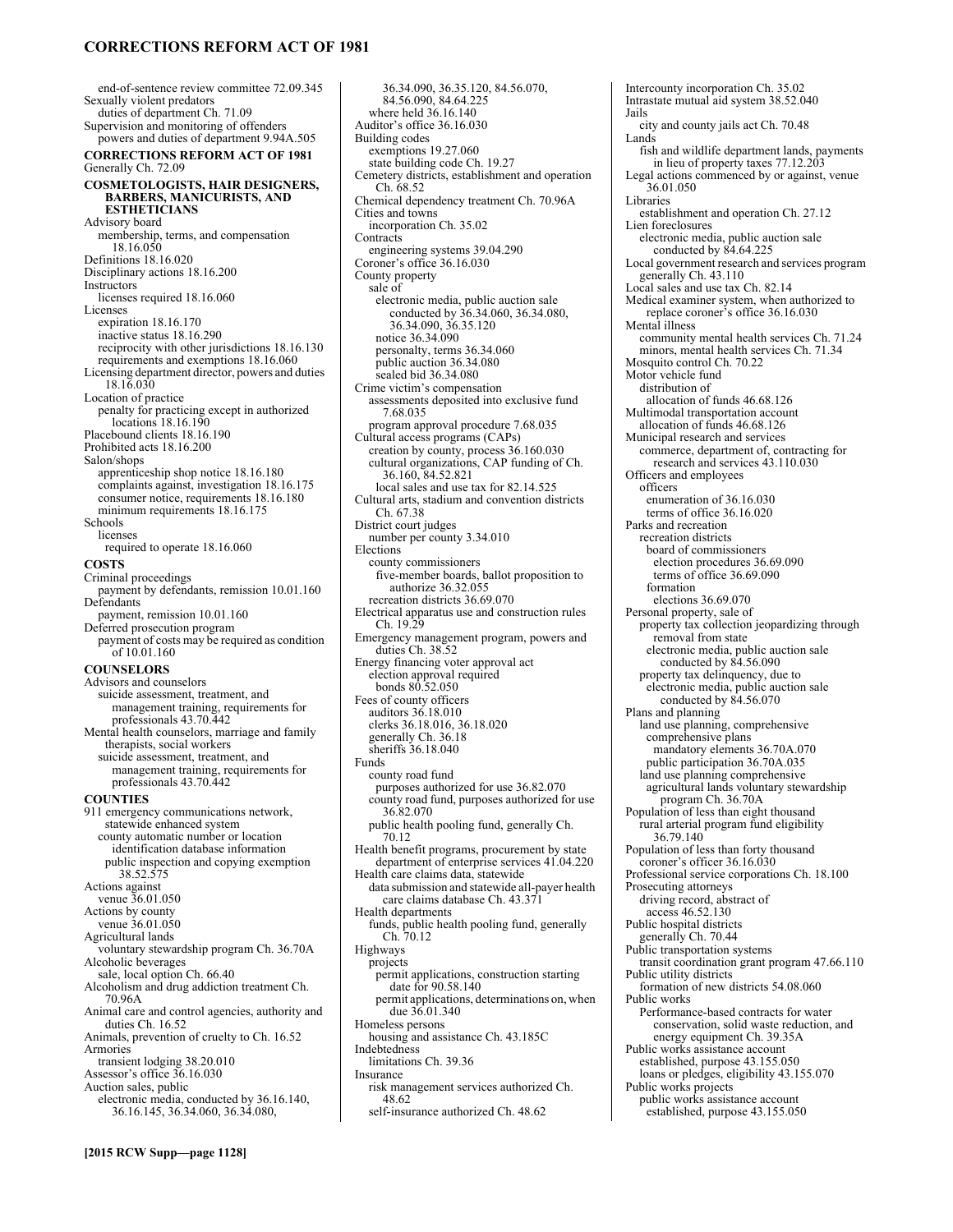end-of-sentence review committee 72.09.345
Sexually violent predators
  duties of department Ch. 71.09
Supervision and monitoring of offenders
  powers and duties of department 9.94A.505

**CORRECTIONS REFORM ACT OF 1981**
Generally Ch. 72.09

**COSMETOLOGISTS, HAIR DESIGNERS, BARBERS, MANICURISTS, AND ESTHETICIANS**
Advisory board
  membership, terms, and compensation 18.16.050
Definitions 18.16.020
Disciplinary actions 18.16.200
Instructors
  licenses required 18.16.060
Licenses
  expiration 18.16.170
  inactive status 18.16.290
  reciprocity with other jurisdictions 18.16.130
  requirements and exemptions 18.16.060
Licensing department director, powers and duties 18.16.030
Location of practice
  penalty for practicing except in authorized locations 18.16.190
Placebound clients 18.16.190
Prohibited acts 18.16.200
Salon/shops
  apprenticeship shop notice 18.16.180
  complaints against, investigation 18.16.175
  consumer notice, requirements 18.16.180
  minimum requirements 18.16.175
Schools
  licenses
    required to operate 18.16.060

**COSTS**
Criminal proceedings
  payment by defendants, remission 10.01.160
Defendants
  payment, remission 10.01.160
Deferred prosecution program
  payment of costs may be required as condition of 10.01.160

**COUNSELORS**
Advisors and counselors
  suicide assessment, treatment, and management training, requirements for professionals 43.70.442
Mental health counselors, marriage and family therapists, social workers
  suicide assessment, treatment, and management training, requirements for professionals 43.70.442

**COUNTIES**
911 emergency communications network, statewide enhanced system
  county automatic number or location identification database information
    public inspection and copying exemption 38.52.575
Actions against
  venue 36.01.050
Actions by county
  venue 36.01.050
Agricultural lands
  voluntary stewardship program Ch. 36.70A
Alcoholic beverages
  sale, local option Ch. 66.40
Alcoholism and drug addiction treatment Ch. 70.96A
Animal care and control agencies, authority and duties Ch. 16.52
Animals, prevention of cruelty to Ch. 16.52
Armories
  transient lodging 38.20.010
Assessor's office 36.16.030
Auction sales, public
  electronic media, conducted by 36.16.140, 36.16.145, 36.34.060, 36.34.080, 36.34.090, 36.35.120, 84.56.070, 84.56.090, 84.64.225
  where held 36.16.140
Auditor's office 36.16.030
Building codes
  exemptions 19.27.060
  state building code Ch. 19.27
Cemetery districts, establishment and operation Ch. 68.52
Chemical dependency treatment Ch. 70.96A
Cities and towns
  incorporation Ch. 35.02
Contracts
  engineering systems 39.04.290
Coroner's office 36.16.030
County property
  sale of
    electronic media, public auction sale conducted by 36.34.060, 36.34.080, 36.34.090, 36.35.120
    notice 36.34.090
    personalty, terms 36.34.060
    public auction 36.34.080
    sealed bid 36.34.080
Crime victim's compensation
  assessments deposited into exclusive fund 7.68.035
  program approval procedure 7.68.035
Cultural access programs (CAPs)
  creation by county, process 36.160.030
  cultural organizations, CAP funding of Ch. 36.160, 84.52.821
  local sales and use tax for 82.14.525
Cultural arts, stadium and convention districts Ch. 67.38
District court judges
  number per county 3.34.010
Elections
  county commissioners
    five-member boards, ballot proposition to authorize 36.32.055
  recreation districts 36.69.070
Electrical apparatus use and construction rules Ch. 19.29
Emergency management program, powers and duties Ch. 38.52
Energy financing voter approval act
  election approval required
    bonds 80.52.050
Fees of county officers
  auditors 36.18.010
  clerks 36.18.016, 36.18.020
  generally Ch. 36.18
  sheriffs 36.18.040
Funds
  county road fund
    purposes authorized for use 36.82.070
  county road fund, purposes authorized for use 36.82.070
  public health pooling fund, generally Ch. 70.12
Health benefit programs, procurement by state department of enterprise services 41.04.220
Health care claims data, statewide
  data submission and statewide all-payer health care claims database Ch. 43.371
Health departments
  funds, public health pooling fund, generally Ch. 70.12
Highways
  projects
    permit applications, construction starting date for 90.58.140
    permit applications, determinations on, when due 36.01.340
Homeless persons
  housing and assistance Ch. 43.185C
Indebtedness
  limitations Ch. 39.36
Insurance
  risk management services authorized Ch. 48.62
  self-insurance authorized Ch. 48.62
Intercounty incorporation Ch. 35.02
Intrastate mutual aid system 38.52.040
Jails
  city and county jails act Ch. 70.48
Lands
  fish and wildlife department lands, payments in lieu of property taxes 77.12.203
Legal actions commenced by or against, venue 36.01.050
Libraries
  establishment and operation Ch. 27.12
Lien foreclosures
  electronic media, public auction sale conducted by 84.64.225
Local government research and services program
  generally Ch. 43.110
Local sales and use tax Ch. 82.14
Medical examiner system, when authorized to replace coroner's office 36.16.030
Mental illness
  community mental health services Ch. 71.24
  minors, mental health services Ch. 71.34
Mosquito control Ch. 70.22
Motor vehicle fund
  distribution of
    allocation of funds 46.68.126
Multimodal transportation account
  allocation of funds 46.68.126
Municipal research and services
  commerce, department of, contracting for research and services 43.110.030
Officers and employees
  officers
    enumeration of 36.16.030
    terms of office 36.16.020
Parks and recreation
  recreation districts
    board of commissioners
      election procedures 36.69.090
      terms of office 36.69.090
    formation
      elections 36.69.070
Personal property, sale of
  property tax collection jeopardizing through removal from state
    electronic media, public auction sale conducted by 84.56.090
  property tax delinquency, due to
    electronic media, public auction sale conducted by 84.56.070
Plans and planning
  land use planning, comprehensive
    comprehensive plans
      mandatory elements 36.70A.070
    public participation 36.70A.035
  land use planning comprehensive
    agricultural lands voluntary stewardship program Ch. 36.70A
Population of less than eight thousand
  rural arterial program fund eligibility 36.79.140
Population of less than forty thousand
  coroner's officer 36.16.030
Professional service corporations Ch. 18.100
Prosecuting attorneys
  driving record, abstract of
    access 46.52.130
Public hospital districts
  generally Ch. 70.44
Public transportation systems
  transit coordination grant program 47.66.110
Public utility districts
  formation of new districts 54.08.060
Public works
  Performance-based contracts for water conservation, solid waste reduction, and energy equipment Ch. 39.35A
Public works assistance account
  established, purpose 43.155.050
  loans or pledges, eligibility 43.155.070
Public works projects
  public works assistance account
    established, purpose 43.155.050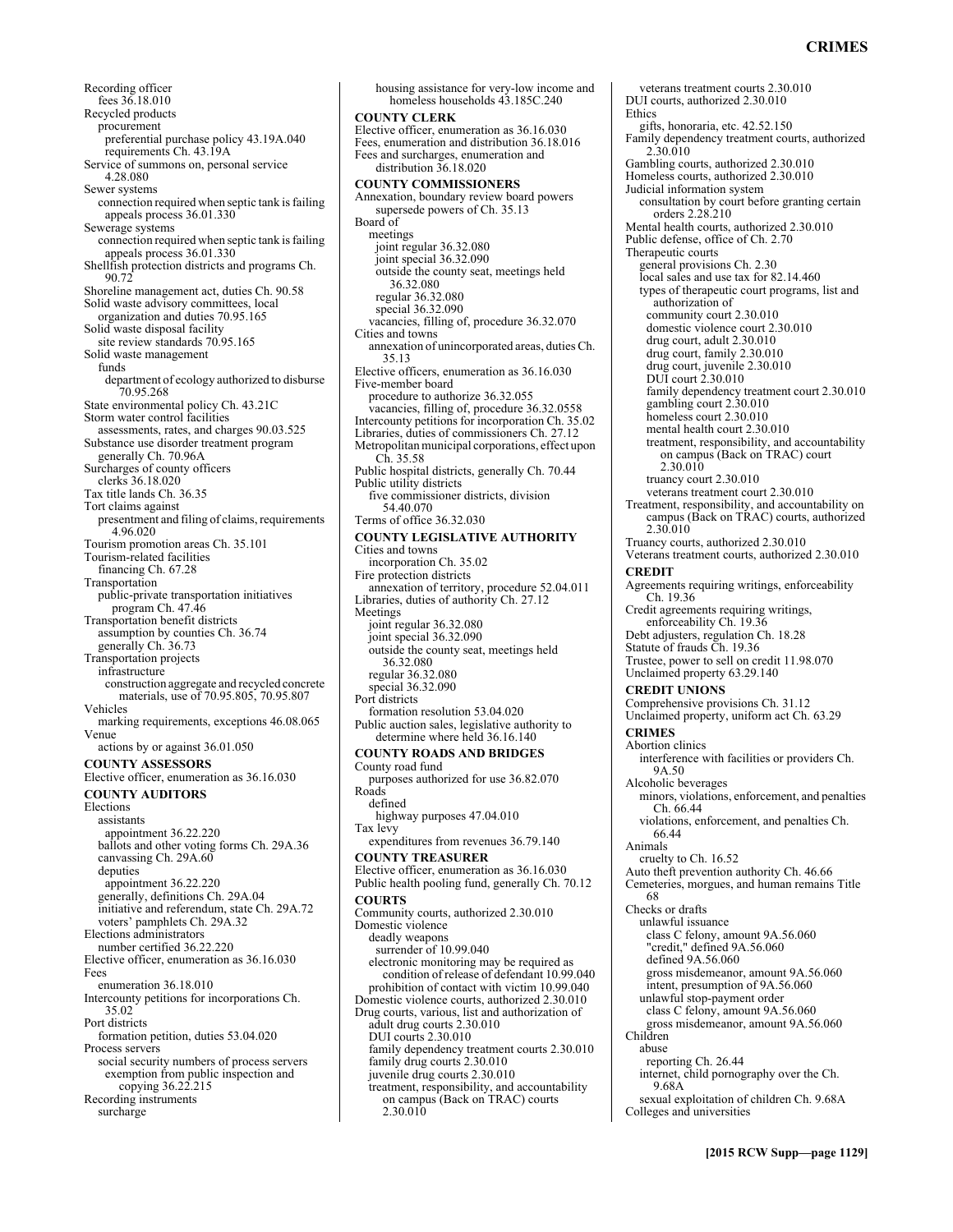Recording officer
  fees 36.18.010
Recycled products
  procurement
    preferential purchase policy 43.19A.040
    requirements Ch. 43.19A
Service of summons on, personal service 4.28.080
Sewer systems
  connection required when septic tank is failing
    appeals process 36.01.330
Sewerage systems
  connection required when septic tank is failing
    appeals process 36.01.330
Shellfish protection districts and programs Ch. 90.72
Shoreline management act, duties Ch. 90.58
Solid waste advisory committees, local organization and duties 70.95.165
Solid waste disposal facility
  site review standards 70.95.165
Solid waste management
  funds
    department of ecology authorized to disburse 70.95.268
State environmental policy Ch. 43.21C
Storm water control facilities
  assessments, rates, and charges 90.03.525
Substance use disorder treatment program
  generally Ch. 70.96A
Surcharges of county officers
  clerks 36.18.020
Tax title lands Ch. 36.35
Tort claims against
  presentment and filing of claims, requirements 4.96.020
Tourism promotion areas Ch. 35.101
Tourism-related facilities
  financing Ch. 67.28
Transportation
  public-private transportation initiatives program Ch. 47.46
Transportation benefit districts
  assumption by counties Ch. 36.74
  generally Ch. 36.73
Transportation projects
  infrastructure
    construction aggregate and recycled concrete materials, use of 70.95.805, 70.95.807
Vehicles
  marking requirements, exceptions 46.08.065
Venue
  actions by or against 36.01.050

**COUNTY ASSESSORS**

Elective officer, enumeration as 36.16.030

**COUNTY AUDITORS**

Elections
  assistants
    appointment 36.22.220
  ballots and other voting forms Ch. 29A.36
  canvassing Ch. 29A.60
  deputies
    appointment 36.22.220
  generally, definitions Ch. 29A.04
  initiative and referendum, state Ch. 29A.72
  voters' pamphlets Ch. 29A.32
Elections administrators
  number certified 36.22.220
Elective officer, enumeration as 36.16.030
Fees
  enumeration 36.18.010
Intercounty petitions for incorporations Ch. 35.02
Port districts
  formation petition, duties 53.04.020
Process servers
  social security numbers of process servers exemption from public inspection and copying 36.22.215
Recording instruments
  surcharge
    housing assistance for very-low income and homeless households 43.185C.240

**COUNTY CLERK**

Elective officer, enumeration as 36.16.030
Fees, enumeration and distribution 36.18.016
Fees and surcharges, enumeration and distribution 36.18.020

**COUNTY COMMISSIONERS**

Annexation, boundary review board powers supersede powers of Ch. 35.13
Board of
  meetings
    joint regular 36.32.080
    joint special 36.32.090
    outside the county seat, meetings held 36.32.080
    regular 36.32.080
    special 36.32.090
  vacancies, filling of, procedure 36.32.070
Cities and towns
  annexation of unincorporated areas, duties Ch. 35.13
Elective officers, enumeration as 36.16.030
Five-member board
  procedure to authorize 36.32.055
  vacancies, filling of, procedure 36.32.0558
Intercounty petitions for incorporation Ch. 35.02
Libraries, duties of commissioners Ch. 27.12
Metropolitan municipal corporations, effect upon Ch. 35.58
Public hospital districts, generally Ch. 70.44
Public utility districts
  five commissioner districts, division 54.40.070
Terms of office 36.32.030

**COUNTY LEGISLATIVE AUTHORITY**

Cities and towns
  incorporation Ch. 35.02
Fire protection districts
  annexation of territory, procedure 52.04.011
Libraries, duties of authority Ch. 27.12
Meetings
  joint regular 36.32.080
  joint special 36.32.090
  outside the county seat, meetings held 36.32.080
  regular 36.32.080
  special 36.32.090
Port districts
  formation resolution 53.04.020
Public auction sales, legislative authority to determine where held 36.16.140

**COUNTY ROADS AND BRIDGES**

County road fund
  purposes authorized for use 36.82.070
Roads
  defined
    highway purposes 47.04.010
Tax levy
  expenditures from revenues 36.79.140

**COUNTY TREASURER**

Elective officer, enumeration as 36.16.030
Public health pooling fund, generally Ch. 70.12

**COURTS**

Community courts, authorized 2.30.010
Domestic violence
  deadly weapons
    surrender of 10.99.040
  electronic monitoring may be required as condition of release of defendant 10.99.040
  prohibition of contact with victim 10.99.040
Domestic violence courts, authorized 2.30.010
Drug courts, various, list and authorization of
  adult drug courts 2.30.010
  DUI courts 2.30.010
  family dependency treatment courts 2.30.010
  family drug courts 2.30.010
  juvenile drug courts 2.30.010
  treatment, responsibility, and accountability on campus (Back on TRAC) courts 2.30.010
  veterans treatment courts 2.30.010
DUI courts, authorized 2.30.010
Ethics
  gifts, honoraria, etc. 42.52.150
Family dependency treatment courts, authorized 2.30.010
Gambling courts, authorized 2.30.010
Homeless courts, authorized 2.30.010
Judicial information system
  consultation by court before granting certain orders 2.28.210
Mental health courts, authorized 2.30.010
Public defense, office of Ch. 2.70
Therapeutic courts
  general provisions Ch. 2.30
  local sales and use tax for 82.14.460
  types of therapeutic court programs, list and authorization of
    community court 2.30.010
    domestic violence court 2.30.010
    drug court, adult 2.30.010
    drug court, family 2.30.010
    drug court, juvenile 2.30.010
    DUI court 2.30.010
    family dependency treatment court 2.30.010
    gambling court 2.30.010
    homeless court 2.30.010
    mental health court 2.30.010
    treatment, responsibility, and accountability on campus (Back on TRAC) court 2.30.010
    truancy court 2.30.010
    veterans treatment court 2.30.010
Treatment, responsibility, and accountability on campus (Back on TRAC) courts, authorized 2.30.010
Truancy courts, authorized 2.30.010
Veterans treatment courts, authorized 2.30.010

**CREDIT**

Agreements requiring writings, enforceability Ch. 19.36
Credit agreements requiring writings, enforceability Ch. 19.36
Debt adjusters, regulation Ch. 18.28
Statute of frauds Ch. 19.36
Trustee, power to sell on credit 11.98.070
Unclaimed property 63.29.140

**CREDIT UNIONS**

Comprehensive provisions Ch. 31.12
Unclaimed property, uniform act Ch. 63.29

**CRIMES**

Abortion clinics
  interference with facilities or providers Ch. 9A.50
Alcoholic beverages
  minors, violations, enforcement, and penalties Ch. 66.44
  violations, enforcement, and penalties Ch. 66.44
Animals
  cruelty to Ch. 16.52
Auto theft prevention authority Ch. 46.66
Cemeteries, morgues, and human remains Title 68
Checks or drafts
  unlawful issuance
    class C felony, amount 9A.56.060
    "credit," defined 9A.56.060
    defined 9A.56.060
    gross misdemeanor, amount 9A.56.060
    intent, presumption of 9A.56.060
  unlawful stop-payment order
    class C felony, amount 9A.56.060
    gross misdemeanor, amount 9A.56.060
Children
  abuse
    reporting Ch. 26.44
  internet, child pornography over the Ch. 9.68A
  sexual exploitation of children Ch. 9.68A
Colleges and universities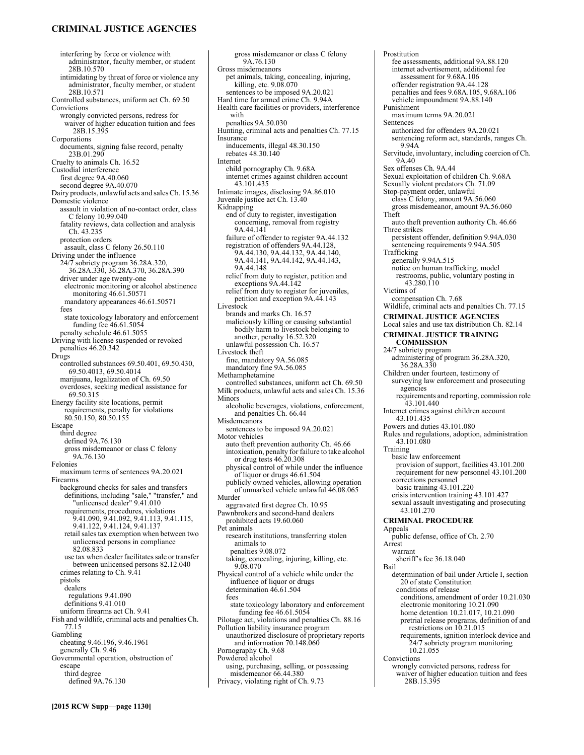interfering by force or violence with administrator, faculty member, or student 28B.10.570
intimidating by threat of force or violence any administrator, faculty member, or student 28B.10.571
Controlled substances, uniform act Ch. 69.50
Convictions
wrongly convicted persons, redress for waiver of higher education tuition and fees 28B.15.395
Corporations
documents, signing false record, penalty 23B.01.290
Cruelty to animals Ch. 16.52
Custodial interference
first degree 9A.40.060
second degree 9A.40.070
Dairy products, unlawful acts and sales Ch. 15.36
Domestic violence
assault in violation of no-contact order, class C felony 10.99.040
fatality reviews, data collection and analysis Ch. 43.235
protection orders
assault, class C felony 26.50.110
Driving under the influence
24/7 sobriety program 36.28A.320, 36.28A.330, 36.28A.370, 36.28A.390
driver under age twenty-one
electronic monitoring or alcohol abstinence monitoring 46.61.50571
mandatory appearances 46.61.50571
fees
state toxicology laboratory and enforcement funding fee 46.61.5054
penalty schedule 46.61.5055
Driving with license suspended or revoked
penalties 46.20.342
Drugs
controlled substances 69.50.401, 69.50.430, 69.50.4013, 69.50.4014
marijuana, legalization of Ch. 69.50
overdoses, seeking medical assistance for 69.50.315
Energy facility site locations, permit requirements, penalty for violations 80.50.150, 80.50.155
Escape
third degree
defined 9A.76.130
gross misdemeanor or class C felony 9A.76.130
Felonies
maximum terms of sentences 9A.20.021
Firearms
background checks for sales and transfers
definitions, including "sale," "transfer," and "unlicensed dealer" 9.41.010
requirements, procedures, violations 9.41.090, 9.41.092, 9.41.113, 9.41.115, 9.41.122, 9.41.124, 9.41.137
retail sales tax exemption when between two unlicensed persons in compliance 82.08.833
use tax when dealer facilitates sale or transfer between unlicensed persons 82.12.040
crimes relating to Ch. 9.41
pistols
dealers
regulations 9.41.090
definitions 9.41.010
uniform firearms act Ch. 9.41
Fish and wildlife, criminal acts and penalties Ch. 77.15
Gambling
cheating 9.46.196, 9.46.1961
generally Ch. 9.46
Governmental operation, obstruction of
escape
third degree
defined 9A.76.130
gross misdemeanor or class C felony 9A.76.130
Gross misdemeanors
pet animals, taking, concealing, injuring, killing, etc. 9.08.070
sentences to be imposed 9A.20.021
Hard time for armed crime Ch. 9.94A
Health care facilities or providers, interference with
penalties 9A.50.030
Hunting, criminal acts and penalties Ch. 77.15
Insurance
inducements, illegal 48.30.150
rebates 48.30.140
Internet
child pornography Ch. 9.68A
internet crimes against children account 43.101.435
Intimate images, disclosing 9A.86.010
Juvenile justice act Ch. 13.40
Kidnapping
end of duty to register, investigation concerning, removal from registry 9A.44.141
failure of offender to register 9A.44.132
registration of offenders 9A.44.128, 9A.44.130, 9A.44.132, 9A.44.140, 9A.44.141, 9A.44.142, 9A.44.143, 9A.44.148
relief from duty to register, petition and exceptions 9A.44.142
relief from duty to register for juveniles, petition and exception 9A.44.143
Livestock
brands and marks Ch. 16.57
maliciously killing or causing substantial bodily harm to livestock belonging to another, penalty 16.52.320
unlawful possession Ch. 16.57
Livestock theft
fine, mandatory 9A.56.085
mandatory fine 9A.56.085
Methamphetamine
controlled substances, uniform act Ch. 69.50
Milk products, unlawful acts and sales Ch. 15.36
Minors
alcoholic beverages, violations, enforcement, and penalties Ch. 66.44
Misdemeanors
sentences to be imposed 9A.20.021
Motor vehicles
auto theft prevention authority Ch. 46.66
intoxication, penalty for failure to take alcohol or drug tests 46.20.308
physical control of while under the influence of liquor or drugs 46.61.504
publicly owned vehicles, allowing operation of unmarked vehicle unlawful 46.08.065
Murder
aggravated first degree Ch. 10.95
Pawnbrokers and second-hand dealers
prohibited acts 19.60.060
Pet animals
research institutions, transferring stolen animals to
penalties 9.08.072
taking, concealing, injuring, killing, etc. 9.08.070
Physical control of a vehicle while under the influence of liquor or drugs
determination 46.61.504
fees
state toxicology laboratory and enforcement funding fee 46.61.5054
Pilotage act, violations and penalties Ch. 88.16
Pollution liability insurance program
unauthorized disclosure of proprietary reports and information 70.148.060
Pornography Ch. 9.68
Powdered alcohol
using, purchasing, selling, or possessing misdemeanor 66.44.380
Privacy, violating right of Ch. 9.73
Prostitution
fee assessments, additional 9A.88.120
internet advertisement, additional fee assessment for 9.68A.106
offender registration 9A.44.128
penalties and fees 9.68A.105, 9.68A.106
vehicle impoundment 9A.88.140
Punishment
maximum terms 9A.20.021
Sentences
authorized for offenders 9A.20.021
sentencing reform act, standards, ranges Ch. 9.94A
Servitude, involuntary, including coercion of Ch. 9A.40
Sex offenses Ch. 9A.44
Sexual exploitation of children Ch. 9.68A
Sexually violent predators Ch. 71.09
Stop-payment order, unlawful
class C felony, amount 9A.56.060
gross misdemeanor, amount 9A.56.060
Theft
auto theft prevention authority Ch. 46.66
Three strikes
persistent offender, definition 9.94A.030
sentencing requirements 9.94A.505
Trafficking
generally 9.94A.515
notice on human trafficking, model restrooms, public, voluntary posting in 43.280.110
Victims of
compensation Ch. 7.68
Wildlife, criminal acts and penalties Ch. 77.15

**CRIMINAL JUSTICE AGENCIES**

Local sales and use tax distribution Ch. 82.14

**CRIMINAL JUSTICE TRAINING COMMISSION**

24/7 sobriety program
administering of program 36.28A.320, 36.28A.330
Children under fourteen, testimony of
surveying law enforcement and prosecuting agencies
requirements and reporting, commission role 43.101.440
Internet crimes against children account 43.101.435
Powers and duties 43.101.080
Rules and regulations, adoption, administration 43.101.080
Training
basic law enforcement
provision of support, facilities 43.101.200
requirement for new personnel 43.101.200
corrections personnel
basic training 43.101.220
crisis intervention training 43.101.427
sexual assault investigating and prosecuting 43.101.270

**CRIMINAL PROCEDURE**

Appeals
public defense, office of Ch. 2.70
Arrest
warrant
sheriff's fee 36.18.040
Bail
determination of bail under Article I, section 20 of state Constitution
conditions of release
conditions, amendment of order 10.21.030
electronic monitoring 10.21.090
home detention 10.21.017, 10.21.090
pretrial release programs, definition of and restrictions on 10.21.015
requirements, ignition interlock device and 24/7 sobriety program monitoring 10.21.055
Convictions
wrongly convicted persons, redress for waiver of higher education tuition and fees 28B.15.395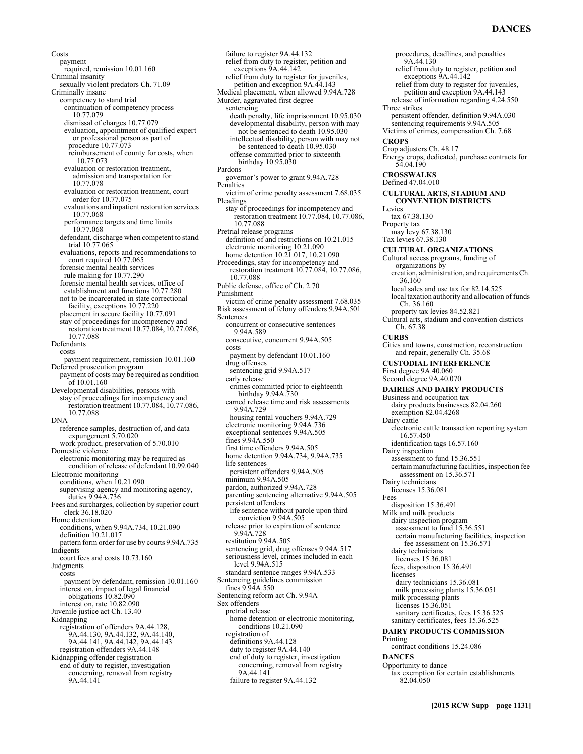Costs
  payment
    required, remission 10.01.160
Criminal insanity
  sexually violent predators Ch. 71.09
Criminally insane
  competency to stand trial
    continuation of competency process 10.77.079
    dismissal of charges 10.77.079
    evaluation, appointment of qualified expert or professional person as part of procedure 10.77.073
    reimbursement of county for costs, when 10.77.073
    evaluation or restoration treatment, admission and transportation for 10.77.078
    evaluation or restoration treatment, court order for 10.77.075
    evaluations and inpatient restoration services 10.77.068
    performance targets and time limits 10.77.068
  defendant, discharge when competent to stand trial 10.77.065
  evaluations, reports and recommendations to court required 10.77.065
  forensic mental health services
    rule making for 10.77.290
  forensic mental health services, office of
    establishment and functions 10.77.280
  not to be incarcerated in state correctional facility, exceptions 10.77.220
  placement in secure facility 10.77.091
  stay of proceedings for incompetency and restoration treatment 10.77.084, 10.77.086, 10.77.088
Defendants
  costs
    payment requirement, remission 10.01.160
Deferred prosecution program
  payment of costs may be required as condition of 10.01.160
Developmental disabilities, persons with
  stay of proceedings for incompetency and restoration treatment 10.77.084, 10.77.086, 10.77.088
DNA
  reference samples, destruction of, and data expungement 5.70.020
  work product, preservation of 5.70.010
Domestic violence
  electronic monitoring may be required as condition of release of defendant 10.99.040
Electronic monitoring
  conditions, when 10.21.090
  supervising agency and monitoring agency, duties 9.94A.736
Fees and surcharges, collection by superior court clerk 36.18.020
Home detention
  conditions, when 9.94A.734, 10.21.090
  definition 10.21.017
  pattern form order for use by courts 9.94A.735
Indigents
  court fees and costs 10.73.160
Judgments
  costs
    payment by defendant, remission 10.01.160
  interest on, impact of legal financial obligations 10.82.090
  interest on, rate 10.82.090
Juvenile justice act Ch. 13.40
Kidnapping
  registration of offenders 9A.44.128, 9A.44.130, 9A.44.132, 9A.44.140, 9A.44.141, 9A.44.142, 9A.44.143
  registration offenders 9A.44.148
Kidnapping offender registration
  end of duty to register, investigation concerning, removal from registry 9A.44.141
  failure to register 9A.44.132
  relief from duty to register, petition and exceptions 9A.44.142
  relief from duty to register for juveniles, petition and exception 9A.44.143
Medical placement, when allowed 9.94A.728
Murder, aggravated first degree
  sentencing
    death penalty, life imprisonment 10.95.030
    developmental disability, person with may not be sentenced to death 10.95.030
    intellectual disability, person with may not be sentenced to death 10.95.030
    offense committed prior to sixteenth birthday 10.95.030
Pardons
  governor's power to grant 9.94A.728
Penalties
  victim of crime penalty assessment 7.68.035
Pleadings
  stay of proceedings for incompetency and restoration treatment 10.77.084, 10.77.086, 10.77.088
Pretrial release programs
  definition of and restrictions on 10.21.015
  electronic monitoring 10.21.090
  home detention 10.21.017, 10.21.090
Proceedings, stay for incompetency and restoration treatment 10.77.084, 10.77.086, 10.77.088
Public defense, office of Ch. 2.70
Punishment
  victim of crime penalty assessment 7.68.035
Risk assessment of felony offenders 9.94A.501
Sentences
  concurrent or consecutive sentences 9.94A.589
  consecutive, concurrent 9.94A.505
  costs
    payment by defendant 10.01.160
  drug offenses
    sentencing grid 9.94A.517
  early release
    crimes committed prior to eighteenth birthday 9.94A.730
  earned release time and risk assessments 9.94A.729
    housing rental vouchers 9.94A.729
  electronic monitoring 9.94A.736
  exceptional sentences 9.94A.505
  fines 9.94A.550
  first time offenders 9.94A.505
  home detention 9.94A.734, 9.94A.735
  life sentences
    persistent offenders 9.94A.505
  minimum 9.94A.505
  pardon, authorized 9.94A.728
  parenting sentencing alternative 9.94A.505
  persistent offenders
    life sentence without parole upon third conviction 9.94A.505
  release prior to expiration of sentence 9.94A.728
  restitution 9.94A.505
  sentencing grid, drug offenses 9.94A.517
  seriousness level, crimes included in each level 9.94A.515
  standard sentence ranges 9.94A.533
Sentencing guidelines commission
  fines 9.94A.550
Sentencing reform act Ch. 9.94A
Sex offenders
  pretrial release
    home detention or electronic monitoring, conditions 10.21.090
  registration of
    definitions 9A.44.128
    duty to register 9A.44.140
    end of duty to register, investigation concerning, removal from registry 9A.44.141
    failure to register 9A.44.132
    procedures, deadlines, and penalties 9A.44.130
    relief from duty to register, petition and exceptions 9A.44.142
    relief from duty to register for juveniles, petition and exception 9A.44.143
  release of information regarding 4.24.550
Three strikes
  persistent offender, definition 9.94A.030
  sentencing requirements 9.94A.505
Victims of crimes, compensation Ch. 7.68

**CROPS**

Crop adjusters Ch. 48.17
Energy crops, dedicated, purchase contracts for 54.04.190

**CROSSWALKS**

Defined 47.04.010

**CULTURAL ARTS, STADIUM AND CONVENTION DISTRICTS**

Levies
  tax 67.38.130
Property tax
  may levy 67.38.130
Tax levies 67.38.130

**CULTURAL ORGANIZATIONS**

Cultural access programs, funding of organizations by
  creation, administration, and requirements Ch. 36.160
  local sales and use tax for 82.14.525
  local taxation authority and allocation of funds Ch. 36.160
  property tax levies 84.52.821
Cultural arts, stadium and convention districts Ch. 67.38

**CURBS**

Cities and towns, construction, reconstruction and repair, generally Ch. 35.68

**CUSTODIAL INTERFERENCE**

First degree 9A.40.060
Second degree 9A.40.070

**DAIRIES AND DAIRY PRODUCTS**

Business and occupation tax
  dairy products businesses 82.04.260
  exemption 82.04.4268
Dairy cattle
  electronic cattle transaction reporting system 16.57.450
  identification tags 16.57.160
Dairy inspection
  assessment to fund 15.36.551
  certain manufacturing facilities, inspection fee assessment on 15.36.571
Dairy technicians
  licenses 15.36.081
Fees
  disposition 15.36.491
Milk and milk products
  dairy inspection program
    assessment to fund 15.36.551
    certain manufacturing facilities, inspection fee assessment on 15.36.571
  dairy technicians
    licenses 15.36.081
  fees, disposition 15.36.491
  licenses
    dairy technicians 15.36.081
    milk processing plants 15.36.051
  milk processing plants
    licenses 15.36.051
    sanitary certificates, fees 15.36.525
  sanitary certificates, fees 15.36.525

**DAIRY PRODUCTS COMMISSION**

Printing
  contract conditions 15.24.086

**DANCES**

Opportunity to dance
  tax exemption for certain establishments 82.04.050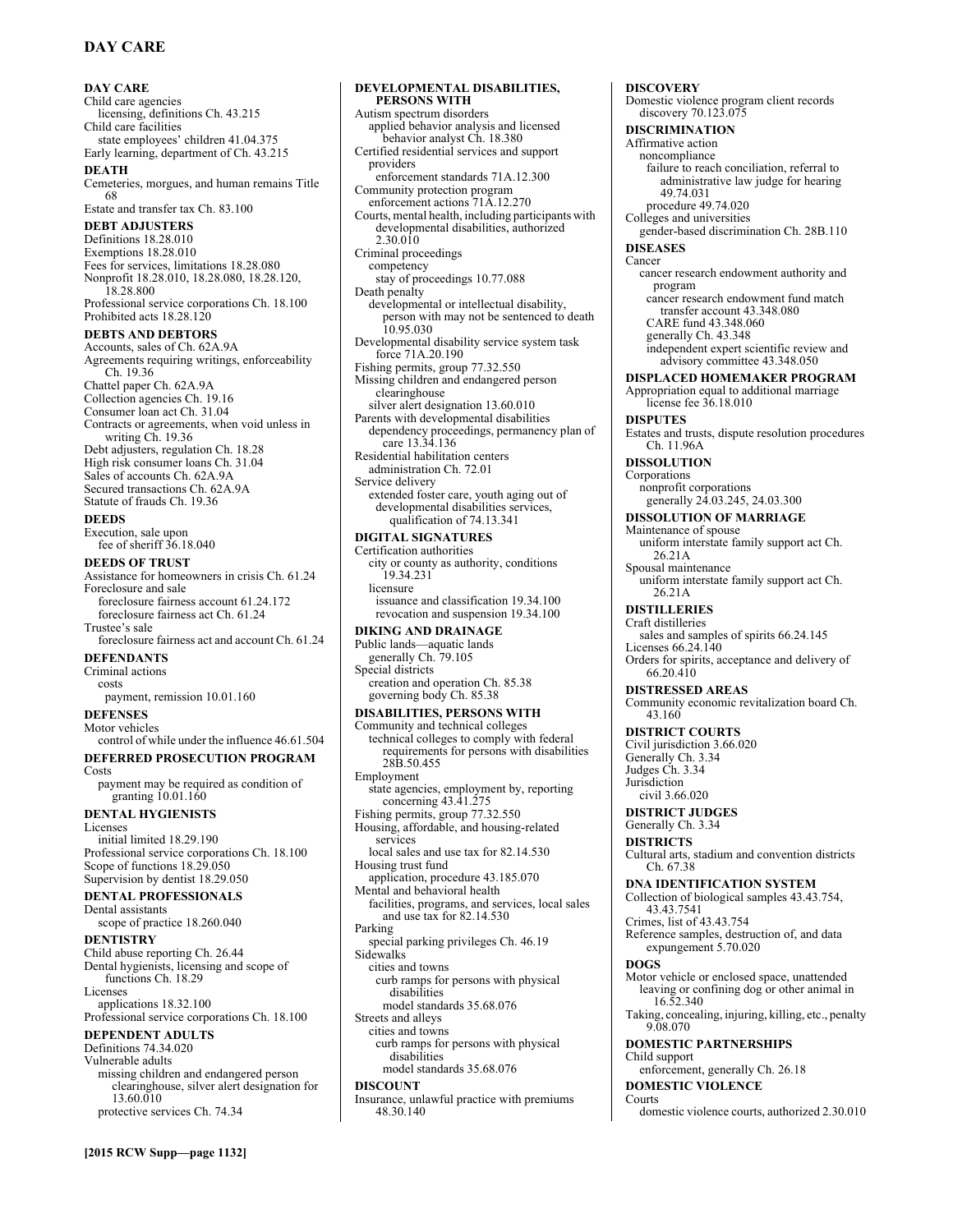**DAY CARE**
Child care agencies
licensing, definitions Ch. 43.215
Child care facilities
state employees' children 41.04.375
Early learning, department of Ch. 43.215

**DEATH**
Cemeteries, morgues, and human remains Title 68
Estate and transfer tax Ch. 83.100

**DEBT ADJUSTERS**
Definitions 18.28.010
Exemptions 18.28.010
Fees for services, limitations 18.28.080
Nonprofit 18.28.010, 18.28.080, 18.28.120, 18.28.800
Professional service corporations Ch. 18.100
Prohibited acts 18.28.120

**DEBTS AND DEBTORS**
Accounts, sales of Ch. 62A.9A
Agreements requiring writings, enforceability Ch. 19.36
Chattel paper Ch. 62A.9A
Collection agencies Ch. 19.16
Consumer loan act Ch. 31.04
Contracts or agreements, when void unless in writing Ch. 19.36
Debt adjusters, regulation Ch. 18.28
High risk consumer loans Ch. 31.04
Sales of accounts Ch. 62A.9A
Secured transactions Ch. 62A.9A
Statute of frauds Ch. 19.36

**DEEDS**
Execution, sale upon
fee of sheriff 36.18.040

**DEEDS OF TRUST**
Assistance for homeowners in crisis Ch. 61.24
Foreclosure and sale
foreclosure fairness account 61.24.172
foreclosure fairness act Ch. 61.24
Trustee's sale
foreclosure fairness act and account Ch. 61.24

**DEFENDANTS**
Criminal actions
costs
payment, remission 10.01.160

**DEFENSES**
Motor vehicles
control of while under the influence 46.61.504

**DEFERRED PROSECUTION PROGRAM**
Costs
payment may be required as condition of granting 10.01.160

**DENTAL HYGIENISTS**
Licenses
initial limited 18.29.190
Professional service corporations Ch. 18.100
Scope of functions 18.29.050
Supervision by dentist 18.29.050

**DENTAL PROFESSIONALS**
Dental assistants
scope of practice 18.260.040

**DENTISTRY**
Child abuse reporting Ch. 26.44
Dental hygienists, licensing and scope of functions Ch. 18.29
Licenses
applications 18.32.100
Professional service corporations Ch. 18.100

**DEPENDENT ADULTS**
Definitions 74.34.020
Vulnerable adults
missing children and endangered person clearinghouse, silver alert designation for 13.60.010
protective services Ch. 74.34

**DEVELOPMENTAL DISABILITIES, PERSONS WITH**
Autism spectrum disorders
applied behavior analysis and licensed behavior analyst Ch. 18.380
Certified residential services and support providers
enforcement standards 71A.12.300
Community protection program
enforcement actions 71A.12.270
Courts, mental health, including participants with developmental disabilities, authorized 2.30.010
Criminal proceedings
competency
stay of proceedings 10.77.088
Death penalty
developmental or intellectual disability, person with may not be sentenced to death 10.95.030
Developmental disability service system task force 71A.20.190
Fishing permits, group 77.32.550
Missing children and endangered person clearinghouse
silver alert designation 13.60.010
Parents with developmental disabilities
dependency proceedings, permanency plan of care 13.34.136
Residential habilitation centers
administration Ch. 72.01
Service delivery
extended foster care, youth aging out of developmental disabilities services, qualification of 74.13.341

**DIGITAL SIGNATURES**
Certification authorities
city or county as authority, conditions 19.34.231
licensure
issuance and classification 19.34.100
revocation and suspension 19.34.100

**DIKING AND DRAINAGE**
Public lands—aquatic lands
generally Ch. 79.105
Special districts
creation and operation Ch. 85.38
governing body Ch. 85.38

**DISABILITIES, PERSONS WITH**
Community and technical colleges
technical colleges to comply with federal requirements for persons with disabilities 28B.50.455
Employment
state agencies, employment by, reporting concerning 43.41.275
Fishing permits, group 77.32.550
Housing, affordable, and housing-related services
local sales and use tax for 82.14.530
Housing trust fund
application, procedure 43.185.070
Mental and behavioral health
facilities, programs, and services, local sales and use tax for 82.14.530
Parking
special parking privileges Ch. 46.19
Sidewalks
cities and towns
curb ramps for persons with physical disabilities
model standards 35.68.076
Streets and alleys
cities and towns
curb ramps for persons with physical disabilities
model standards 35.68.076

**DISCOUNT**
Insurance, unlawful practice with premiums 48.30.140

**DISCOVERY**
Domestic violence program client records
discovery 70.123.075

**DISCRIMINATION**
Affirmative action
noncompliance
failure to reach conciliation, referral to administrative law judge for hearing 49.74.031
procedure 49.74.020
Colleges and universities
gender-based discrimination Ch. 28B.110

**DISEASES**
Cancer
cancer research endowment authority and program
cancer research endowment fund match transfer account 43.348.080
CARE fund 43.348.060
generally Ch. 43.348
independent expert scientific review and advisory committee 43.348.050

**DISPLACED HOMEMAKER PROGRAM**
Appropriation equal to additional marriage license fee 36.18.010

**DISPUTES**
Estates and trusts, dispute resolution procedures Ch. 11.96A

**DISSOLUTION**
Corporations
nonprofit corporations
generally 24.03.245, 24.03.300

**DISSOLUTION OF MARRIAGE**
Maintenance of spouse
uniform interstate family support act Ch. 26.21A
Spousal maintenance
uniform interstate family support act Ch. 26.21A

**DISTILLERIES**
Craft distilleries
sales and samples of spirits 66.24.145
Licenses 66.24.140
Orders for spirits, acceptance and delivery of 66.20.410

**DISTRESSED AREAS**
Community economic revitalization board Ch. 43.160

**DISTRICT COURTS**
Civil jurisdiction 3.66.020
Generally Ch. 3.34
Judges Ch. 3.34
Jurisdiction
civil 3.66.020

**DISTRICT JUDGES**
Generally Ch. 3.34

**DISTRICTS**
Cultural arts, stadium and convention districts Ch. 67.38

**DNA IDENTIFICATION SYSTEM**
Collection of biological samples 43.43.754, 43.43.7541
Crimes, list of 43.43.754
Reference samples, destruction of, and data expungement 5.70.020

**DOGS**
Motor vehicle or enclosed space, unattended
leaving or confining dog or other animal in 16.52.340
Taking, concealing, injuring, killing, etc., penalty 9.08.070

**DOMESTIC PARTNERSHIPS**
Child support
enforcement, generally Ch. 26.18

**DOMESTIC VIOLENCE**
Courts
domestic violence courts, authorized 2.30.010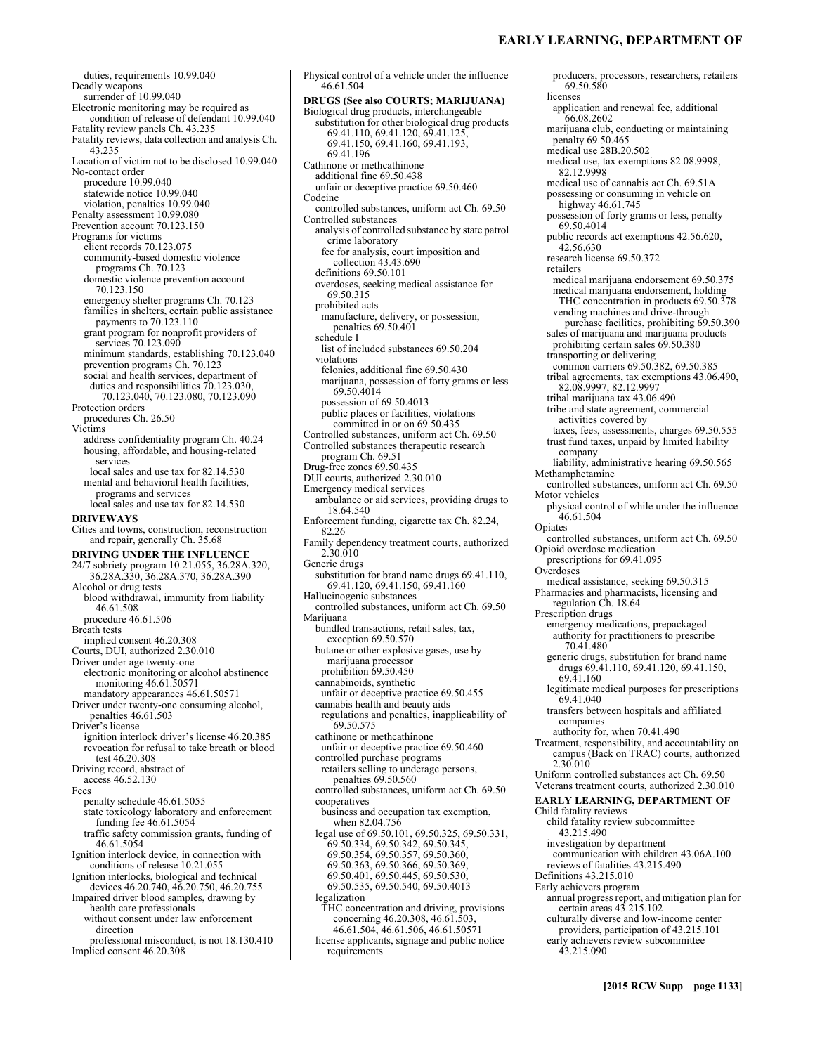duties, requirements 10.99.040
Deadly weapons
  surrender of 10.99.040
Electronic monitoring may be required as condition of release of defendant 10.99.040
Fatality review panels Ch. 43.235
Fatality reviews, data collection and analysis Ch. 43.235
Location of victim not to be disclosed 10.99.040
No-contact order
  procedure 10.99.040
  statewide notice 10.99.040
  violation, penalties 10.99.040
Penalty assessment 10.99.080
Prevention account 70.123.150
Programs for victims
  client records 70.123.075
  community-based domestic violence programs Ch. 70.123
  domestic violence prevention account 70.123.150
  emergency shelter programs Ch. 70.123
  families in shelters, certain public assistance payments to 70.123.110
  grant program for nonprofit providers of services 70.123.090
  minimum standards, establishing 70.123.040
  prevention programs Ch. 70.123
  social and health services, department of
    duties and responsibilities 70.123.030, 70.123.040, 70.123.080, 70.123.090
Protection orders
  procedures Ch. 26.50
Victims
  address confidentiality program Ch. 40.24
  housing, affordable, and housing-related services
    local sales and use tax for 82.14.530
  mental and behavioral health facilities, programs and services
    local sales and use tax for 82.14.530

**DRIVEWAYS**
Cities and towns, construction, reconstruction and repair, generally Ch. 35.68

**DRIVING UNDER THE INFLUENCE**
24/7 sobriety program 10.21.055, 36.28A.320, 36.28A.330, 36.28A.370, 36.28A.390
Alcohol or drug tests
  blood withdrawal, immunity from liability 46.61.508
  procedure 46.61.506
Breath tests
  implied consent 46.20.308
Courts, DUI, authorized 2.30.010
Driver under age twenty-one
  electronic monitoring or alcohol abstinence monitoring 46.61.50571
  mandatory appearances 46.61.50571
Driver under twenty-one consuming alcohol, penalties 46.61.503
Driver's license
  ignition interlock driver's license 46.20.385
  revocation for refusal to take breath or blood test 46.20.308
Driving record, abstract of
  access 46.52.130
Fees
  penalty schedule 46.61.5055
  state toxicology laboratory and enforcement funding fee 46.61.5054
  traffic safety commission grants, funding of 46.61.5054
Ignition interlock device, in connection with conditions of release 10.21.055
Ignition interlocks, biological and technical devices 46.20.740, 46.20.750, 46.20.755
Impaired driver blood samples, drawing by health care professionals
  without consent under law enforcement direction
  professional misconduct, is not 18.130.410
Implied consent 46.20.308
Physical control of a vehicle under the influence 46.61.504

**DRUGS (See also COURTS; MARIJUANA)**
Biological drug products, interchangeable
  substitution for other biological drug products 69.41.110, 69.41.120, 69.41.125, 69.41.150, 69.41.160, 69.41.193, 69.41.196
Cathinone or methcathinone
  additional fine 69.50.438
  unfair or deceptive practice 69.50.460
Codeine
  controlled substances, uniform act Ch. 69.50
Controlled substances
  analysis of controlled substance by state patrol crime laboratory
    fee for analysis, court imposition and collection 43.43.690
  definitions 69.50.101
  overdoses, seeking medical assistance for 69.50.315
  prohibited acts
    manufacture, delivery, or possession, penalties 69.50.401
  schedule I
    list of included substances 69.50.204
  violations
    felonies, additional fine 69.50.430
    marijuana, possession of forty grams or less 69.50.4014
    possession of 69.50.4013
    public places or facilities, violations committed in or on 69.50.435
Controlled substances, uniform act Ch. 69.50
Controlled substances therapeutic research program Ch. 69.51
Drug-free zones 69.50.435
DUI courts, authorized 2.30.010
Emergency medical services
  ambulance or aid services, providing drugs to 18.64.540
Enforcement funding, cigarette tax Ch. 82.24, 82.26
Family dependency treatment courts, authorized 2.30.010
Generic drugs
  substitution for brand name drugs 69.41.110, 69.41.120, 69.41.150, 69.41.160
Hallucinogenic substances
  controlled substances, uniform act Ch. 69.50
Marijuana
  bundled transactions, retail sales, tax, exception 69.50.570
  butane or other explosive gases, use by marijuana processor
    prohibition 69.50.450
  cannabinoids, synthetic
    unfair or deceptive practice 69.50.455
  cannabis health and beauty aids
    regulations and penalties, inapplicability of 69.50.575
  cathinone or methcathinone
    unfair or deceptive practice 69.50.460
  controlled purchase programs
    retailers selling to underage persons, penalties 69.50.560
  controlled substances, uniform act Ch. 69.50
  cooperatives
    business and occupation tax exemption, when 82.04.756
  legal use of 69.50.101, 69.50.325, 69.50.331, 69.50.334, 69.50.342, 69.50.345, 69.50.354, 69.50.357, 69.50.360, 69.50.363, 69.50.366, 69.50.369, 69.50.401, 69.50.445, 69.50.530, 69.50.535, 69.50.540, 69.50.4013
  legalization
    THC concentration and driving, provisions concerning 46.20.308, 46.61.503, 46.61.504, 46.61.506, 46.61.50571
  license applicants, signage and public notice requirements
    producers, processors, researchers, retailers 69.50.580
  licenses
    application and renewal fee, additional 66.08.2602
  marijuana club, conducting or maintaining
    penalty 69.50.465
  medical use 28B.20.502
  medical use, tax exemptions 82.08.9998, 82.12.9998
  medical use of cannabis act Ch. 69.51A
  possessing or consuming in vehicle on highway 46.61.745
  possession of forty grams or less, penalty 69.50.4014
  public records act exemptions 42.56.620, 42.56.630
  research license 69.50.372
  retailers
    medical marijuana endorsement 69.50.375
    medical marijuana endorsement, holding THC concentration in products 69.50.378
    vending machines and drive-through purchase facilities, prohibiting 69.50.390
  sales of marijuana and marijuana products
    prohibiting certain sales 69.50.380
  transporting or delivering
    common carriers 69.50.382, 69.50.385
  tribal agreements, tax exemptions 43.06.490, 82.08.9997, 82.12.9997
  tribal marijuana tax 43.06.490
  tribe and state agreement, commercial activities covered by
    taxes, fees, assessments, charges 69.50.555
  trust fund taxes, unpaid by limited liability company
    liability, administrative hearing 69.50.565
Methamphetamine
  controlled substances, uniform act Ch. 69.50
Motor vehicles
  physical control of while under the influence 46.61.504
Opiates
  controlled substances, uniform act Ch. 69.50
Opioid overdose medication
  prescriptions for 69.41.095
Overdoses
  medical assistance, seeking 69.50.315
Pharmacies and pharmacists, licensing and regulation Ch. 18.64
Prescription drugs
  emergency medications, prepackaged
    authority for practitioners to prescribe 70.41.480
  generic drugs, substitution for brand name drugs 69.41.110, 69.41.120, 69.41.150, 69.41.160
  legitimate medical purposes for prescriptions 69.41.040
  transfers between hospitals and affiliated companies
    authority for, when 70.41.490
Treatment, responsibility, and accountability on campus (Back on TRAC) courts, authorized 2.30.010
Uniform controlled substances act Ch. 69.50
Veterans treatment courts, authorized 2.30.010

**EARLY LEARNING, DEPARTMENT OF**
Child fatality reviews
  child fatality review subcommittee 43.215.490
  investigation by department
    communication with children 43.06A.100
  reviews of fatalities 43.215.490
Definitions 43.215.010
Early achievers program
  annual progress report, and mitigation plan for certain areas 43.215.102
  culturally diverse and low-income center providers, participation of 43.215.101
  early achievers review subcommittee 43.215.090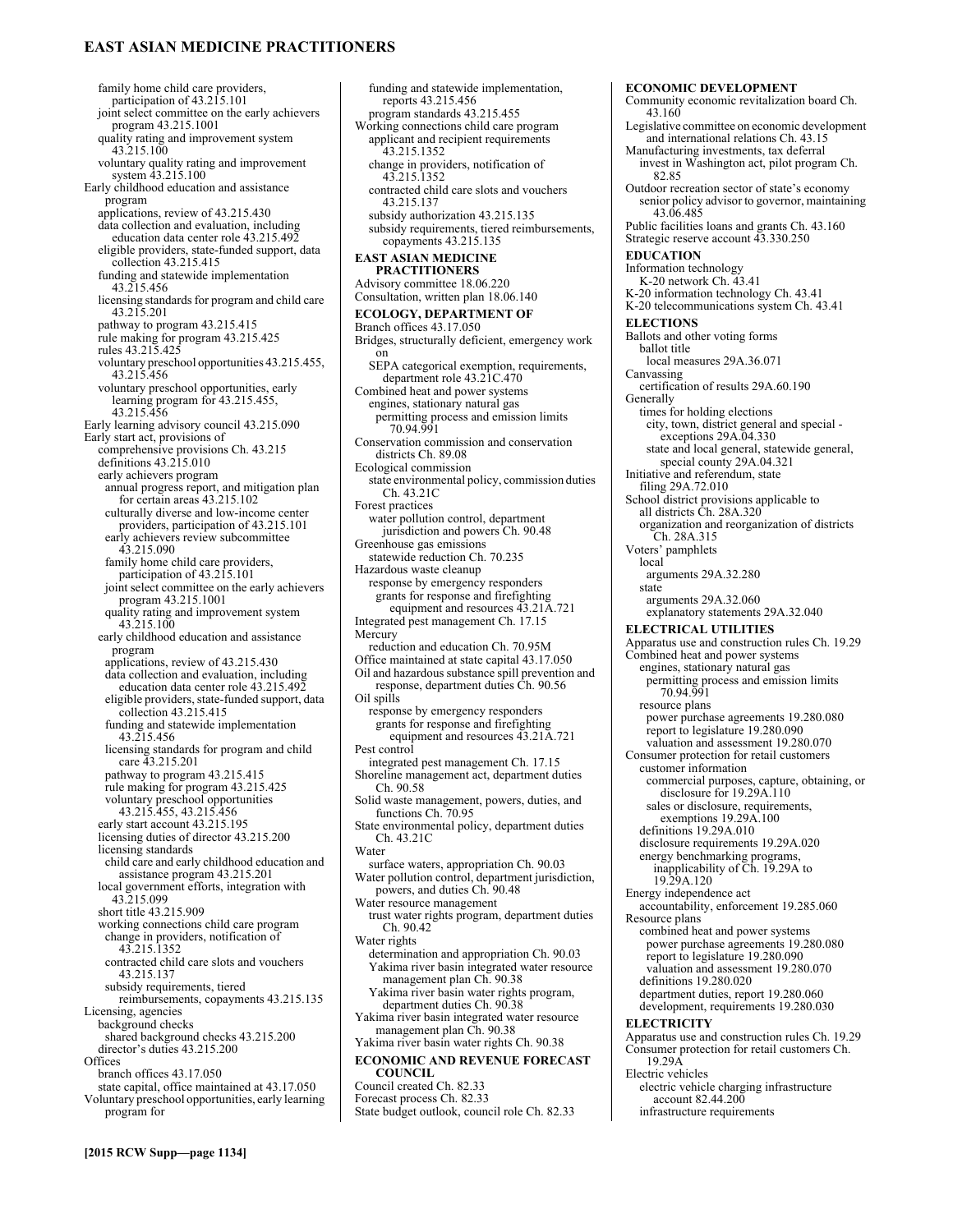family home child care providers, participation of 43.215.101
joint select committee on the early achievers program 43.215.1001
quality rating and improvement system 43.215.100
voluntary quality rating and improvement system 43.215.100
Early childhood education and assistance program
applications, review of 43.215.430
data collection and evaluation, including education data center role 43.215.492
eligible providers, state-funded support, data collection 43.215.415
funding and statewide implementation 43.215.456
licensing standards for program and child care 43.215.201
pathway to program 43.215.415
rule making for program 43.215.425
rules 43.215.425
voluntary preschool opportunities 43.215.455, 43.215.456
voluntary preschool opportunities, early learning program for 43.215.455, 43.215.456
Early learning advisory council 43.215.090
Early start act, provisions of
comprehensive provisions Ch. 43.215
definitions 43.215.010
early achievers program
annual progress report, and mitigation plan for certain areas 43.215.102
culturally diverse and low-income center providers, participation of 43.215.101
early achievers review subcommittee 43.215.090
family home child care providers, participation of 43.215.101
joint select committee on the early achievers program 43.215.1001
quality rating and improvement system 43.215.100
early childhood education and assistance program
applications, review of 43.215.430
data collection and evaluation, including education data center role 43.215.492
eligible providers, state-funded support, data collection 43.215.415
funding and statewide implementation 43.215.456
licensing standards for program and child care 43.215.201
pathway to program 43.215.415
rule making for program 43.215.425
voluntary preschool opportunities 43.215.455, 43.215.456
early start account 43.215.195
licensing duties of director 43.215.200
licensing standards
child care and early childhood education and assistance program 43.215.201
local government efforts, integration with 43.215.099
short title 43.215.909
working connections child care program
change in providers, notification of 43.215.1352
contracted child care slots and vouchers 43.215.137
subsidy requirements, tiered reimbursements, copayments 43.215.135
Licensing, agencies
background checks
shared background checks 43.215.200
director's duties 43.215.200
Offices
branch offices 43.17.050
state capital, office maintained at 43.17.050
Voluntary preschool opportunities, early learning program for
funding and statewide implementation, reports 43.215.456
program standards 43.215.455
Working connections child care program
applicant and recipient requirements 43.215.1352
change in providers, notification of 43.215.1352
contracted child care slots and vouchers 43.215.137
subsidy authorization 43.215.135
subsidy requirements, tiered reimbursements, copayments 43.215.135

**EAST ASIAN MEDICINE PRACTITIONERS**

Advisory committee 18.06.220
Consultation, written plan 18.06.140

**ECOLOGY, DEPARTMENT OF**

Branch offices 43.17.050
Bridges, structurally deficient, emergency work on
SEPA categorical exemption, requirements, department role 43.21C.470
Combined heat and power systems
engines, stationary natural gas
permitting process and emission limits 70.94.991
Conservation commission and conservation districts Ch. 89.08
Ecological commission
state environmental policy, commission duties Ch. 43.21C
Forest practices
water pollution control, department jurisdiction and powers Ch. 90.48
Greenhouse gas emissions
statewide reduction Ch. 70.235
Hazardous waste cleanup
response by emergency responders
grants for response and firefighting equipment and resources 43.21A.721
Integrated pest management Ch. 17.15
Mercury
reduction and education Ch. 70.95M
Office maintained at state capital 43.17.050
Oil and hazardous substance spill prevention and response, department duties Ch. 90.56
Oil spills
response by emergency responders
grants for response and firefighting equipment and resources 43.21A.721
Pest control
integrated pest management Ch. 17.15
Shoreline management act, department duties Ch. 90.58
Solid waste management, powers, duties, and functions Ch. 70.95
State environmental policy, department duties Ch. 43.21C
Water
surface waters, appropriation Ch. 90.03
Water pollution control, department jurisdiction, powers, and duties Ch. 90.48
Water resource management
trust water rights program, department duties Ch. 90.42
Water rights
determination and appropriation Ch. 90.03
Yakima river basin integrated water resource management plan Ch. 90.38
Yakima river basin water rights program, department duties Ch. 90.38
Yakima river basin integrated water resource management plan Ch. 90.38
Yakima river basin water rights Ch. 90.38

**ECONOMIC AND REVENUE FORECAST COUNCIL**

Council created Ch. 82.33
Forecast process Ch. 82.33
State budget outlook, council role Ch. 82.33

**ECONOMIC DEVELOPMENT**

Community economic revitalization board Ch. 43.160
Legislative committee on economic development and international relations Ch. 43.15
Manufacturing investments, tax deferral
invest in Washington act, pilot program Ch. 82.85
Outdoor recreation sector of state's economy
senior policy advisor to governor, maintaining 43.06.485
Public facilities loans and grants Ch. 43.160
Strategic reserve account 43.330.250

**EDUCATION**

Information technology
K-20 network Ch. 43.41
K-20 information technology Ch. 43.41
K-20 telecommunications system Ch. 43.41

**ELECTIONS**

Ballots and other voting forms
ballot title
local measures 29A.36.071
Canvassing
certification of results 29A.60.190
Generally
times for holding elections
city, town, district general and special - exceptions 29A.04.330
state and local general, statewide general, special county 29A.04.321
Initiative and referendum, state
filing 29A.72.010
School district provisions applicable to
all districts Ch. 28A.320
organization and reorganization of districts Ch. 28A.315
Voters' pamphlets
local
arguments 29A.32.280
state
arguments 29A.32.060
explanatory statements 29A.32.040

**ELECTRICAL UTILITIES**

Apparatus use and construction rules Ch. 19.29
Combined heat and power systems
engines, stationary natural gas
permitting process and emission limits 70.94.991
resource plans
power purchase agreements 19.280.080
report to legislature 19.280.090
valuation and assessment 19.280.070
Consumer protection for retail customers
customer information
commercial purposes, capture, obtaining, or disclosure for 19.29A.110
sales or disclosure, requirements, exemptions 19.29A.100
definitions 19.29A.010
disclosure requirements 19.29A.020
energy benchmarking programs, inapplicability of Ch. 19.29A to 19.29A.120
Energy independence act
accountability, enforcement 19.285.060
Resource plans
combined heat and power systems
power purchase agreements 19.280.080
report to legislature 19.280.090
valuation and assessment 19.280.070
definitions 19.280.020
department duties, report 19.280.060
development, requirements 19.280.030

**ELECTRICITY**

Apparatus use and construction rules Ch. 19.29
Consumer protection for retail customers Ch. 19.29A
Electric vehicles
electric vehicle charging infrastructure account 82.44.200
infrastructure requirements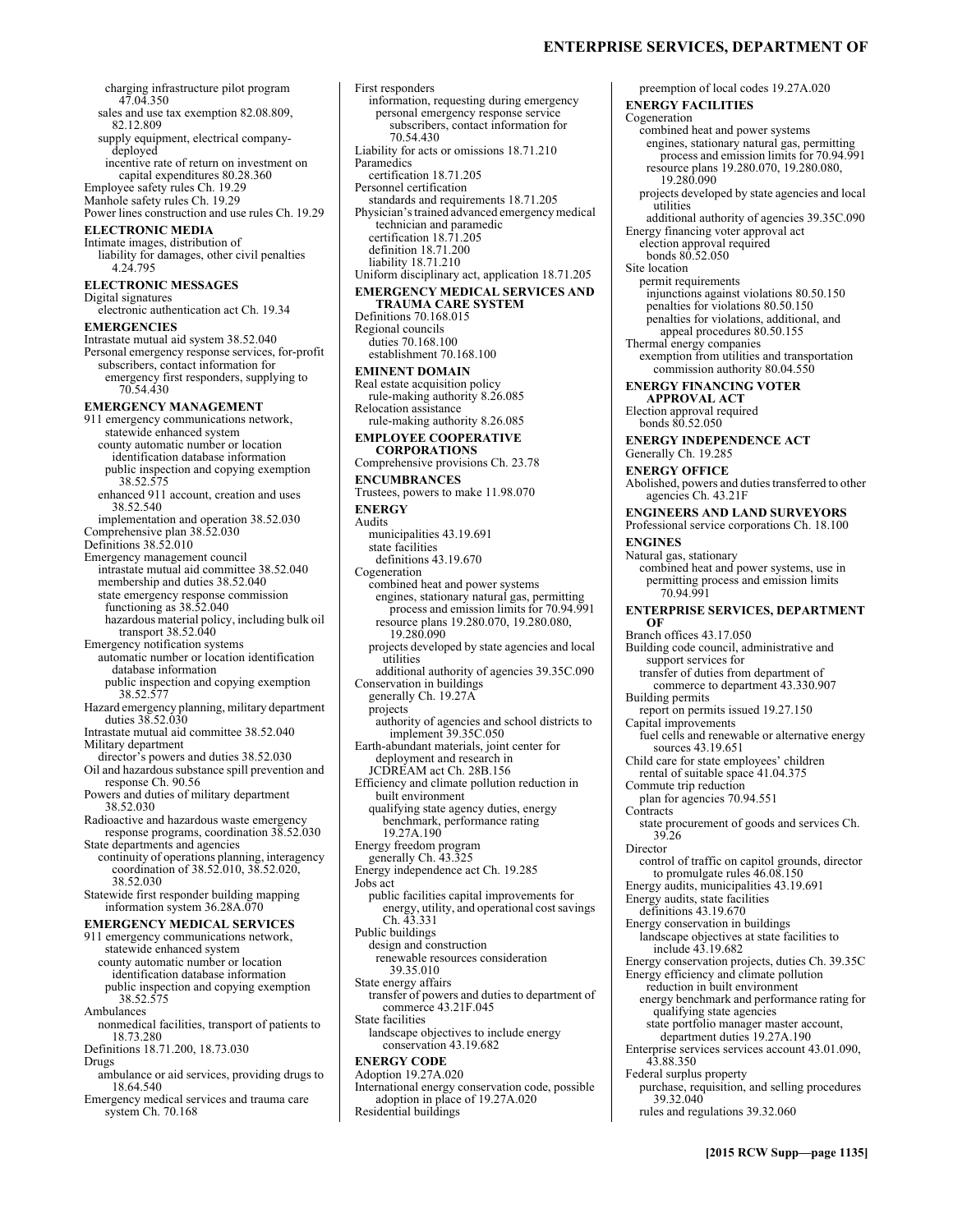charging infrastructure pilot program 47.04.350
sales and use tax exemption 82.08.809, 82.12.809
supply equipment, electrical company-deployed
incentive rate of return on investment on capital expenditures 80.28.360
Employee safety rules Ch. 19.29
Manhole safety rules Ch. 19.29
Power lines construction and use rules Ch. 19.29

**ELECTRONIC MEDIA**

Intimate images, distribution of
liability for damages, other civil penalties 4.24.795

**ELECTRONIC MESSAGES**

Digital signatures
electronic authentication act Ch. 19.34

**EMERGENCIES**

Intrastate mutual aid system 38.52.040
Personal emergency response services, for-profit subscribers, contact information for emergency first responders, supplying to 70.54.430

**EMERGENCY MANAGEMENT**

911 emergency communications network, statewide enhanced system
county automatic number or location identification database information
public inspection and copying exemption 38.52.575
enhanced 911 account, creation and uses 38.52.540
implementation and operation 38.52.030
Comprehensive plan 38.52.030
Definitions 38.52.010
Emergency management council
intrastate mutual aid committee 38.52.040
membership and duties 38.52.040
state emergency response commission
functioning as 38.52.040
hazardous material policy, including bulk oil transport 38.52.040
Emergency notification systems
automatic number or location identification database information
public inspection and copying exemption 38.52.577
Hazard emergency planning, military department duties 38.52.030
Intrastate mutual aid committee 38.52.040
Military department
director's powers and duties 38.52.030
Oil and hazardous substance spill prevention and response Ch. 90.56
Powers and duties of military department 38.52.030
Radioactive and hazardous waste emergency response programs, coordination 38.52.030
State departments and agencies
continuity of operations planning, interagency coordination of 38.52.010, 38.52.020, 38.52.030
Statewide first responder building mapping information system 36.28A.070

**EMERGENCY MEDICAL SERVICES**

911 emergency communications network, statewide enhanced system
county automatic number or location identification database information
public inspection and copying exemption 38.52.575
Ambulances
nonmedical facilities, transport of patients to 18.73.280
Definitions 18.71.200, 18.73.030
Drugs
ambulance or aid services, providing drugs to 18.64.540
Emergency medical services and trauma care system Ch. 70.168
First responders
information, requesting during emergency
personal emergency response service subscribers, contact information for 70.54.430
Liability for acts or omissions 18.71.210
Paramedics
certification 18.71.205
Personnel certification
standards and requirements 18.71.205
Physician's trained advanced emergency medical technician and paramedic
certification 18.71.205
definition 18.71.200
liability 18.71.210
Uniform disciplinary act, application 18.71.205

**EMERGENCY MEDICAL SERVICES AND TRAUMA CARE SYSTEM**

Definitions 70.168.015
Regional councils
duties 70.168.100
establishment 70.168.100

**EMINENT DOMAIN**

Real estate acquisition policy
rule-making authority 8.26.085
Relocation assistance
rule-making authority 8.26.085

**EMPLOYEE COOPERATIVE CORPORATIONS**

Comprehensive provisions Ch. 23.78

**ENCUMBRANCES**

Trustees, powers to make 11.98.070

**ENERGY**

Audits
municipalities 43.19.691
state facilities
definitions 43.19.670
Cogeneration
combined heat and power systems
engines, stationary natural gas, permitting process and emission limits for 70.94.991
resource plans 19.280.070, 19.280.080, 19.280.090
projects developed by state agencies and local utilities
additional authority of agencies 39.35C.090
Conservation in buildings
generally Ch. 19.27A
projects
authority of agencies and school districts to implement 39.35C.050
Earth-abundant materials, joint center for deployment and research in
JCDREAM act Ch. 28B.156
Efficiency and climate pollution reduction in built environment
qualifying state agency duties, energy benchmark, performance rating 19.27A.190
Energy freedom program
generally Ch. 43.325
Energy independence act Ch. 19.285
Jobs act
public facilities capital improvements for energy, utility, and operational cost savings Ch. 43.331
Public buildings
design and construction
renewable resources consideration 39.35.010
State energy affairs
transfer of powers and duties to department of commerce 43.21F.045
State facilities
landscape objectives to include energy conservation 43.19.682

**ENERGY CODE**

Adoption 19.27A.020
International energy conservation code, possible adoption in place of 19.27A.020
Residential buildings
preemption of local codes 19.27A.020

**ENERGY FACILITIES**

Cogeneration
combined heat and power systems
engines, stationary natural gas, permitting process and emission limits for 70.94.991
resource plans 19.280.070, 19.280.080, 19.280.090
projects developed by state agencies and local utilities
additional authority of agencies 39.35C.090
Energy financing voter approval act
election approval required
bonds 80.52.050
Site location
permit requirements
injunctions against violations 80.50.150
penalties for violations 80.50.150
penalties for violations, additional, and appeal procedures 80.50.155
Thermal energy companies
exemption from utilities and transportation commission authority 80.04.550

**ENERGY FINANCING VOTER APPROVAL ACT**

Election approval required
bonds 80.52.050

**ENERGY INDEPENDENCE ACT**

Generally Ch. 19.285

**ENERGY OFFICE**

Abolished, powers and duties transferred to other agencies Ch. 43.21F

**ENGINEERS AND LAND SURVEYORS**

Professional service corporations Ch. 18.100

**ENGINES**

Natural gas, stationary
combined heat and power systems, use in permitting process and emission limits 70.94.991

**ENTERPRISE SERVICES, DEPARTMENT OF**

Branch offices 43.17.050
Building code council, administrative and support services for
transfer of duties from department of commerce to department 43.330.907
Building permits
report on permits issued 19.27.150
Capital improvements
fuel cells and renewable or alternative energy sources 43.19.651
Child care for state employees' children
rental of suitable space 41.04.375
Commute trip reduction
plan for agencies 70.94.551
Contracts
state procurement of goods and services Ch. 39.26
Director
control of traffic on capitol grounds, director to promulgate rules 46.08.150
Energy audits, municipalities 43.19.691
Energy audits, state facilities
definitions 43.19.670
Energy conservation in buildings
landscape objectives at state facilities to include 43.19.682
Energy conservation projects, duties Ch. 39.35C
Energy efficiency and climate pollution reduction in built environment
energy benchmark and performance rating for qualifying state agencies
state portfolio manager master account, department duties 19.27A.190
Enterprise services services account 43.01.090, 43.88.350
Federal surplus property
purchase, requisition, and selling procedures 39.32.040
rules and regulations 39.32.060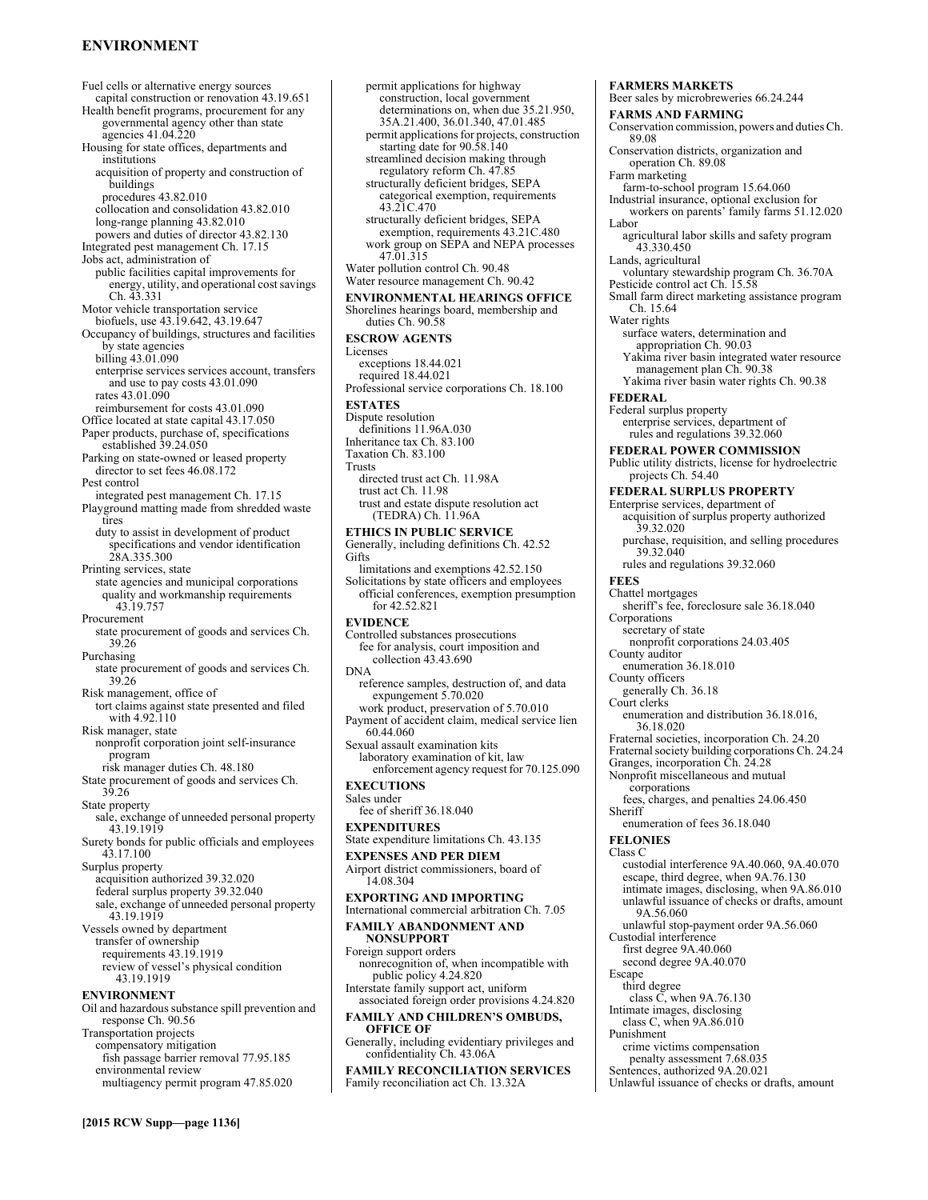Fuel cells or alternative energy sources
capital construction or renovation 43.19.651
Health benefit programs, procurement for any governmental agency other than state agencies 41.04.220
Housing for state offices, departments and institutions
acquisition of property and construction of buildings
procedures 43.82.010
collocation and consolidation 43.82.010
long-range planning 43.82.010
powers and duties of director 43.82.130
Integrated pest management Ch. 17.15
Jobs act, administration of
public facilities capital improvements for energy, utility, and operational cost savings Ch. 43.331
Motor vehicle transportation service
biofuels, use 43.19.642, 43.19.647
Occupancy of buildings, structures and facilities by state agencies
billing 43.01.090
enterprise services services account, transfers and use to pay costs 43.01.090
rates 43.01.090
reimbursement for costs 43.01.090
Office located at state capital 43.17.050
Paper products, purchase of, specifications established 39.24.050
Parking on state-owned or leased property
director to set fees 46.08.172
Pest control
integrated pest management Ch. 17.15
Playground matting made from shredded waste tires
duty to assist in development of product specifications and vendor identification 28A.335.300
Printing services, state
state agencies and municipal corporations
quality and workmanship requirements 43.19.757
Procurement
state procurement of goods and services Ch. 39.26
Purchasing
state procurement of goods and services Ch. 39.26
Risk management, office of
tort claims against state presented and filed with 4.92.110
Risk manager, state
nonprofit corporation joint self-insurance program
risk manager duties Ch. 48.180
State procurement of goods and services Ch. 39.26
State property
sale, exchange of unneeded personal property 43.19.1919
Surety bonds for public officials and employees 43.17.100
Surplus property
acquisition authorized 39.32.020
federal surplus property 39.32.040
sale, exchange of unneeded personal property 43.19.1919
Vessels owned by department
transfer of ownership
requirements 43.19.1919
review of vessel's physical condition 43.19.1919

**ENVIRONMENT**

Oil and hazardous substance spill prevention and response Ch. 90.56
Transportation projects
compensatory mitigation
fish passage barrier removal 77.95.185
environmental review
multiagency permit program 47.85.020
permit applications for highway construction, local government determinations on, when due 35.21.950, 35A.21.400, 36.01.340, 47.01.485
permit applications for projects, construction starting date for 90.58.140
streamlined decision making through regulatory reform Ch. 47.85
structurally deficient bridges, SEPA categorical exemption, requirements 43.21C.470
structurally deficient bridges, SEPA exemption, requirements 43.21C.480
work group on SEPA and NEPA processes 47.01.315
Water pollution control Ch. 90.48
Water resource management Ch. 90.42

**ENVIRONMENTAL HEARINGS OFFICE**

Shorelines hearings board, membership and duties Ch. 90.58

**ESCROW AGENTS**

Licenses
exceptions 18.44.021
required 18.44.021
Professional service corporations Ch. 18.100

**ESTATES**

Dispute resolution
definitions 11.96A.030
Inheritance tax Ch. 83.100
Taxation Ch. 83.100
Trusts
directed trust act Ch. 11.98A
trust act Ch. 11.98
trust and estate dispute resolution act (TEDRA) Ch. 11.96A

**ETHICS IN PUBLIC SERVICE**

Generally, including definitions Ch. 42.52
Gifts
limitations and exemptions 42.52.150
Solicitations by state officers and employees
official conferences, exemption presumption for 42.52.821

**EVIDENCE**

Controlled substances prosecutions
fee for analysis, court imposition and collection 43.43.690
DNA
reference samples, destruction of, and data expungement 5.70.020
work product, preservation of 5.70.010
Payment of accident claim, medical service lien 60.44.060
Sexual assault examination kits
laboratory examination of kit, law enforcement agency request for 70.125.090

**EXECUTIONS**

Sales under
fee of sheriff 36.18.040

**EXPENDITURES**

State expenditure limitations Ch. 43.135

**EXPENSES AND PER DIEM**

Airport district commissioners, board of 14.08.304

**EXPORTING AND IMPORTING**

International commercial arbitration Ch. 7.05

**FAMILY ABANDONMENT AND NONSUPPORT**

Foreign support orders
nonrecognition of, when incompatible with public policy 4.24.820
Interstate family support act, uniform
associated foreign order provisions 4.24.820

**FAMILY AND CHILDREN'S OMBUDS, OFFICE OF**

Generally, including evidentiary privileges and confidentiality Ch. 43.06A

**FAMILY RECONCILIATION SERVICES**

Family reconciliation act Ch. 13.32A

**FARMERS MARKETS**

Beer sales by microbreweries 66.24.244

**FARMS AND FARMING**

Conservation commission, powers and duties Ch. 89.08
Conservation districts, organization and operation Ch. 89.08
Farm marketing
farm-to-school program 15.64.060
Industrial insurance, optional exclusion for workers on parents' family farms 51.12.020
Labor
agricultural labor skills and safety program 43.330.450
Lands, agricultural
voluntary stewardship program Ch. 36.70A
Pesticide control act Ch. 15.58
Small farm direct marketing assistance program Ch. 15.64
Water rights
surface waters, determination and appropriation Ch. 90.03
Yakima river basin integrated water resource management plan Ch. 90.38
Yakima river basin water rights Ch. 90.38

**FEDERAL**

Federal surplus property
enterprise services, department of
rules and regulations 39.32.060

**FEDERAL POWER COMMISSION**

Public utility districts, license for hydroelectric projects Ch. 54.40

**FEDERAL SURPLUS PROPERTY**

Enterprise services, department of
acquisition of surplus property authorized 39.32.020
purchase, requisition, and selling procedures 39.32.040
rules and regulations 39.32.060

**FEES**

Chattel mortgages
sheriff's fee, foreclosure sale 36.18.040
Corporations
secretary of state
nonprofit corporations 24.03.405
County auditor
enumeration 36.18.010
County officers
generally Ch. 36.18
Court clerks
enumeration and distribution 36.18.016, 36.18.020
Fraternal societies, incorporation Ch. 24.20
Fraternal society building corporations Ch. 24.24
Granges, incorporation Ch. 24.28
Nonprofit miscellaneous and mutual corporations
fees, charges, and penalties 24.06.450
Sheriff
enumeration of fees 36.18.040

**FELONIES**

Class C
custodial interference 9A.40.060, 9A.40.070
escape, third degree, when 9A.76.130
intimate images, disclosing, when 9A.86.010
unlawful issuance of checks or drafts, amount 9A.56.060
unlawful stop-payment order 9A.56.060
Custodial interference
first degree 9A.40.060
second degree 9A.40.070
Escape
third degree
class C, when 9A.76.130
Intimate images, disclosing
class C, when 9A.86.010
Punishment
crime victims compensation
penalty assessment 7.68.035
Sentences, authorized 9A.20.021
Unlawful issuance of checks or drafts, amount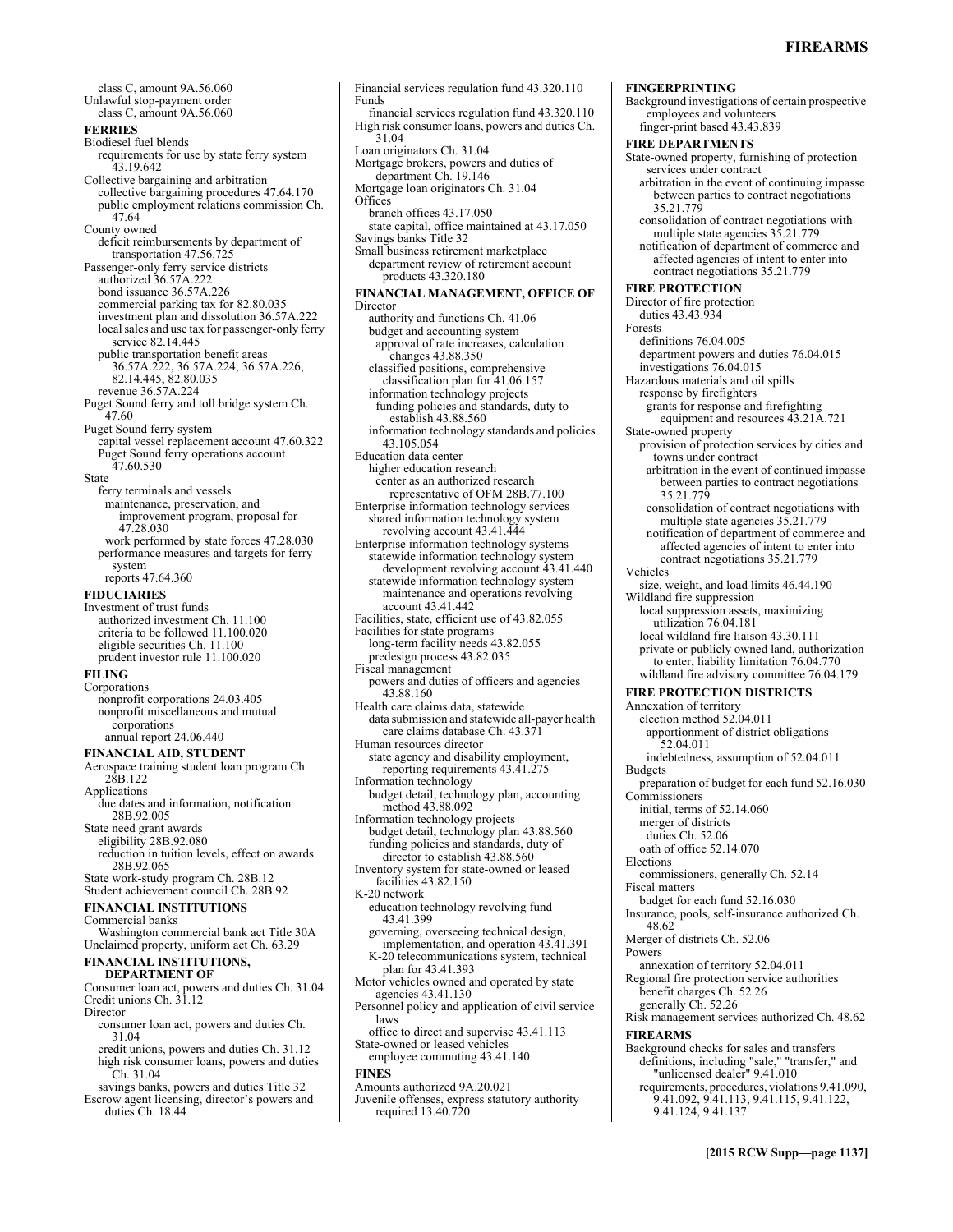class C, amount 9A.56.060
Unlawful stop-payment order
class C, amount 9A.56.060

**FERRIES**

Biodiesel fuel blends
requirements for use by state ferry system 43.19.642
Collective bargaining and arbitration
collective bargaining procedures 47.64.170
public employment relations commission Ch. 47.64
County owned
deficit reimbursements by department of transportation 47.56.725
Passenger-only ferry service districts
authorized 36.57A.222
bond issuance 36.57A.226
commercial parking tax for 82.80.035
investment plan and dissolution 36.57A.222
local sales and use tax for passenger-only ferry service 82.14.445
public transportation benefit areas 36.57A.222, 36.57A.224, 36.57A.226, 82.14.445, 82.80.035
revenue 36.57A.224
Puget Sound ferry and toll bridge system Ch. 47.60
Puget Sound ferry system
capital vessel replacement account 47.60.322
Puget Sound ferry operations account 47.60.530
State
ferry terminals and vessels
maintenance, preservation, and improvement program, proposal for 47.28.030
work performed by state forces 47.28.030
performance measures and targets for ferry system
reports 47.64.360

**FIDUCIARIES**

Investment of trust funds
authorized investment Ch. 11.100
criteria to be followed 11.100.020
eligible securities Ch. 11.100
prudent investor rule 11.100.020

**FILING**

Corporations
nonprofit corporations 24.03.405
nonprofit miscellaneous and mutual corporations
annual report 24.06.440

**FINANCIAL AID, STUDENT**

Aerospace training student loan program Ch. 28B.122
Applications
due dates and information, notification 28B.92.005
State need grant awards
eligibility 28B.92.080
reduction in tuition levels, effect on awards 28B.92.065
State work-study program Ch. 28B.12
Student achievement council Ch. 28B.92

**FINANCIAL INSTITUTIONS**

Commercial banks
Washington commercial bank act Title 30A
Unclaimed property, uniform act Ch. 63.29

**FINANCIAL INSTITUTIONS, DEPARTMENT OF**

Consumer loan act, powers and duties Ch. 31.04
Credit unions Ch. 31.12
Director
consumer loan act, powers and duties Ch. 31.04
credit unions, powers and duties Ch. 31.12
high risk consumer loans, powers and duties Ch. 31.04
savings banks, powers and duties Title 32
Escrow agent licensing, director's powers and duties Ch. 18.44
Financial services regulation fund 43.320.110
Funds
financial services regulation fund 43.320.110
High risk consumer loans, powers and duties Ch. 31.04
Loan originators Ch. 31.04
Mortgage brokers, powers and duties of department Ch. 19.146
Mortgage loan originators Ch. 31.04
Offices
branch offices 43.17.050
state capital, office maintained at 43.17.050
Savings banks Title 32
Small business retirement marketplace
department review of retirement account products 43.320.180

**FINANCIAL MANAGEMENT, OFFICE OF**

Director
authority and functions Ch. 41.06
budget and accounting system
approval of rate increases, calculation changes 43.88.350
classified positions, comprehensive classification plan for 41.06.157
information technology projects
funding policies and standards, duty to establish 43.88.560
information technology standards and policies 43.105.054
Education data center
higher education research
center as an authorized research representative of OFM 28B.77.100
Enterprise information technology services
shared information technology system revolving account 43.41.444
Enterprise information technology systems
statewide information technology system development revolving account 43.41.440
statewide information technology system maintenance and operations revolving account 43.41.442
Facilities, state, efficient use of 43.82.055
Facilities for state programs
long-term facility needs 43.82.055
predesign process 43.82.035
Fiscal management
powers and duties of officers and agencies 43.88.160
Health care claims data, statewide
data submission and statewide all-payer health care claims database Ch. 43.371
Human resources director
state agency and disability employment, reporting requirements 43.41.275
Information technology
budget detail, technology plan, accounting method 43.88.092
Information technology projects
budget detail, technology plan 43.88.560
funding policies and standards, duty of director to establish 43.88.560
Inventory system for state-owned or leased facilities 43.82.150
K-20 network
education technology revolving fund 43.41.399
governing, overseeing technical design, implementation, and operation 43.41.391
K-20 telecommunications system, technical plan for 43.41.393
Motor vehicles owned and operated by state agencies 43.41.130
Personnel policy and application of civil service laws
office to direct and supervise 43.41.113
State-owned or leased vehicles
employee commuting 43.41.140

**FINES**

Amounts authorized 9A.20.021
Juvenile offenses, express statutory authority required 13.40.720

**FINGERPRINTING**

Background investigations of certain prospective employees and volunteers
finger-print based 43.43.839

**FIRE DEPARTMENTS**

State-owned property, furnishing of protection services under contract
arbitration in the event of continuing impasse between parties to contract negotiations 35.21.779
consolidation of contract negotiations with multiple state agencies 35.21.779
notification of department of commerce and affected agencies of intent to enter into contract negotiations 35.21.779

**FIRE PROTECTION**

Director of fire protection
duties 43.43.934
Forests
definitions 76.04.005
department powers and duties 76.04.015
investigations 76.04.015
Hazardous materials and oil spills
response by firefighters
grants for response and firefighting equipment and resources 43.21A.721
State-owned property
provision of protection services by cities and towns under contract
arbitration in the event of continued impasse between parties to contract negotiations 35.21.779
consolidation of contract negotiations with multiple state agencies 35.21.779
notification of department of commerce and affected agencies of intent to enter into contract negotiations 35.21.779
Vehicles
size, weight, and load limits 46.44.190
Wildland fire suppression
local suppression assets, maximizing utilization 76.04.181
local wildland fire liaison 43.30.111
private or publicly owned land, authorization to enter, liability limitation 76.04.770
wildland fire advisory committee 76.04.179

**FIRE PROTECTION DISTRICTS**

Annexation of territory
election method 52.04.011
apportionment of district obligations 52.04.011
indebtedness, assumption of 52.04.011
Budgets
preparation of budget for each fund 52.16.030
Commissioners
initial, terms of 52.14.060
merger of districts
duties Ch. 52.06
oath of office 52.14.070
Elections
commissioners, generally Ch. 52.14
Fiscal matters
budget for each fund 52.16.030
Insurance, pools, self-insurance authorized Ch. 48.62
Merger of districts Ch. 52.06
Powers
annexation of territory 52.04.011
Regional fire protection service authorities
benefit charges Ch. 52.26
generally Ch. 52.26
Risk management services authorized Ch. 48.62

**FIREARMS**

Background checks for sales and transfers
definitions, including "sale," "transfer," and "unlicensed dealer" 9.41.010
requirements, procedures, violations 9.41.090, 9.41.092, 9.41.113, 9.41.115, 9.41.122, 9.41.124, 9.41.137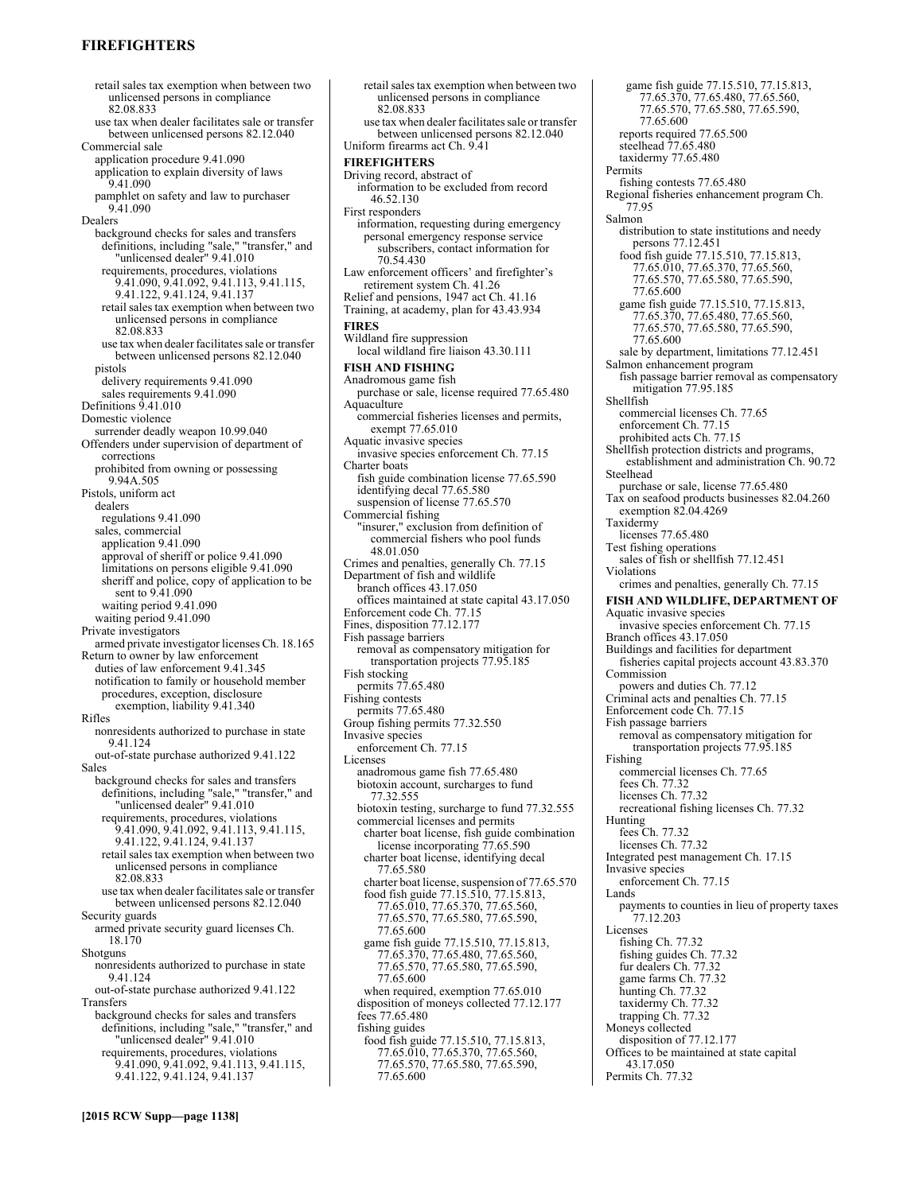retail sales tax exemption when between two unlicensed persons in compliance 82.08.833
use tax when dealer facilitates sale or transfer between unlicensed persons 82.12.040

Commercial sale
application procedure 9.41.090
application to explain diversity of laws 9.41.090
pamphlet on safety and law to purchaser 9.41.090

Dealers
background checks for sales and transfers
definitions, including "sale," "transfer," and "unlicensed dealer" 9.41.010
requirements, procedures, violations 9.41.090, 9.41.092, 9.41.113, 9.41.115, 9.41.122, 9.41.124, 9.41.137
retail sales tax exemption when between two unlicensed persons in compliance 82.08.833
use tax when dealer facilitates sale or transfer between unlicensed persons 82.12.040
pistols
delivery requirements 9.41.090
sales requirements 9.41.090

Definitions 9.41.010

Domestic violence
surrender deadly weapon 10.99.040

Offenders under supervision of department of corrections
prohibited from owning or possessing 9.94A.505

Pistols, uniform act
dealers
regulations 9.41.090
sales, commercial
application 9.41.090
approval of sheriff or police 9.41.090
limitations on persons eligible 9.41.090
sheriff and police, copy of application to be sent to 9.41.090
waiting period 9.41.090
waiting period 9.41.090

Private investigators
armed private investigator licenses Ch. 18.165

Return to owner by law enforcement
duties of law enforcement 9.41.345
notification to family or household member
procedures, exception, disclosure exemption, liability 9.41.340

Rifles
nonresidents authorized to purchase in state 9.41.124
out-of-state purchase authorized 9.41.122

Sales
background checks for sales and transfers
definitions, including "sale," "transfer," and "unlicensed dealer" 9.41.010
requirements, procedures, violations 9.41.090, 9.41.092, 9.41.113, 9.41.115, 9.41.122, 9.41.124, 9.41.137
retail sales tax exemption when between two unlicensed persons in compliance 82.08.833
use tax when dealer facilitates sale or transfer between unlicensed persons 82.12.040

Security guards
armed private security guard licenses Ch. 18.170

Shotguns
nonresidents authorized to purchase in state 9.41.124
out-of-state purchase authorized 9.41.122

Transfers
background checks for sales and transfers
definitions, including "sale," "transfer," and "unlicensed dealer" 9.41.010
requirements, procedures, violations 9.41.090, 9.41.092, 9.41.113, 9.41.115, 9.41.122, 9.41.124, 9.41.137
retail sales tax exemption when between two unlicensed persons in compliance 82.08.833
use tax when dealer facilitates sale or transfer between unlicensed persons 82.12.040

Uniform firearms act Ch. 9.41

**FIREFIGHTERS**

Driving record, abstract of
information to be excluded from record 46.52.130

First responders
information, requesting during emergency
personal emergency response service subscribers, contact information for 70.54.430

Law enforcement officers' and firefighter's retirement system Ch. 41.26

Relief and pensions, 1947 act Ch. 41.16

Training, at academy, plan for 43.43.934

**FIRES**

Wildland fire suppression
local wildland fire liaison 43.30.111

**FISH AND FISHING**

Anadromous game fish
purchase or sale, license required 77.65.480

Aquaculture
commercial fisheries licenses and permits, exempt 77.65.010

Aquatic invasive species
invasive species enforcement Ch. 77.15

Charter boats
fish guide combination license 77.65.590
identifying decal 77.65.580
suspension of license 77.65.570

Commercial fishing
"insurer," exclusion from definition of commercial fishers who pool funds 48.01.050

Crimes and penalties, generally Ch. 77.15

Department of fish and wildlife
branch offices 43.17.050
offices maintained at state capital 43.17.050

Enforcement code Ch. 77.15

Fines, disposition 77.12.177

Fish passage barriers
removal as compensatory mitigation for transportation projects 77.95.185

Fish stocking
permits 77.65.480

Fishing contests
permits 77.65.480

Group fishing permits 77.32.550

Invasive species
enforcement Ch. 77.15

Licenses
anadromous game fish 77.65.480
biotoxin account, surcharges to fund 77.32.555
biotoxin testing, surcharge to fund 77.32.555
commercial licenses and permits
charter boat license, fish guide combination license incorporating 77.65.590
charter boat license, identifying decal 77.65.580
charter boat license, suspension of 77.65.570
food fish guide 77.15.510, 77.15.813, 77.65.010, 77.65.370, 77.65.560, 77.65.570, 77.65.580, 77.65.590, 77.65.600
game fish guide 77.15.510, 77.15.813, 77.65.370, 77.65.480, 77.65.560, 77.65.570, 77.65.580, 77.65.590, 77.65.600
when required, exemption 77.65.010
disposition of moneys collected 77.12.177
fees 77.65.480
fishing guides
food fish guide 77.15.510, 77.15.813, 77.65.010, 77.65.370, 77.65.560, 77.65.570, 77.65.580, 77.65.590, 77.65.600
game fish guide 77.15.510, 77.15.813, 77.65.370, 77.65.480, 77.65.560, 77.65.570, 77.65.580, 77.65.590, 77.65.600
reports required 77.65.500
steelhead 77.65.480
taxidermy 77.65.480

Permits
fishing contests 77.65.480

Regional fisheries enhancement program Ch. 77.95

Salmon
distribution to state institutions and needy persons 77.12.451
food fish guide 77.15.510, 77.15.813, 77.65.010, 77.65.370, 77.65.560, 77.65.570, 77.65.580, 77.65.590, 77.65.600
game fish guide 77.15.510, 77.15.813, 77.65.370, 77.65.480, 77.65.560, 77.65.570, 77.65.580, 77.65.590, 77.65.600
sale by department, limitations 77.12.451

Salmon enhancement program
fish passage barrier removal as compensatory mitigation 77.95.185

Shellfish
commercial licenses Ch. 77.65
enforcement Ch. 77.15
prohibited acts Ch. 77.15

Shellfish protection districts and programs, establishment and administration Ch. 90.72

Steelhead
purchase or sale, license 77.65.480

Tax on seafood products businesses 82.04.260
exemption 82.04.4269

Taxidermy
licenses 77.65.480

Test fishing operations
sales of fish or shellfish 77.12.451

Violations
crimes and penalties, generally Ch. 77.15

**FISH AND WILDLIFE, DEPARTMENT OF**

Aquatic invasive species
invasive species enforcement Ch. 77.15

Branch offices 43.17.050

Buildings and facilities for department
fisheries capital projects account 43.83.370

Commission
powers and duties Ch. 77.12

Criminal acts and penalties Ch. 77.15

Enforcement code Ch. 77.15

Fish passage barriers
removal as compensatory mitigation for transportation projects 77.95.185

Fishing
commercial licenses Ch. 77.65
fees Ch. 77.32
licenses Ch. 77.32
recreational fishing licenses Ch. 77.32

Hunting
fees Ch. 77.32
licenses Ch. 77.32

Integrated pest management Ch. 17.15

Invasive species
enforcement Ch. 77.15

Lands
payments to counties in lieu of property taxes 77.12.203

Licenses
fishing Ch. 77.32
fishing guides Ch. 77.32
fur dealers Ch. 77.32
game farms Ch. 77.32
hunting Ch. 77.32
taxidermy Ch. 77.32
trapping Ch. 77.32

Moneys collected
disposition of 77.12.177

Offices to be maintained at state capital 43.17.050

Permits Ch. 77.32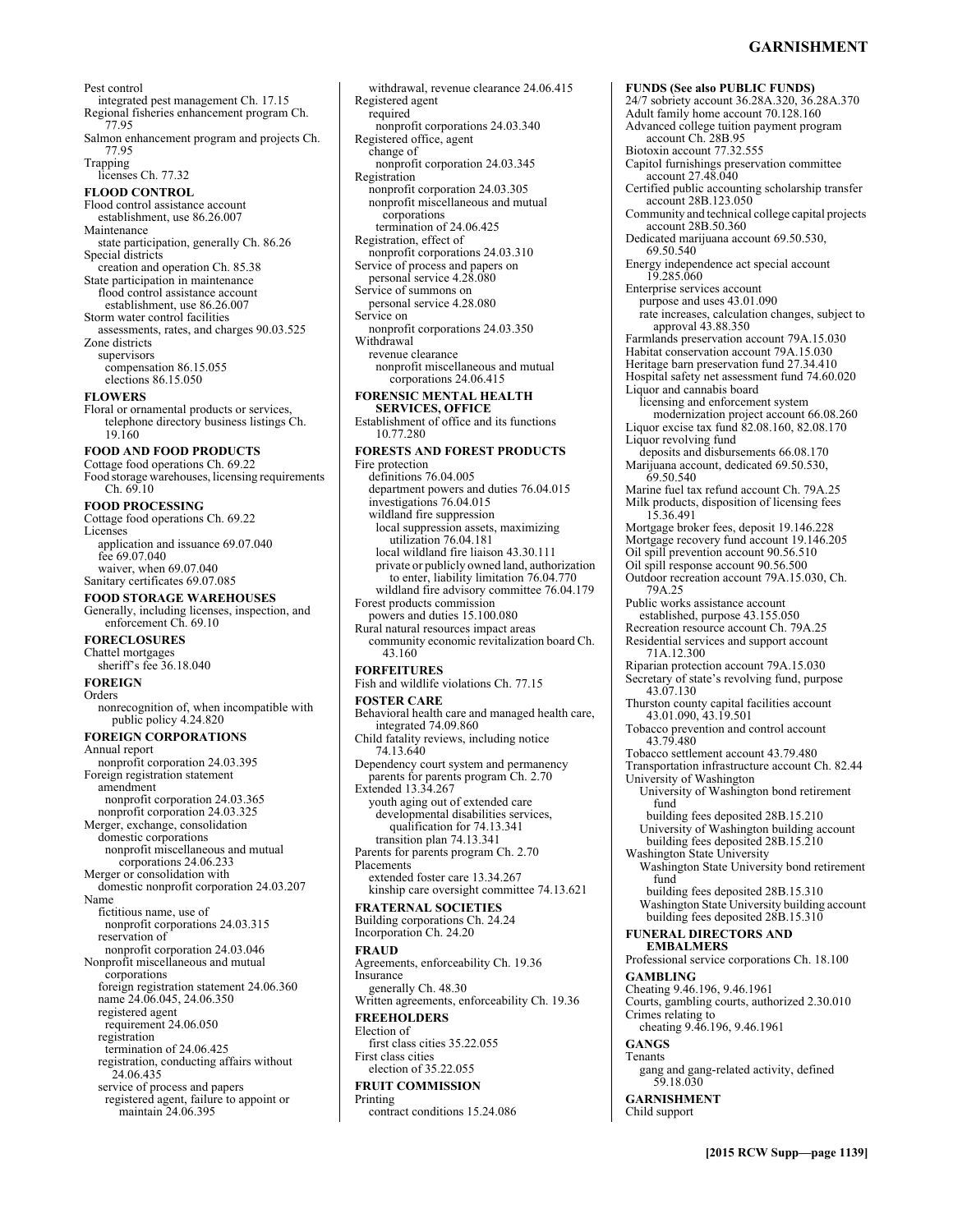Pest control
  integrated pest management Ch. 17.15
Regional fisheries enhancement program Ch. 77.95
Salmon enhancement program and projects Ch. 77.95
Trapping
  licenses Ch. 77.32

**FLOOD CONTROL**

Flood control assistance account
  establishment, use 86.26.007
Maintenance
  state participation, generally Ch. 86.26
Special districts
  creation and operation Ch. 85.38
State participation in maintenance
  flood control assistance account
    establishment, use 86.26.007
Storm water control facilities
  assessments, rates, and charges 90.03.525
Zone districts
  supervisors
    compensation 86.15.055
    elections 86.15.050

**FLOWERS**

Floral or ornamental products or services, telephone directory business listings Ch. 19.160

**FOOD AND FOOD PRODUCTS**

Cottage food operations Ch. 69.22
Food storage warehouses, licensing requirements Ch. 69.10

**FOOD PROCESSING**

Cottage food operations Ch. 69.22
Licenses
  application and issuance 69.07.040
  fee 69.07.040
  waiver, when 69.07.040
Sanitary certificates 69.07.085

**FOOD STORAGE WAREHOUSES**

Generally, including licenses, inspection, and enforcement Ch. 69.10

**FORECLOSURES**

Chattel mortgages
  sheriff's fee 36.18.040

**FOREIGN**

Orders
  nonrecognition of, when incompatible with public policy 4.24.820

**FOREIGN CORPORATIONS**

Annual report
  nonprofit corporation 24.03.395
Foreign registration statement
  amendment
    nonprofit corporation 24.03.365
  nonprofit corporation 24.03.325
Merger, exchange, consolidation
  domestic corporations
    nonprofit miscellaneous and mutual corporations 24.06.233
Merger or consolidation with
  domestic nonprofit corporation 24.03.207
Name
  fictitious name, use of
    nonprofit corporations 24.03.315
  reservation of
    nonprofit corporation 24.03.046
Nonprofit miscellaneous and mutual corporations
  foreign registration statement 24.06.360
  name 24.06.045, 24.06.350
  registered agent
    requirement 24.06.050
  registration
    termination of 24.06.425
  registration, conducting affairs without 24.06.435
  service of process and papers
    registered agent, failure to appoint or maintain 24.06.395
  withdrawal, revenue clearance 24.06.415
Registered agent
  required
    nonprofit corporations 24.03.340
Registered office, agent
  change of
    nonprofit corporation 24.03.345
Registration
  nonprofit corporation 24.03.305
  nonprofit miscellaneous and mutual corporations
    termination of 24.06.425
Registration, effect of
  nonprofit corporations 24.03.310
Service of process and papers on
  personal service 4.28.080
Service of summons on
  personal service 4.28.080
Service on
  nonprofit corporations 24.03.350
Withdrawal
  revenue clearance
    nonprofit miscellaneous and mutual corporations 24.06.415

**FORENSIC MENTAL HEALTH SERVICES, OFFICE**

Establishment of office and its functions 10.77.280

**FORESTS AND FOREST PRODUCTS**

Fire protection
  definitions 76.04.005
  department powers and duties 76.04.015
  investigations 76.04.015
  wildland fire suppression
    local suppression assets, maximizing utilization 76.04.181
    local wildland fire liaison 43.30.111
    private or publicly owned land, authorization to enter, liability limitation 76.04.770
  wildland fire advisory committee 76.04.179
Forest products commission
  powers and duties 15.100.080
Rural natural resources impact areas
  community economic revitalization board Ch. 43.160

**FORFEITURES**

Fish and wildlife violations Ch. 77.15

**FOSTER CARE**

Behavioral health care and managed health care, integrated 74.09.860
Child fatality reviews, including notice 74.13.640
Dependency court system and permanency parents for parents program Ch. 2.70
Extended 13.34.267
  youth aging out of extended care
    developmental disabilities services, qualification for 74.13.341
  transition plan 74.13.341
Parents for parents program Ch. 2.70
Placements
  extended foster care 13.34.267
  kinship care oversight committee 74.13.621

**FRATERNAL SOCIETIES**

Building corporations Ch. 24.24
Incorporation Ch. 24.20

**FRAUD**

Agreements, enforceability Ch. 19.36
Insurance
  generally Ch. 48.30
Written agreements, enforceability Ch. 19.36

**FREEHOLDERS**

Election of
  first class cities 35.22.055
First class cities
  election of 35.22.055

**FRUIT COMMISSION**

Printing
  contract conditions 15.24.086

**FUNDS (See also PUBLIC FUNDS)**

24/7 sobriety account 36.28A.320, 36.28A.370
Adult family home account 70.128.160
Advanced college tuition payment program account Ch. 28B.95
Biotoxin account 77.32.555
Capitol furnishings preservation committee account 27.48.040
Certified public accounting scholarship transfer account 28B.123.050
Community and technical college capital projects account 28B.50.360
Dedicated marijuana account 69.50.530, 69.50.540
Energy independence act special account 19.285.060
Enterprise services account
  purpose and uses 43.01.090
  rate increases, calculation changes, subject to approval 43.88.350
Farmlands preservation account 79A.15.030
Habitat conservation account 79A.15.030
Heritage barn preservation fund 27.34.410
Hospital safety net assessment fund 74.60.020
Liquor and cannabis board
  licensing and enforcement system modernization project account 66.08.260
Liquor excise tax fund 82.08.160, 82.08.170
Liquor revolving fund
  deposits and disbursements 66.08.170
Marijuana account, dedicated 69.50.530, 69.50.540
Marine fuel tax refund account Ch. 79A.25
Milk products, disposition of licensing fees 15.36.491
Mortgage broker fees, deposit 19.146.228
Mortgage recovery fund account 19.146.205
Oil spill prevention account 90.56.510
Oil spill response account 90.56.500
Outdoor recreation account 79A.15.030, Ch. 79A.25
Public works assistance account
  established, purpose 43.155.050
Recreation resource account Ch. 79A.25
Residential services and support account 71A.12.300
Riparian protection account 79A.15.030
Secretary of state's revolving fund, purpose 43.07.130
Thurston county capital facilities account 43.01.090, 43.19.501
Tobacco prevention and control account 43.79.480
Tobacco settlement account 43.79.480
Transportation infrastructure account Ch. 82.44
University of Washington
  University of Washington bond retirement fund
    building fees deposited 28B.15.210
  University of Washington building account
    building fees deposited 28B.15.210
Washington State University
  Washington State University bond retirement fund
    building fees deposited 28B.15.310
  Washington State University building account
    building fees deposited 28B.15.310

**FUNERAL DIRECTORS AND EMBALMERS**

Professional service corporations Ch. 18.100

**GAMBLING**

Cheating 9.46.196, 9.46.1961
Courts, gambling courts, authorized 2.30.010
Crimes relating to
  cheating 9.46.196, 9.46.1961

**GANGS**

Tenants
  gang and gang-related activity, defined 59.18.030

**GARNISHMENT**

Child support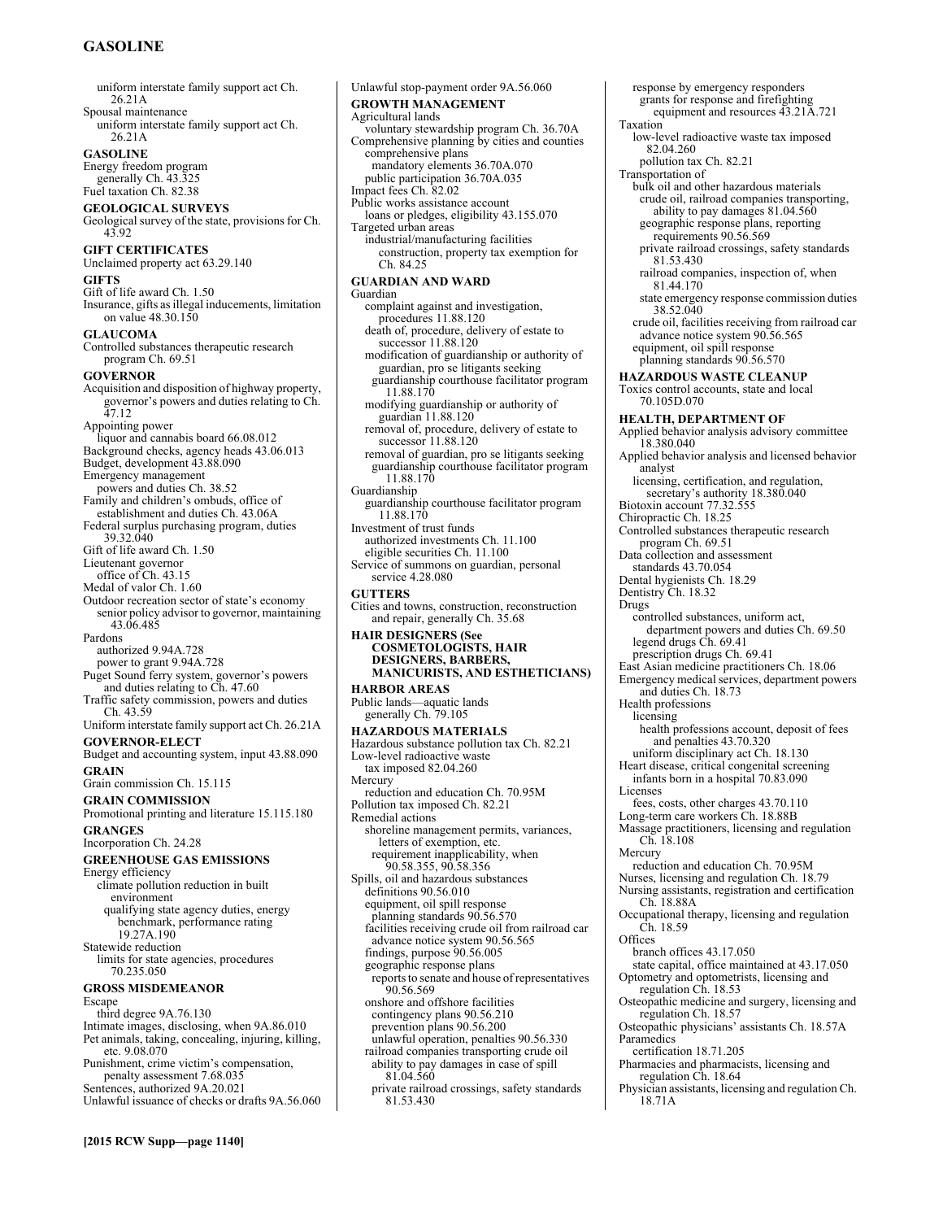uniform interstate family support act Ch. 26.21A
Spousal maintenance
uniform interstate family support act Ch. 26.21A

**GASOLINE**
Energy freedom program
generally Ch. 43.325
Fuel taxation Ch. 82.38

**GEOLOGICAL SURVEYS**
Geological survey of the state, provisions for Ch. 43.92

**GIFT CERTIFICATES**
Unclaimed property act 63.29.140

**GIFTS**
Gift of life award Ch. 1.50
Insurance, gifts as illegal inducements, limitation on value 48.30.150

**GLAUCOMA**
Controlled substances therapeutic research program Ch. 69.51

**GOVERNOR**
Acquisition and disposition of highway property, governor's powers and duties relating to Ch. 47.12
Appointing power
liquor and cannabis board 66.08.012
Background checks, agency heads 43.06.013
Budget, development 43.88.090
Emergency management
powers and duties Ch. 38.52
Family and children's ombuds, office of
establishment and duties Ch. 43.06A
Federal surplus purchasing program, duties 39.32.040
Gift of life award Ch. 1.50
Lieutenant governor
office of Ch. 43.15
Medal of valor Ch. 1.60
Outdoor recreation sector of state's economy
senior policy advisor to governor, maintaining 43.06.485
Pardons
authorized 9.94A.728
power to grant 9.94A.728
Puget Sound ferry system, governor's powers and duties relating to Ch. 47.60
Traffic safety commission, powers and duties Ch. 43.59
Uniform interstate family support act Ch. 26.21A

**GOVERNOR-ELECT**
Budget and accounting system, input 43.88.090

**GRAIN**
Grain commission Ch. 15.115

**GRAIN COMMISSION**
Promotional printing and literature 15.115.180

**GRANGES**
Incorporation Ch. 24.28

**GREENHOUSE GAS EMISSIONS**
Energy efficiency
climate pollution reduction in built environment
qualifying state agency duties, energy benchmark, performance rating 19.27A.190
Statewide reduction
limits for state agencies, procedures 70.235.050

**GROSS MISDEMEANOR**
Escape
third degree 9A.76.130
Intimate images, disclosing, when 9A.86.010
Pet animals, taking, concealing, injuring, killing, etc. 9.08.070
Punishment, crime victim's compensation, penalty assessment 7.68.035
Sentences, authorized 9A.20.021
Unlawful issuance of checks or drafts 9A.56.060
Unlawful stop-payment order 9A.56.060

**GROWTH MANAGEMENT**
Agricultural lands
voluntary stewardship program Ch. 36.70A
Comprehensive planning by cities and counties
comprehensive plans
mandatory elements 36.70A.070
public participation 36.70A.035
Impact fees Ch. 82.02
Public works assistance account
loans or pledges, eligibility 43.155.070
Targeted urban areas
industrial/manufacturing facilities
construction, property tax exemption for Ch. 84.25

**GUARDIAN AND WARD**
Guardian
complaint against and investigation, procedures 11.88.120
death of, procedure, delivery of estate to successor 11.88.120
modification of guardianship or authority of guardian, pro se litigants seeking
guardianship courthouse facilitator program 11.88.170
modifying guardianship or authority of guardian 11.88.120
removal of, procedure, delivery of estate to successor 11.88.120
removal of guardian, pro se litigants seeking
guardianship courthouse facilitator program 11.88.170
Guardianship
guardianship courthouse facilitator program 11.88.170
Investment of trust funds
authorized investments Ch. 11.100
eligible securities Ch. 11.100
Service of summons on guardian, personal service 4.28.080

**GUTTERS**
Cities and towns, construction, reconstruction and repair, generally Ch. 35.68

**HAIR DESIGNERS (See COSMETOLOGISTS, HAIR DESIGNERS, BARBERS, MANICURISTS, AND ESTHETICIANS)**

**HARBOR AREAS**
Public lands—aquatic lands
generally Ch. 79.105

**HAZARDOUS MATERIALS**
Hazardous substance pollution tax Ch. 82.21
Low-level radioactive waste
tax imposed 82.04.260
Mercury
reduction and education Ch. 70.95M
Pollution tax imposed Ch. 82.21
Remedial actions
shoreline management permits, variances, letters of exemption, etc.
requirement inapplicability, when 90.58.355, 90.58.356
Spills, oil and hazardous substances
definitions 90.56.010
equipment, oil spill response
planning standards 90.56.570
facilities receiving crude oil from railroad car
advance notice system 90.56.565
findings, purpose 90.56.005
geographic response plans
reports to senate and house of representatives 90.56.569
onshore and offshore facilities
contingency plans 90.56.210
prevention plans 90.56.200
unlawful operation, penalties 90.56.330
railroad companies transporting crude oil
ability to pay damages in case of spill 81.04.560
private railroad crossings, safety standards 81.53.430
response by emergency responders
grants for response and firefighting equipment and resources 43.21A.721
Taxation
low-level radioactive waste tax imposed 82.04.260
pollution tax Ch. 82.21
Transportation of
bulk oil and other hazardous materials
crude oil, railroad companies transporting, ability to pay damages 81.04.560
geographic response plans, reporting requirements 90.56.569
private railroad crossings, safety standards 81.53.430
railroad companies, inspection of, when 81.44.170
state emergency response commission duties 38.52.040
crude oil, facilities receiving from railroad car
advance notice system 90.56.565
equipment, oil spill response
planning standards 90.56.570

**HAZARDOUS WASTE CLEANUP**
Toxics control accounts, state and local 70.105D.070

**HEALTH, DEPARTMENT OF**
Applied behavior analysis advisory committee 18.380.040
Applied behavior analysis and licensed behavior analyst
licensing, certification, and regulation, secretary's authority 18.380.040
Biotoxin account 77.32.555
Chiropractic Ch. 18.25
Controlled substances therapeutic research program Ch. 69.51
Data collection and assessment
standards 43.70.054
Dental hygienists Ch. 18.29
Dentistry Ch. 18.32
Drugs
controlled substances, uniform act, department powers and duties Ch. 69.50
legend drugs Ch. 69.41
prescription drugs Ch. 69.41
East Asian medicine practitioners Ch. 18.06
Emergency medical services, department powers and duties Ch. 18.73
Health professions
licensing
health professions account, deposit of fees and penalties 43.70.320
uniform disciplinary act Ch. 18.130
Heart disease, critical congenital screening
infants born in a hospital 70.83.090
Licenses
fees, costs, other charges 43.70.110
Long-term care workers Ch. 18.88B
Massage practitioners, licensing and regulation Ch. 18.108
Mercury
reduction and education Ch. 70.95M
Nurses, licensing and regulation Ch. 18.79
Nursing assistants, registration and certification Ch. 18.88A
Occupational therapy, licensing and regulation Ch. 18.59
Offices
branch offices 43.17.050
state capital, office maintained at 43.17.050
Optometry and optometrists, licensing and regulation Ch. 18.53
Osteopathic medicine and surgery, licensing and regulation Ch. 18.57
Osteopathic physicians' assistants Ch. 18.57A
Paramedics
certification 18.71.205
Pharmacies and pharmacists, licensing and regulation Ch. 18.64
Physician assistants, licensing and regulation Ch. 18.71A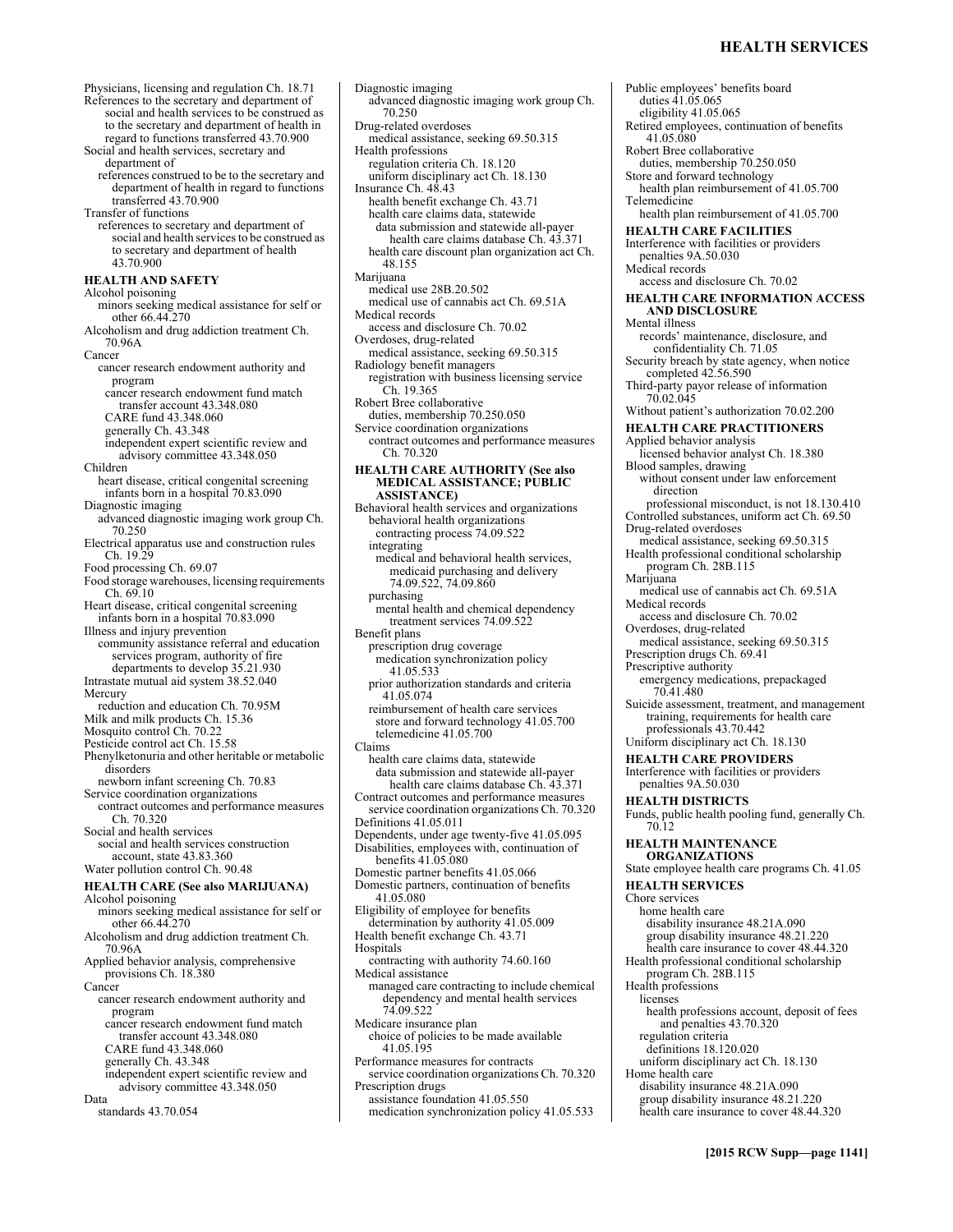Physicians, licensing and regulation Ch. 18.71
References to the secretary and department of social and health services to be construed as to the secretary and department of health in regard to functions transferred 43.70.900
Social and health services, secretary and department of
  references construed to be to the secretary and department of health in regard to functions transferred 43.70.900
Transfer of functions
  references to secretary and department of social and health services to be construed as to secretary and department of health 43.70.900

**HEALTH AND SAFETY**

Alcohol poisoning
  minors seeking medical assistance for self or other 66.44.270
Alcoholism and drug addiction treatment Ch. 70.96A
Cancer
  cancer research endowment authority and program
    cancer research endowment fund match transfer account 43.348.080
    CARE fund 43.348.060
    generally Ch. 43.348
    independent expert scientific review and advisory committee 43.348.050
Children
  heart disease, critical congenital screening infants born in a hospital 70.83.090
Diagnostic imaging
  advanced diagnostic imaging work group Ch. 70.250
Electrical apparatus use and construction rules Ch. 19.29
Food processing Ch. 69.07
Food storage warehouses, licensing requirements Ch. 69.10
Heart disease, critical congenital screening infants born in a hospital 70.83.090
Illness and injury prevention
  community assistance referral and education services program, authority of fire departments to develop 35.21.930
Intrastate mutual aid system 38.52.040
Mercury
  reduction and education Ch. 70.95M
Milk and milk products Ch. 15.36
Mosquito control Ch. 70.22
Pesticide control act Ch. 15.58
Phenylketonuria and other heritable or metabolic disorders
  newborn infant screening Ch. 70.83
Service coordination organizations
  contract outcomes and performance measures Ch. 70.320
Social and health services
  social and health services construction account, state 43.83.360
Water pollution control Ch. 90.48

**HEALTH CARE (See also MARIJUANA)**

Alcohol poisoning
  minors seeking medical assistance for self or other 66.44.270
Alcoholism and drug addiction treatment Ch. 70.96A
Applied behavior analysis, comprehensive provisions Ch. 18.380
Cancer
  cancer research endowment authority and program
    cancer research endowment fund match transfer account 43.348.080
    CARE fund 43.348.060
    generally Ch. 43.348
    independent expert scientific review and advisory committee 43.348.050
Data
  standards 43.70.054
Diagnostic imaging
  advanced diagnostic imaging work group Ch. 70.250
Drug-related overdoses
  medical assistance, seeking 69.50.315
Health professions
  regulation criteria Ch. 18.120
  uniform disciplinary act Ch. 18.130
Insurance Ch. 48.43
  health benefit exchange Ch. 43.71
  health care claims data, statewide
    data submission and statewide all-payer health care claims database Ch. 43.371
  health care discount plan organization act Ch. 48.155
Marijuana
  medical use 28B.20.502
  medical use of cannabis act Ch. 69.51A
Medical records
  access and disclosure Ch. 70.02
Overdoses, drug-related
  medical assistance, seeking 69.50.315
Radiology benefit managers
  registration with business licensing service Ch. 19.365
Robert Bree collaborative
  duties, membership 70.250.050
Service coordination organizations
  contract outcomes and performance measures Ch. 70.320

**HEALTH CARE AUTHORITY (See also MEDICAL ASSISTANCE; PUBLIC ASSISTANCE)**

Behavioral health services and organizations
  behavioral health organizations
    contracting process 74.09.522
  integrating
    medical and behavioral health services, medicaid purchasing and delivery 74.09.522, 74.09.860
  purchasing
    mental health and chemical dependency treatment services 74.09.522
Benefit plans
  prescription drug coverage
    medication synchronization policy 41.05.533
  prior authorization standards and criteria 41.05.074
  reimbursement of health care services
    store and forward technology 41.05.700
    telemedicine 41.05.700
Claims
  health care claims data, statewide
    data submission and statewide all-payer health care claims database Ch. 43.371
Contract outcomes and performance measures
  service coordination organizations Ch. 70.320
Definitions 41.05.011
Dependents, under age twenty-five 41.05.095
Disabilities, employees with, continuation of benefits 41.05.080
Domestic partner benefits 41.05.066
Domestic partners, continuation of benefits 41.05.080
Eligibility of employee for benefits
  determination by authority 41.05.009
Health benefit exchange Ch. 43.71
Hospitals
  contracting with authority 74.60.160
Medical assistance
  managed care contracting to include chemical dependency and mental health services 74.09.522
Medicare insurance plan
  choice of policies to be made available 41.05.195
Performance measures for contracts
  service coordination organizations Ch. 70.320
Prescription drugs
  assistance foundation 41.05.550
  medication synchronization policy 41.05.533
Public employees' benefits board
  duties 41.05.065
  eligibility 41.05.065
Retired employees, continuation of benefits 41.05.080
Robert Bree collaborative
  duties, membership 70.250.050
Store and forward technology
  health plan reimbursement of 41.05.700
Telemedicine
  health plan reimbursement of 41.05.700

**HEALTH CARE FACILITIES**

Interference with facilities or providers
  penalties 9A.50.030
Medical records
  access and disclosure Ch. 70.02

**HEALTH CARE INFORMATION ACCESS AND DISCLOSURE**

Mental illness
  records' maintenance, disclosure, and confidentiality Ch. 71.05
Security breach by state agency, when notice completed 42.56.590
Third-party payor release of information 70.02.045
Without patient's authorization 70.02.200

**HEALTH CARE PRACTITIONERS**

Applied behavior analysis
  licensed behavior analyst Ch. 18.380
Blood samples, drawing
  without consent under law enforcement direction
    professional misconduct, is not 18.130.410
Controlled substances, uniform act Ch. 69.50
Drug-related overdoses
  medical assistance, seeking 69.50.315
Health professional conditional scholarship program Ch. 28B.115
Marijuana
  medical use of cannabis act Ch. 69.51A
Medical records
  access and disclosure Ch. 70.02
Overdoses, drug-related
  medical assistance, seeking 69.50.315
Prescription drugs Ch. 69.41
Prescriptive authority
  emergency medications, prepackaged 70.41.480
Suicide assessment, treatment, and management training, requirements for health care professionals 43.70.442
Uniform disciplinary act Ch. 18.130

**HEALTH CARE PROVIDERS**

Interference with facilities or providers
  penalties 9A.50.030

**HEALTH DISTRICTS**

Funds, public health pooling fund, generally Ch. 70.12

**HEALTH MAINTENANCE ORGANIZATIONS**

State employee health care programs Ch. 41.05

**HEALTH SERVICES**

Chore services
  home health care
    disability insurance 48.21A.090
    group disability insurance 48.21.220
    health care insurance to cover 48.44.320
Health professional conditional scholarship program Ch. 28B.115
Health professions
  licenses
    health professions account, deposit of fees and penalties 43.70.320
  regulation criteria
    definitions 18.120.020
  uniform disciplinary act Ch. 18.130
Home health care
  disability insurance 48.21A.090
  group disability insurance 48.21.220
  health care insurance to cover 48.44.320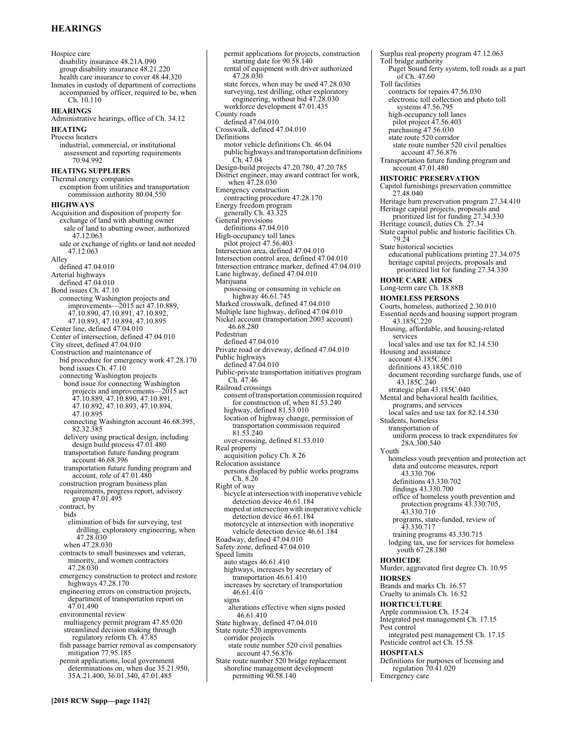Hospice care
  disability insurance 48.21A.090
  group disability insurance 48.21.220
  health care insurance to cover 48.44.320
Inmates in custody of department of corrections
  accompanied by officer, required to be, when Ch. 10.110

**HEARINGS**

Administrative hearings, office of Ch. 34.12

**HEATING**

Process heaters
  industrial, commercial, or institutional
    assessment and reporting requirements 70.94.992

**HEATING SUPPLIERS**

Thermal energy companies
  exemption from utilities and transportation commission authority 80.04.550

**HIGHWAYS**

Acquisition and disposition of property for exchange of land with abutting owner
  sale of land to abutting owner, authorized 47.12.063
  sale or exchange of rights or land not needed 47.12.063
Alley
  defined 47.04.010
Arterial highways
  defined 47.04.010
Bond issues Ch. 47.10
  connecting Washington projects and improvements—2015 act 47.10.889, 47.10.890, 47.10.891, 47.10.892, 47.10.893, 47.10.894, 47.10.895
Center line, defined 47.04.010
Center of intersection, defined 47.04.010
City street, defined 47.04.010
Construction and maintenance of
  bid procedure for emergency work 47.28.170
  bond issues Ch. 47.10
  connecting Washington projects
    bond issue for connecting Washington projects and improvements—2015 act 47.10.889, 47.10.890, 47.10.891, 47.10.892, 47.10.893, 47.10.894, 47.10.895
    connecting Washington account 46.68.395, 82.32.385
    delivery using practical design, including design build process 47.01.480
    transportation future funding program account 46.68.396
    transportation future funding program and account, role of 47.01.480
  construction program business plan requirements, progress report, advisory group 47.01.495
  contract, by
    bids
      elimination of bids for surveying, test drilling, exploratory engineering, when 47.28.030
    when 47.28.030
  contracts to small businesses and veteran, minority, and women contractors 47.28.030
  emergency construction to protect and restore highways 47.28.170
  engineering errors on construction projects, department of transportation report on 47.01.490
  environmental review
    multiagency permit program 47.85.020
    streamlined decision making through regulatory reform Ch. 47.85
  fish passage barrier removal as compensatory mitigation 77.95.185
  permit applications, local government determinations on, when due 35.21.950, 35A.21.400, 36.01.340, 47.01.485
  permit applications for projects, construction starting date for 90.58.140
  rental of equipment with driver authorized 47.28.030
  state forces, when may be used 47.28.030
  surveying, test drilling, other exploratory engineering, without bid 47.28.030
  workforce development 47.01.435
County roads
  defined 47.04.010
Crosswalk, defined 47.04.010
Definitions
  motor vehicle definitions Ch. 46.04
  public highways and transportation definitions Ch. 47.04
Design-build projects 47.20.780, 47.20.785
District engineer, may award contract for work, when 47.28.030
Emergency construction
  contracting procedure 47.28.170
Energy freedom program
  generally Ch. 43.325
General provisions
  definitions 47.04.010
High-occupancy toll lanes
  pilot project 47.56.403
Intersection area, defined 47.04.010
Intersection control area, defined 47.04.010
Intersection entrance marker, defined 47.04.010
Lane highway, defined 47.04.010
Marijuana
  possessing or consuming in vehicle on highway 46.61.745
Marked crosswalk, defined 47.04.010
Multiple lane highway, defined 47.04.010
Nickel account (transportation 2003 account) 46.68.280
Pedestrian
  defined 47.04.010
Private road or driveway, defined 47.04.010
Public highways
  defined 47.04.010
Public-private transportation initiatives program Ch. 47.46
Railroad crossings
  consent of transportation commission required for construction of, when 81.53.240
  highway, defined 81.53.010
  location of highway change, permission of transportation commission required 81.53.240
  over-crossing, defined 81.53.010
Real property
  acquisition policy Ch. 8.26
Relocation assistance
  persons displaced by public works programs Ch. 8.26
Right of way
  bicycle at intersection with inoperative vehicle detection device 46.61.184
  moped at intersection with inoperative vehicle detection device 46.61.184
  motorcycle at intersection with inoperative vehicle detection device 46.61.184
Roadway, defined 47.04.010
Safety zone, defined 47.04.010
Speed limits
  auto stages 46.61.410
  highways, increases by secretary of transportation 46.61.410
  increases by secretary of transportation 46.61.410
  signs
    alterations effective when signs posted 46.61.410
State highway, defined 47.04.010
State route 520 improvements
  corridor projects
    state route number 520 civil penalties account 47.56.876
State route number 520 bridge replacement
  shoreline management development permitting 90.58.140
Surplus real property program 47.12.063
Toll bridge authority
  Puget Sound ferry system, toll roads as a part of Ch. 47.60
Toll facilities
  contracts for repairs 47.56.030
  electronic toll collection and photo toll systems 47.56.795
  high-occupancy toll lanes
    pilot project 47.56.403
  purchasing 47.56.030
  state route 520 corridor
    state route number 520 civil penalties account 47.56.876
Transportation future funding program and account 47.01.480

**HISTORIC PRESERVATION**

Capitol furnishings preservation committee 27.48.040
Heritage barn preservation program 27.34.410
Heritage capital projects, proposals and prioritized list for funding 27.34.330
Heritage council, duties Ch. 27.34
State capitol public and historic facilities Ch. 79.24
State historical societies
  educational publications printing 27.34.075
  heritage capital projects, proposals and prioritized list for funding 27.34.330

**HOME CARE AIDES**

Long-term care Ch. 18.88B

**HOMELESS PERSONS**

Courts, homeless, authorized 2.30.010
Essential needs and housing support program 43.185C.220
Housing, affordable, and housing-related services
  local sales and use tax for 82.14.530
Housing and assistance
  account 43.185C.061
  definitions 43.185C.010
  document recording surcharge funds, use of 43.185C.240
  strategic plan 43.185C.040
Mental and behavioral health facilities, programs, and services
  local sales and use tax for 82.14.530
Students, homeless
  transportation of
    uniform process to track expenditures for 28A.300.540
Youth
  homeless youth prevention and protection act
    data and outcome measures, report 43.330.706
    definitions 43.330.702
    findings 43.330.700
    office of homeless youth prevention and protection programs 43.330.705, 43.330.710
    programs, state-funded, review of 43.330.717
    training programs 43.330.715
  lodging tax, use for services for homeless youth 67.28.180

**HOMICIDE**

Murder, aggravated first degree Ch. 10.95

**HORSES**

Brands and marks Ch. 16.57
Cruelty to animals Ch. 16.52

**HORTICULTURE**

Apple commission Ch. 15.24
Integrated pest management Ch. 17.15
Pest control
  integrated pest management Ch. 17.15
Pesticide control act Ch. 15.58

**HOSPITALS**

Definitions for purposes of licensing and regulation 70.41.020
Emergency care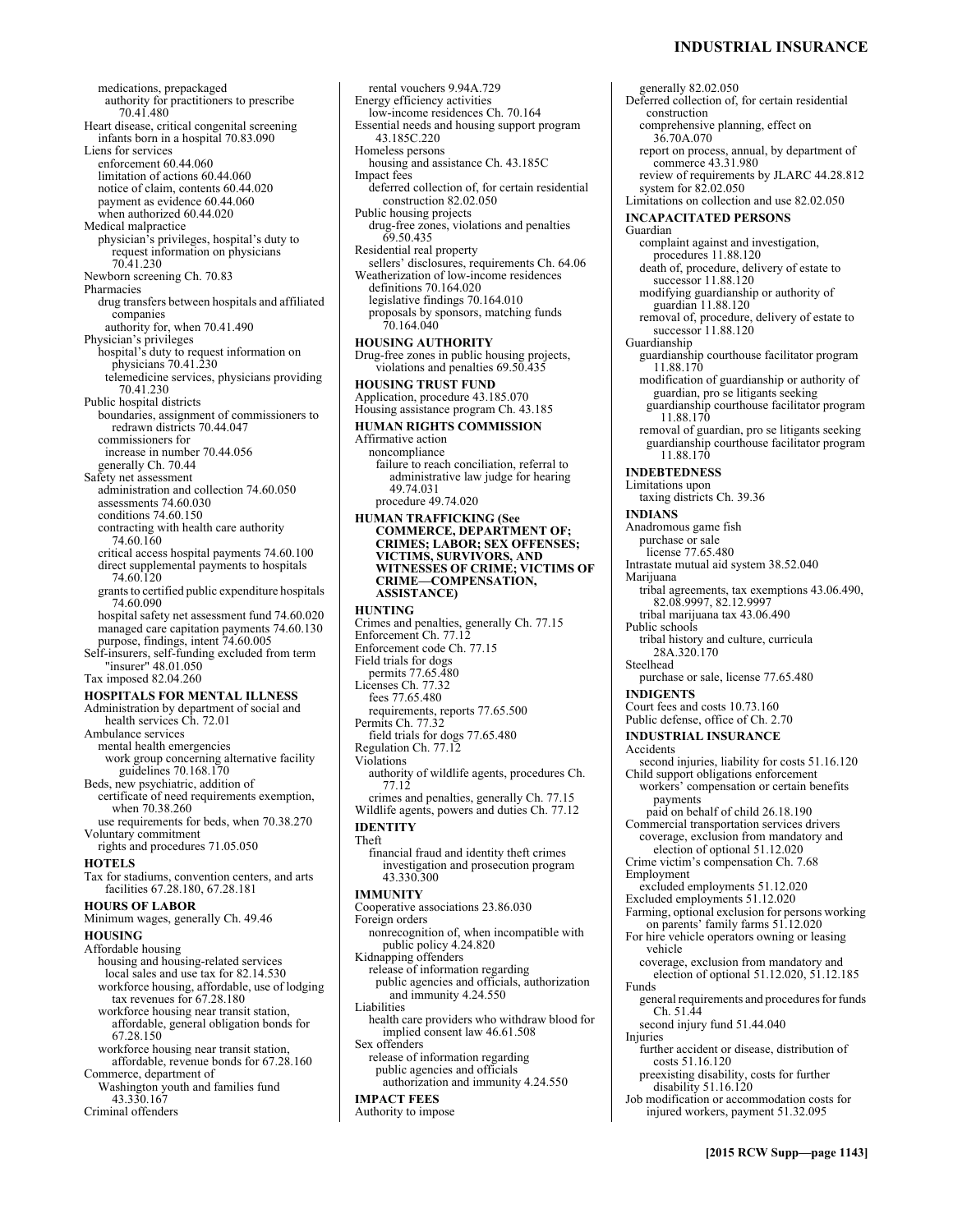medications, prepackaged
  authority for practitioners to prescribe 70.41.480
Heart disease, critical congenital screening
  infants born in a hospital 70.83.090
Liens for services
  enforcement 60.44.060
  limitation of actions 60.44.060
  notice of claim, contents 60.44.020
  payment as evidence 60.44.060
  when authorized 60.44.020
Medical malpractice
  physician's privileges, hospital's duty to request information on physicians 70.41.230
Newborn screening Ch. 70.83
Pharmacies
  drug transfers between hospitals and affiliated companies
    authority for, when 70.41.490
Physician's privileges
  hospital's duty to request information on physicians 70.41.230
  telemedicine services, physicians providing 70.41.230
Public hospital districts
  boundaries, assignment of commissioners to redrawn districts 70.44.047
  commissioners for
    increase in number 70.44.056
  generally Ch. 70.44
Safety net assessment
  administration and collection 74.60.050
  assessments 74.60.030
  conditions 74.60.150
  contracting with health care authority 74.60.160
  critical access hospital payments 74.60.100
  direct supplemental payments to hospitals 74.60.120
  grants to certified public expenditure hospitals 74.60.090
  hospital safety net assessment fund 74.60.020
  managed care capitation payments 74.60.130
  purpose, findings, intent 74.60.005
Self-insurers, self-funding excluded from term "insurer" 48.01.050
Tax imposed 82.04.260

**HOSPITALS FOR MENTAL ILLNESS**

Administration by department of social and health services Ch. 72.01
Ambulance services
  mental health emergencies
    work group concerning alternative facility guidelines 70.168.170
Beds, new psychiatric, addition of
  certificate of need requirements exemption, when 70.38.260
  use requirements for beds, when 70.38.270
Voluntary commitment
  rights and procedures 71.05.050

**HOTELS**

Tax for stadiums, convention centers, and arts facilities 67.28.180, 67.28.181

**HOURS OF LABOR**

Minimum wages, generally Ch. 49.46

**HOUSING**

Affordable housing
  housing and housing-related services
    local sales and use tax for 82.14.530
  workforce housing, affordable, use of lodging tax revenues for 67.28.180
  workforce housing near transit station, affordable, general obligation bonds for 67.28.150
  workforce housing near transit station, affordable, revenue bonds for 67.28.160
Commerce, department of
  Washington youth and families fund 43.330.167
Criminal offenders
  rental vouchers 9.94A.729
Energy efficiency activities
  low-income residences Ch. 70.164
Essential needs and housing support program 43.185C.220
Homeless persons
  housing and assistance Ch. 43.185C
Impact fees
  deferred collection of, for certain residential construction 82.02.050
Public housing projects
  drug-free zones, violations and penalties 69.50.435
Residential real property
  sellers' disclosures, requirements Ch. 64.06
Weatherization of low-income residences
  definitions 70.164.020
  legislative findings 70.164.010
  proposals by sponsors, matching funds 70.164.040

**HOUSING AUTHORITY**

Drug-free zones in public housing projects, violations and penalties 69.50.435

**HOUSING TRUST FUND**

Application, procedure 43.185.070
Housing assistance program Ch. 43.185

**HUMAN RIGHTS COMMISSION**

Affirmative action
  noncompliance
    failure to reach conciliation, referral to administrative law judge for hearing 49.74.031
  procedure 49.74.020

**HUMAN TRAFFICKING (See COMMERCE, DEPARTMENT OF; CRIMES; LABOR; SEX OFFENSES; VICTIMS, SURVIVORS, AND WITNESSES OF CRIME; VICTIMS OF CRIME—COMPENSATION, ASSISTANCE)**

**HUNTING**

Crimes and penalties, generally Ch. 77.15
Enforcement Ch. 77.12
Enforcement code Ch. 77.15
Field trials for dogs
  permits 77.65.480
Licenses Ch. 77.32
  fees 77.65.480
  requirements, reports 77.65.500
Permits Ch. 77.32
  field trials for dogs 77.65.480
Regulation Ch. 77.12
Violations
  authority of wildlife agents, procedures Ch. 77.12
  crimes and penalties, generally Ch. 77.15
Wildlife agents, powers and duties Ch. 77.12

**IDENTITY**

Theft
  financial fraud and identity theft crimes investigation and prosecution program 43.330.300

**IMMUNITY**

Cooperative associations 23.86.030
Foreign orders
  nonrecognition of, when incompatible with public policy 4.24.820
Kidnapping offenders
  release of information regarding
    public agencies and officials, authorization and immunity 4.24.550
Liabilities
  health care providers who withdraw blood for implied consent law 46.61.508
Sex offenders
  release of information regarding
    public agencies and officials
      authorization and immunity 4.24.550

**IMPACT FEES**

Authority to impose
  generally 82.02.050
Deferred collection of, for certain residential construction
  comprehensive planning, effect on 36.70A.070
  report on process, annual, by department of commerce 43.31.980
  review of requirements by JLARC 44.28.812
  system for 82.02.050
Limitations on collection and use 82.02.050

**INCAPACITATED PERSONS**

Guardian
  complaint against and investigation, procedures 11.88.120
  death of, procedure, delivery of estate to successor 11.88.120
  modifying guardianship or authority of guardian 11.88.120
  removal of, procedure, delivery of estate to successor 11.88.120
Guardianship
  guardianship courthouse facilitator program 11.88.170
  modification of guardianship or authority of guardian, pro se litigants seeking
    guardianship courthouse facilitator program 11.88.170
  removal of guardian, pro se litigants seeking
    guardianship courthouse facilitator program 11.88.170

**INDEBTEDNESS**

Limitations upon
  taxing districts Ch. 39.36

**INDIANS**

Anadromous game fish
  purchase or sale
    license 77.65.480
Intrastate mutual aid system 38.52.040
Marijuana
  tribal agreements, tax exemptions 43.06.490, 82.08.9997, 82.12.9997
  tribal marijuana tax 43.06.490
Public schools
  tribal history and culture, curricula 28A.320.170
Steelhead
  purchase or sale, license 77.65.480

**INDIGENTS**

Court fees and costs 10.73.160
Public defense, office of Ch. 2.70

**INDUSTRIAL INSURANCE**

Accidents
  second injuries, liability for costs 51.16.120
Child support obligations enforcement
  workers' compensation or certain benefits payments
    paid on behalf of child 26.18.190
Commercial transportation services drivers
  coverage, exclusion from mandatory and election of optional 51.12.020
Crime victim's compensation Ch. 7.68
Employment
  excluded employments 51.12.020
Excluded employments 51.12.020
Farming, optional exclusion for persons working on parents' family farms 51.12.020
For hire vehicle operators owning or leasing vehicle
  coverage, exclusion from mandatory and election of optional 51.12.020, 51.12.185
Funds
  general requirements and procedures for funds Ch. 51.44
  second injury fund 51.44.040
Injuries
  further accident or disease, distribution of costs 51.16.120
  preexisting disability, costs for further disability 51.16.120
Job modification or accommodation costs for injured workers, payment 51.32.095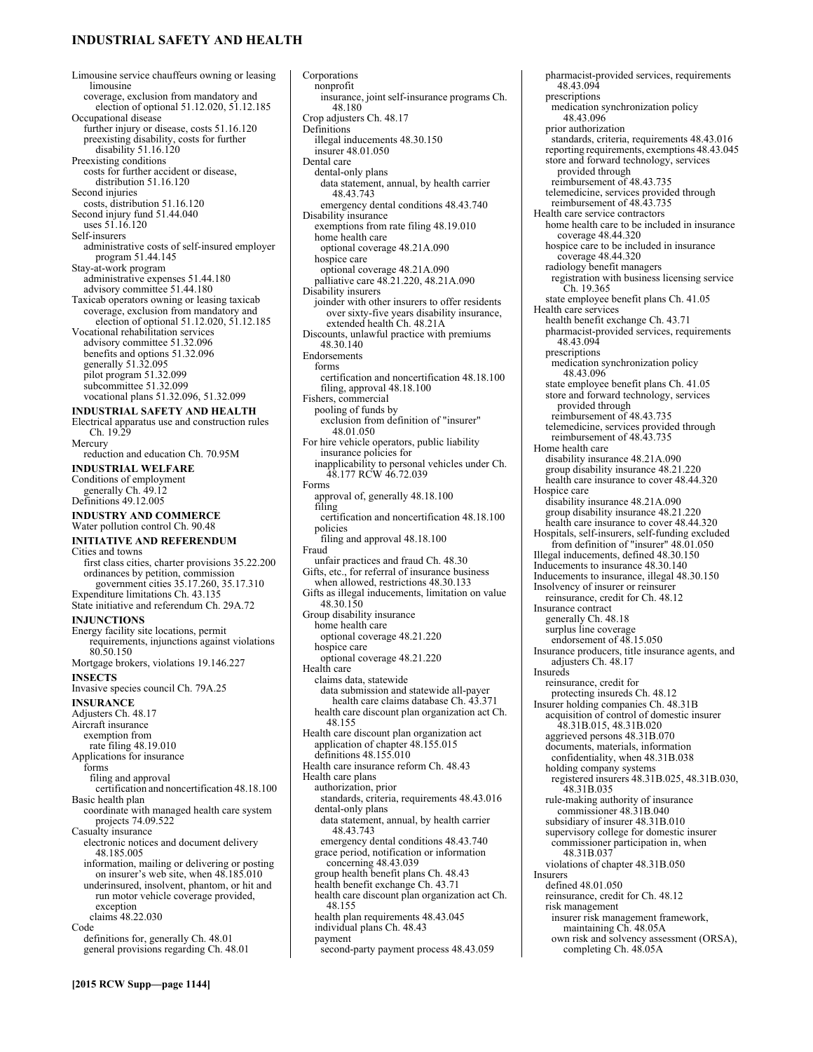Limousine service chauffeurs owning or leasing limousine
  coverage, exclusion from mandatory and election of optional 51.12.020, 51.12.185
Occupational disease
  further injury or disease, costs 51.16.120
  preexisting disability, costs for further disability 51.16.120
Preexisting conditions
  costs for further accident or disease, distribution 51.16.120
Second injuries
  costs, distribution 51.16.120
Second injury fund 51.44.040
  uses 51.16.120
Self-insurers
  administrative costs of self-insured employer program 51.44.145
Stay-at-work program
  administrative expenses 51.44.180
  advisory committee 51.44.180
Taxicab operators owning or leasing taxicab
  coverage, exclusion from mandatory and election of optional 51.12.020, 51.12.185
Vocational rehabilitation services
  advisory committee 51.32.096
  benefits and options 51.32.096
  generally 51.32.095
  pilot program 51.32.099
  subcommittee 51.32.099
  vocational plans 51.32.096, 51.32.099

**INDUSTRIAL SAFETY AND HEALTH**

Electrical apparatus use and construction rules Ch. 19.29
Mercury
  reduction and education Ch. 70.95M

**INDUSTRIAL WELFARE**

Conditions of employment
  generally Ch. 49.12
Definitions 49.12.005

**INDUSTRY AND COMMERCE**

Water pollution control Ch. 90.48

**INITIATIVE AND REFERENDUM**

Cities and towns
  first class cities, charter provisions 35.22.200
  ordinances by petition, commission government cities 35.17.260, 35.17.310
Expenditure limitations Ch. 43.135
State initiative and referendum Ch. 29A.72

**INJUNCTIONS**

Energy facility site locations, permit requirements, injunctions against violations 80.50.150
Mortgage brokers, violations 19.146.227

**INSECTS**

Invasive species council Ch. 79A.25

**INSURANCE**

Adjusters Ch. 48.17
Aircraft insurance
  exemption from
    rate filing 48.19.010
Applications for insurance
  forms
    filing and approval
      certification and noncertification 48.18.100
Basic health plan
  coordinate with managed health care system projects 74.09.522
Casualty insurance
  electronic notices and document delivery 48.185.005
  information, mailing or delivering or posting on insurer's web site, when 48.185.010
  underinsured, insolvent, phantom, or hit and run motor vehicle coverage provided, exception
    claims 48.22.030
Code
  definitions for, generally Ch. 48.01
  general provisions regarding Ch. 48.01
Corporations
  nonprofit
    insurance, joint self-insurance programs Ch. 48.180
Crop adjusters Ch. 48.17
Definitions
  illegal inducements 48.30.150
  insurer 48.01.050
Dental care
  dental-only plans
    data statement, annual, by health carrier 48.43.743
    emergency dental conditions 48.43.740
Disability insurance
  exemptions from rate filing 48.19.010
  home health care
    optional coverage 48.21A.090
  hospice care
    optional coverage 48.21A.090
  palliative care 48.21.220, 48.21A.090
Disability insurers
  joinder with other insurers to offer residents over sixty-five years disability insurance, extended health Ch. 48.21A
Discounts, unlawful practice with premiums 48.30.140
Endorsements
  forms
    certification and noncertification 48.18.100
    filing, approval 48.18.100
Fishers, commercial
  pooling of funds by
    exclusion from definition of "insurer" 48.01.050
For hire vehicle operators, public liability insurance policies for
  inapplicability to personal vehicles under Ch. 48.177 RCW 46.72.039
Forms
  approval of, generally 48.18.100
  filing
    certification and noncertification 48.18.100
  policies
    filing and approval 48.18.100
Fraud
  unfair practices and fraud Ch. 48.30
Gifts, etc., for referral of insurance business
  when allowed, restrictions 48.30.133
Gifts as illegal inducements, limitation on value 48.30.150
Group disability insurance
  home health care
    optional coverage 48.21.220
  hospice care
    optional coverage 48.21.220
Health care
  claims data, statewide
    data submission and statewide all-payer health care claims database Ch. 43.371
  health care discount plan organization act Ch. 48.155
Health care discount plan organization act
  application of chapter 48.155.015
  definitions 48.155.010
Health care insurance reform Ch. 48.43
Health care plans
  authorization, prior
    standards, criteria, requirements 48.43.016
  dental-only plans
    data statement, annual, by health carrier 48.43.743
    emergency dental conditions 48.43.740
  grace period, notification or information concerning 48.43.039
  group health benefit plans Ch. 48.43
  health benefit exchange Ch. 43.71
  health care discount plan organization act Ch. 48.155
  health plan requirements 48.43.045
  individual plans Ch. 48.43
  payment
    second-party payment process 48.43.059
  pharmacist-provided services, requirements 48.43.094
  prescriptions
    medication synchronization policy 48.43.096
  prior authorization
    standards, criteria, requirements 48.43.016
  reporting requirements, exemptions 48.43.045
  store and forward technology, services provided through
    reimbursement of 48.43.735
  telemedicine, services provided through
    reimbursement of 48.43.735
Health care service contractors
  home health care to be included in insurance coverage 48.44.320
  hospice care to be included in insurance coverage 48.44.320
  radiology benefit managers
    registration with business licensing service Ch. 19.365
  state employee benefit plans Ch. 41.05
Health care services
  health benefit exchange Ch. 43.71
  pharmacist-provided services, requirements 48.43.094
  prescriptions
    medication synchronization policy 48.43.096
  state employee benefit plans Ch. 41.05
  store and forward technology, services provided through
    reimbursement of 48.43.735
  telemedicine, services provided through
    reimbursement of 48.43.735
Home health care
  disability insurance 48.21A.090
  group disability insurance 48.21.220
  health care insurance to cover 48.44.320
Hospice care
  disability insurance 48.21A.090
  group disability insurance 48.21.220
  health care insurance to cover 48.44.320
Hospitals, self-insurers, self-funding excluded from definition of "insurer" 48.01.050
Illegal inducements, defined 48.30.150
Inducements to insurance 48.30.140
Inducements to insurance, illegal 48.30.150
Insolvency of insurer or reinsurer
  reinsurance, credit for Ch. 48.12
Insurance contract
  generally Ch. 48.18
  surplus line coverage
    endorsement of 48.15.050
Insurance producers, title insurance agents, and adjusters Ch. 48.17
Insureds
  reinsurance, credit for
    protecting insureds Ch. 48.12
Insurer holding companies Ch. 48.31B
  acquisition of control of domestic insurer 48.31B.015, 48.31B.020
  aggrieved persons 48.31B.070
  documents, materials, information
    confidentiality, when 48.31B.038
  holding company systems
    registered insurers 48.31B.025, 48.31B.030, 48.31B.035
  rule-making authority of insurance commissioner 48.31B.040
  subsidiary of insurer 48.31B.010
  supervisory college for domestic insurer
    commissioner participation in, when 48.31B.037
  violations of chapter 48.31B.050
Insurers
  defined 48.01.050
  reinsurance, credit for Ch. 48.12
  risk management
    insurer risk management framework, maintaining Ch. 48.05A
    own risk and solvency assessment (ORSA), completing Ch. 48.05A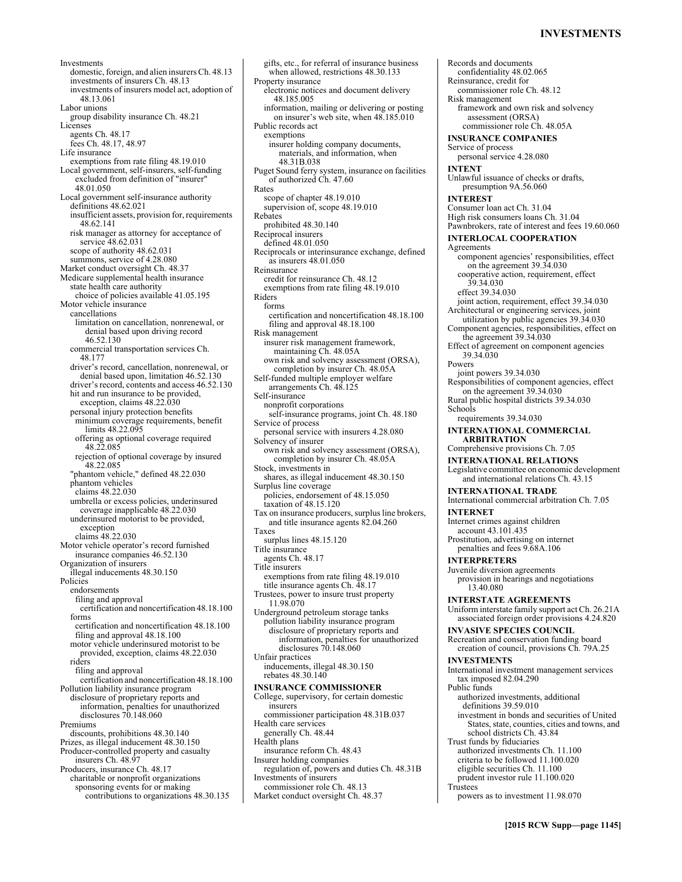Investments
  domestic, foreign, and alien insurers Ch. 48.13
  investments of insurers Ch. 48.13
  investments of insurers model act, adoption of 48.13.061
Labor unions
  group disability insurance Ch. 48.21
Licenses
  agents Ch. 48.17
  fees Ch. 48.17, 48.97
Life insurance
  exemptions from rate filing 48.19.010
Local government, self-insurers, self-funding excluded from definition of "insurer" 48.01.050
Local government self-insurance authority
  definitions 48.62.021
  insufficient assets, provision for, requirements 48.62.141
  risk manager as attorney for acceptance of service 48.62.031
  scope of authority 48.62.031
  summons, service of 4.28.080
Market conduct oversight Ch. 48.37
Medicare supplemental health insurance
  state health care authority
    choice of policies available 41.05.195
Motor vehicle insurance
  cancellations
    limitation on cancellation, nonrenewal, or denial based upon driving record 46.52.130
  commercial transportation services Ch. 48.177
  driver's record, cancellation, nonrenewal, or denial based upon, limitation 46.52.130
  driver's record, contents and access 46.52.130
  hit and run insurance to be provided, exception, claims 48.22.030
  personal injury protection benefits
    minimum coverage requirements, benefit limits 48.22.095
    offering as optional coverage required 48.22.085
    rejection of optional coverage by insured 48.22.085
  "phantom vehicle," defined 48.22.030
  phantom vehicles
    claims 48.22.030
  umbrella or excess policies, underinsured coverage inapplicable 48.22.030
  underinsured motorist to be provided, exception
    claims 48.22.030
Motor vehicle operator's record furnished insurance companies 46.52.130
Organization of insurers
  illegal inducements 48.30.150
Policies
  endorsements
    filing and approval
      certification and noncertification 48.18.100
  forms
    certification and noncertification 48.18.100
    filing and approval 48.18.100
  motor vehicle underinsured motorist to be provided, exception, claims 48.22.030
  riders
    filing and approval
      certification and noncertification 48.18.100
Pollution liability insurance program
  disclosure of proprietary reports and information, penalties for unauthorized disclosures 70.148.060
Premiums
  discounts, prohibitions 48.30.140
Prizes, as illegal inducement 48.30.150
Producer-controlled property and casualty insurers Ch. 48.97
Producers, insurance Ch. 48.17
  charitable or nonprofit organizations
    sponsoring events for or making contributions to organizations 48.30.135
  gifts, etc., for referral of insurance business when allowed, restrictions 48.30.133
Property insurance
  electronic notices and document delivery 48.185.005
  information, mailing or delivering or posting on insurer's web site, when 48.185.010
Public records act
  exemptions
    insurer holding company documents, materials, and information, when 48.31B.038
Puget Sound ferry system, insurance on facilities of authorized Ch. 47.60
Rates
  scope of chapter 48.19.010
  supervision of, scope 48.19.010
Rebates
  prohibited 48.30.140
Reciprocal insurers
  defined 48.01.050
Reciprocals or interinsurance exchange, defined as insurers 48.01.050
Reinsurance
  credit for reinsurance Ch. 48.12
  exemptions from rate filing 48.19.010
Riders
  forms
    certification and noncertification 48.18.100
    filing and approval 48.18.100
Risk management
  insurer risk management framework, maintaining Ch. 48.05A
  own risk and solvency assessment (ORSA), completion by insurer Ch. 48.05A
Self-funded multiple employer welfare arrangements Ch. 48.125
Self-insurance
  nonprofit corporations
    self-insurance programs, joint Ch. 48.180
Service of process
  personal service with insurers 4.28.080
Solvency of insurer
  own risk and solvency assessment (ORSA), completion by insurer Ch. 48.05A
Stock, investments in
  shares, as illegal inducement 48.30.150
Surplus line coverage
  policies, endorsement of 48.15.050
  taxation of 48.15.120
Tax on insurance producers, surplus line brokers, and title insurance agents 82.04.260
Taxes
  surplus lines 48.15.120
Title insurance
  agents Ch. 48.17
Title insurers
  exemptions from rate filing 48.19.010
  title insurance agents Ch. 48.17
Trustees, power to insure trust property 11.98.070
Underground petroleum storage tanks
  pollution liability insurance program
    disclosure of proprietary reports and information, penalties for unauthorized disclosures 70.148.060
Unfair practices
  inducements, illegal 48.30.150
  rebates 48.30.140

**INSURANCE COMMISSIONER**

College, supervisory, for certain domestic insurers
  commissioner participation 48.31B.037
Health care services
  generally Ch. 48.44
Health plans
  insurance reform Ch. 48.43
Insurer holding companies
  regulation of, powers and duties Ch. 48.31B
Investments of insurers
  commissioner role Ch. 48.13
Market conduct oversight Ch. 48.37
Records and documents
  confidentiality 48.02.065
Reinsurance, credit for
  commissioner role Ch. 48.12
Risk management
  framework and own risk and solvency assessment (ORSA)
    commissioner role Ch. 48.05A

**INSURANCE COMPANIES**

Service of process
  personal service 4.28.080

**INTENT**

Unlawful issuance of checks or drafts, presumption 9A.56.060

**INTEREST**

Consumer loan act Ch. 31.04
High risk consumers loans Ch. 31.04
Pawnbrokers, rate of interest and fees 19.60.060

**INTERLOCAL COOPERATION**

Agreements
  component agencies' responsibilities, effect on the agreement 39.34.030
  cooperative action, requirement, effect 39.34.030
  effect 39.34.030
  joint action, requirement, effect 39.34.030
Architectural or engineering services, joint utilization by public agencies 39.34.030
Component agencies, responsibilities, effect on the agreement 39.34.030
Effect of agreement on component agencies 39.34.030
Powers
  joint powers 39.34.030
Responsibilities of component agencies, effect on the agreement 39.34.030
Rural public hospital districts 39.34.030
Schools
  requirements 39.34.030

**INTERNATIONAL COMMERCIAL ARBITRATION**

Comprehensive provisions Ch. 7.05

**INTERNATIONAL RELATIONS**

Legislative committee on economic development and international relations Ch. 43.15

**INTERNATIONAL TRADE**

International commercial arbitration Ch. 7.05

**INTERNET**

Internet crimes against children
  account 43.101.435
Prostitution, advertising on internet
  penalties and fees 9.68A.106

**INTERPRETERS**

Juvenile diversion agreements
  provision in hearings and negotiations 13.40.080

**INTERSTATE AGREEMENTS**

Uniform interstate family support act Ch. 26.21A
  associated foreign order provisions 4.24.820

**INVASIVE SPECIES COUNCIL**

Recreation and conservation funding board
  creation of council, provisions Ch. 79A.25

**INVESTMENTS**

International investment management services
  tax imposed 82.04.290
Public funds
  authorized investments, additional definitions 39.59.010
  investment in bonds and securities of United States, state, counties, cities and towns, and school districts Ch. 43.84
Trust funds by fiduciaries
  authorized investments Ch. 11.100
  criteria to be followed 11.100.020
  eligible securities Ch. 11.100
  prudent investor rule 11.100.020
Trustees
  powers as to investment 11.98.070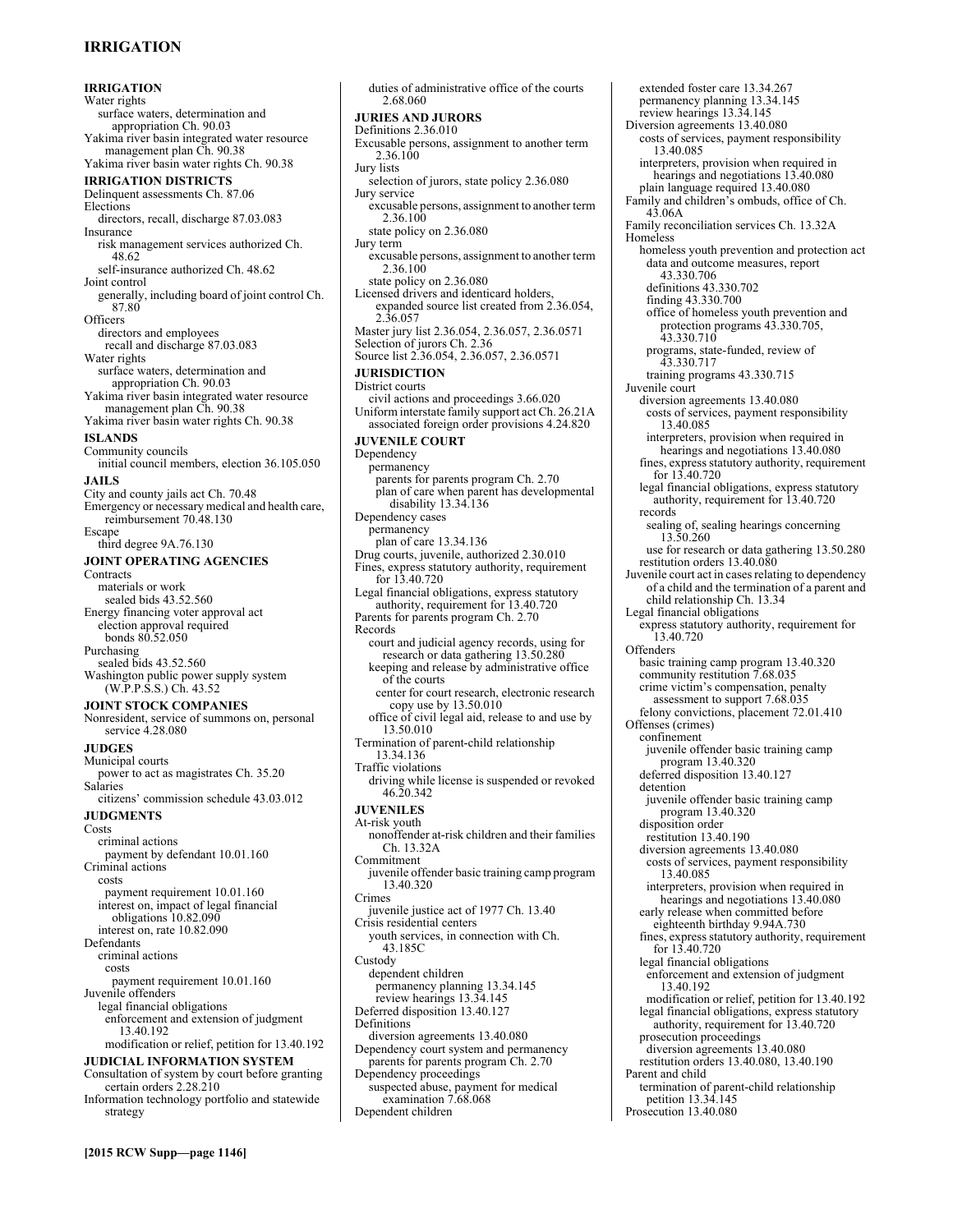**IRRIGATION**
Water rights
  surface waters, determination and appropriation Ch. 90.03
Yakima river basin integrated water resource management plan Ch. 90.38
Yakima river basin water rights Ch. 90.38

**IRRIGATION DISTRICTS**
Delinquent assessments Ch. 87.06
Elections
  directors, recall, discharge 87.03.083
Insurance
  risk management services authorized Ch. 48.62
  self-insurance authorized Ch. 48.62
Joint control
  generally, including board of joint control Ch. 87.80
Officers
  directors and employees
    recall and discharge 87.03.083
Water rights
  surface waters, determination and appropriation Ch. 90.03
Yakima river basin integrated water resource management plan Ch. 90.38
Yakima river basin water rights Ch. 90.38

**ISLANDS**
Community councils
  initial council members, election 36.105.050

**JAILS**
City and county jails act Ch. 70.48
Emergency or necessary medical and health care, reimbursement 70.48.130
Escape
  third degree 9A.76.130

**JOINT OPERATING AGENCIES**
Contracts
  materials or work
    sealed bids 43.52.560
Energy financing voter approval act
  election approval required
    bonds 80.52.050
Purchasing
  sealed bids 43.52.560
Washington public power supply system (W.P.P.S.S.) Ch. 43.52

**JOINT STOCK COMPANIES**
Nonresident, service of summons on, personal service 4.28.080

**JUDGES**
Municipal courts
  power to act as magistrates Ch. 35.20
Salaries
  citizens' commission schedule 43.03.012

**JUDGMENTS**
Costs
  criminal actions
    payment by defendant 10.01.160
Criminal actions
  costs
    payment requirement 10.01.160
  interest on, impact of legal financial obligations 10.82.090
  interest on, rate 10.82.090
Defendants
  criminal actions
    costs
      payment requirement 10.01.160
Juvenile offenders
  legal financial obligations
    enforcement and extension of judgment 13.40.192
    modification or relief, petition for 13.40.192

**JUDICIAL INFORMATION SYSTEM**
Consultation of system by court before granting certain orders 2.28.210
Information technology portfolio and statewide strategy
  duties of administrative office of the courts 2.68.060

**JURIES AND JURORS**
Definitions 2.36.010
Excusable persons, assignment to another term 2.36.100
Jury lists
  selection of jurors, state policy 2.36.080
Jury service
  excusable persons, assignment to another term 2.36.100
  state policy on 2.36.080
Jury term
  excusable persons, assignment to another term 2.36.100
  state policy on 2.36.080
Licensed drivers and identicard holders, expanded source list created from 2.36.054, 2.36.057
Master jury list 2.36.054, 2.36.057, 2.36.0571
Selection of jurors Ch. 2.36
Source list 2.36.054, 2.36.057, 2.36.0571

**JURISDICTION**
District courts
  civil actions and proceedings 3.66.020
Uniform interstate family support act Ch. 26.21A
  associated foreign order provisions 4.24.820

**JUVENILE COURT**
Dependency
  permanency
    parents for parents program Ch. 2.70
    plan of care when parent has developmental disability 13.34.136
Dependency cases
  permanency
    plan of care 13.34.136
Drug courts, juvenile, authorized 2.30.010
Fines, express statutory authority, requirement for 13.40.720
Legal financial obligations, express statutory authority, requirement for 13.40.720
Parents for parents program Ch. 2.70
Records
  court and judicial agency records, using for research or data gathering 13.50.280
  keeping and release by administrative office of the courts
    center for court research, electronic research copy use by 13.50.010
  office of civil legal aid, release to and use by 13.50.010
Termination of parent-child relationship 13.34.136
Traffic violations
  driving while license is suspended or revoked 46.20.342

**JUVENILES**
At-risk youth
  nonoffender at-risk children and their families Ch. 13.32A
Commitment
  juvenile offender basic training camp program 13.40.320
Crimes
  juvenile justice act of 1977 Ch. 13.40
Crisis residential centers
  youth services, in connection with Ch. 43.185C
Custody
  dependent children
    permanency planning 13.34.145
    review hearings 13.34.145
Deferred disposition 13.40.127
Definitions
  diversion agreements 13.40.080
Dependency court system and permanency
  parents for parents program Ch. 2.70
Dependency proceedings
  suspected abuse, payment for medical examination 7.68.068
Dependent children
  extended foster care 13.34.267
  permanency planning 13.34.145
  review hearings 13.34.145
Diversion agreements 13.40.080
  costs of services, payment responsibility 13.40.085
  interpreters, provision when required in hearings and negotiations 13.40.080
  plain language required 13.40.080
Family and children's ombuds, office of Ch. 43.06A
Family reconciliation services Ch. 13.32A
Homeless
  homeless youth prevention and protection act
    data and outcome measures, report 43.330.706
    definitions 43.330.702
    finding 43.330.700
    office of homeless youth prevention and protection programs 43.330.705, 43.330.710
    programs, state-funded, review of 43.330.717
    training programs 43.330.715
Juvenile court
  diversion agreements 13.40.080
    costs of services, payment responsibility 13.40.085
    interpreters, provision when required in hearings and negotiations 13.40.080
  fines, express statutory authority, requirement for 13.40.720
  legal financial obligations, express statutory authority, requirement for 13.40.720
  records
    sealing of, sealing hearings concerning 13.50.260
    use for research or data gathering 13.50.280
  restitution orders 13.40.080
Juvenile court act in cases relating to dependency of a child and the termination of a parent and child relationship Ch. 13.34
Legal financial obligations
  express statutory authority, requirement for 13.40.720
Offenders
  basic training camp program 13.40.320
  community restitution 7.68.035
  crime victim's compensation, penalty assessment to support 7.68.035
  felony convictions, placement 72.01.410
Offenses (crimes)
  confinement
    juvenile offender basic training camp program 13.40.320
  deferred disposition 13.40.127
  detention
    juvenile offender basic training camp program 13.40.320
  disposition order
    restitution 13.40.190
  diversion agreements 13.40.080
    costs of services, payment responsibility 13.40.085
    interpreters, provision when required in hearings and negotiations 13.40.080
  early release when committed before eighteenth birthday 9.94A.730
  fines, express statutory authority, requirement for 13.40.720
  legal financial obligations
    enforcement and extension of judgment 13.40.192
    modification or relief, petition for 13.40.192
  legal financial obligations, express statutory authority, requirement for 13.40.720
  prosecution proceedings
    diversion agreements 13.40.080
  restitution orders 13.40.080, 13.40.190
Parent and child
  termination of parent-child relationship petition 13.34.145
Prosecution 13.40.080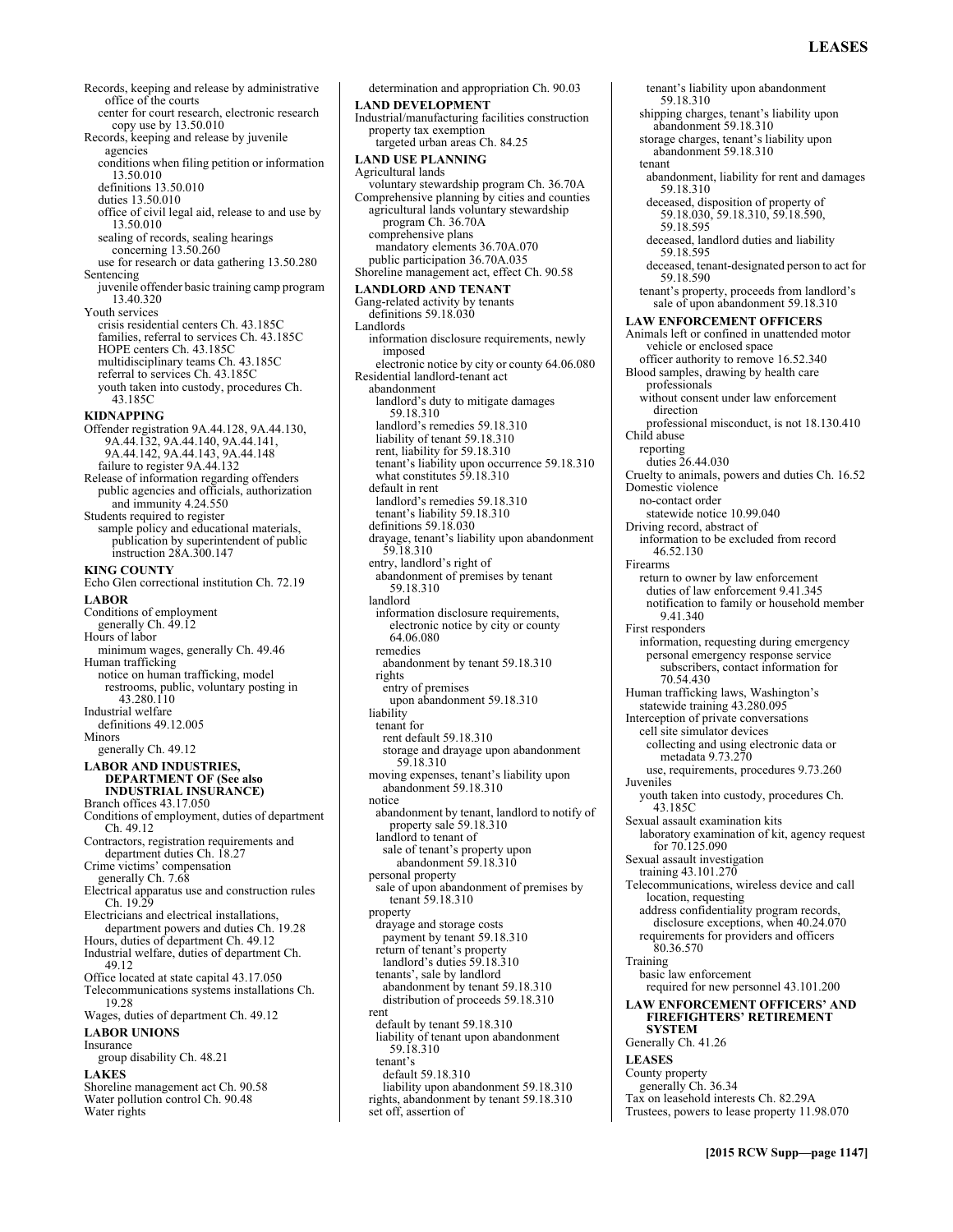Records, keeping and release by administrative office of the courts
  center for court research, electronic research copy use by 13.50.010
Records, keeping and release by juvenile agencies
  conditions when filing petition or information 13.50.010
  definitions 13.50.010
  duties 13.50.010
  office of civil legal aid, release to and use by 13.50.010
  sealing of records, sealing hearings concerning 13.50.260
  use for research or data gathering 13.50.280
Sentencing
  juvenile offender basic training camp program 13.40.320
Youth services
  crisis residential centers Ch. 43.185C
  families, referral to services Ch. 43.185C
  HOPE centers Ch. 43.185C
  multidisciplinary teams Ch. 43.185C
  referral to services Ch. 43.185C
  youth taken into custody, procedures Ch. 43.185C

**KIDNAPPING**

Offender registration 9A.44.128, 9A.44.130, 9A.44.132, 9A.44.140, 9A.44.141, 9A.44.142, 9A.44.143, 9A.44.148
  failure to register 9A.44.132
Release of information regarding offenders
  public agencies and officials, authorization and immunity 4.24.550
Students required to register
  sample policy and educational materials, publication by superintendent of public instruction 28A.300.147

**KING COUNTY**

Echo Glen correctional institution Ch. 72.19

**LABOR**

Conditions of employment
  generally Ch. 49.12
Hours of labor
  minimum wages, generally Ch. 49.46
Human trafficking
  notice on human trafficking, model restrooms, public, voluntary posting in 43.280.110
Industrial welfare
  definitions 49.12.005
Minors
  generally Ch. 49.12

**LABOR AND INDUSTRIES, DEPARTMENT OF (See also INDUSTRIAL INSURANCE)**

Branch offices 43.17.050
Conditions of employment, duties of department Ch. 49.12
Contractors, registration requirements and department duties Ch. 18.27
Crime victims' compensation
  generally Ch. 7.68
Electrical apparatus use and construction rules Ch. 19.29
Electricians and electrical installations, department powers and duties Ch. 19.28
Hours, duties of department Ch. 49.12
Industrial welfare, duties of department Ch. 49.12
Office located at state capital 43.17.050
Telecommunications systems installations Ch. 19.28
Wages, duties of department Ch. 49.12

**LABOR UNIONS**

Insurance
  group disability Ch. 48.21

**LAKES**

Shoreline management act Ch. 90.58
Water pollution control Ch. 90.48
Water rights
  determination and appropriation Ch. 90.03

**LAND DEVELOPMENT**

Industrial/manufacturing facilities construction
  property tax exemption
    targeted urban areas Ch. 84.25

**LAND USE PLANNING**

Agricultural lands
  voluntary stewardship program Ch. 36.70A
Comprehensive planning by cities and counties
  agricultural lands voluntary stewardship program Ch. 36.70A
  comprehensive plans
    mandatory elements 36.70A.070
  public participation 36.70A.035
Shoreline management act, effect Ch. 90.58

**LANDLORD AND TENANT**

Gang-related activity by tenants
  definitions 59.18.030
Landlords
  information disclosure requirements, newly imposed
    electronic notice by city or county 64.06.080
Residential landlord-tenant act
  abandonment
    landlord's duty to mitigate damages 59.18.310
    landlord's remedies 59.18.310
    liability of tenant 59.18.310
    rent, liability for 59.18.310
    tenant's liability upon occurrence 59.18.310
    what constitutes 59.18.310
  default in rent
    landlord's remedies 59.18.310
    tenant's liability 59.18.310
  definitions 59.18.030
  drayage, tenant's liability upon abandonment 59.18.310
  entry, landlord's right of
    abandonment of premises by tenant 59.18.310
  landlord
    information disclosure requirements, electronic notice by city or county 64.06.080
    remedies
      abandonment by tenant 59.18.310
    rights
      entry of premises
        upon abandonment 59.18.310
  liability
    tenant for
      rent default 59.18.310
      storage and drayage upon abandonment 59.18.310
  moving expenses, tenant's liability upon abandonment 59.18.310
  notice
    abandonment by tenant, landlord to notify of property sale 59.18.310
    landlord to tenant of
      sale of tenant's property upon abandonment 59.18.310
  personal property
    sale of upon abandonment of premises by tenant 59.18.310
  property
    drayage and storage costs
      payment by tenant 59.18.310
    return of tenant's property
      landlord's duties 59.18.310
    tenants', sale by landlord
      abandonment by tenant 59.18.310
      distribution of proceeds 59.18.310
  rent
    default by tenant 59.18.310
    liability of tenant upon abandonment 59.18.310
    tenant's
      default 59.18.310
      liability upon abandonment 59.18.310
  rights, abandonment by tenant 59.18.310
  set off, assertion of
    tenant's liability upon abandonment 59.18.310
  shipping charges, tenant's liability upon abandonment 59.18.310
  storage charges, tenant's liability upon abandonment 59.18.310
  tenant
    abandonment, liability for rent and damages 59.18.310
    deceased, disposition of property of 59.18.030, 59.18.310, 59.18.590, 59.18.595
    deceased, landlord duties and liability 59.18.595
    deceased, tenant-designated person to act for 59.18.590
  tenant's property, proceeds from landlord's sale of upon abandonment 59.18.310

**LAW ENFORCEMENT OFFICERS**

Animals left or confined in unattended motor vehicle or enclosed space
  officer authority to remove 16.52.340
Blood samples, drawing by health care professionals
  without consent under law enforcement direction
    professional misconduct, is not 18.130.410
Child abuse
  reporting
    duties 26.44.030
Cruelty to animals, powers and duties Ch. 16.52
Domestic violence
  no-contact order
    statewide notice 10.99.040
Driving record, abstract of
  information to be excluded from record 46.52.130
Firearms
  return to owner by law enforcement
    duties of law enforcement 9.41.345
    notification to family or household member 9.41.340
First responders
  information, requesting during emergency
    personal emergency response service subscribers, contact information for 70.54.430
Human trafficking laws, Washington's
  statewide training 43.280.095
Interception of private conversations
  cell site simulator devices
    collecting and using electronic data or metadata 9.73.270
  use, requirements, procedures 9.73.260
Juveniles
  youth taken into custody, procedures Ch. 43.185C
Sexual assault examination kits
  laboratory examination of kit, agency request for 70.125.090
Sexual assault investigation
  training 43.101.270
Telecommunications, wireless device and call location, requesting
  address confidentiality program records, disclosure exceptions, when 40.24.070
  requirements for providers and officers 80.36.570
Training
  basic law enforcement
    required for new personnel 43.101.200

**LAW ENFORCEMENT OFFICERS' AND FIREFIGHTERS' RETIREMENT SYSTEM**

Generally Ch. 41.26

**LEASES**

County property
  generally Ch. 36.34
Tax on leasehold interests Ch. 82.29A
Trustees, powers to lease property 11.98.070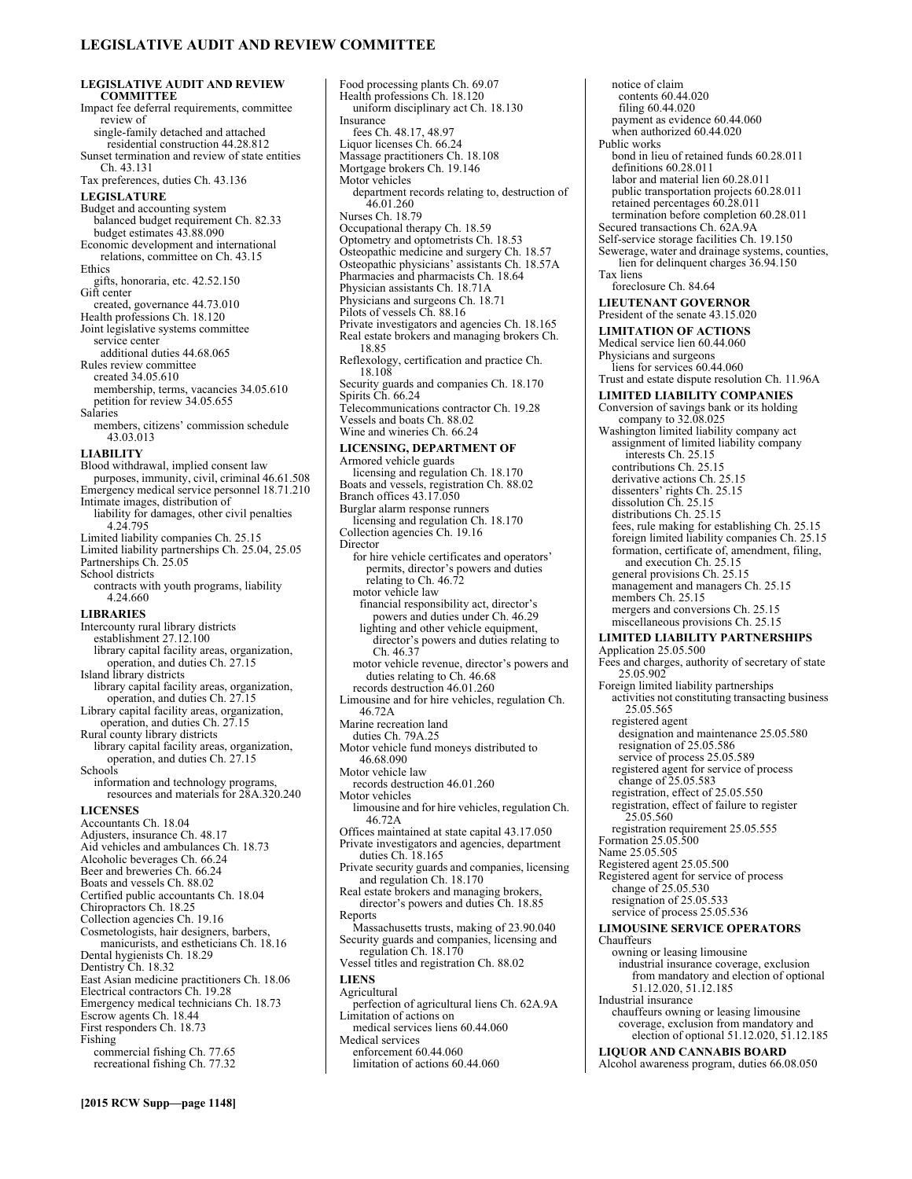**LEGISLATIVE AUDIT AND REVIEW COMMITTEE**
Impact fee deferral requirements, committee review of
  single-family detached and attached residential construction 44.28.812
Sunset termination and review of state entities Ch. 43.131
Tax preferences, duties Ch. 43.136

**LEGISLATURE**
Budget and accounting system
  balanced budget requirement Ch. 82.33
  budget estimates 43.88.090
Economic development and international relations, committee on Ch. 43.15
Ethics
  gifts, honoraria, etc. 42.52.150
Gift center
  created, governance 44.73.010
Health professions Ch. 18.120
Joint legislative systems committee
  service center
    additional duties 44.68.065
Rules review committee
  created 34.05.610
  membership, terms, vacancies 34.05.610
  petition for review 34.05.655
Salaries
  members, citizens' commission schedule 43.03.013

**LIABILITY**
Blood withdrawal, implied consent law purposes, immunity, civil, criminal 46.61.508
Emergency medical service personnel 18.71.210
Intimate images, distribution of
  liability for damages, other civil penalties 4.24.795
Limited liability companies Ch. 25.15
Limited liability partnerships Ch. 25.04, 25.05
Partnerships Ch. 25.05
School districts
  contracts with youth programs, liability 4.24.660

**LIBRARIES**
Intercounty rural library districts
  establishment 27.12.100
  library capital facility areas, organization, operation, and duties Ch. 27.15
Island library districts
  library capital facility areas, organization, operation, and duties Ch. 27.15
Library capital facility areas, organization, operation, and duties Ch. 27.15
Rural county library districts
  library capital facility areas, organization, operation, and duties Ch. 27.15
Schools
  information and technology programs, resources and materials for 28A.320.240

**LICENSES**
Accountants Ch. 18.04
Adjusters, insurance Ch. 48.17
Aid vehicles and ambulances Ch. 18.73
Alcoholic beverages Ch. 66.24
Beer and breweries Ch. 66.24
Boats and vessels Ch. 88.02
Certified public accountants Ch. 18.04
Chiropractors Ch. 18.25
Collection agencies Ch. 19.16
Cosmetologists, hair designers, barbers, manicurists, and estheticians Ch. 18.16
Dental hygienists Ch. 18.29
Dentistry Ch. 18.32
East Asian medicine practitioners Ch. 18.06
Electrical contractors Ch. 19.28
Emergency medical technicians Ch. 18.73
Escrow agents Ch. 18.44
First responders Ch. 18.73
Fishing
  commercial fishing Ch. 77.65
  recreational fishing Ch. 77.32
Food processing plants Ch. 69.07
Health professions Ch. 18.120
  uniform disciplinary act Ch. 18.130
Insurance
  fees Ch. 48.17, 48.97
Liquor licenses Ch. 66.24
Massage practitioners Ch. 18.108
Mortgage brokers Ch. 19.146
Motor vehicles
  department records relating to, destruction of 46.01.260
Nurses Ch. 18.79
Occupational therapy Ch. 18.59
Optometry and optometrists Ch. 18.53
Osteopathic medicine and surgery Ch. 18.57
Osteopathic physicians' assistants Ch. 18.57A
Pharmacies and pharmacists Ch. 18.64
Physician assistants Ch. 18.71A
Physicians and surgeons Ch. 18.71
Pilots of vessels Ch. 88.16
Private investigators and agencies Ch. 18.165
Real estate brokers and managing brokers Ch. 18.85
Reflexology, certification and practice Ch. 18.108
Security guards and companies Ch. 18.170
Spirits Ch. 66.24
Telecommunications contractor Ch. 19.28
Vessels and boats Ch. 88.02
Wine and wineries Ch. 66.24

**LICENSING, DEPARTMENT OF**
Armored vehicle guards
  licensing and regulation Ch. 18.170
Boats and vessels, registration Ch. 88.02
Branch offices 43.17.050
Burglar alarm response runners
  licensing and regulation Ch. 18.170
Collection agencies Ch. 19.16
Director
  for hire vehicle certificates and operators' permits, director's powers and duties relating to Ch. 46.72
  motor vehicle law
    financial responsibility act, director's powers and duties under Ch. 46.29
    lighting and other vehicle equipment, director's powers and duties relating to Ch. 46.37
  motor vehicle revenue, director's powers and duties relating to Ch. 46.68
  records destruction 46.01.260
Limousine and for hire vehicles, regulation Ch. 46.72A
Marine recreation land
  duties Ch. 79A.25
Motor vehicle fund moneys distributed to 46.68.090
Motor vehicle law
  records destruction 46.01.260
Motor vehicles
  limousine and for hire vehicles, regulation Ch. 46.72A
Offices maintained at state capital 43.17.050
Private investigators and agencies, department duties Ch. 18.165
Private security guards and companies, licensing and regulation Ch. 18.170
Real estate brokers and managing brokers, director's powers and duties Ch. 18.85
Reports
  Massachusetts trusts, making of 23.90.040
Security guards and companies, licensing and regulation Ch. 18.170
Vessel titles and registration Ch. 88.02

**LIENS**
Agricultural
  perfection of agricultural liens Ch. 62A.9A
Limitation of actions on
  medical services liens 60.44.060
Medical services
  enforcement 60.44.060
  limitation of actions 60.44.060
  notice of claim
    contents 60.44.020
    filing 60.44.020
  payment as evidence 60.44.060
  when authorized 60.44.020
Public works
  bond in lieu of retained funds 60.28.011
  definitions 60.28.011
  labor and material lien 60.28.011
  public transportation projects 60.28.011
  retained percentages 60.28.011
  termination before completion 60.28.011
Secured transactions Ch. 62A.9A
Self-service storage facilities Ch. 19.150
Sewerage, water and drainage systems, counties, lien for delinquent charges 36.94.150
Tax liens
  foreclosure Ch. 84.64

**LIEUTENANT GOVERNOR**
President of the senate 43.15.020

**LIMITATION OF ACTIONS**
Medical service lien 60.44.060
Physicians and surgeons
  liens for services 60.44.060
Trust and estate dispute resolution Ch. 11.96A

**LIMITED LIABILITY COMPANIES**
Conversion of savings bank or its holding company to 32.08.025
Washington limited liability company act
  assignment of limited liability company interests Ch. 25.15
  contributions Ch. 25.15
  derivative actions Ch. 25.15
  dissenters' rights Ch. 25.15
  dissolution Ch. 25.15
  distributions Ch. 25.15
  fees, rule making for establishing Ch. 25.15
  foreign limited liability companies Ch. 25.15
  formation, certificate of, amendment, filing, and execution Ch. 25.15
  general provisions Ch. 25.15
  management and managers Ch. 25.15
  members Ch. 25.15
  mergers and conversions Ch. 25.15
  miscellaneous provisions Ch. 25.15

**LIMITED LIABILITY PARTNERSHIPS**
Application 25.05.500
Fees and charges, authority of secretary of state 25.05.902
Foreign limited liability partnerships
  activities not constituting transacting business 25.05.565
  registered agent
    designation and maintenance 25.05.580
    resignation of 25.05.586
    service of process 25.05.589
  registered agent for service of process
    change of 25.05.583
  registration, effect of 25.05.550
  registration, effect of failure to register 25.05.560
  registration requirement 25.05.555
Formation 25.05.500
Name 25.05.505
Registered agent 25.05.500
Registered agent for service of process
  change of 25.05.530
  resignation of 25.05.533
  service of process 25.05.536

**LIMOUSINE SERVICE OPERATORS**
Chauffeurs
  owning or leasing limousine
    industrial insurance coverage, exclusion from mandatory and election of optional 51.12.020, 51.12.185
Industrial insurance
  chauffeurs owning or leasing limousine coverage, exclusion from mandatory and election of optional 51.12.020, 51.12.185

**LIQUOR AND CANNABIS BOARD**
Alcohol awareness program, duties 66.08.050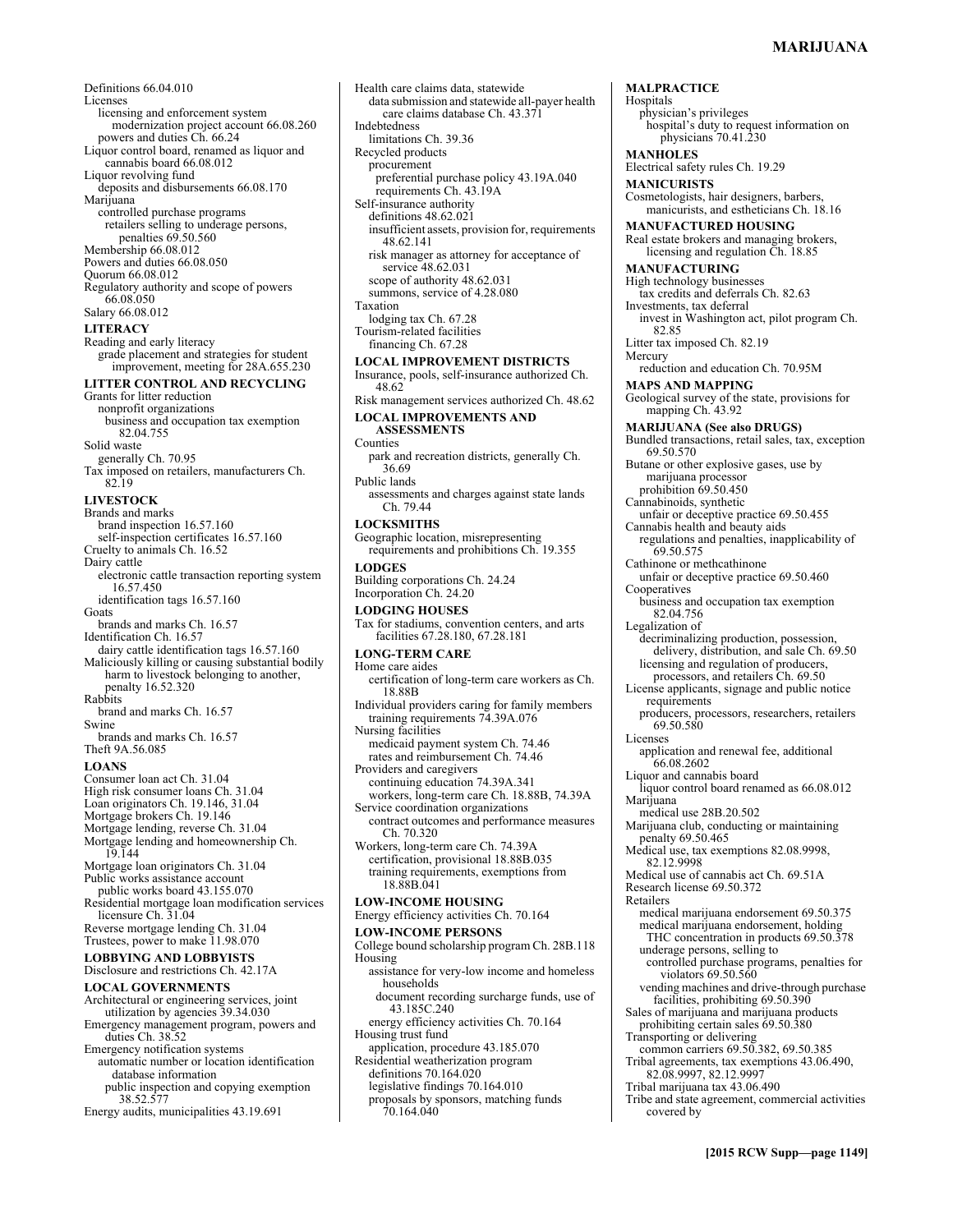Definitions 66.04.010
Licenses
licensing and enforcement system modernization project account 66.08.260
powers and duties Ch. 66.24
Liquor control board, renamed as liquor and cannabis board 66.08.012
Liquor revolving fund
deposits and disbursements 66.08.170
Marijuana
controlled purchase programs
retailers selling to underage persons, penalties 69.50.560
Membership 66.08.012
Powers and duties 66.08.050
Quorum 66.08.012
Regulatory authority and scope of powers 66.08.050
Salary 66.08.012

**LITERACY**
Reading and early literacy
grade placement and strategies for student improvement, meeting for 28A.655.230

**LITTER CONTROL AND RECYCLING**
Grants for litter reduction
nonprofit organizations
business and occupation tax exemption 82.04.755
Solid waste
generally Ch. 70.95
Tax imposed on retailers, manufacturers Ch. 82.19

**LIVESTOCK**
Brands and marks
brand inspection 16.57.160
self-inspection certificates 16.57.160
Cruelty to animals Ch. 16.52
Dairy cattle
electronic cattle transaction reporting system 16.57.450
identification tags 16.57.160
Goats
brands and marks Ch. 16.57
Identification Ch. 16.57
dairy cattle identification tags 16.57.160
Maliciously killing or causing substantial bodily harm to livestock belonging to another, penalty 16.52.320
Rabbits
brand and marks Ch. 16.57
Swine
brands and marks Ch. 16.57
Theft 9A.56.085

**LOANS**
Consumer loan act Ch. 31.04
High risk consumer loans Ch. 31.04
Loan originators Ch. 19.146, 31.04
Mortgage brokers Ch. 19.146
Mortgage lending, reverse Ch. 31.04
Mortgage lending and homeownership Ch. 19.144
Mortgage loan originators Ch. 31.04
Public works assistance account
public works board 43.155.070
Residential mortgage loan modification services licensure Ch. 31.04
Reverse mortgage lending Ch. 31.04
Trustees, power to make 11.98.070

**LOBBYING AND LOBBYISTS**
Disclosure and restrictions Ch. 42.17A

**LOCAL GOVERNMENTS**
Architectural or engineering services, joint utilization by agencies 39.34.030
Emergency management program, powers and duties Ch. 38.52
Emergency notification systems
automatic number or location identification database information
public inspection and copying exemption 38.52.577
Energy audits, municipalities 43.19.691
Health care claims data, statewide
data submission and statewide all-payer health care claims database Ch. 43.371
Indebtedness
limitations Ch. 39.36
Recycled products
procurement
preferential purchase policy 43.19A.040
requirements Ch. 43.19A
Self-insurance authority
definitions 48.62.021
insufficient assets, provision for, requirements 48.62.141
risk manager as attorney for acceptance of service 48.62.031
scope of authority 48.62.031
summons, service of 4.28.080
Taxation
lodging tax Ch. 67.28
Tourism-related facilities
financing Ch. 67.28

**LOCAL IMPROVEMENT DISTRICTS**
Insurance, pools, self-insurance authorized Ch. 48.62
Risk management services authorized Ch. 48.62

**LOCAL IMPROVEMENTS AND ASSESSMENTS**
Counties
park and recreation districts, generally Ch. 36.69
Public lands
assessments and charges against state lands Ch. 79.44

**LOCKSMITHS**
Geographic location, misrepresenting
requirements and prohibitions Ch. 19.355

**LODGES**
Building corporations Ch. 24.24
Incorporation Ch. 24.20

**LODGING HOUSES**
Tax for stadiums, convention centers, and arts facilities 67.28.180, 67.28.181

**LONG-TERM CARE**
Home care aides
certification of long-term care workers as Ch. 18.88B
Individual providers caring for family members
training requirements 74.39A.076
Nursing facilities
medicaid payment system Ch. 74.46
rates and reimbursement Ch. 74.46
Providers and caregivers
continuing education 74.39A.341
workers, long-term care Ch. 18.88B, 74.39A
Service coordination organizations
contract outcomes and performance measures Ch. 70.320
Workers, long-term care Ch. 74.39A
certification, provisional 18.88B.035
training requirements, exemptions from 18.88B.041

**LOW-INCOME HOUSING**
Energy efficiency activities Ch. 70.164

**LOW-INCOME PERSONS**
College bound scholarship program Ch. 28B.118
Housing
assistance for very-low income and homeless households
document recording surcharge funds, use of 43.185C.240
energy efficiency activities Ch. 70.164
Housing trust fund
application, procedure 43.185.070
Residential weatherization program
definitions 70.164.020
legislative findings 70.164.010
proposals by sponsors, matching funds 70.164.040

**MALPRACTICE**
Hospitals
physician's privileges
hospital's duty to request information on physicians 70.41.230

**MANHOLES**
Electrical safety rules Ch. 19.29

**MANICURISTS**
Cosmetologists, hair designers, barbers, manicurists, and estheticians Ch. 18.16

**MANUFACTURED HOUSING**
Real estate brokers and managing brokers, licensing and regulation Ch. 18.85

**MANUFACTURING**
High technology businesses
tax credits and deferrals Ch. 82.63
Investments, tax deferral
invest in Washington act, pilot program Ch. 82.85
Litter tax imposed Ch. 82.19
Mercury
reduction and education Ch. 70.95M

**MAPS AND MAPPING**
Geological survey of the state, provisions for mapping Ch. 43.92

**MARIJUANA (See also DRUGS)**
Bundled transactions, retail sales, tax, exception 69.50.570
Butane or other explosive gases, use by marijuana processor
prohibition 69.50.450
Cannabinoids, synthetic
unfair or deceptive practice 69.50.455
Cannabis health and beauty aids
regulations and penalties, inapplicability of 69.50.575
Cathinone or methcathinone
unfair or deceptive practice 69.50.460
Cooperatives
business and occupation tax exemption 82.04.756
Legalization of
decriminalizing production, possession, delivery, distribution, and sale Ch. 69.50
licensing and regulation of producers, processors, and retailers Ch. 69.50
License applicants, signage and public notice requirements
producers, processors, researchers, retailers 69.50.580
Licenses
application and renewal fee, additional 66.08.2602
Liquor and cannabis board
liquor control board renamed as 66.08.012
Marijuana
medical use 28B.20.502
Marijuana club, conducting or maintaining penalty 69.50.465
Medical use, tax exemptions 82.08.9998, 82.12.9998
Medical use of cannabis act Ch. 69.51A
Research license 69.50.372
Retailers
medical marijuana endorsement 69.50.375
medical marijuana endorsement, holding THC concentration in products 69.50.378
underage persons, selling to
controlled purchase programs, penalties for violators 69.50.560
vending machines and drive-through purchase facilities, prohibiting 69.50.390
Sales of marijuana and marijuana products
prohibiting certain sales 69.50.380
Transporting or delivering
common carriers 69.50.382, 69.50.385
Tribal agreements, tax exemptions 43.06.490, 82.08.9997, 82.12.9997
Tribal marijuana tax 43.06.490
Tribe and state agreement, commercial activities covered by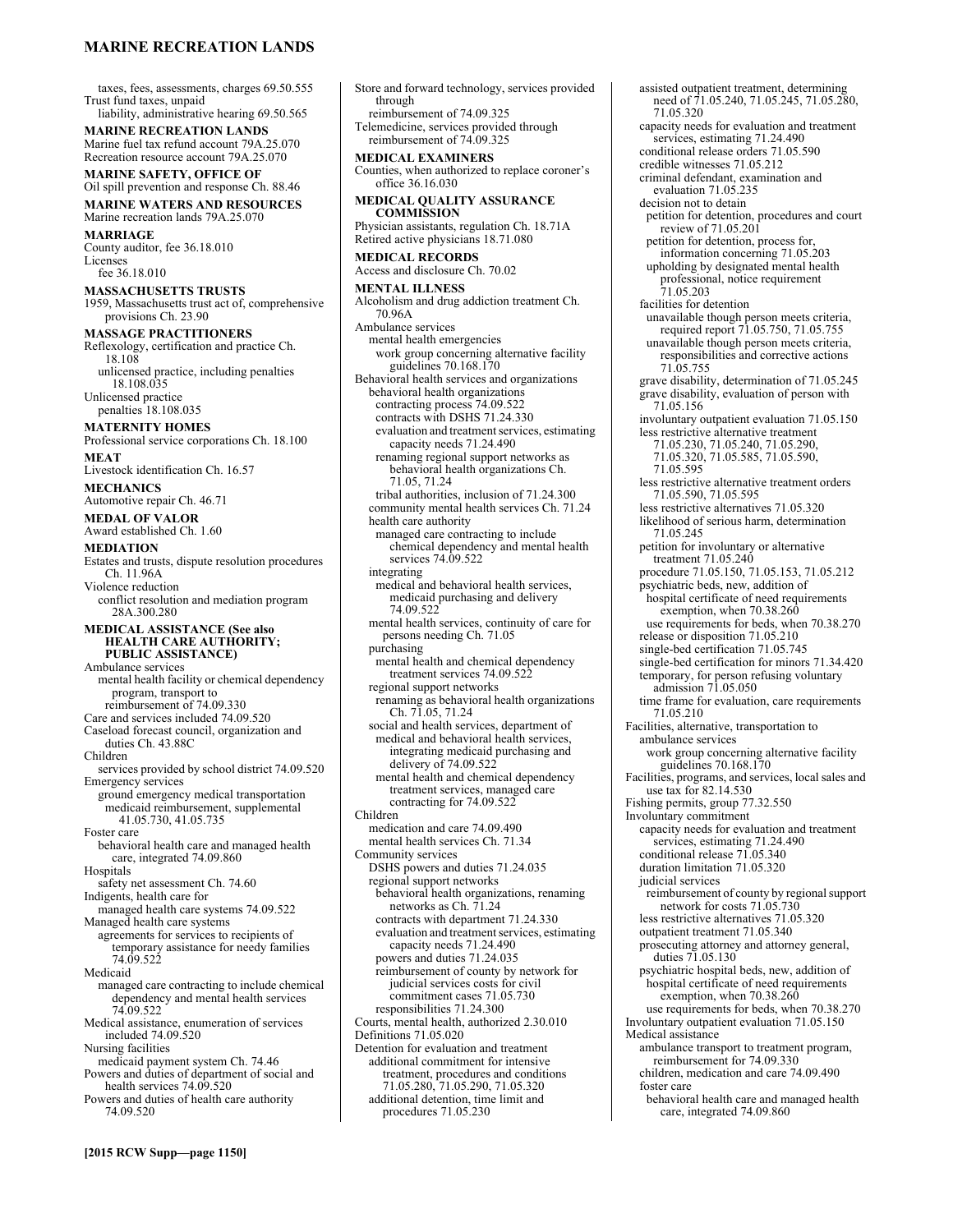taxes, fees, assessments, charges 69.50.555
Trust fund taxes, unpaid
liability, administrative hearing 69.50.565

**MARINE RECREATION LANDS**
Marine fuel tax refund account 79A.25.070
Recreation resource account 79A.25.070

**MARINE SAFETY, OFFICE OF**
Oil spill prevention and response Ch. 88.46

**MARINE WATERS AND RESOURCES**
Marine recreation lands 79A.25.070

**MARRIAGE**
County auditor, fee 36.18.010
Licenses
fee 36.18.010

**MASSACHUSETTS TRUSTS**
1959, Massachusetts trust act of, comprehensive provisions Ch. 23.90

**MASSAGE PRACTITIONERS**
Reflexology, certification and practice Ch. 18.108
unlicensed practice, including penalties 18.108.035
Unlicensed practice
penalties 18.108.035

**MATERNITY HOMES**
Professional service corporations Ch. 18.100

**MEAT**
Livestock identification Ch. 16.57

**MECHANICS**
Automotive repair Ch. 46.71

**MEDAL OF VALOR**
Award established Ch. 1.60

**MEDIATION**
Estates and trusts, dispute resolution procedures Ch. 11.96A
Violence reduction
conflict resolution and mediation program 28A.300.280

**MEDICAL ASSISTANCE (See also HEALTH CARE AUTHORITY; PUBLIC ASSISTANCE)**
Ambulance services
mental health facility or chemical dependency program, transport to
reimbursement of 74.09.330
Care and services included 74.09.520
Caseload forecast council, organization and duties Ch. 43.88C
Children
services provided by school district 74.09.520
Emergency services
ground emergency medical transportation
medicaid reimbursement, supplemental 41.05.730, 41.05.735
Foster care
behavioral health care and managed health care, integrated 74.09.860
Hospitals
safety net assessment Ch. 74.60
Indigents, health care for
managed health care systems 74.09.522
Managed health care systems
agreements for services to recipients of temporary assistance for needy families 74.09.522
Medicaid
managed care contracting to include chemical dependency and mental health services 74.09.522
Medical assistance, enumeration of services included 74.09.520
Nursing facilities
medicaid payment system Ch. 74.46
Powers and duties of department of social and health services 74.09.520
Powers and duties of health care authority 74.09.520
Store and forward technology, services provided through
reimbursement of 74.09.325
Telemedicine, services provided through
reimbursement of 74.09.325

**MEDICAL EXAMINERS**
Counties, when authorized to replace coroner's office 36.16.030

**MEDICAL QUALITY ASSURANCE COMMISSION**
Physician assistants, regulation Ch. 18.71A
Retired active physicians 18.71.080

**MEDICAL RECORDS**
Access and disclosure Ch. 70.02

**MENTAL ILLNESS**
Alcoholism and drug addiction treatment Ch. 70.96A
Ambulance services
mental health emergencies
work group concerning alternative facility guidelines 70.168.170
Behavioral health services and organizations
behavioral health organizations
contracting process 74.09.522
contracts with DSHS 71.24.330
evaluation and treatment services, estimating capacity needs 71.24.490
renaming regional support networks as behavioral health organizations Ch. 71.05, 71.24
tribal authorities, inclusion of 71.24.300
community mental health services Ch. 71.24
health care authority
managed care contracting to include chemical dependency and mental health services 74.09.522
integrating
medical and behavioral health services, medicaid purchasing and delivery 74.09.522
mental health services, continuity of care for persons needing Ch. 71.05
purchasing
mental health and chemical dependency treatment services 74.09.522
regional support networks
renaming as behavioral health organizations Ch. 71.05, 71.24
social and health services, department of
medical and behavioral health services, integrating medicaid purchasing and delivery of 74.09.522
mental health and chemical dependency treatment services, managed care contracting for 74.09.522
Children
medication and care 74.09.490
mental health services Ch. 71.34
Community services
DSHS powers and duties 71.24.035
regional support networks
behavioral health organizations, renaming networks as Ch. 71.24
contracts with department 71.24.330
evaluation and treatment services, estimating capacity needs 71.24.490
powers and duties 71.24.035
reimbursement of county by network for judicial services costs for civil commitment cases 71.05.730
responsibilities 71.24.300
Courts, mental health, authorized 2.30.010
Definitions 71.05.020
Detention for evaluation and treatment
additional commitment for intensive treatment, procedures and conditions 71.05.280, 71.05.290, 71.05.320
additional detention, time limit and procedures 71.05.230
assisted outpatient treatment, determining need of 71.05.240, 71.05.245, 71.05.280, 71.05.320
capacity needs for evaluation and treatment services, estimating 71.24.490
conditional release orders 71.05.590
credible witnesses 71.05.212
criminal defendant, examination and evaluation 71.05.235
decision not to detain
petition for detention, procedures and court review of 71.05.201
petition for detention, process for, information concerning 71.05.203
upholding by designated mental health professional, notice requirement 71.05.203
facilities for detention
unavailable though person meets criteria, required report 71.05.750, 71.05.755
unavailable though person meets criteria, responsibilities and corrective actions 71.05.755
grave disability, determination of 71.05.245
grave disability, evaluation of person with 71.05.156
involuntary outpatient evaluation 71.05.150
less restrictive alternative treatment 71.05.230, 71.05.240, 71.05.290, 71.05.320, 71.05.585, 71.05.590, 71.05.595
less restrictive alternative treatment orders 71.05.590, 71.05.595
less restrictive alternatives 71.05.320
likelihood of serious harm, determination 71.05.245
petition for involuntary or alternative treatment 71.05.240
procedure 71.05.150, 71.05.153, 71.05.212
psychiatric beds, new, addition of
hospital certificate of need requirements exemption, when 70.38.260
use requirements for beds, when 70.38.270
release or disposition 71.05.210
single-bed certification 71.05.745
single-bed certification for minors 71.34.420
temporary, for person refusing voluntary admission 71.05.050
time frame for evaluation, care requirements 71.05.210
Facilities, alternative, transportation to
ambulance services
work group concerning alternative facility guidelines 70.168.170
Facilities, programs, and services, local sales and use tax for 82.14.530
Fishing permits, group 77.32.550
Involuntary commitment
capacity needs for evaluation and treatment services, estimating 71.24.490
conditional release 71.05.340
duration limitation 71.05.320
judicial services
reimbursement of county by regional support network for costs 71.05.730
less restrictive alternatives 71.05.320
outpatient treatment 71.05.340
prosecuting attorney and attorney general, duties 71.05.130
psychiatric hospital beds, new, addition of
hospital certificate of need requirements exemption, when 70.38.260
use requirements for beds, when 70.38.270
Involuntary outpatient evaluation 71.05.150
Medical assistance
ambulance transport to treatment program, reimbursement for 74.09.330
children, medication and care 74.09.490
foster care
behavioral health care and managed health care, integrated 74.09.860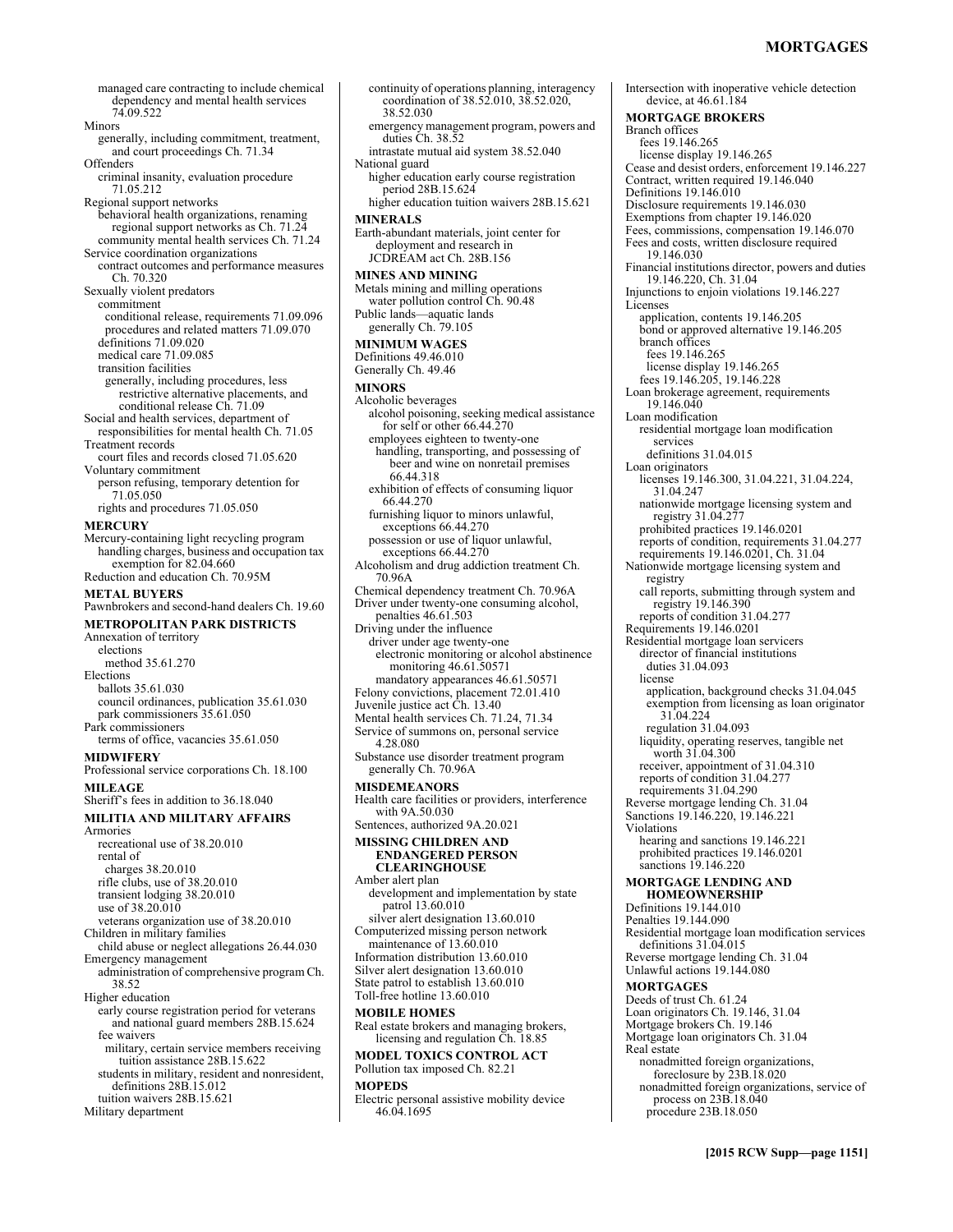managed care contracting to include chemical dependency and mental health services 74.09.522
Minors
generally, including commitment, treatment, and court proceedings Ch. 71.34
Offenders
criminal insanity, evaluation procedure 71.05.212
Regional support networks
behavioral health organizations, renaming regional support networks as Ch. 71.24
community mental health services Ch. 71.24
Service coordination organizations
contract outcomes and performance measures Ch. 70.320
Sexually violent predators
commitment
conditional release, requirements 71.09.096
procedures and related matters 71.09.070
definitions 71.09.020
medical care 71.09.085
transition facilities
generally, including procedures, less restrictive alternative placements, and conditional release Ch. 71.09
Social and health services, department of
responsibilities for mental health Ch. 71.05
Treatment records
court files and records closed 71.05.620
Voluntary commitment
person refusing, temporary detention for 71.05.050
rights and procedures 71.05.050

**MERCURY**

Mercury-containing light recycling program
handling charges, business and occupation tax exemption for 82.04.660
Reduction and education Ch. 70.95M

**METAL BUYERS**

Pawnbrokers and second-hand dealers Ch. 19.60

**METROPOLITAN PARK DISTRICTS**

Annexation of territory
elections
method 35.61.270
Elections
ballots 35.61.030
council ordinances, publication 35.61.030
park commissioners 35.61.050
Park commissioners
terms of office, vacancies 35.61.050

**MIDWIFERY**

Professional service corporations Ch. 18.100

**MILEAGE**

Sheriff's fees in addition to 36.18.040

**MILITIA AND MILITARY AFFAIRS**

Armories
recreational use of 38.20.010
rental of
charges 38.20.010
rifle clubs, use of 38.20.010
transient lodging 38.20.010
use of 38.20.010
veterans organization use of 38.20.010
Children in military families
child abuse or neglect allegations 26.44.030
Emergency management
administration of comprehensive program Ch. 38.52
Higher education
early course registration period for veterans and national guard members 28B.15.624
fee waivers
military, certain service members receiving tuition assistance 28B.15.622
students in military, resident and nonresident, definitions 28B.15.012
tuition waivers 28B.15.621
Military department
continuity of operations planning, interagency coordination of 38.52.010, 38.52.020, 38.52.030
emergency management program, powers and duties Ch. 38.52
intrastate mutual aid system 38.52.040
National guard
higher education early course registration period 28B.15.624
higher education tuition waivers 28B.15.621

**MINERALS**

Earth-abundant materials, joint center for deployment and research in
JCDREAM act Ch. 28B.156

**MINES AND MINING**

Metals mining and milling operations
water pollution control Ch. 90.48
Public lands—aquatic lands
generally Ch. 79.105

**MINIMUM WAGES**

Definitions 49.46.010
Generally Ch. 49.46

**MINORS**

Alcoholic beverages
alcohol poisoning, seeking medical assistance for self or other 66.44.270
employees eighteen to twenty-one
handling, transporting, and possessing of beer and wine on nonretail premises 66.44.318
exhibition of effects of consuming liquor 66.44.270
furnishing liquor to minors unlawful, exceptions 66.44.270
possession or use of liquor unlawful, exceptions 66.44.270
Alcoholism and drug addiction treatment Ch. 70.96A
Chemical dependency treatment Ch. 70.96A
Driver under twenty-one consuming alcohol, penalties 46.61.503
Driving under the influence
driver under age twenty-one
electronic monitoring or alcohol abstinence monitoring 46.61.50571
mandatory appearances 46.61.50571
Felony convictions, placement 72.01.410
Juvenile justice act Ch. 13.40
Mental health services Ch. 71.24, 71.34
Service of summons on, personal service 4.28.080
Substance use disorder treatment program
generally Ch. 70.96A

**MISDEMEANORS**

Health care facilities or providers, interference with 9A.50.030
Sentences, authorized 9A.20.021

**MISSING CHILDREN AND ENDANGERED PERSON CLEARINGHOUSE**

Amber alert plan
development and implementation by state patrol 13.60.010
silver alert designation 13.60.010
Computerized missing person network
maintenance of 13.60.010
Information distribution 13.60.010
Silver alert designation 13.60.010
State patrol to establish 13.60.010
Toll-free hotline 13.60.010

**MOBILE HOMES**

Real estate brokers and managing brokers, licensing and regulation Ch. 18.85

**MODEL TOXICS CONTROL ACT**

Pollution tax imposed Ch. 82.21

**MOPEDS**

Electric personal assistive mobility device 46.04.1695
Intersection with inoperative vehicle detection device, at 46.61.184

**MORTGAGE BROKERS**

Branch offices
fees 19.146.265
license display 19.146.265
Cease and desist orders, enforcement 19.146.227
Contract, written required 19.146.040
Definitions 19.146.010
Disclosure requirements 19.146.030
Exemptions from chapter 19.146.020
Fees, commissions, compensation 19.146.070
Fees and costs, written disclosure required 19.146.030
Financial institutions director, powers and duties 19.146.220, Ch. 31.04
Injunctions to enjoin violations 19.146.227
Licenses
application, contents 19.146.205
bond or approved alternative 19.146.205
branch offices
fees 19.146.265
license display 19.146.265
fees 19.146.205, 19.146.228
Loan brokerage agreement, requirements 19.146.040
Loan modification
residential mortgage loan modification services
definitions 31.04.015
Loan originators
licenses 19.146.300, 31.04.221, 31.04.224, 31.04.247
nationwide mortgage licensing system and registry 31.04.277
prohibited practices 19.146.0201
reports of condition, requirements 31.04.277
requirements 19.146.0201, Ch. 31.04
Nationwide mortgage licensing system and registry
call reports, submitting through system and registry 19.146.390
reports of condition 31.04.277
Requirements 19.146.0201
Residential mortgage loan servicers
director of financial institutions
duties 31.04.093
license
application, background checks 31.04.045
exemption from licensing as loan originator 31.04.224
regulation 31.04.093
liquidity, operating reserves, tangible net worth 31.04.300
receiver, appointment of 31.04.310
reports of condition 31.04.277
requirements 31.04.290
Reverse mortgage lending Ch. 31.04
Sanctions 19.146.220, 19.146.221
Violations
hearing and sanctions 19.146.221
prohibited practices 19.146.0201
sanctions 19.146.220

**MORTGAGE LENDING AND HOMEOWNERSHIP**

Definitions 19.144.010
Penalties 19.144.090
Residential mortgage loan modification services
definitions 31.04.015
Reverse mortgage lending Ch. 31.04
Unlawful actions 19.144.080

**MORTGAGES**

Deeds of trust Ch. 61.24
Loan originators Ch. 19.146, 31.04
Mortgage brokers Ch. 19.146
Mortgage loan originators Ch. 31.04
Real estate
nonadmitted foreign organizations, foreclosure by 23B.18.020
nonadmitted foreign organizations, service of process on 23B.18.040
procedure 23B.18.050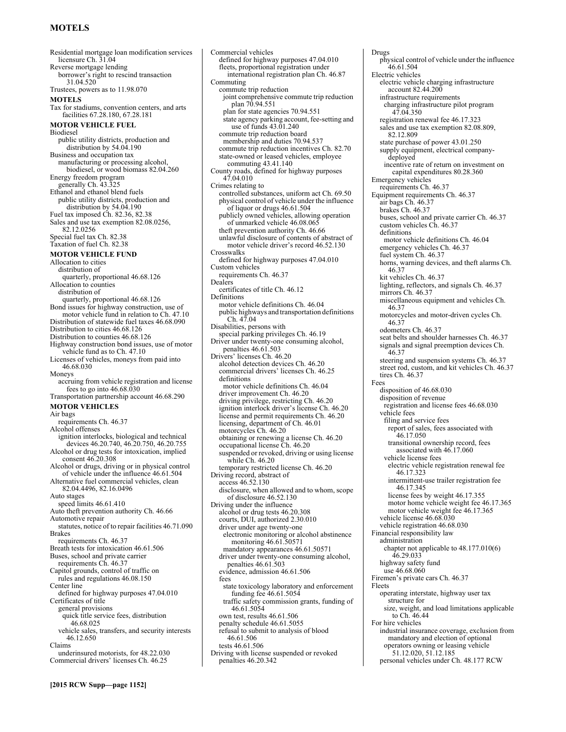Residential mortgage loan modification services licensure Ch. 31.04
Reverse mortgage lending
  borrower's right to rescind transaction 31.04.520
Trustees, powers as to 11.98.070

**MOTELS**

Tax for stadiums, convention centers, and arts facilities 67.28.180, 67.28.181

**MOTOR VEHICLE FUEL**

Biodiesel
  public utility districts, production and distribution by 54.04.190
Business and occupation tax
  manufacturing or processing alcohol, biodiesel, or wood biomass 82.04.260
Energy freedom program
  generally Ch. 43.325
Ethanol and ethanol blend fuels
  public utility districts, production and distribution by 54.04.190
Fuel tax imposed Ch. 82.36, 82.38
Sales and use tax exemption 82.08.0256, 82.12.0256
Special fuel tax Ch. 82.38
Taxation of fuel Ch. 82.38

**MOTOR VEHICLE FUND**

Allocation to cities
  distribution of
    quarterly, proportional 46.68.126
Allocation to counties
  distribution of
    quarterly, proportional 46.68.126
Bond issues for highway construction, use of motor vehicle fund in relation to Ch. 47.10
Distribution of statewide fuel taxes 46.68.090
Distribution to cities 46.68.126
Distribution to counties 46.68.126
Highway construction bond issues, use of motor vehicle fund as to Ch. 47.10
Licenses of vehicles, moneys from paid into 46.68.030
Moneys
  accruing from vehicle registration and license fees to go into 46.68.030
Transportation partnership account 46.68.290

**MOTOR VEHICLES**

Air bags
  requirements Ch. 46.37
Alcohol offenses
  ignition interlocks, biological and technical devices 46.20.740, 46.20.750, 46.20.755
Alcohol or drug tests for intoxication, implied consent 46.20.308
Alcohol or drugs, driving or in physical control of vehicle under the influence 46.61.504
Alternative fuel commercial vehicles, clean 82.04.4496, 82.16.0496
Auto stages
  speed limits 46.61.410
Auto theft prevention authority Ch. 46.66
Automotive repair
  statutes, notice of to repair facilities 46.71.090
Brakes
  requirements Ch. 46.37
Breath tests for intoxication 46.61.506
Buses, school and private carrier
  requirements Ch. 46.37
Capitol grounds, control of traffic on
  rules and regulations 46.08.150
Center line
  defined for highway purposes 47.04.010
Certificates of title
  general provisions
    quick title service fees, distribution 46.68.025
    vehicle sales, transfers, and security interests 46.12.650
Claims
  underinsured motorists, for 48.22.030
Commercial drivers' licenses Ch. 46.25
Commercial vehicles
  defined for highway purposes 47.04.010
  fleets, proportional registration under international registration plan Ch. 46.87
Commuting
  commute trip reduction
    joint comprehensive commute trip reduction plan 70.94.551
    plan for state agencies 70.94.551
    state agency parking account, fee-setting and use of funds 43.01.240
  commute trip reduction board
    membership and duties 70.94.537
  commute trip reduction incentives Ch. 82.70
  state-owned or leased vehicles, employee commuting 43.41.140
County roads, defined for highway purposes 47.04.010
Crimes relating to
  controlled substances, uniform act Ch. 69.50
  physical control of vehicle under the influence of liquor or drugs 46.61.504
  publicly owned vehicles, allowing operation of unmarked vehicle 46.08.065
  theft prevention authority Ch. 46.66
  unlawful disclosure of contents of abstract of motor vehicle driver's record 46.52.130
Crosswalks
  defined for highway purposes 47.04.010
Custom vehicles
  requirements Ch. 46.37
Dealers
  certificates of title Ch. 46.12
Definitions
  motor vehicle definitions Ch. 46.04
  public highways and transportation definitions Ch. 47.04
Disabilities, persons with
  special parking privileges Ch. 46.19
Driver under twenty-one consuming alcohol, penalties 46.61.503
Drivers' licenses Ch. 46.20
  alcohol detection devices Ch. 46.20
  commercial drivers' licenses Ch. 46.25
  definitions
    motor vehicle definitions Ch. 46.04
  driver improvement Ch. 46.20
  driving privilege, restricting Ch. 46.20
  ignition interlock driver's license Ch. 46.20
  license and permit requirements Ch. 46.20
  licensing, department of Ch. 46.01
  motorcycles Ch. 46.20
  obtaining or renewing a license Ch. 46.20
  occupational license Ch. 46.20
  suspended or revoked, driving or using license while Ch. 46.20
  temporary restricted license Ch. 46.20
Driving record, abstract of
  access 46.52.130
  disclosure, when allowed and to whom, scope of disclosure 46.52.130
Driving under the influence
  alcohol or drug tests 46.20.308
  courts, DUI, authorized 2.30.010
  driver under age twenty-one
    electronic monitoring or alcohol abstinence monitoring 46.61.50571
    mandatory appearances 46.61.50571
  driver under twenty-one consuming alcohol, penalties 46.61.503
  evidence, admission 46.61.506
  fees
    state toxicology laboratory and enforcement funding fee 46.61.5054
    traffic safety commission grants, funding of 46.61.5054
  own test, results 46.61.506
  penalty schedule 46.61.5055
  refusal to submit to analysis of blood 46.61.506
  tests 46.61.506
Driving with license suspended or revoked
  penalties 46.20.342
Drugs
  physical control of vehicle under the influence 46.61.504
Electric vehicles
  electric vehicle charging infrastructure account 82.44.200
  infrastructure requirements
    charging infrastructure pilot program 47.04.350
  registration renewal fee 46.17.323
  sales and use tax exemption 82.08.809, 82.12.809
  state purchase of power 43.01.250
  supply equipment, electrical company-deployed
    incentive rate of return on investment on capital expenditures 80.28.360
Emergency vehicles
  requirements Ch. 46.37
Equipment requirements Ch. 46.37
  air bags Ch. 46.37
  brakes Ch. 46.37
  buses, school and private carrier Ch. 46.37
  custom vehicles Ch. 46.37
  definitions
    motor vehicle definitions Ch. 46.04
  emergency vehicles Ch. 46.37
  fuel system Ch. 46.37
  horns, warning devices, and theft alarms Ch. 46.37
  kit vehicles Ch. 46.37
  lighting, reflectors, and signals Ch. 46.37
  mirrors Ch. 46.37
  miscellaneous equipment and vehicles Ch. 46.37
  motorcycles and motor-driven cycles Ch. 46.37
  odometers Ch. 46.37
  seat belts and shoulder harnesses Ch. 46.37
  signals and signal preemption devices Ch. 46.37
  steering and suspension systems Ch. 46.37
  street rod, custom, and kit vehicles Ch. 46.37
  tires Ch. 46.37
Fees
  disposition of 46.68.030
  disposition of revenue
    registration and license fees 46.68.030
  vehicle fees
    filing and service fees
      report of sales, fees associated with 46.17.050
      transitional ownership record, fees associated with 46.17.060
    vehicle license fees
      electric vehicle registration renewal fee 46.17.323
      intermittent-use trailer registration fee 46.17.345
      license fees by weight 46.17.355
      motor home vehicle weight fee 46.17.365
      motor vehicle weight fee 46.17.365
  vehicle license 46.68.030
  vehicle registration 46.68.030
Financial responsibility law
  administration
    chapter not applicable to 48.177.010(6) 46.29.033
  highway safety fund
    use 46.68.060
Firemen's private cars Ch. 46.37
Fleets
  operating interstate, highway user tax structure for
    size, weight, and load limitations applicable to Ch. 46.44
For hire vehicles
  industrial insurance coverage, exclusion from mandatory and election of optional
    operators owning or leasing vehicle 51.12.020, 51.12.185
  personal vehicles under Ch. 48.177 RCW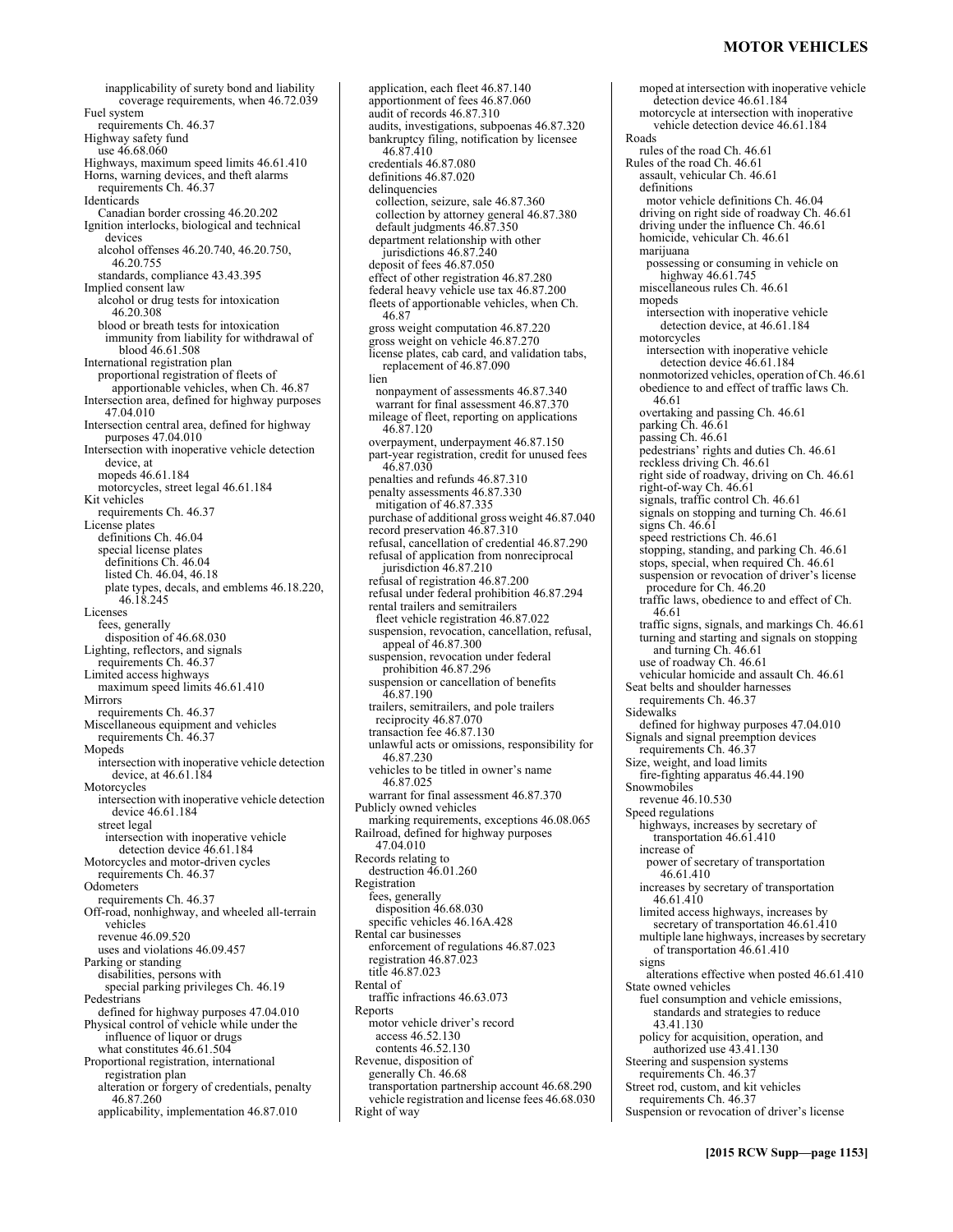inapplicability of surety bond and liability coverage requirements, when 46.72.039
Fuel system
requirements Ch. 46.37
Highway safety fund
use 46.68.060
Highways, maximum speed limits 46.61.410
Horns, warning devices, and theft alarms
requirements Ch. 46.37
Identicards
Canadian border crossing 46.20.202
Ignition interlocks, biological and technical devices
alcohol offenses 46.20.740, 46.20.750, 46.20.755
standards, compliance 43.43.395
Implied consent law
alcohol or drug tests for intoxication 46.20.308
blood or breath tests for intoxication
immunity from liability for withdrawal of blood 46.61.508
International registration plan
proportional registration of fleets of apportionable vehicles, when Ch. 46.87
Intersection area, defined for highway purposes 47.04.010
Intersection central area, defined for highway purposes 47.04.010
Intersection with inoperative vehicle detection device, at
mopeds 46.61.184
motorcycles, street legal 46.61.184
Kit vehicles
requirements Ch. 46.37
License plates
definitions Ch. 46.04
special license plates
definitions Ch. 46.04
listed Ch. 46.04, 46.18
plate types, decals, and emblems 46.18.220, 46.18.245
Licenses
fees, generally
disposition of 46.68.030
Lighting, reflectors, and signals
requirements Ch. 46.37
Limited access highways
maximum speed limits 46.61.410
Mirrors
requirements Ch. 46.37
Miscellaneous equipment and vehicles
requirements Ch. 46.37
Mopeds
intersection with inoperative vehicle detection device, at 46.61.184
Motorcycles
intersection with inoperative vehicle detection device 46.61.184
street legal
intersection with inoperative vehicle detection device 46.61.184
Motorcycles and motor-driven cycles
requirements Ch. 46.37
Odometers
requirements Ch. 46.37
Off-road, nonhighway, and wheeled all-terrain vehicles
revenue 46.09.520
uses and violations 46.09.457
Parking or standing
disabilities, persons with
special parking privileges Ch. 46.19
Pedestrians
defined for highway purposes 47.04.010
Physical control of vehicle while under the influence of liquor or drugs
what constitutes 46.61.504
Proportional registration, international registration plan
alteration or forgery of credentials, penalty 46.87.260
applicability, implementation 46.87.010
application, each fleet 46.87.140
apportionment of fees 46.87.060
audit of records 46.87.310
audits, investigations, subpoenas 46.87.320
bankruptcy filing, notification by licensee 46.87.410
credentials 46.87.080
definitions 46.87.020
delinquencies
collection, seizure, sale 46.87.360
collection by attorney general 46.87.380
default judgments 46.87.350
department relationship with other jurisdictions 46.87.240
deposit of fees 46.87.050
effect of other registration 46.87.280
federal heavy vehicle use tax 46.87.200
fleets of apportionable vehicles, when Ch. 46.87
gross weight computation 46.87.220
gross weight on vehicle 46.87.270
license plates, cab card, and validation tabs, replacement of 46.87.090
lien
nonpayment of assessments 46.87.340
warrant for final assessment 46.87.370
mileage of fleet, reporting on applications 46.87.120
overpayment, underpayment 46.87.150
part-year registration, credit for unused fees 46.87.030
penalties and refunds 46.87.310
penalty assessments 46.87.330
mitigation of 46.87.335
purchase of additional gross weight 46.87.040
record preservation 46.87.310
refusal, cancellation of credential 46.87.290
refusal of application from nonreciprocal jurisdiction 46.87.210
refusal of registration 46.87.200
refusal under federal prohibition 46.87.294
rental trailers and semitrailers
fleet vehicle registration 46.87.022
suspension, revocation, cancellation, refusal, appeal of 46.87.300
suspension, revocation under federal prohibition 46.87.296
suspension or cancellation of benefits 46.87.190
trailers, semitrailers, and pole trailers
reciprocity 46.87.070
transaction fee 46.87.130
unlawful acts or omissions, responsibility for 46.87.230
vehicles to be titled in owner's name 46.87.025
warrant for final assessment 46.87.370
Publicly owned vehicles
marking requirements, exceptions 46.08.065
Railroad, defined for highway purposes 47.04.010
Records relating to
destruction 46.01.260
Registration
fees, generally
disposition 46.68.030
specific vehicles 46.16A.428
Rental car businesses
enforcement of regulations 46.87.023
registration 46.87.023
title 46.87.023
Rental of
traffic infractions 46.63.073
Reports
motor vehicle driver's record
access 46.52.130
contents 46.52.130
Revenue, disposition of
generally Ch. 46.68
transportation partnership account 46.68.290
vehicle registration and license fees 46.68.030
Right of way
moped at intersection with inoperative vehicle detection device 46.61.184
motorcycle at intersection with inoperative vehicle detection device 46.61.184
Roads
rules of the road Ch. 46.61
Rules of the road Ch. 46.61
assault, vehicular Ch. 46.61
definitions
motor vehicle definitions Ch. 46.04
driving on right side of roadway Ch. 46.61
driving under the influence Ch. 46.61
homicide, vehicular Ch. 46.61
marijuana
possessing or consuming in vehicle on highway 46.61.745
miscellaneous rules Ch. 46.61
mopeds
intersection with inoperative vehicle detection device, at 46.61.184
motorcycles
intersection with inoperative vehicle detection device 46.61.184
nonmotorized vehicles, operation of Ch. 46.61
obedience to and effect of traffic laws Ch. 46.61
overtaking and passing Ch. 46.61
parking Ch. 46.61
passing Ch. 46.61
pedestrians' rights and duties Ch. 46.61
reckless driving Ch. 46.61
right side of roadway, driving on Ch. 46.61
right-of-way Ch. 46.61
signals, traffic control Ch. 46.61
signals on stopping and turning Ch. 46.61
signs Ch. 46.61
speed restrictions Ch. 46.61
stopping, standing, and parking Ch. 46.61
stops, special, when required Ch. 46.61
suspension or revocation of driver's license
procedure for Ch. 46.20
traffic laws, obedience to and effect of Ch. 46.61
traffic signs, signals, and markings Ch. 46.61
turning and starting and signals on stopping and turning Ch. 46.61
use of roadway Ch. 46.61
vehicular homicide and assault Ch. 46.61
Seat belts and shoulder harnesses
requirements Ch. 46.37
Sidewalks
defined for highway purposes 47.04.010
Signals and signal preemption devices
requirements Ch. 46.37
Size, weight, and load limits
fire-fighting apparatus 46.44.190
Snowmobiles
revenue 46.10.530
Speed regulations
highways, increases by secretary of transportation 46.61.410
increase of
power of secretary of transportation 46.61.410
increases by secretary of transportation 46.61.410
limited access highways, increases by secretary of transportation 46.61.410
multiple lane highways, increases by secretary of transportation 46.61.410
signs
alterations effective when posted 46.61.410
State owned vehicles
fuel consumption and vehicle emissions, standards and strategies to reduce 43.41.130
policy for acquisition, operation, and authorized use 43.41.130
Steering and suspension systems
requirements Ch. 46.37
Street rod, custom, and kit vehicles
requirements Ch. 46.37
Suspension or revocation of driver's license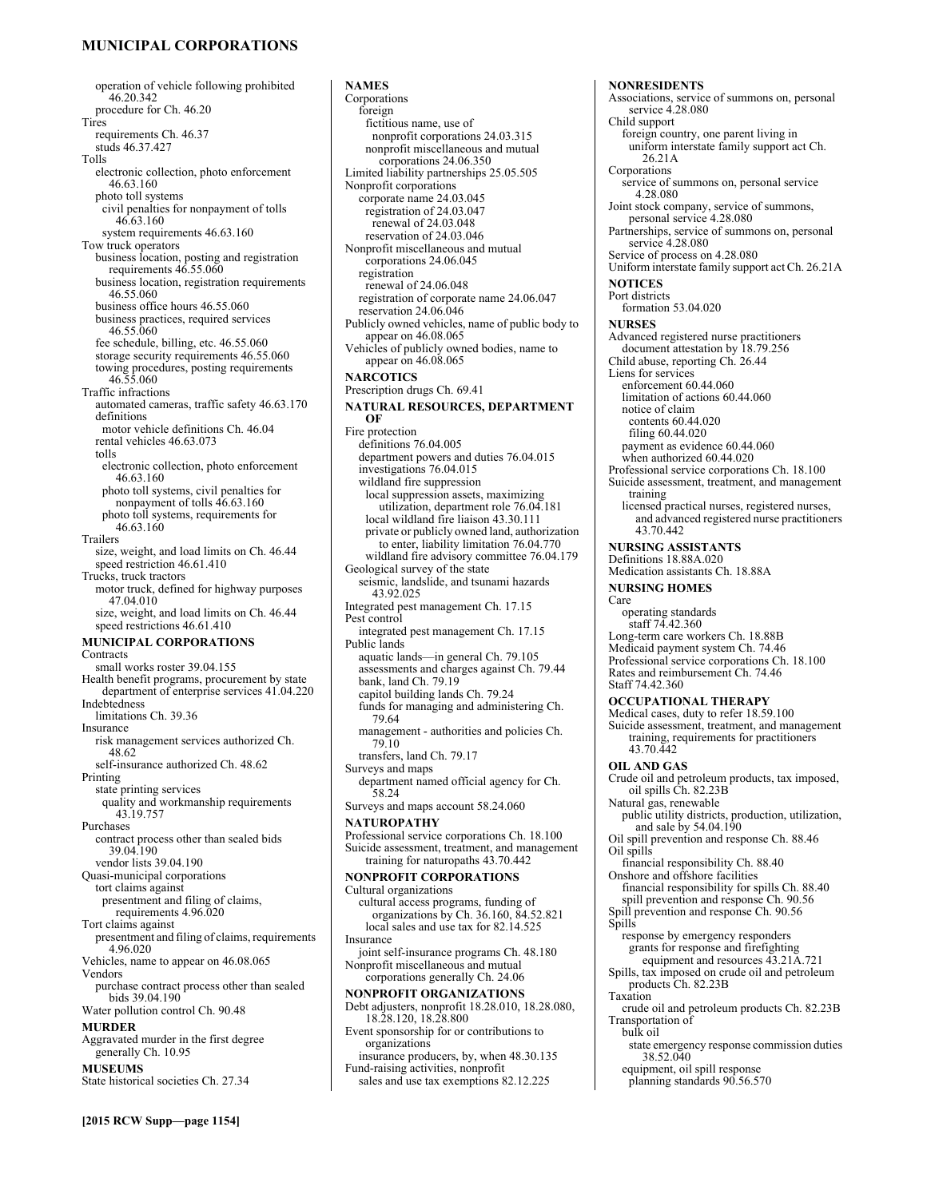operation of vehicle following prohibited 46.20.342
procedure for Ch. 46.20
Tires
requirements Ch. 46.37
studs 46.37.427
Tolls
electronic collection, photo enforcement 46.63.160
photo toll systems
civil penalties for nonpayment of tolls 46.63.160
system requirements 46.63.160
Tow truck operators
business location, posting and registration requirements 46.55.060
business location, registration requirements 46.55.060
business office hours 46.55.060
business practices, required services 46.55.060
fee schedule, billing, etc. 46.55.060
storage security requirements 46.55.060
towing procedures, posting requirements 46.55.060
Traffic infractions
automated cameras, traffic safety 46.63.170
definitions
motor vehicle definitions Ch. 46.04
rental vehicles 46.63.073
tolls
electronic collection, photo enforcement 46.63.160
photo toll systems, civil penalties for nonpayment of tolls 46.63.160
photo toll systems, requirements for 46.63.160
Trailers
size, weight, and load limits on Ch. 46.44
speed restriction 46.61.410
Trucks, truck tractors
motor truck, defined for highway purposes 47.04.010
size, weight, and load limits on Ch. 46.44
speed restrictions 46.61.410

**MUNICIPAL CORPORATIONS**
Contracts
small works roster 39.04.155
Health benefit programs, procurement by state department of enterprise services 41.04.220
Indebtedness
limitations Ch. 39.36
Insurance
risk management services authorized Ch. 48.62
self-insurance authorized Ch. 48.62
Printing
state printing services
quality and workmanship requirements 43.19.757
Purchases
contract process other than sealed bids 39.04.190
vendor lists 39.04.190
Quasi-municipal corporations
tort claims against
presentment and filing of claims, requirements 4.96.020
Tort claims against
presentment and filing of claims, requirements 4.96.020
Vehicles, name to appear on 46.08.065
Vendors
purchase contract process other than sealed bids 39.04.190
Water pollution control Ch. 90.48

**MURDER**
Aggravated murder in the first degree
generally Ch. 10.95

**MUSEUMS**
State historical societies Ch. 27.34

**NAMES**
Corporations
foreign
fictitious name, use of
nonprofit corporations 24.03.315
nonprofit miscellaneous and mutual corporations 24.06.350
Limited liability partnerships 25.05.505
Nonprofit corporations
corporate name 24.03.045
registration of 24.03.047
renewal of 24.03.048
reservation of 24.03.046
Nonprofit miscellaneous and mutual corporations 24.06.045
registration
renewal of 24.06.048
registration of corporate name 24.06.047
reservation 24.06.046
Publicly owned vehicles, name of public body to appear on 46.08.065
Vehicles of publicly owned bodies, name to appear on 46.08.065

**NARCOTICS**
Prescription drugs Ch. 69.41

**NATURAL RESOURCES, DEPARTMENT OF**
Fire protection
definitions 76.04.005
department powers and duties 76.04.015
investigations 76.04.015
wildland fire suppression
local suppression assets, maximizing utilization, department role 76.04.181
local wildland fire liaison 43.30.111
private or publicly owned land, authorization to enter, liability limitation 76.04.770
wildland fire advisory committee 76.04.179
Geological survey of the state
seismic, landslide, and tsunami hazards 43.92.025
Integrated pest management Ch. 17.15
Pest control
integrated pest management Ch. 17.15
Public lands
aquatic lands—in general Ch. 79.105
assessments and charges against Ch. 79.44
bank, land Ch. 79.19
capitol building lands Ch. 79.24
funds for managing and administering Ch. 79.64
management - authorities and policies Ch. 79.10
transfers, land Ch. 79.17
Surveys and maps
department named official agency for Ch. 58.24
Surveys and maps account 58.24.060

**NATUROPATHY**
Professional service corporations Ch. 18.100
Suicide assessment, treatment, and management training for naturopaths 43.70.442

**NONPROFIT CORPORATIONS**
Cultural organizations
cultural access programs, funding of organizations by Ch. 36.160, 84.52.821
local sales and use tax for 82.14.525
Insurance
joint self-insurance programs Ch. 48.180
Nonprofit miscellaneous and mutual corporations generally Ch. 24.06

**NONPROFIT ORGANIZATIONS**
Debt adjusters, nonprofit 18.28.010, 18.28.080, 18.28.120, 18.28.800
Event sponsorship for or contributions to organizations
insurance producers, by, when 48.30.135
Fund-raising activities, nonprofit
sales and use tax exemptions 82.12.225

**NONRESIDENTS**
Associations, service of summons on, personal service 4.28.080
Child support
foreign country, one parent living in
uniform interstate family support act Ch. 26.21A
Corporations
service of summons on, personal service 4.28.080
Joint stock company, service of summons, personal service 4.28.080
Partnerships, service of summons on, personal service 4.28.080
Service of process on 4.28.080
Uniform interstate family support act Ch. 26.21A

**NOTICES**
Port districts
formation 53.04.020

**NURSES**
Advanced registered nurse practitioners
document attestation by 18.79.256
Child abuse, reporting Ch. 26.44
Liens for services
enforcement 60.44.060
limitation of actions 60.44.060
notice of claim
contents 60.44.020
filing 60.44.020
payment as evidence 60.44.060
when authorized 60.44.020
Professional service corporations Ch. 18.100
Suicide assessment, treatment, and management training
licensed practical nurses, registered nurses, and advanced registered nurse practitioners 43.70.442

**NURSING ASSISTANTS**
Definitions 18.88A.020
Medication assistants Ch. 18.88A

**NURSING HOMES**
Care
operating standards
staff 74.42.360
Long-term care workers Ch. 18.88B
Medicaid payment system Ch. 74.46
Professional service corporations Ch. 18.100
Rates and reimbursement Ch. 74.46
Staff 74.42.360

**OCCUPATIONAL THERAPY**
Medical cases, duty to refer 18.59.100
Suicide assessment, treatment, and management training, requirements for practitioners 43.70.442

**OIL AND GAS**
Crude oil and petroleum products, tax imposed, oil spills Ch. 82.23B
Natural gas, renewable
public utility districts, production, utilization, and sale by 54.04.190
Oil spill prevention and response Ch. 88.46
Oil spills
financial responsibility Ch. 88.40
Onshore and offshore facilities
financial responsibility for spills Ch. 88.40
spill prevention and response Ch. 90.56
Spill prevention and response Ch. 90.56
Spills
response by emergency responders
grants for response and firefighting equipment and resources 43.21A.721
Spills, tax imposed on crude oil and petroleum products Ch. 82.23B
Taxation
crude oil and petroleum products Ch. 82.23B
Transportation of
bulk oil
state emergency response commission duties 38.52.040
equipment, oil spill response
planning standards 90.56.570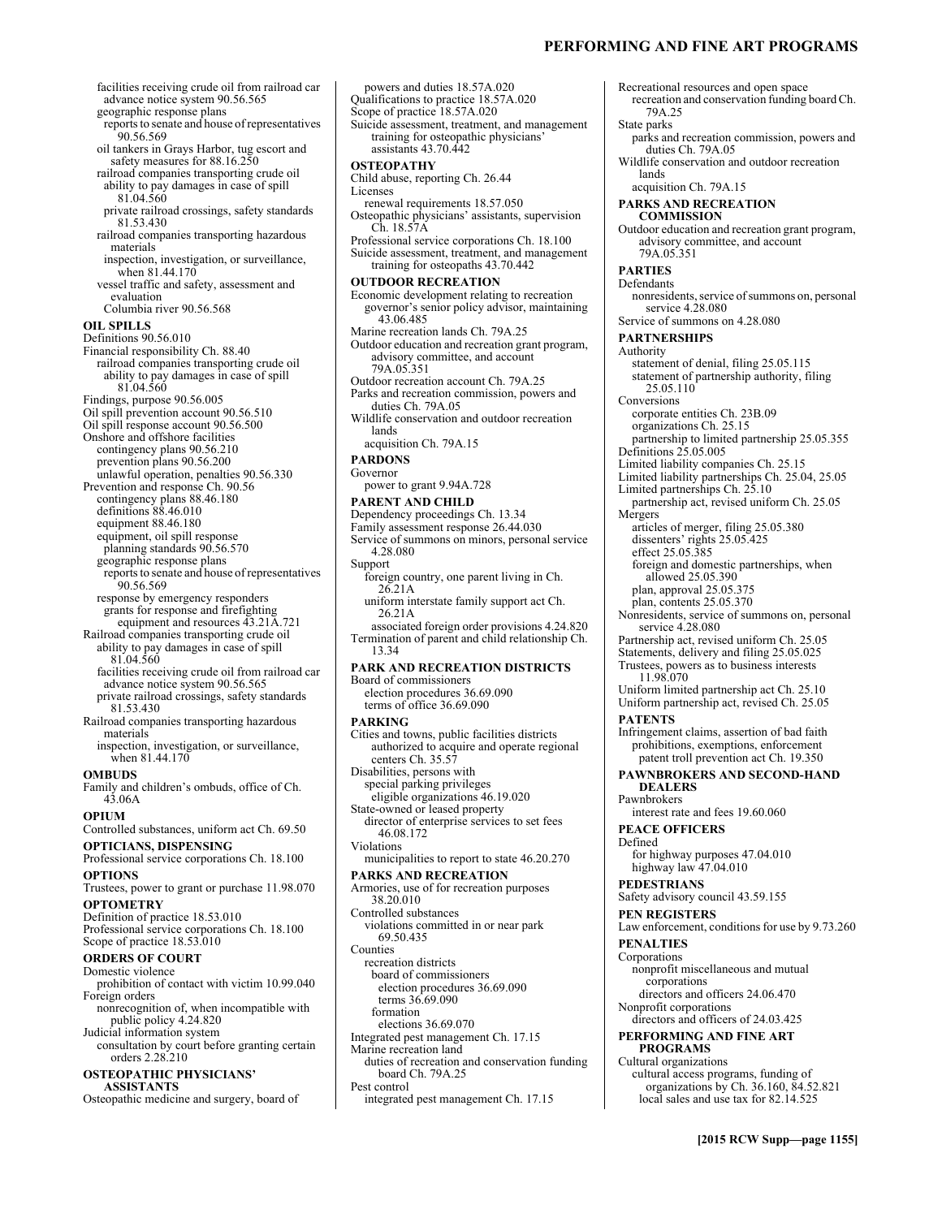facilities receiving crude oil from railroad car advance notice system 90.56.565
geographic response plans
reports to senate and house of representatives 90.56.569
oil tankers in Grays Harbor, tug escort and safety measures for 88.16.250
railroad companies transporting crude oil
ability to pay damages in case of spill 81.04.560
private railroad crossings, safety standards 81.53.430
railroad companies transporting hazardous materials
inspection, investigation, or surveillance, when 81.44.170
vessel traffic and safety, assessment and evaluation
Columbia river 90.56.568

**OIL SPILLS**

Definitions 90.56.010
Financial responsibility Ch. 88.40
railroad companies transporting crude oil
ability to pay damages in case of spill 81.04.560
Findings, purpose 90.56.005
Oil spill prevention account 90.56.510
Oil spill response account 90.56.500
Onshore and offshore facilities
contingency plans 90.56.210
prevention plans 90.56.200
unlawful operation, penalties 90.56.330
Prevention and response Ch. 90.56
contingency plans 88.46.180
definitions 88.46.010
equipment 88.46.180
equipment, oil spill response planning standards 90.56.570
geographic response plans
reports to senate and house of representatives 90.56.569
response by emergency responders
grants for response and firefighting equipment and resources 43.21A.721
Railroad companies transporting crude oil
ability to pay damages in case of spill 81.04.560
facilities receiving crude oil from railroad car advance notice system 90.56.565
private railroad crossings, safety standards 81.53.430
Railroad companies transporting hazardous materials
inspection, investigation, or surveillance, when 81.44.170

**OMBUDS**

Family and children's ombuds, office of Ch. 43.06A

**OPIUM**

Controlled substances, uniform act Ch. 69.50

**OPTICIANS, DISPENSING**

Professional service corporations Ch. 18.100

**OPTIONS**

Trustees, power to grant or purchase 11.98.070

**OPTOMETRY**

Definition of practice 18.53.010
Professional service corporations Ch. 18.100
Scope of practice 18.53.010

**ORDERS OF COURT**

Domestic violence
prohibition of contact with victim 10.99.040
Foreign orders
nonrecognition of, when incompatible with public policy 4.24.820
Judicial information system
consultation by court before granting certain orders 2.28.210

**OSTEOPATHIC PHYSICIANS' ASSISTANTS**

Osteopathic medicine and surgery, board of
powers and duties 18.57A.020
Qualifications to practice 18.57A.020
Scope of practice 18.57A.020
Suicide assessment, treatment, and management training for osteopathic physicians' assistants 43.70.442

**OSTEOPATHY**

Child abuse, reporting Ch. 26.44
Licenses
renewal requirements 18.57.050
Osteopathic physicians' assistants, supervision Ch. 18.57A
Professional service corporations Ch. 18.100
Suicide assessment, treatment, and management training for osteopaths 43.70.442

**OUTDOOR RECREATION**

Economic development relating to recreation
governor's senior policy advisor, maintaining 43.06.485
Marine recreation lands Ch. 79A.25
Outdoor education and recreation grant program, advisory committee, and account 79A.05.351
Outdoor recreation account Ch. 79A.25
Parks and recreation commission, powers and duties Ch. 79A.05
Wildlife conservation and outdoor recreation lands
acquisition Ch. 79A.15

**PARDONS**

Governor
power to grant 9.94A.728

**PARENT AND CHILD**

Dependency proceedings Ch. 13.34
Family assessment response 26.44.030
Service of summons on minors, personal service 4.28.080
Support
foreign country, one parent living in Ch. 26.21A
uniform interstate family support act Ch. 26.21A
associated foreign order provisions 4.24.820
Termination of parent and child relationship Ch. 13.34

**PARK AND RECREATION DISTRICTS**

Board of commissioners
election procedures 36.69.090
terms of office 36.69.090

**PARKING**

Cities and towns, public facilities districts authorized to acquire and operate regional centers Ch. 35.57
Disabilities, persons with
special parking privileges
eligible organizations 46.19.020
State-owned or leased property
director of enterprise services to set fees 46.08.172
Violations
municipalities to report to state 46.20.270

**PARKS AND RECREATION**

Armories, use of for recreation purposes 38.20.010
Controlled substances
violations committed in or near park 69.50.435
Counties
recreation districts
board of commissioners
election procedures 36.69.090
terms 36.69.090
formation
elections 36.69.070
Integrated pest management Ch. 17.15
Marine recreation land
duties of recreation and conservation funding board Ch. 79A.25
Pest control
integrated pest management Ch. 17.15
Recreational resources and open space
recreation and conservation funding board Ch. 79A.25
State parks
parks and recreation commission, powers and duties Ch. 79A.05
Wildlife conservation and outdoor recreation lands
acquisition Ch. 79A.15

**PARKS AND RECREATION COMMISSION**

Outdoor education and recreation grant program, advisory committee, and account 79A.05.351

**PARTIES**

Defendants
nonresidents, service of summons on, personal service 4.28.080
Service of summons on 4.28.080

**PARTNERSHIPS**

Authority
statement of denial, filing 25.05.115
statement of partnership authority, filing 25.05.110
Conversions
corporate entities Ch. 23B.09
organizations Ch. 25.15
partnership to limited partnership 25.05.355
Definitions 25.05.005
Limited liability companies Ch. 25.15
Limited liability partnerships Ch. 25.04, 25.05
Limited partnerships Ch. 25.10
partnership act, revised uniform Ch. 25.05
Mergers
articles of merger, filing 25.05.380
dissenters' rights 25.05.425
effect 25.05.385
foreign and domestic partnerships, when allowed 25.05.390
plan, approval 25.05.375
plan, contents 25.05.370
Nonresidents, service of summons on, personal service 4.28.080
Partnership act, revised uniform Ch. 25.05
Statements, delivery and filing 25.05.025
Trustees, powers as to business interests 11.98.070
Uniform limited partnership act Ch. 25.10
Uniform partnership act, revised Ch. 25.05

**PATENTS**

Infringement claims, assertion of bad faith
prohibitions, exemptions, enforcement
patent troll prevention act Ch. 19.350

**PAWNBROKERS AND SECOND-HAND DEALERS**

Pawnbrokers
interest rate and fees 19.60.060

**PEACE OFFICERS**

Defined
for highway purposes 47.04.010
highway law 47.04.010

**PEDESTRIANS**

Safety advisory council 43.59.155

**PEN REGISTERS**

Law enforcement, conditions for use by 9.73.260

**PENALTIES**

Corporations
nonprofit miscellaneous and mutual corporations
directors and officers 24.06.470
Nonprofit corporations
directors and officers of 24.03.425

**PERFORMING AND FINE ART PROGRAMS**

Cultural organizations
cultural access programs, funding of organizations by Ch. 36.160, 84.52.821
local sales and use tax for 82.14.525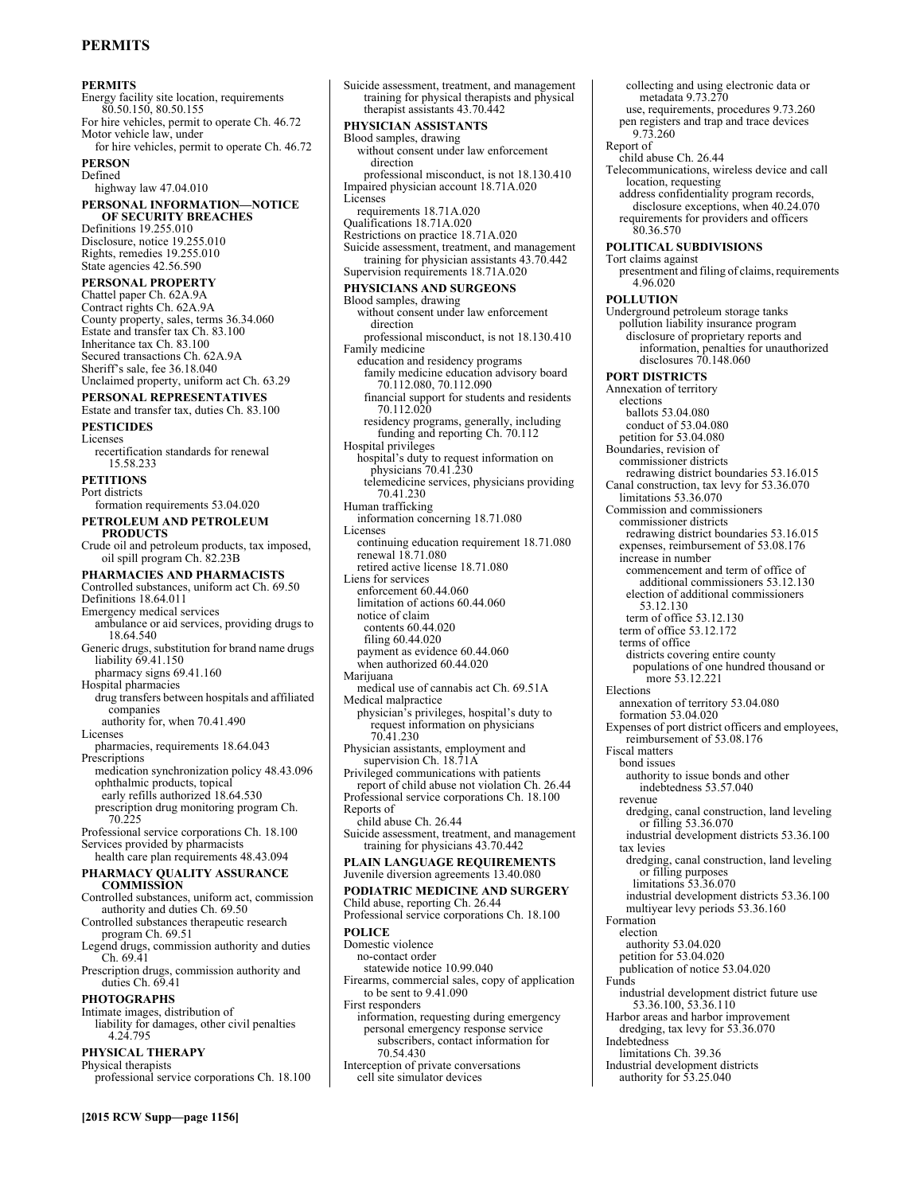**PERMITS**

Energy facility site location, requirements 80.50.150, 80.50.155
For hire vehicles, permit to operate Ch. 46.72
Motor vehicle law, under
 for hire vehicles, permit to operate Ch. 46.72

**PERSON**

Defined
 highway law 47.04.010

**PERSONAL INFORMATION—NOTICE OF SECURITY BREACHES**

Definitions 19.255.010
Disclosure, notice 19.255.010
Rights, remedies 19.255.010
State agencies 42.56.590

**PERSONAL PROPERTY**

Chattel paper Ch. 62A.9A
Contract rights Ch. 62A.9A
County property, sales, terms 36.34.060
Estate and transfer tax Ch. 83.100
Inheritance tax Ch. 83.100
Secured transactions Ch. 62A.9A
Sheriff's sale, fee 36.18.040
Unclaimed property, uniform act Ch. 63.29

**PERSONAL REPRESENTATIVES**

Estate and transfer tax, duties Ch. 83.100

**PESTICIDES**

Licenses
 recertification standards for renewal 15.58.233

**PETITIONS**

Port districts
 formation requirements 53.04.020

**PETROLEUM AND PETROLEUM PRODUCTS**

Crude oil and petroleum products, tax imposed, oil spill program Ch. 82.23B

**PHARMACIES AND PHARMACISTS**

Controlled substances, uniform act Ch. 69.50
Definitions 18.64.011
Emergency medical services
 ambulance or aid services, providing drugs to 18.64.540
Generic drugs, substitution for brand name drugs
 liability 69.41.150
 pharmacy signs 69.41.160
Hospital pharmacies
 drug transfers between hospitals and affiliated companies
  authority for, when 70.41.490
Licenses
 pharmacies, requirements 18.64.043
Prescriptions
 medication synchronization policy 48.43.096
 ophthalmic products, topical
  early refills authorized 18.64.530
 prescription drug monitoring program Ch. 70.225
Professional service corporations Ch. 18.100
Services provided by pharmacists
 health care plan requirements 48.43.094

**PHARMACY QUALITY ASSURANCE COMMISSION**

Controlled substances, uniform act, commission authority and duties Ch. 69.50
Controlled substances therapeutic research program Ch. 69.51
Legend drugs, commission authority and duties Ch. 69.41
Prescription drugs, commission authority and duties Ch. 69.41

**PHOTOGRAPHS**

Intimate images, distribution of
 liability for damages, other civil penalties 4.24.795

**PHYSICAL THERAPY**

Physical therapists
 professional service corporations Ch. 18.100
 Suicide assessment, treatment, and management training for physical therapists and physical therapist assistants 43.70.442

**PHYSICIAN ASSISTANTS**

Blood samples, drawing
 without consent under law enforcement direction
  professional misconduct, is not 18.130.410
Impaired physician account 18.71A.020
Licenses
 requirements 18.71A.020
Qualifications 18.71A.020
Restrictions on practice 18.71A.020
Suicide assessment, treatment, and management training for physician assistants 43.70.442
Supervision requirements 18.71A.020

**PHYSICIANS AND SURGEONS**

Blood samples, drawing
 without consent under law enforcement direction
  professional misconduct, is not 18.130.410
Family medicine
 education and residency programs
  family medicine education advisory board 70.112.080, 70.112.090
  financial support for students and residents 70.112.020
  residency programs, generally, including funding and reporting Ch. 70.112
Hospital privileges
 hospital's duty to request information on physicians 70.41.230
 telemedicine services, physicians providing 70.41.230
Human trafficking
 information concerning 18.71.080
Licenses
 continuing education requirement 18.71.080
 renewal 18.71.080
 retired active license 18.71.080
Liens for services
 enforcement 60.44.060
 limitation of actions 60.44.060
 notice of claim
  contents 60.44.020
  filing 60.44.020
 payment as evidence 60.44.060
 when authorized 60.44.020
Marijuana
 medical use of cannabis act Ch. 69.51A
Medical malpractice
 physician's privileges, hospital's duty to request information on physicians 70.41.230
Physician assistants, employment and supervision Ch. 18.71A
Privileged communications with patients
 report of child abuse not violation Ch. 26.44
Professional service corporations Ch. 18.100
Reports of
 child abuse Ch. 26.44
Suicide assessment, treatment, and management training for physicians 43.70.442

**PLAIN LANGUAGE REQUIREMENTS**

Juvenile diversion agreements 13.40.080

**PODIATRIC MEDICINE AND SURGERY**

Child abuse, reporting Ch. 26.44
Professional service corporations Ch. 18.100

**POLICE**

Domestic violence
 no-contact order
  statewide notice 10.99.040
Firearms, commercial sales, copy of application to be sent to 9.41.090
First responders
 information, requesting during emergency
  personal emergency response service subscribers, contact information for 70.54.430
Interception of private conversations
 cell site simulator devices
  collecting and using electronic data or metadata 9.73.270
  use, requirements, procedures 9.73.260
 pen registers and trap and trace devices 9.73.260
Report of
 child abuse Ch. 26.44
Telecommunications, wireless device and call location, requesting
 address confidentiality program records, disclosure exceptions, when 40.24.070
 requirements for providers and officers 80.36.570

**POLITICAL SUBDIVISIONS**

Tort claims against
 presentment and filing of claims, requirements 4.96.020

**POLLUTION**

Underground petroleum storage tanks
 pollution liability insurance program
  disclosure of proprietary reports and information, penalties for unauthorized disclosures 70.148.060

**PORT DISTRICTS**

Annexation of territory
 elections
  ballots 53.04.080
  conduct of 53.04.080
 petition for 53.04.080
Boundaries, revision of
 commissioner districts
  redrawing district boundaries 53.16.015
Canal construction, tax levy for 53.36.070
 limitations 53.36.070
Commission and commissioners
 commissioner districts
  redrawing district boundaries 53.16.015
 expenses, reimbursement of 53.08.176
 increase in number
  commencement and term of office of additional commissioners 53.12.130
  election of additional commissioners 53.12.130
  term of office 53.12.130
 term of office 53.12.172
 terms of office
  districts covering entire county
   populations of one hundred thousand or more 53.12.221
Elections
 annexation of territory 53.04.080
 formation 53.04.020
Expenses of port district officers and employees, reimbursement of 53.08.176
Fiscal matters
 bond issues
  authority to issue bonds and other indebtedness 53.57.040
 revenue
  dredging, canal construction, land leveling or filling 53.36.070
  industrial development districts 53.36.100
 tax levies
  dredging, canal construction, land leveling or filling purposes
  limitations 53.36.070
  industrial development districts 53.36.100
  multiyear levy periods 53.36.160
Formation
 election
  authority 53.04.020
 petition for 53.04.020
 publication of notice 53.04.020
Funds
 industrial development district future use 53.36.100, 53.36.110
Harbor areas and harbor improvement
 dredging, tax levy for 53.36.070
Indebtedness
 limitations Ch. 39.36
Industrial development districts
 authority for 53.25.040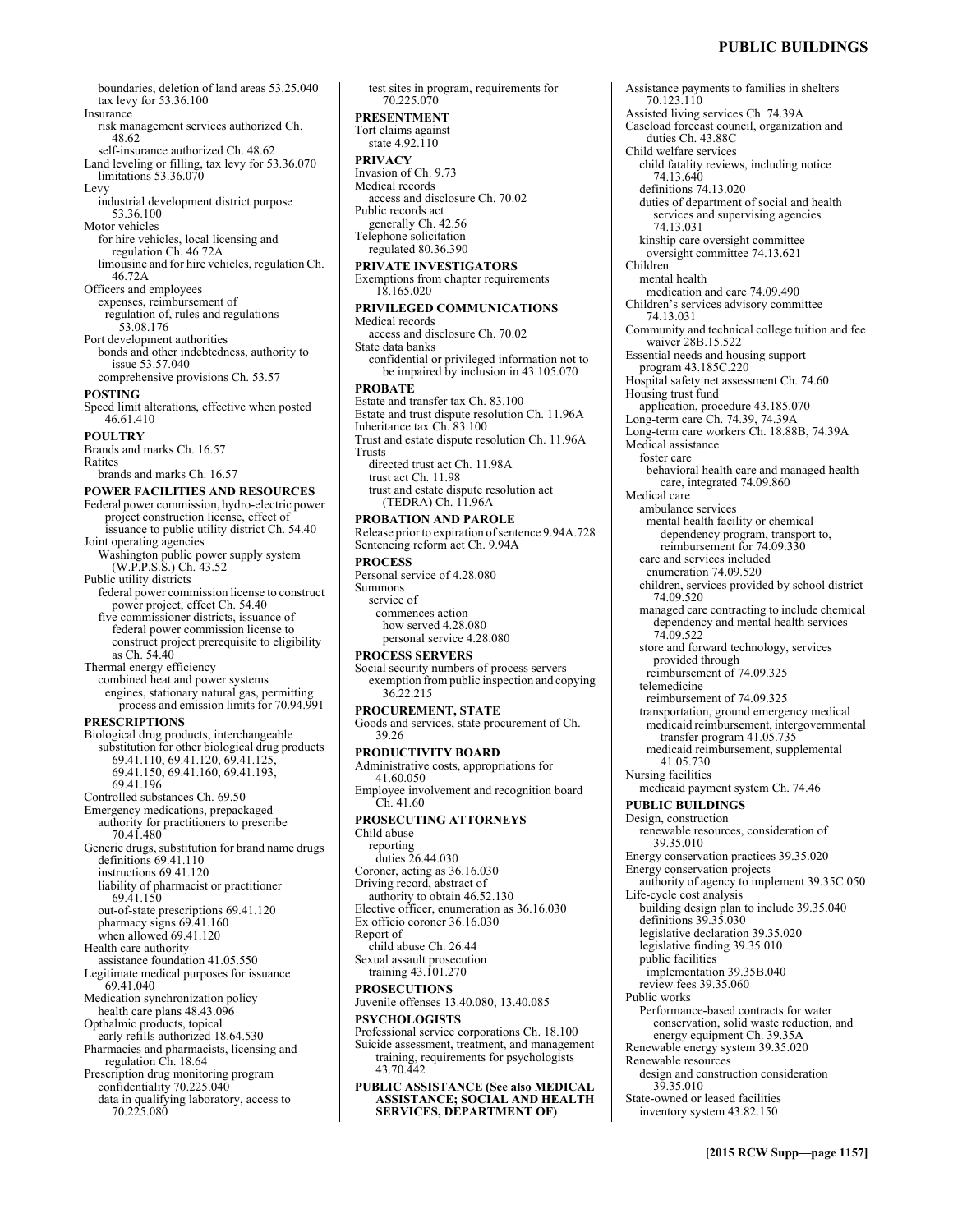boundaries, deletion of land areas 53.25.040
tax levy for 53.36.100

Insurance
risk management services authorized Ch. 48.62
self-insurance authorized Ch. 48.62

Land leveling or filling, tax levy for 53.36.070
limitations 53.36.070

Levy
industrial development district purpose 53.36.100

Motor vehicles
for hire vehicles, local licensing and regulation Ch. 46.72A
limousine and for hire vehicles, regulation Ch. 46.72A

Officers and employees
expenses, reimbursement of
regulation of, rules and regulations 53.08.176

Port development authorities
bonds and other indebtedness, authority to issue 53.57.040
comprehensive provisions Ch. 53.57

**POSTING**

Speed limit alterations, effective when posted 46.61.410

**POULTRY**

Brands and marks Ch. 16.57

Ratites
brands and marks Ch. 16.57

**POWER FACILITIES AND RESOURCES**

Federal power commission, hydro-electric power project construction license, effect of issuance to public utility district Ch. 54.40

Joint operating agencies
Washington public power supply system (W.P.P.S.S.) Ch. 43.52

Public utility districts
federal power commission license to construct power project, effect Ch. 54.40
five commissioner districts, issuance of federal power commission license to construct project prerequisite to eligibility as Ch. 54.40

Thermal energy efficiency
combined heat and power systems
engines, stationary natural gas, permitting process and emission limits for 70.94.991

**PRESCRIPTIONS**

Biological drug products, interchangeable substitution for other biological drug products 69.41.110, 69.41.120, 69.41.125, 69.41.150, 69.41.160, 69.41.193, 69.41.196

Controlled substances Ch. 69.50

Emergency medications, prepackaged
authority for practitioners to prescribe 70.41.480

Generic drugs, substitution for brand name drugs
definitions 69.41.110
instructions 69.41.120
liability of pharmacist or practitioner 69.41.150
out-of-state prescriptions 69.41.120
pharmacy signs 69.41.160
when allowed 69.41.120

Health care authority
assistance foundation 41.05.550

Legitimate medical purposes for issuance 69.41.040

Medication synchronization policy
health care plans 48.43.096

Opthalmic products, topical
early refills authorized 18.64.530

Pharmacies and pharmacists, licensing and regulation Ch. 18.64

Prescription drug monitoring program
confidentiality 70.225.040
data in qualifying laboratory, access to 70.225.080
test sites in program, requirements for 70.225.070

**PRESENTMENT**

Tort claims against
state 4.92.110

**PRIVACY**

Invasion of Ch. 9.73

Medical records
access and disclosure Ch. 70.02

Public records act
generally Ch. 42.56

Telephone solicitation
regulated 80.36.390

**PRIVATE INVESTIGATORS**

Exemptions from chapter requirements 18.165.020

**PRIVILEGED COMMUNICATIONS**

Medical records
access and disclosure Ch. 70.02

State data banks
confidential or privileged information not to be impaired by inclusion in 43.105.070

**PROBATE**

Estate and transfer tax Ch. 83.100

Estate and trust dispute resolution Ch. 11.96A

Inheritance tax Ch. 83.100

Trust and estate dispute resolution Ch. 11.96A

Trusts
directed trust act Ch. 11.98A
trust act Ch. 11.98
trust and estate dispute resolution act (TEDRA) Ch. 11.96A

**PROBATION AND PAROLE**

Release prior to expiration of sentence 9.94A.728

Sentencing reform act Ch. 9.94A

**PROCESS**

Personal service of 4.28.080

Summons
service of
commences action
how served 4.28.080
personal service 4.28.080

**PROCESS SERVERS**

Social security numbers of process servers
exemption from public inspection and copying 36.22.215

**PROCUREMENT, STATE**

Goods and services, state procurement of Ch. 39.26

**PRODUCTIVITY BOARD**

Administrative costs, appropriations for 41.60.050

Employee involvement and recognition board Ch. 41.60

**PROSECUTING ATTORNEYS**

Child abuse
reporting
duties 26.44.030

Coroner, acting as 36.16.030

Driving record, abstract of
authority to obtain 46.52.130

Elective officer, enumeration as 36.16.030

Ex officio coroner 36.16.030

Report of
child abuse Ch. 26.44

Sexual assault prosecution
training 43.101.270

**PROSECUTIONS**

Juvenile offenses 13.40.080, 13.40.085

**PSYCHOLOGISTS**

Professional service corporations Ch. 18.100

Suicide assessment, treatment, and management training, requirements for psychologists 43.70.442

**PUBLIC ASSISTANCE (See also MEDICAL ASSISTANCE; SOCIAL AND HEALTH SERVICES, DEPARTMENT OF)**

Assistance payments to families in shelters 70.123.110

Assisted living services Ch. 74.39A

Caseload forecast council, organization and duties Ch. 43.88C

Child welfare services
child fatality reviews, including notice 74.13.640
definitions 74.13.020
duties of department of social and health services and supervising agencies 74.13.031
kinship care oversight committee
oversight committee 74.13.621

Children
mental health
medication and care 74.09.490

Children's services advisory committee 74.13.031

Community and technical college tuition and fee waiver 28B.15.522

Essential needs and housing support program 43.185C.220

Hospital safety net assessment Ch. 74.60

Housing trust fund
application, procedure 43.185.070

Long-term care Ch. 74.39, 74.39A

Long-term care workers Ch. 18.88B, 74.39A

Medical assistance
foster care
behavioral health care and managed health care, integrated 74.09.860

Medical care
ambulance services
mental health facility or chemical dependency program, transport to, reimbursement for 74.09.330
care and services included
enumeration 74.09.520
children, services provided by school district 74.09.520
managed care contracting to include chemical dependency and mental health services 74.09.522
store and forward technology, services provided through
reimbursement of 74.09.325
telemedicine
reimbursement of 74.09.325
transportation, ground emergency medical
medicaid reimbursement, intergovernmental transfer program 41.05.735
medicaid reimbursement, supplemental 41.05.730

Nursing facilities
medicaid payment system Ch. 74.46

**PUBLIC BUILDINGS**

Design, construction
renewable resources, consideration of 39.35.010

Energy conservation practices 39.35.020

Energy conservation projects
authority of agency to implement 39.35C.050

Life-cycle cost analysis
building design plan to include 39.35.040
definitions 39.35.030
legislative declaration 39.35.020
legislative finding 39.35.010
public facilities
implementation 39.35B.040
review fees 39.35.060

Public works
Performance-based contracts for water conservation, solid waste reduction, and energy equipment Ch. 39.35A

Renewable energy system 39.35.020

Renewable resources
design and construction consideration 39.35.010

State-owned or leased facilities
inventory system 43.82.150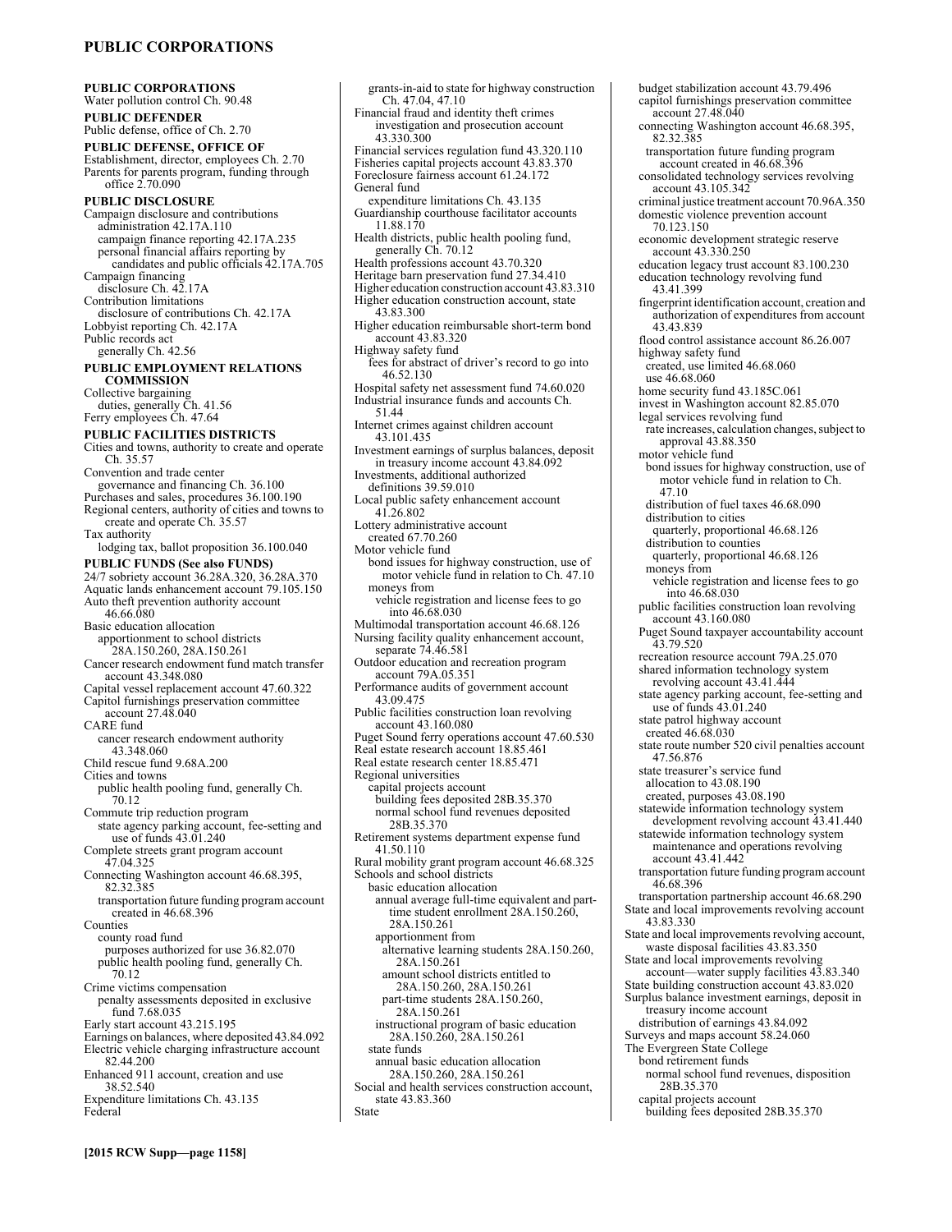**PUBLIC CORPORATIONS**
Water pollution control Ch. 90.48

**PUBLIC DEFENDER**
Public defense, office of Ch. 2.70

**PUBLIC DEFENSE, OFFICE OF**
Establishment, director, employees Ch. 2.70
Parents for parents program, funding through office 2.70.090

**PUBLIC DISCLOSURE**
Campaign disclosure and contributions
administration 42.17A.110
campaign finance reporting 42.17A.235
personal financial affairs reporting by candidates and public officials 42.17A.705
Campaign financing
disclosure Ch. 42.17A
Contribution limitations
disclosure of contributions Ch. 42.17A
Lobbyist reporting Ch. 42.17A
Public records act
generally Ch. 42.56

**PUBLIC EMPLOYMENT RELATIONS COMMISSION**
Collective bargaining
duties, generally Ch. 41.56
Ferry employees Ch. 47.64

**PUBLIC FACILITIES DISTRICTS**
Cities and towns, authority to create and operate Ch. 35.57
Convention and trade center
governance and financing Ch. 36.100
Purchases and sales, procedures 36.100.190
Regional centers, authority of cities and towns to create and operate Ch. 35.57
Tax authority
lodging tax, ballot proposition 36.100.040

**PUBLIC FUNDS (See also FUNDS)**
24/7 sobriety account 36.28A.320, 36.28A.370
Aquatic lands enhancement account 79.105.150
Auto theft prevention authority account 46.66.080
Basic education allocation
apportionment to school districts 28A.150.260, 28A.150.261
Cancer research endowment fund match transfer account 43.348.080
Capital vessel replacement account 47.60.322
Capitol furnishings preservation committee account 27.48.040
CARE fund
cancer research endowment authority 43.348.060
Child rescue fund 9.68A.200
Cities and towns
public health pooling fund, generally Ch. 70.12
Commute trip reduction program
state agency parking account, fee-setting and use of funds 43.01.240
Complete streets grant program account 47.04.325
Connecting Washington account 46.68.395, 82.32.385
transportation future funding program account created in 46.68.396
Counties
county road fund
purposes authorized for use 36.82.070
public health pooling fund, generally Ch. 70.12
Crime victims compensation
penalty assessments deposited in exclusive fund 7.68.035
Early start account 43.215.195
Earnings on balances, where deposited 43.84.092
Electric vehicle charging infrastructure account 82.44.200
Enhanced 911 account, creation and use 38.52.540
Expenditure limitations Ch. 43.135
Federal
grants-in-aid to state for highway construction Ch. 47.04, 47.10
Financial fraud and identity theft crimes investigation and prosecution account 43.330.300
Financial services regulation fund 43.320.110
Fisheries capital projects account 43.83.370
Foreclosure fairness account 61.24.172
General fund
expenditure limitations Ch. 43.135
Guardianship courthouse facilitator accounts 11.88.170
Health districts, public health pooling fund, generally Ch. 70.12
Health professions account 43.70.320
Heritage barn preservation fund 27.34.410
Higher education construction account 43.83.310
Higher education construction account, state 43.83.300
Higher education reimbursable short-term bond account 43.83.320
Highway safety fund
fees for abstract of driver's record to go into 46.52.130
Hospital safety net assessment fund 74.60.020
Industrial insurance funds and accounts Ch. 51.44
Internet crimes against children account 43.101.435
Investment earnings of surplus balances, deposit in treasury income account 43.84.092
Investments, additional authorized
definitions 39.59.010
Local public safety enhancement account 41.26.802
Lottery administrative account
created 67.70.260
Motor vehicle fund
bond issues for highway construction, use of motor vehicle fund in relation to Ch. 47.10
moneys from
vehicle registration and license fees to go into 46.68.030
Multimodal transportation account 46.68.126
Nursing facility quality enhancement account, separate 74.46.581
Outdoor education and recreation program account 79A.05.351
Performance audits of government account 43.09.475
Public facilities construction loan revolving account 43.160.080
Puget Sound ferry operations account 47.60.530
Real estate research account 18.85.461
Real estate research center 18.85.471
Regional universities
capital projects account
building fees deposited 28B.35.370
normal school fund revenues deposited 28B.35.370
Retirement systems department expense fund 41.50.110
Rural mobility grant program account 46.68.325
Schools and school districts
basic education allocation
annual average full-time equivalent and part-time student enrollment 28A.150.260, 28A.150.261
apportionment from
alternative learning students 28A.150.260, 28A.150.261
amount school districts entitled to 28A.150.260, 28A.150.261
part-time students 28A.150.260, 28A.150.261
instructional program of basic education 28A.150.260, 28A.150.261
state funds
annual basic education allocation 28A.150.260, 28A.150.261
Social and health services construction account, state 43.83.360
State
budget stabilization account 43.79.496
capitol furnishings preservation committee account 27.48.040
connecting Washington account 46.68.395, 82.32.385
transportation future funding program account created in 46.68.396
consolidated technology services revolving account 43.105.342
criminal justice treatment account 70.96A.350
domestic violence prevention account 70.123.150
economic development strategic reserve account 43.330.250
education legacy trust account 83.100.230
education technology revolving fund 43.41.399
fingerprint identification account, creation and authorization of expenditures from account 43.43.839
flood control assistance account 86.26.007
highway safety fund
created, use limited 46.68.060
use 46.68.060
home security fund 43.185C.061
invest in Washington account 82.85.070
legal services revolving fund
rate increases, calculation changes, subject to approval 43.88.350
motor vehicle fund
bond issues for highway construction, use of motor vehicle fund in relation to Ch. 47.10
distribution of fuel taxes 46.68.090
distribution to cities
quarterly, proportional 46.68.126
distribution to counties
quarterly, proportional 46.68.126
moneys from
vehicle registration and license fees to go into 46.68.030
public facilities construction loan revolving account 43.160.080
Puget Sound taxpayer accountability account 43.79.520
recreation resource account 79A.25.070
shared information technology system revolving account 43.41.444
state agency parking account, fee-setting and use of funds 43.01.240
state patrol highway account
created 46.68.030
state route number 520 civil penalties account 47.56.876
state treasurer's service fund
allocation to 43.08.190
created, purposes 43.08.190
statewide information technology system development revolving account 43.41.440
statewide information technology system maintenance and operations revolving account 43.41.442
transportation future funding program account 46.68.396
transportation partnership account 46.68.290
State and local improvements revolving account 43.83.330
State and local improvements revolving account, waste disposal facilities 43.83.350
State and local improvements revolving account—water supply facilities 43.83.340
State building construction account 43.83.020
Surplus balance investment earnings, deposit in treasury income account
distribution of earnings 43.84.092
Surveys and maps account 58.24.060
The Evergreen State College
bond retirement funds
normal school fund revenues, disposition 28B.35.370
capital projects account
building fees deposited 28B.35.370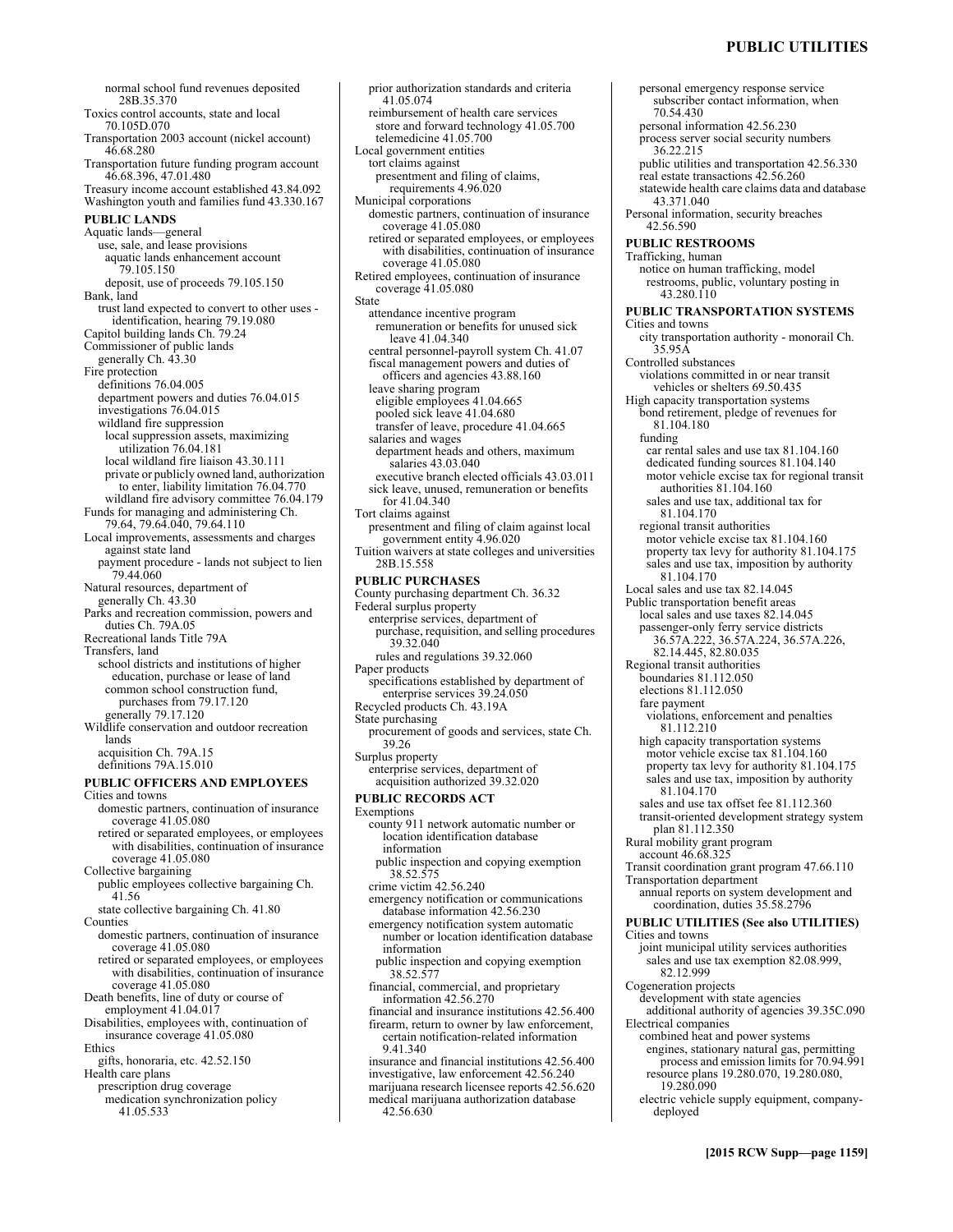normal school fund revenues deposited 28B.35.370
Toxics control accounts, state and local 70.105D.070
Transportation 2003 account (nickel account) 46.68.280
Transportation future funding program account 46.68.396, 47.01.480
Treasury income account established 43.84.092
Washington youth and families fund 43.330.167

**PUBLIC LANDS**

Aquatic lands—general
- use, sale, and lease provisions
  - aquatic lands enhancement account 79.105.150
  - deposit, use of proceeds 79.105.150

Bank, land
- trust land expected to convert to other uses - identification, hearing 79.19.080

Capitol building lands Ch. 79.24
Commissioner of public lands
- generally Ch. 43.30

Fire protection
- definitions 76.04.005
- department powers and duties 76.04.015
- investigations 76.04.015
- wildland fire suppression
  - local suppression assets, maximizing utilization 76.04.181
  - local wildland fire liaison 43.30.111
  - private or publicly owned land, authorization to enter, liability limitation 76.04.770
  - wildland fire advisory committee 76.04.179

Funds for managing and administering Ch. 79.64, 79.64.040, 79.64.110
Local improvements, assessments and charges against state land
- payment procedure - lands not subject to lien 79.44.060

Natural resources, department of
- generally Ch. 43.30

Parks and recreation commission, powers and duties Ch. 79A.05
Recreational lands Title 79A
Transfers, land
- school districts and institutions of higher education, purchase or lease of land
  - common school construction fund, purchases from 79.17.120
  - generally 79.17.120

Wildlife conservation and outdoor recreation lands
- acquisition Ch. 79A.15
- definitions 79A.15.010

**PUBLIC OFFICERS AND EMPLOYEES**

Cities and towns
- domestic partners, continuation of insurance coverage 41.05.080
- retired or separated employees, or employees with disabilities, continuation of insurance coverage 41.05.080

Collective bargaining
- public employees collective bargaining Ch. 41.56
- state collective bargaining Ch. 41.80

Counties
- domestic partners, continuation of insurance coverage 41.05.080
- retired or separated employees, or employees with disabilities, continuation of insurance coverage 41.05.080

Death benefits, line of duty or course of employment 41.04.017
Disabilities, employees with, continuation of insurance coverage 41.05.080
Ethics
- gifts, honoraria, etc. 42.52.150

Health care plans
- prescription drug coverage
  - medication synchronization policy 41.05.533
- prior authorization standards and criteria 41.05.074
- reimbursement of health care services
  - store and forward technology 41.05.700
  - telemedicine 41.05.700

Local government entities
- tort claims against
  - presentment and filing of claims, requirements 4.96.020

Municipal corporations
- domestic partners, continuation of insurance coverage 41.05.080
- retired or separated employees, or employees with disabilities, continuation of insurance coverage 41.05.080

Retired employees, continuation of insurance coverage 41.05.080
State
- attendance incentive program
  - remuneration or benefits for unused sick leave 41.04.340
- central personnel-payroll system Ch. 41.07
- fiscal management powers and duties of officers and agencies 43.88.160
- leave sharing program
  - eligible employees 41.04.665
  - pooled sick leave 41.04.680
  - transfer of leave, procedure 41.04.665
- salaries and wages
  - department heads and others, maximum salaries 43.03.040
  - executive branch elected officials 43.03.011
- sick leave, unused, remuneration or benefits for 41.04.340

Tort claims against
- presentment and filing of claim against local government entity 4.96.020

Tuition waivers at state colleges and universities 28B.15.558

**PUBLIC PURCHASES**

County purchasing department Ch. 36.32
Federal surplus property
- enterprise services, department of
  - purchase, requisition, and selling procedures 39.32.040
  - rules and regulations 39.32.060

Paper products
- specifications established by department of enterprise services 39.24.050

Recycled products Ch. 43.19A
State purchasing
- procurement of goods and services, state Ch. 39.26

Surplus property
- enterprise services, department of
  - acquisition authorized 39.32.020

**PUBLIC RECORDS ACT**

Exemptions
- county 911 network automatic number or location identification database information
  - public inspection and copying exemption 38.52.575
- crime victim 42.56.240
- emergency notification or communications database information 42.56.230
- emergency notification system automatic number or location identification database information
  - public inspection and copying exemption 38.52.577
- financial, commercial, and proprietary information 42.56.270
- financial and insurance institutions 42.56.400
- firearm, return to owner by law enforcement, certain notification-related information 9.41.340
- insurance and financial institutions 42.56.400
- investigative, law enforcement 42.56.240
- marijuana research licensee reports 42.56.620
- medical marijuana authorization database 42.56.630
- personal emergency response service subscriber contact information, when 70.54.430
- personal information 42.56.230
- process server social security numbers 36.22.215
- public utilities and transportation 42.56.330
- real estate transactions 42.56.260
- statewide health care claims data and database 43.371.040

Personal information, security breaches 42.56.590

**PUBLIC RESTROOMS**

Trafficking, human
- notice on human trafficking, model restrooms, public, voluntary posting in 43.280.110

**PUBLIC TRANSPORTATION SYSTEMS**

Cities and towns
- city transportation authority - monorail Ch. 35.95A

Controlled substances
- violations committed in or near transit vehicles or shelters 69.50.435

High capacity transportation systems
- bond retirement, pledge of revenues for 81.104.180
- funding
  - car rental sales and use tax 81.104.160
  - dedicated funding sources 81.104.140
  - motor vehicle excise tax for regional transit authorities 81.104.160
  - sales and use tax, additional tax for 81.104.170
- regional transit authorities
  - motor vehicle excise tax 81.104.160
  - property tax levy for authority 81.104.175
  - sales and use tax, imposition by authority 81.104.170

Local sales and use tax 82.14.045
Public transportation benefit areas
- local sales and use taxes 82.14.045
- passenger-only ferry service districts 36.57A.222, 36.57A.224, 36.57A.226, 82.14.445, 82.80.035

Regional transit authorities
- boundaries 81.112.050
- elections 81.112.050
- fare payment
  - violations, enforcement and penalties 81.112.210
- high capacity transportation systems
  - motor vehicle excise tax 81.104.160
  - property tax levy for authority 81.104.175
  - sales and use tax, imposition by authority 81.104.170
- sales and use tax offset fee 81.112.360
- transit-oriented development strategy system plan 81.112.350

Rural mobility grant program
- account 46.68.325

Transit coordination grant program 47.66.110
Transportation department
- annual reports on system development and coordination, duties 35.58.2796

**PUBLIC UTILITIES (See also UTILITIES)**

Cities and towns
- joint municipal utility services authorities
  - sales and use tax exemption 82.08.999, 82.12.999

Cogeneration projects
- development with state agencies
  - additional authority of agencies 39.35C.090

Electrical companies
- combined heat and power systems
  - engines, stationary natural gas, permitting process and emission limits for 70.94.991
  - resource plans 19.280.070, 19.280.080, 19.280.090
- electric vehicle supply equipment, company-deployed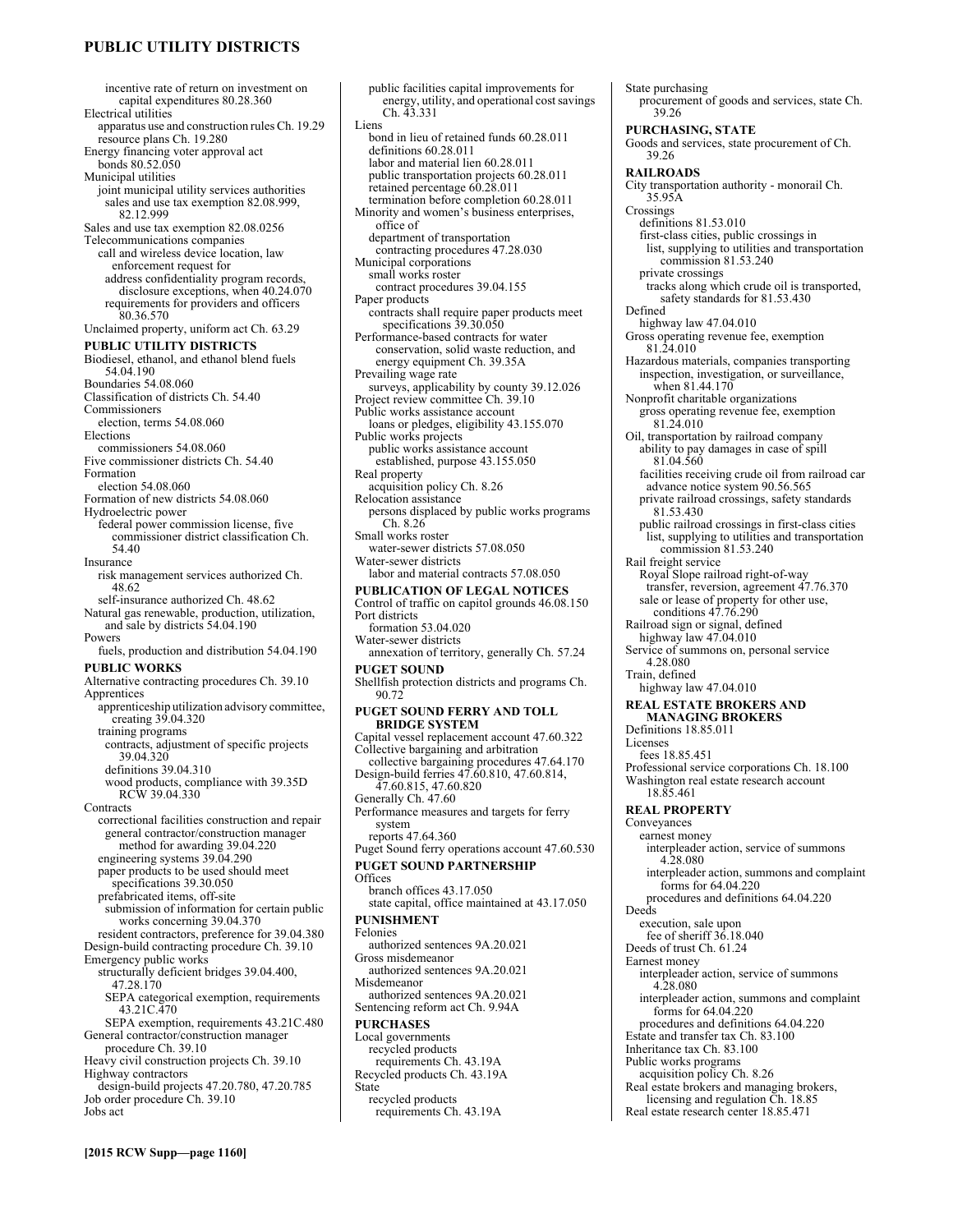incentive rate of return on investment on capital expenditures 80.28.360
Electrical utilities
  apparatus use and construction rules Ch. 19.29
  resource plans Ch. 19.280
Energy financing voter approval act
  bonds 80.52.050
Municipal utilities
  joint municipal utility services authorities
    sales and use tax exemption 82.08.999, 82.12.999
Sales and use tax exemption 82.08.0256
Telecommunications companies
  call and wireless device location, law enforcement request for
    address confidentiality program records, disclosure exceptions, when 40.24.070
    requirements for providers and officers 80.36.570
Unclaimed property, uniform act Ch. 63.29

**PUBLIC UTILITY DISTRICTS**

Biodiesel, ethanol, and ethanol blend fuels 54.04.190
Boundaries 54.08.060
Classification of districts Ch. 54.40
Commissioners
  election, terms 54.08.060
Elections
  commissioners 54.08.060
Five commissioner districts Ch. 54.40
Formation
  election 54.08.060
Formation of new districts 54.08.060
Hydroelectric power
  federal power commission license, five commissioner district classification Ch. 54.40
Insurance
  risk management services authorized Ch. 48.62
  self-insurance authorized Ch. 48.62
Natural gas renewable, production, utilization, and sale by districts 54.04.190
Powers
  fuels, production and distribution 54.04.190

**PUBLIC WORKS**

Alternative contracting procedures Ch. 39.10
Apprentices
  apprenticeship utilization advisory committee, creating 39.04.320
  training programs
    contracts, adjustment of specific projects 39.04.320
    definitions 39.04.310
    wood products, compliance with 39.35D RCW 39.04.330
Contracts
  correctional facilities construction and repair
    general contractor/construction manager method for awarding 39.04.220
  engineering systems 39.04.290
  paper products to be used should meet specifications 39.30.050
  prefabricated items, off-site
    submission of information for certain public works concerning 39.04.370
  resident contractors, preference for 39.04.380
Design-build contracting procedure Ch. 39.10
Emergency public works
  structurally deficient bridges 39.04.400, 47.28.170
    SEPA categorical exemption, requirements 43.21C.470
    SEPA exemption, requirements 43.21C.480
General contractor/construction manager procedure Ch. 39.10
Heavy civil construction projects Ch. 39.10
Highway contractors
  design-build projects 47.20.780, 47.20.785
Job order procedure Ch. 39.10
Jobs act
  public facilities capital improvements for energy, utility, and operational cost savings Ch. 43.331
Liens
  bond in lieu of retained funds 60.28.011
  definitions 60.28.011
  labor and material lien 60.28.011
  public transportation projects 60.28.011
  retained percentage 60.28.011
  termination before completion 60.28.011
Minority and women's business enterprises, office of
  department of transportation
    contracting procedures 47.28.030
Municipal corporations
  small works roster
    contract procedures 39.04.155
Paper products
  contracts shall require paper products meet specifications 39.30.050
Performance-based contracts for water conservation, solid waste reduction, and energy equipment Ch. 39.35A
Prevailing wage rate
  surveys, applicability by county 39.12.026
Project review committee Ch. 39.10
Public works assistance account
  loans or pledges, eligibility 43.155.070
Public works projects
  public works assistance account
    established, purpose 43.155.050
Real property
  acquisition policy Ch. 8.26
Relocation assistance
  persons displaced by public works programs Ch. 8.26
Small works roster
  water-sewer districts 57.08.050
Water-sewer districts
  labor and material contracts 57.08.050

**PUBLICATION OF LEGAL NOTICES**

Control of traffic on capitol grounds 46.08.150
Port districts
  formation 53.04.020
Water-sewer districts
  annexation of territory, generally Ch. 57.24

**PUGET SOUND**

Shellfish protection districts and programs Ch. 90.72

**PUGET SOUND FERRY AND TOLL BRIDGE SYSTEM**

Capital vessel replacement account 47.60.322
Collective bargaining and arbitration
  collective bargaining procedures 47.64.170
Design-build ferries 47.60.810, 47.60.814, 47.60.815, 47.60.820
Generally Ch. 47.60
Performance measures and targets for ferry system
  reports 47.64.360
Puget Sound ferry operations account 47.60.530

**PUGET SOUND PARTNERSHIP**

Offices
  branch offices 43.17.050
  state capital, office maintained at 43.17.050

**PUNISHMENT**

Felonies
  authorized sentences 9A.20.021
Gross misdemeanor
  authorized sentences 9A.20.021
Misdemeanor
  authorized sentences 9A.20.021
Sentencing reform act Ch. 9.94A

**PURCHASES**

Local governments
  recycled products
    requirements Ch. 43.19A
Recycled products Ch. 43.19A
State
  recycled products
    requirements Ch. 43.19A
State purchasing
  procurement of goods and services, state Ch. 39.26

**PURCHASING, STATE**

Goods and services, state procurement of Ch. 39.26

**RAILROADS**

City transportation authority - monorail Ch. 35.95A
Crossings
  definitions 81.53.010
  first-class cities, public crossings in
    list, supplying to utilities and transportation commission 81.53.240
  private crossings
    tracks along which crude oil is transported, safety standards for 81.53.430
Defined
  highway law 47.04.010
Gross operating revenue fee, exemption 81.24.010
Hazardous materials, companies transporting
  inspection, investigation, or surveillance, when 81.44.170
Nonprofit charitable organizations
  gross operating revenue fee, exemption 81.24.010
Oil, transportation by railroad company
  ability to pay damages in case of spill 81.04.560
  facilities receiving crude oil from railroad car advance notice system 90.56.565
  private railroad crossings, safety standards 81.53.430
  public railroad crossings in first-class cities
    list, supplying to utilities and transportation commission 81.53.240
Rail freight service
  Royal Slope railroad right-of-way
    transfer, reversion, agreement 47.76.370
  sale or lease of property for other use, conditions 47.76.290
Railroad sign or signal, defined
  highway law 47.04.010
Service of summons on, personal service 4.28.080
Train, defined
  highway law 47.04.010

**REAL ESTATE BROKERS AND MANAGING BROKERS**

Definitions 18.85.011
Licenses
  fees 18.85.451
Professional service corporations Ch. 18.100
Washington real estate research account 18.85.461

**REAL PROPERTY**

Conveyances
  earnest money
    interpleader action, service of summons 4.28.080
    interpleader action, summons and complaint forms for 64.04.220
    procedures and definitions 64.04.220
Deeds
  execution, sale upon
    fee of sheriff 36.18.040
Deeds of trust Ch. 61.24
Earnest money
  interpleader action, service of summons 4.28.080
  interpleader action, summons and complaint forms for 64.04.220
  procedures and definitions 64.04.220
Estate and transfer tax Ch. 83.100
Inheritance tax Ch. 83.100
Public works programs
  acquisition policy Ch. 8.26
Real estate brokers and managing brokers, licensing and regulation Ch. 18.85
Real estate research center 18.85.471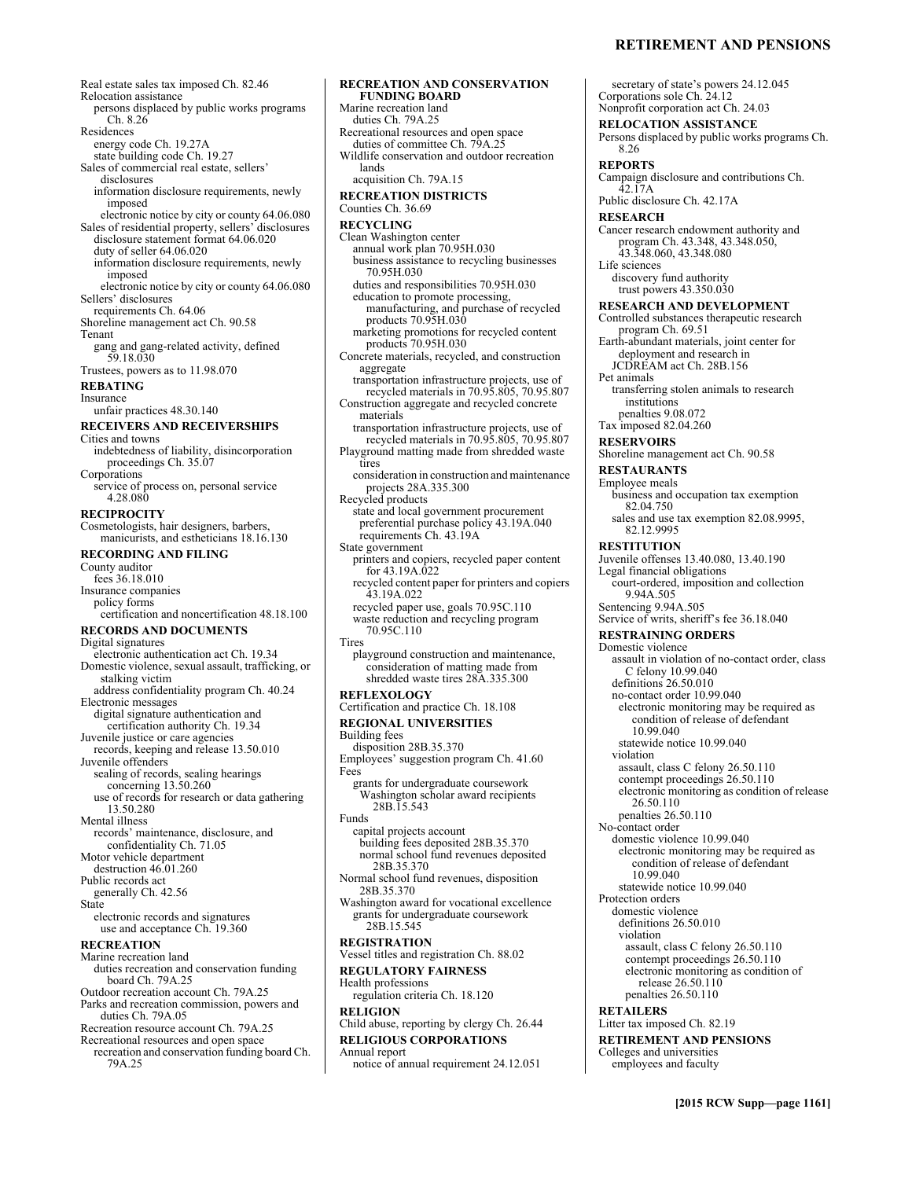Real estate sales tax imposed Ch. 82.46
Relocation assistance
persons displaced by public works programs Ch. 8.26
Residences
energy code Ch. 19.27A
state building code Ch. 19.27
Sales of commercial real estate, sellers' disclosures
information disclosure requirements, newly imposed
electronic notice by city or county 64.06.080
Sales of residential property, sellers' disclosures
disclosure statement format 64.06.020
duty of seller 64.06.020
information disclosure requirements, newly imposed
electronic notice by city or county 64.06.080
Sellers' disclosures
requirements Ch. 64.06
Shoreline management act Ch. 90.58
Tenant
gang and gang-related activity, defined 59.18.030
Trustees, powers as to 11.98.070

**REBATING**

Insurance
unfair practices 48.30.140

**RECEIVERS AND RECEIVERSHIPS**

Cities and towns
indebtedness of liability, disincorporation proceedings Ch. 35.07
Corporations
service of process on, personal service 4.28.080

**RECIPROCITY**

Cosmetologists, hair designers, barbers, manicurists, and estheticians 18.16.130

**RECORDING AND FILING**

County auditor
fees 36.18.010
Insurance companies
policy forms
certification and noncertification 48.18.100

**RECORDS AND DOCUMENTS**

Digital signatures
electronic authentication act Ch. 19.34
Domestic violence, sexual assault, trafficking, or stalking victim
address confidentiality program Ch. 40.24
Electronic messages
digital signature authentication and certification authority Ch. 19.34
Juvenile justice or care agencies
records, keeping and release 13.50.010
Juvenile offenders
sealing of records, sealing hearings concerning 13.50.260
use of records for research or data gathering 13.50.280
Mental illness
records' maintenance, disclosure, and confidentiality Ch. 71.05
Motor vehicle department
destruction 46.01.260
Public records act
generally Ch. 42.56
State
electronic records and signatures
use and acceptance Ch. 19.360

**RECREATION**

Marine recreation land
duties recreation and conservation funding board Ch. 79A.25
Outdoor recreation account Ch. 79A.25
Parks and recreation commission, powers and duties Ch. 79A.05
Recreation resource account Ch. 79A.25
Recreational resources and open space
recreation and conservation funding board Ch. 79A.25

**RECREATION AND CONSERVATION FUNDING BOARD**

Marine recreation land
duties Ch. 79A.25
Recreational resources and open space
duties of committee Ch. 79A.25
Wildlife conservation and outdoor recreation lands
acquisition Ch. 79A.15

**RECREATION DISTRICTS**

Counties Ch. 36.69

**RECYCLING**

Clean Washington center
annual work plan 70.95H.030
business assistance to recycling businesses 70.95H.030
duties and responsibilities 70.95H.030
education to promote processing, manufacturing, and purchase of recycled products 70.95H.030
marketing promotions for recycled content products 70.95H.030
Concrete materials, recycled, and construction aggregate
transportation infrastructure projects, use of recycled materials in 70.95.805, 70.95.807
Construction aggregate and recycled concrete materials
transportation infrastructure projects, use of recycled materials in 70.95.805, 70.95.807
Playground matting made from shredded waste tires
consideration in construction and maintenance projects 28A.335.300
Recycled products
state and local government procurement
preferential purchase policy 43.19A.040
requirements Ch. 43.19A
State government
printers and copiers, recycled paper content for 43.19A.022
recycled content paper for printers and copiers 43.19A.022
recycled paper use, goals 70.95C.110
waste reduction and recycling program 70.95C.110
Tires
playground construction and maintenance, consideration of matting made from shredded waste tires 28A.335.300

**REFLEXOLOGY**

Certification and practice Ch. 18.108

**REGIONAL UNIVERSITIES**

Building fees
disposition 28B.35.370
Employees' suggestion program Ch. 41.60
Fees
grants for undergraduate coursework
Washington scholar award recipients 28B.15.543
Funds
capital projects account
building fees deposited 28B.35.370
normal school fund revenues deposited 28B.35.370
Normal school fund revenues, disposition 28B.35.370
Washington award for vocational excellence
grants for undergraduate coursework 28B.15.545

**REGISTRATION**

Vessel titles and registration Ch. 88.02

**REGULATORY FAIRNESS**

Health professions
regulation criteria Ch. 18.120

**RELIGION**

Child abuse, reporting by clergy Ch. 26.44

**RELIGIOUS CORPORATIONS**

Annual report
notice of annual requirement 24.12.051
secretary of state's powers 24.12.045
Corporations sole Ch. 24.12
Nonprofit corporation act Ch. 24.03

**RELOCATION ASSISTANCE**

Persons displaced by public works programs Ch. 8.26

**REPORTS**

Campaign disclosure and contributions Ch. 42.17A
Public disclosure Ch. 42.17A

**RESEARCH**

Cancer research endowment authority and program Ch. 43.348, 43.348.050, 43.348.060, 43.348.080
Life sciences
discovery fund authority
trust powers 43.350.030

**RESEARCH AND DEVELOPMENT**

Controlled substances therapeutic research program Ch. 69.51
Earth-abundant materials, joint center for deployment and research in
JCDREAM act Ch. 28B.156
Pet animals
transferring stolen animals to research institutions
penalties 9.08.072
Tax imposed 82.04.260

**RESERVOIRS**

Shoreline management act Ch. 90.58

**RESTAURANTS**

Employee meals
business and occupation tax exemption 82.04.750
sales and use tax exemption 82.08.9995, 82.12.9995

**RESTITUTION**

Juvenile offenses 13.40.080, 13.40.190
Legal financial obligations
court-ordered, imposition and collection 9.94A.505
Sentencing 9.94A.505
Service of writs, sheriff's fee 36.18.040

**RESTRAINING ORDERS**

Domestic violence
assault in violation of no-contact order, class C felony 10.99.040
definitions 26.50.010
no-contact order 10.99.040
electronic monitoring may be required as condition of release of defendant 10.99.040
statewide notice 10.99.040
violation
assault, class C felony 26.50.110
contempt proceedings 26.50.110
electronic monitoring as condition of release 26.50.110
penalties 26.50.110
No-contact order
domestic violence 10.99.040
electronic monitoring may be required as condition of release of defendant 10.99.040
statewide notice 10.99.040
Protection orders
domestic violence
definitions 26.50.010
violation
assault, class C felony 26.50.110
contempt proceedings 26.50.110
electronic monitoring as condition of release 26.50.110
penalties 26.50.110

**RETAILERS**

Litter tax imposed Ch. 82.19

**RETIREMENT AND PENSIONS**

Colleges and universities
employees and faculty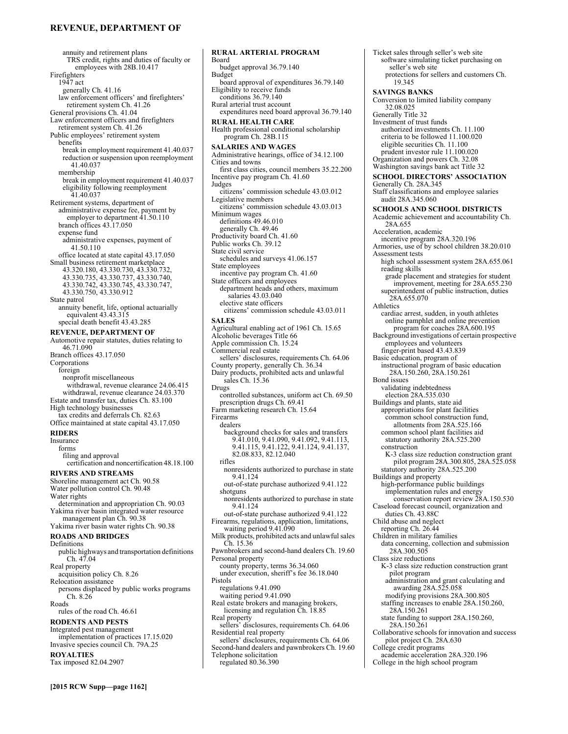annuity and retirement plans
TRS credit, rights and duties of faculty or employees with 28B.10.417
Firefighters
1947 act
generally Ch. 41.16
law enforcement officers' and firefighters' retirement system Ch. 41.26
General provisions Ch. 41.04
Law enforcement officers and firefighters retirement system Ch. 41.26
Public employees' retirement system
benefits
break in employment requirement 41.40.037
reduction or suspension upon reemployment 41.40.037
membership
break in employment requirement 41.40.037
eligibility following reemployment 41.40.037
Retirement systems, department of
administrative expense fee, payment by employer to department 41.50.110
branch offices 43.17.050
expense fund
administrative expenses, payment of 41.50.110
office located at state capital 43.17.050
Small business retirement marketplace 43.320.180, 43.330.730, 43.330.732, 43.330.735, 43.330.737, 43.330.740, 43.330.742, 43.330.745, 43.330.747, 43.330.750, 43.330.912
State patrol
annuity benefit, life, optional actuarially equivalent 43.43.315
special death benefit 43.43.285

**REVENUE, DEPARTMENT OF**

Automotive repair statutes, duties relating to 46.71.090
Branch offices 43.17.050
Corporations
foreign
nonprofit miscellaneous
withdrawal, revenue clearance 24.06.415
withdrawal, revenue clearance 24.03.370
Estate and transfer tax, duties Ch. 83.100
High technology businesses
tax credits and deferrals Ch. 82.63
Office maintained at state capital 43.17.050

**RIDERS**

Insurance
forms
filing and approval
certification and noncertification 48.18.100

**RIVERS AND STREAMS**

Shoreline management act Ch. 90.58
Water pollution control Ch. 90.48
Water rights
determination and appropriation Ch. 90.03
Yakima river basin integrated water resource management plan Ch. 90.38
Yakima river basin water rights Ch. 90.38

**ROADS AND BRIDGES**

Definitions
public highways and transportation definitions Ch. 47.04
Real property
acquisition policy Ch. 8.26
Relocation assistance
persons displaced by public works programs Ch. 8.26
Roads
rules of the road Ch. 46.61

**RODENTS AND PESTS**

Integrated pest management
implementation of practices 17.15.020
Invasive species council Ch. 79A.25

**ROYALTIES**

Tax imposed 82.04.2907

**RURAL ARTERIAL PROGRAM**

Board
budget approval 36.79.140
Budget
board approval of expenditures 36.79.140
Eligibility to receive funds
conditions 36.79.140
Rural arterial trust account
expenditures need board approval 36.79.140

**RURAL HEALTH CARE**

Health professional conditional scholarship program Ch. 28B.115

**SALARIES AND WAGES**

Administrative hearings, office of 34.12.100
Cities and towns
first class cities, council members 35.22.200
Incentive pay program Ch. 41.60
Judges
citizens' commission schedule 43.03.012
Legislative members
citizens' commission schedule 43.03.013
Minimum wages
definitions 49.46.010
generally Ch. 49.46
Productivity board Ch. 41.60
Public works Ch. 39.12
State civil service
schedules and surveys 41.06.157
State employees
incentive pay program Ch. 41.60
State officers and employees
department heads and others, maximum salaries 43.03.040
elective state officers
citizens' commission schedule 43.03.011

**SALES**

Agricultural enabling act of 1961 Ch. 15.65
Alcoholic beverages Title 66
Apple commission Ch. 15.24
Commercial real estate
sellers' disclosures, requirements Ch. 64.06
County property, generally Ch. 36.34
Dairy products, prohibited acts and unlawful sales Ch. 15.36
Drugs
controlled substances, uniform act Ch. 69.50
prescription drugs Ch. 69.41
Farm marketing research Ch. 15.64
Firearms
dealers
background checks for sales and transfers 9.41.010, 9.41.090, 9.41.092, 9.41.113, 9.41.115, 9.41.122, 9.41.124, 9.41.137, 82.08.833, 82.12.040
rifles
nonresidents authorized to purchase in state 9.41.124
out-of-state purchase authorized 9.41.122
shotguns
nonresidents authorized to purchase in state 9.41.124
out-of-state purchase authorized 9.41.122
Firearms, regulations, application, limitations, waiting period 9.41.090
Milk products, prohibited acts and unlawful sales Ch. 15.36
Pawnbrokers and second-hand dealers Ch. 19.60
Personal property
county property, terms 36.34.060
under execution, sheriff's fee 36.18.040
Pistols
regulations 9.41.090
waiting period 9.41.090
Real estate brokers and managing brokers, licensing and regulation Ch. 18.85
Real property
sellers' disclosures, requirements Ch. 64.06
Residential real property
sellers' disclosures, requirements Ch. 64.06
Second-hand dealers and pawnbrokers Ch. 19.60
Telephone solicitation
regulated 80.36.390
Ticket sales through seller's web site
software simulating ticket purchasing on seller's web site
protections for sellers and customers Ch. 19.345

**SAVINGS BANKS**

Conversion to limited liability company 32.08.025
Generally Title 32
Investment of trust funds
authorized investments Ch. 11.100
criteria to be followed 11.100.020
eligible securities Ch. 11.100
prudent investor rule 11.100.020
Organization and powers Ch. 32.08
Washington savings bank act Title 32

**SCHOOL DIRECTORS' ASSOCIATION**

Generally Ch. 28A.345
Staff classifications and employee salaries audit 28A.345.060

**SCHOOLS AND SCHOOL DISTRICTS**

Academic achievement and accountability Ch. 28A.655
Acceleration, academic
incentive program 28A.320.196
Armories, use of by school children 38.20.010
Assessment tests
high school assessment system 28A.655.061
reading skills
grade placement and strategies for student improvement, meeting for 28A.655.230
superintendent of public instruction, duties 28A.655.070
Athletics
cardiac arrest, sudden, in youth athletes
online pamphlet and online prevention program for coaches 28A.600.195
Background investigations of certain prospective employees and volunteers
finger-print based 43.43.839
Basic education, program of
instructional program of basic education 28A.150.260, 28A.150.261
Bond issues
validating indebtedness
election 28A.535.030
Buildings and plants, state aid
appropriations for plant facilities
common school construction fund, allotments from 28A.525.166
common school plant facilities aid
statutory authority 28A.525.200
construction
K-3 class size reduction construction grant pilot program 28A.300.805, 28A.525.058
statutory authority 28A.525.200
Buildings and property
high-performance public buildings
implementation rules and energy conservation report review 28A.150.530
Caseload forecast council, organization and duties Ch. 43.88C
Child abuse and neglect
reporting Ch. 26.44
Children in military families
data concerning, collection and submission 28A.300.505
Class size reductions
K-3 class size reduction construction grant pilot program
administration and grant calculating and awarding 28A.525.058
modifying provisions 28A.300.805
staffing increases to enable 28A.150.260, 28A.150.261
state funding to support 28A.150.260, 28A.150.261
Collaborative schools for innovation and success pilot project Ch. 28A.630
College credit programs
academic acceleration 28A.320.196
College in the high school program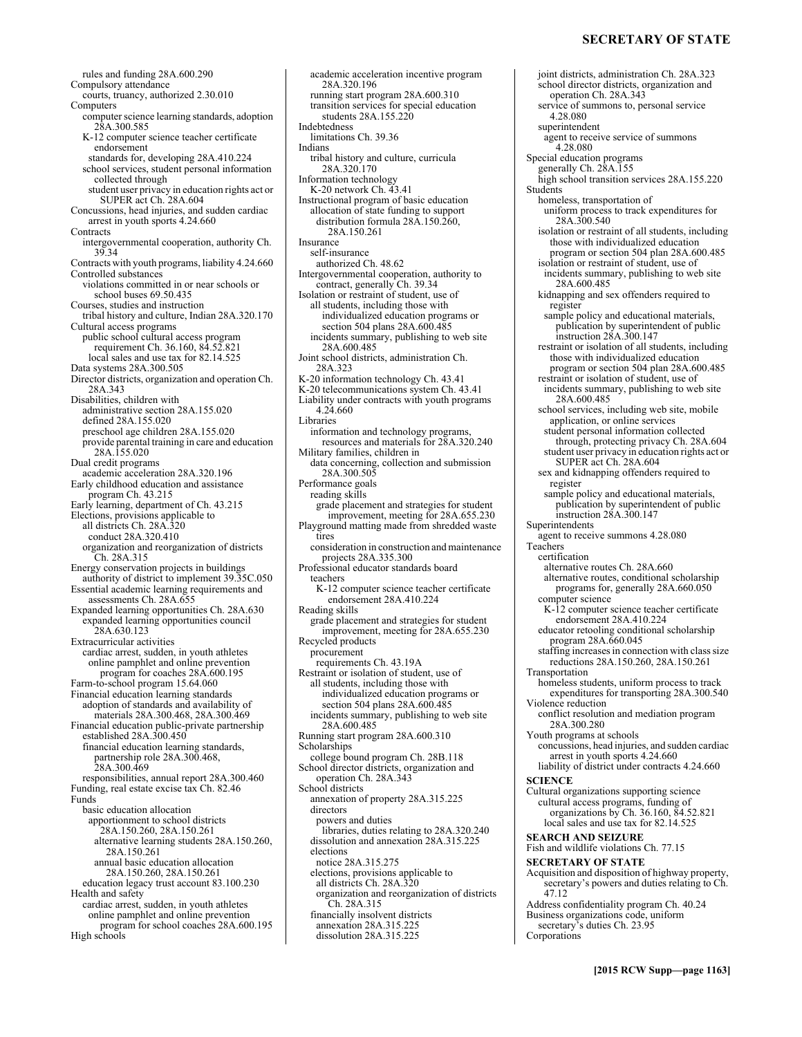rules and funding 28A.600.290
Compulsory attendance
  courts, truancy, authorized 2.30.010
Computers
  computer science learning standards, adoption 28A.300.585
  K-12 computer science teacher certificate endorsement
    standards for, developing 28A.410.224
  school services, student personal information collected through
    student user privacy in education rights act or SUPER act Ch. 28A.604
Concussions, head injuries, and sudden cardiac arrest in youth sports 4.24.660
Contracts
  intergovernmental cooperation, authority Ch. 39.34
Contracts with youth programs, liability 4.24.660
Controlled substances
  violations committed in or near schools or school buses 69.50.435
Courses, studies and instruction
  tribal history and culture, Indian 28A.320.170
Cultural access programs
  public school cultural access program requirement Ch. 36.160, 84.52.821
    local sales and use tax for 82.14.525
Data systems 28A.300.505
Director districts, organization and operation Ch. 28A.343
Disabilities, children with
  administrative section 28A.155.020
  defined 28A.155.020
  preschool age children 28A.155.020
  provide parental training in care and education 28A.155.020
Dual credit programs
  academic acceleration 28A.320.196
Early childhood education and assistance program Ch. 43.215
Early learning, department of Ch. 43.215
Elections, provisions applicable to
  all districts Ch. 28A.320
    conduct 28A.320.410
  organization and reorganization of districts Ch. 28A.315
Energy conservation projects in buildings
  authority of district to implement 39.35C.050
Essential academic learning requirements and assessments Ch. 28A.655
Expanded learning opportunities Ch. 28A.630
  expanded learning opportunities council 28A.630.123
Extracurricular activities
  cardiac arrest, sudden, in youth athletes
    online pamphlet and online prevention program for coaches 28A.600.195
Farm-to-school program 15.64.060
Financial education learning standards
  adoption of standards and availability of materials 28A.300.468, 28A.300.469
Financial education public-private partnership
  established 28A.300.450
  financial education learning standards, partnership role 28A.300.468, 28A.300.469
  responsibilities, annual report 28A.300.460
Funding, real estate excise tax Ch. 82.46
Funds
  basic education allocation
    apportionment to school districts 28A.150.260, 28A.150.261
      alternative learning students 28A.150.260, 28A.150.261
      annual basic education allocation 28A.150.260, 28A.150.261
  education legacy trust account 83.100.230
Health and safety
  cardiac arrest, sudden, in youth athletes
    online pamphlet and online prevention program for school coaches 28A.600.195
High schools
  academic acceleration incentive program 28A.320.196
  running start program 28A.600.310
  transition services for special education students 28A.155.220
Indebtedness
  limitations Ch. 39.36
Indians
  tribal history and culture, curricula 28A.320.170
Information technology
  K-20 network Ch. 43.41
Instructional program of basic education
  allocation of state funding to support
    distribution formula 28A.150.260, 28A.150.261
Insurance
  self-insurance
    authorized Ch. 48.62
Intergovernmental cooperation, authority to contract, generally Ch. 39.34
Isolation or restraint of student, use of
  all students, including those with individualized education programs or section 504 plans 28A.600.485
  incidents summary, publishing to web site 28A.600.485
Joint school districts, administration Ch. 28A.323
K-20 information technology Ch. 43.41
K-20 telecommunications system Ch. 43.41
Liability under contracts with youth programs 4.24.660
Libraries
  information and technology programs, resources and materials for 28A.320.240
Military families, children in
  data concerning, collection and submission 28A.300.505
Performance goals
  reading skills
    grade placement and strategies for student improvement, meeting for 28A.655.230
Playground matting made from shredded waste tires
  consideration in construction and maintenance projects 28A.335.300
Professional educator standards board
  teachers
    K-12 computer science teacher certificate endorsement 28A.410.224
Reading skills
  grade placement and strategies for student improvement, meeting for 28A.655.230
Recycled products
  procurement
    requirements Ch. 43.19A
Restraint or isolation of student, use of
  all students, including those with individualized education programs or section 504 plans 28A.600.485
  incidents summary, publishing to web site 28A.600.485
Running start program 28A.600.310
Scholarships
  college bound program Ch. 28B.118
School director districts, organization and operation Ch. 28A.343
School districts
  annexation of property 28A.315.225
  directors
    powers and duties
      libraries, duties relating to 28A.320.240
  dissolution and annexation 28A.315.225
  elections
    notice 28A.315.275
  elections, provisions applicable to
    all districts Ch. 28A.320
    organization and reorganization of districts Ch. 28A.315
  financially insolvent districts
    annexation 28A.315.225
    dissolution 28A.315.225
  joint districts, administration Ch. 28A.323
  school director districts, organization and operation Ch. 28A.343
  service of summons to, personal service 4.28.080
  superintendent
    agent to receive service of summons 4.28.080
Special education programs
  generally Ch. 28A.155
  high school transition services 28A.155.220
Students
  homeless, transportation of
    uniform process to track expenditures for 28A.300.540
  isolation or restraint of all students, including those with individualized education program or section 504 plan 28A.600.485
  isolation or restraint of student, use of
    incidents summary, publishing to web site 28A.600.485
  kidnapping and sex offenders required to register
    sample policy and educational materials, publication by superintendent of public instruction 28A.300.147
  restraint or isolation of all students, including those with individualized education program or section 504 plan 28A.600.485
  restraint or isolation of student, use of
    incidents summary, publishing to web site 28A.600.485
  school services, including web site, mobile application, or online services
    student personal information collected through, protecting privacy Ch. 28A.604
    student user privacy in education rights act or SUPER act Ch. 28A.604
  sex and kidnapping offenders required to register
    sample policy and educational materials, publication by superintendent of public instruction 28A.300.147
Superintendents
  agent to receive summons 4.28.080
Teachers
  certification
    alternative routes Ch. 28A.660
    alternative routes, conditional scholarship programs for, generally 28A.660.050
  computer science
    K-12 computer science teacher certificate endorsement 28A.410.224
  educator retooling conditional scholarship program 28A.660.045
  staffing increases in connection with class size reductions 28A.150.260, 28A.150.261
Transportation
  homeless students, uniform process to track expenditures for transporting 28A.300.540
Violence reduction
  conflict resolution and mediation program 28A.300.280
Youth programs at schools
  concussions, head injuries, and sudden cardiac arrest in youth sports 4.24.660
  liability of district under contracts 4.24.660

**SCIENCE**

Cultural organizations supporting science
  cultural access programs, funding of organizations by Ch. 36.160, 84.52.821
    local sales and use tax for 82.14.525

**SEARCH AND SEIZURE**

Fish and wildlife violations Ch. 77.15

**SECRETARY OF STATE**

Acquisition and disposition of highway property, secretary's powers and duties relating to Ch. 47.12
Address confidentiality program Ch. 40.24
Business organizations code, uniform
  secretary's duties Ch. 23.95
Corporations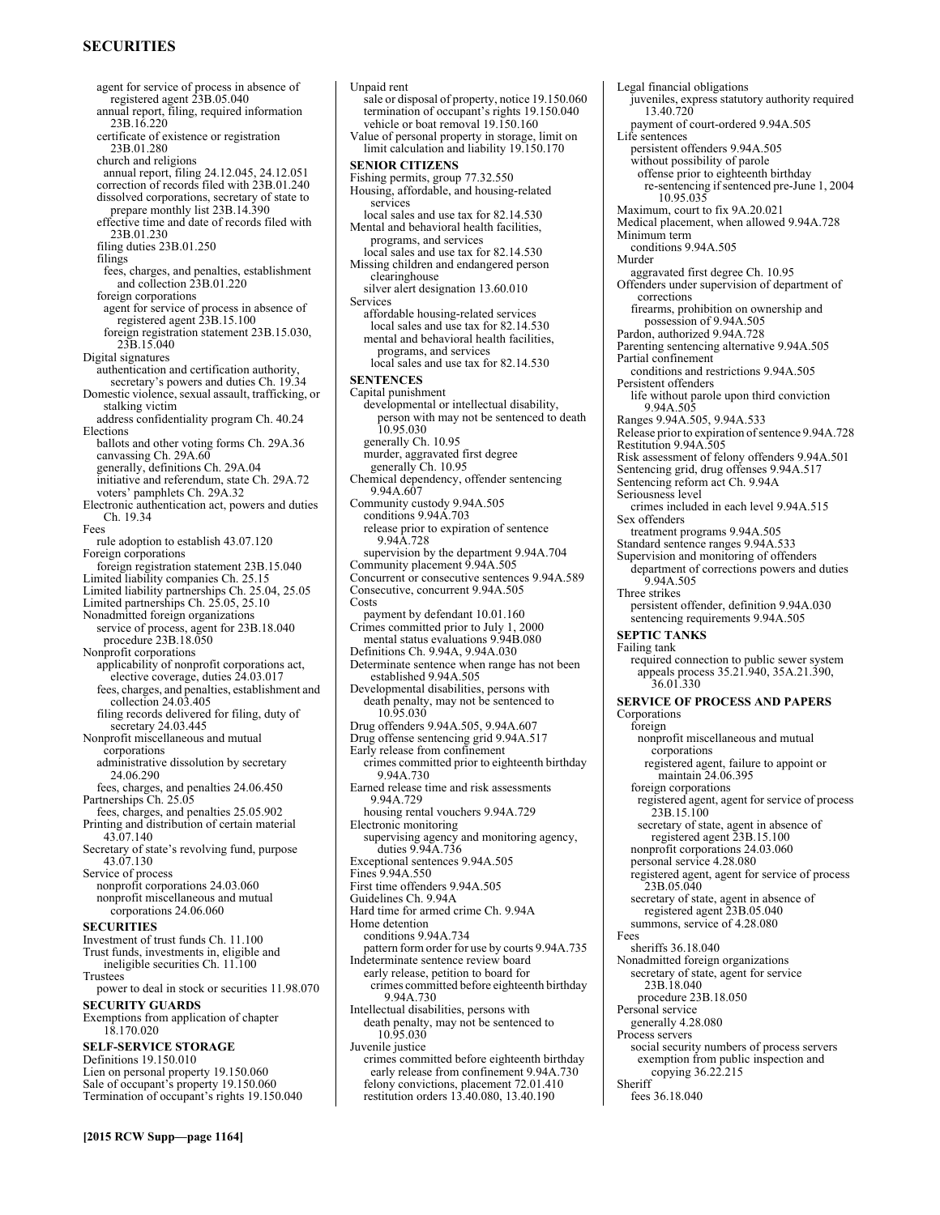agent for service of process in absence of registered agent 23B.05.040
annual report, filing, required information 23B.16.220
certificate of existence or registration 23B.01.280
church and religions
annual report, filing 24.12.045, 24.12.051
correction of records filed with 23B.01.240
dissolved corporations, secretary of state to prepare monthly list 23B.14.390
effective time and date of records filed with 23B.01.230
filing duties 23B.01.250
filings
fees, charges, and penalties, establishment and collection 23B.01.220
foreign corporations
agent for service of process in absence of registered agent 23B.15.100
foreign registration statement 23B.15.030, 23B.15.040
Digital signatures
authentication and certification authority, secretary's powers and duties Ch. 19.34
Domestic violence, sexual assault, trafficking, or stalking victim
address confidentiality program Ch. 40.24
Elections
ballots and other voting forms Ch. 29A.36
canvassing Ch. 29A.60
generally, definitions Ch. 29A.04
initiative and referendum, state Ch. 29A.72
voters' pamphlets Ch. 29A.32
Electronic authentication act, powers and duties Ch. 19.34
Fees
rule adoption to establish 43.07.120
Foreign corporations
foreign registration statement 23B.15.040
Limited liability companies Ch. 25.15
Limited liability partnerships Ch. 25.04, 25.05
Limited partnerships Ch. 25.05, 25.10
Nonadmitted foreign organizations
service of process, agent for 23B.18.040
procedure 23B.18.050
Nonprofit corporations
applicability of nonprofit corporations act, elective coverage, duties 24.03.017
fees, charges, and penalties, establishment and collection 24.03.405
filing records delivered for filing, duty of secretary 24.03.445
Nonprofit miscellaneous and mutual corporations
administrative dissolution by secretary 24.06.290
fees, charges, and penalties 24.06.450
Partnerships Ch. 25.05
fees, charges, and penalties 25.05.902
Printing and distribution of certain material 43.07.140
Secretary of state's revolving fund, purpose 43.07.130
Service of process
nonprofit corporations 24.03.060
nonprofit miscellaneous and mutual corporations 24.06.060

**SECURITIES**

Investment of trust funds Ch. 11.100
Trust funds, investments in, eligible and ineligible securities Ch. 11.100
Trustees
power to deal in stock or securities 11.98.070

**SECURITY GUARDS**

Exemptions from application of chapter 18.170.020

**SELF-SERVICE STORAGE**

Definitions 19.150.010
Lien on personal property 19.150.060
Sale of occupant's property 19.150.060
Termination of occupant's rights 19.150.040
Unpaid rent
sale or disposal of property, notice 19.150.060
termination of occupant's rights 19.150.040
vehicle or boat removal 19.150.160
Value of personal property in storage, limit on
limit calculation and liability 19.150.170

**SENIOR CITIZENS**

Fishing permits, group 77.32.550
Housing, affordable, and housing-related services
local sales and use tax for 82.14.530
Mental and behavioral health facilities, programs, and services
local sales and use tax for 82.14.530
Missing children and endangered person clearinghouse
silver alert designation 13.60.010
Services
affordable housing-related services
local sales and use tax for 82.14.530
mental and behavioral health facilities, programs, and services
local sales and use tax for 82.14.530

**SENTENCES**

Capital punishment
developmental or intellectual disability, person with may not be sentenced to death 10.95.030
generally Ch. 10.95
murder, aggravated first degree
generally Ch. 10.95
Chemical dependency, offender sentencing 9.94A.607
Community custody 9.94A.505
conditions 9.94A.703
release prior to expiration of sentence 9.94A.728
supervision by the department 9.94A.704
Community placement 9.94A.505
Concurrent or consecutive sentences 9.94A.589
Consecutive, concurrent 9.94A.505
Costs
payment by defendant 10.01.160
Crimes committed prior to July 1, 2000
mental status evaluations 9.94B.080
Definitions Ch. 9.94A, 9.94A.030
Determinate sentence when range has not been established 9.94A.505
Developmental disabilities, persons with
death penalty, may not be sentenced to 10.95.030
Drug offenders 9.94A.505, 9.94A.607
Drug offense sentencing grid 9.94A.517
Early release from confinement
crimes committed prior to eighteenth birthday 9.94A.730
Earned release time and risk assessments 9.94A.729
housing rental vouchers 9.94A.729
Electronic monitoring
supervising agency and monitoring agency, duties 9.94A.736
Exceptional sentences 9.94A.505
Fines 9.94A.550
First time offenders 9.94A.505
Guidelines Ch. 9.94A
Hard time for armed crime Ch. 9.94A
Home detention
conditions 9.94A.734
pattern form order for use by courts 9.94A.735
Indeterminate sentence review board
early release, petition to board for
crimes committed before eighteenth birthday 9.94A.730
Intellectual disabilities, persons with
death penalty, may not be sentenced to 10.95.030
Juvenile justice
crimes committed before eighteenth birthday
early release from confinement 9.94A.730
felony convictions, placement 72.01.410
restitution orders 13.40.080, 13.40.190
Legal financial obligations
juveniles, express statutory authority required 13.40.720
payment of court-ordered 9.94A.505
Life sentences
persistent offenders 9.94A.505
without possibility of parole
offense prior to eighteenth birthday
re-sentencing if sentenced pre-June 1, 2004 10.95.035
Maximum, court to fix 9A.20.021
Medical placement, when allowed 9.94A.728
Minimum term
conditions 9.94A.505
Murder
aggravated first degree Ch. 10.95
Offenders under supervision of department of corrections
firearms, prohibition on ownership and possession of 9.94A.505
Pardon, authorized 9.94A.728
Parenting sentencing alternative 9.94A.505
Partial confinement
conditions and restrictions 9.94A.505
Persistent offenders
life without parole upon third conviction 9.94A.505
Ranges 9.94A.505, 9.94A.533
Release prior to expiration of sentence 9.94A.728
Restitution 9.94A.505
Risk assessment of felony offenders 9.94A.501
Sentencing grid, drug offenses 9.94A.517
Sentencing reform act Ch. 9.94A
Seriousness level
crimes included in each level 9.94A.515
Sex offenders
treatment programs 9.94A.505
Standard sentence ranges 9.94A.533
Supervision and monitoring of offenders
department of corrections powers and duties 9.94A.505
Three strikes
persistent offender, definition 9.94A.030
sentencing requirements 9.94A.505

**SEPTIC TANKS**

Failing tank
required connection to public sewer system
appeals process 35.21.940, 35A.21.390, 36.01.330

**SERVICE OF PROCESS AND PAPERS**

Corporations
foreign
nonprofit miscellaneous and mutual corporations
registered agent, failure to appoint or maintain 24.06.395
foreign corporations
registered agent, agent for service of process 23B.15.100
secretary of state, agent in absence of registered agent 23B.15.100
nonprofit corporations 24.03.060
personal service 4.28.080
registered agent, agent for service of process 23B.05.040
secretary of state, agent in absence of registered agent 23B.05.040
summons, service of 4.28.080
Fees
sheriffs 36.18.040
Nonadmitted foreign organizations
secretary of state, agent for service 23B.18.040
procedure 23B.18.050
Personal service
generally 4.28.080
Process servers
social security numbers of process servers
exemption from public inspection and copying 36.22.215
Sheriff
fees 36.18.040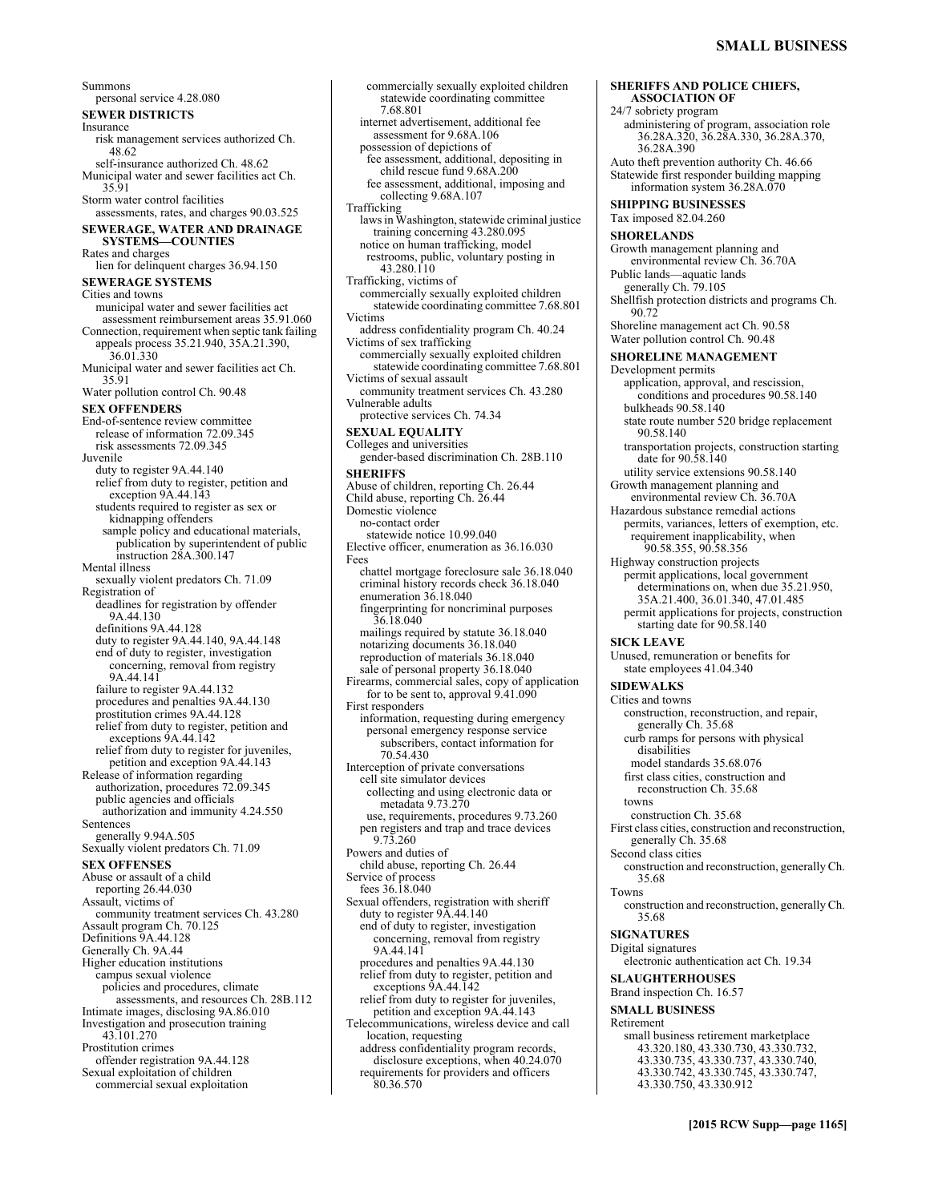Summons
  personal service 4.28.080

**SEWER DISTRICTS**

Insurance
  risk management services authorized Ch. 48.62
  self-insurance authorized Ch. 48.62
Municipal water and sewer facilities act Ch. 35.91
Storm water control facilities
  assessments, rates, and charges 90.03.525

**SEWERAGE, WATER AND DRAINAGE SYSTEMS—COUNTIES**

Rates and charges
  lien for delinquent charges 36.94.150

**SEWERAGE SYSTEMS**

Cities and towns
  municipal water and sewer facilities act
    assessment reimbursement areas 35.91.060
Connection, requirement when septic tank failing
  appeals process 35.21.940, 35A.21.390, 36.01.330
Municipal water and sewer facilities act Ch. 35.91
Water pollution control Ch. 90.48

**SEX OFFENDERS**

End-of-sentence review committee
  release of information 72.09.345
  risk assessments 72.09.345
Juvenile
  duty to register 9A.44.140
  relief from duty to register, petition and exception 9A.44.143
  students required to register as sex or kidnapping offenders
    sample policy and educational materials, publication by superintendent of public instruction 28A.300.147
Mental illness
  sexually violent predators Ch. 71.09
Registration of
  deadlines for registration by offender 9A.44.130
  definitions 9A.44.128
  duty to register 9A.44.140, 9A.44.148
  end of duty to register, investigation concerning, removal from registry 9A.44.141
  failure to register 9A.44.132
  procedures and penalties 9A.44.130
  prostitution crimes 9A.44.128
  relief from duty to register, petition and exceptions 9A.44.142
  relief from duty to register for juveniles, petition and exception 9A.44.143
Release of information regarding
  authorization, procedures 72.09.345
  public agencies and officials
    authorization and immunity 4.24.550
Sentences
  generally 9.94A.505
Sexually violent predators Ch. 71.09

**SEX OFFENSES**

Abuse or assault of a child
  reporting 26.44.030
Assault, victims of
  community treatment services Ch. 43.280
Assault program Ch. 70.125
Definitions 9A.44.128
Generally Ch. 9A.44
Higher education institutions
  campus sexual violence
    policies and procedures, climate assessments, and resources Ch. 28B.112
Intimate images, disclosing 9A.86.010
Investigation and prosecution training 43.101.270
Prostitution crimes
  offender registration 9A.44.128
Sexual exploitation of children
  commercial sexual exploitation
    commercially sexually exploited children statewide coordinating committee 7.68.801
  internet advertisement, additional fee assessment for 9.68A.106
  possession of depictions of
    fee assessment, additional, depositing in child rescue fund 9.68A.200
    fee assessment, additional, imposing and collecting 9.68A.107
Trafficking
  laws in Washington, statewide criminal justice training concerning 43.280.095
  notice on human trafficking, model restrooms, public, voluntary posting in 43.280.110
Trafficking, victims of
  commercially sexually exploited children statewide coordinating committee 7.68.801
Victims
  address confidentiality program Ch. 40.24
Victims of sex trafficking
  commercially sexually exploited children statewide coordinating committee 7.68.801
Victims of sexual assault
  community treatment services Ch. 43.280
Vulnerable adults
  protective services Ch. 74.34

**SEXUAL EQUALITY**

Colleges and universities
  gender-based discrimination Ch. 28B.110

**SHERIFFS**

Abuse of children, reporting Ch. 26.44
Child abuse, reporting Ch. 26.44
Domestic violence
  no-contact order
    statewide notice 10.99.040
Elective officer, enumeration as 36.16.030
Fees
  chattel mortgage foreclosure sale 36.18.040
  criminal history records check 36.18.040
  enumeration 36.18.040
  fingerprinting for noncriminal purposes 36.18.040
  mailings required by statute 36.18.040
  notarizing documents 36.18.040
  reproduction of materials 36.18.040
  sale of personal property 36.18.040
Firearms, commercial sales, copy of application for to be sent to, approval 9.41.090
First responders
  information, requesting during emergency
    personal emergency response service subscribers, contact information for 70.54.430
Interception of private conversations
  cell site simulator devices
    collecting and using electronic data or metadata 9.73.270
    use, requirements, procedures 9.73.260
  pen registers and trap and trace devices 9.73.260
Powers and duties of
  child abuse, reporting Ch. 26.44
Service of process
  fees 36.18.040
Sexual offenders, registration with sheriff
  duty to register 9A.44.140
  end of duty to register, investigation concerning, removal from registry 9A.44.141
  procedures and penalties 9A.44.130
  relief from duty to register, petition and exceptions 9A.44.142
  relief from duty to register for juveniles, petition and exception 9A.44.143
Telecommunications, wireless device and call location, requesting
  address confidentiality program records, disclosure exceptions, when 40.24.070
  requirements for providers and officers 80.36.570

**SHERIFFS AND POLICE CHIEFS, ASSOCIATION OF**

24/7 sobriety program
  administering of program, association role 36.28A.320, 36.28A.330, 36.28A.370, 36.28A.390
Auto theft prevention authority Ch. 46.66
Statewide first responder building mapping information system 36.28A.070

**SHIPPING BUSINESSES**

Tax imposed 82.04.260

**SHORELANDS**

Growth management planning and environmental review Ch. 36.70A
Public lands—aquatic lands
  generally Ch. 79.105
Shellfish protection districts and programs Ch. 90.72
Shoreline management act Ch. 90.58
Water pollution control Ch. 90.48

**SHORELINE MANAGEMENT**

Development permits
  application, approval, and rescission, conditions and procedures 90.58.140
  bulkheads 90.58.140
  state route number 520 bridge replacement 90.58.140
  transportation projects, construction starting date for 90.58.140
  utility service extensions 90.58.140
Growth management planning and environmental review Ch. 36.70A
Hazardous substance remedial actions
  permits, variances, letters of exemption, etc.
    requirement inapplicability, when 90.58.355, 90.58.356
Highway construction projects
  permit applications, local government determinations on, when due 35.21.950, 35A.21.400, 36.01.340, 47.01.485
  permit applications for projects, construction starting date for 90.58.140

**SICK LEAVE**

Unused, remuneration or benefits for state employees 41.04.340

**SIDEWALKS**

Cities and towns
  construction, reconstruction, and repair, generally Ch. 35.68
  curb ramps for persons with physical disabilities
    model standards 35.68.076
  first class cities, construction and reconstruction Ch. 35.68
  towns
    construction Ch. 35.68
First class cities, construction and reconstruction, generally Ch. 35.68
Second class cities
  construction and reconstruction, generally Ch. 35.68
Towns
  construction and reconstruction, generally Ch. 35.68

**SIGNATURES**

Digital signatures
  electronic authentication act Ch. 19.34

**SLAUGHTERHOUSES**

Brand inspection Ch. 16.57

**SMALL BUSINESS**

Retirement
  small business retirement marketplace 43.320.180, 43.330.730, 43.330.732, 43.330.735, 43.330.737, 43.330.740, 43.330.742, 43.330.745, 43.330.747, 43.330.750, 43.330.912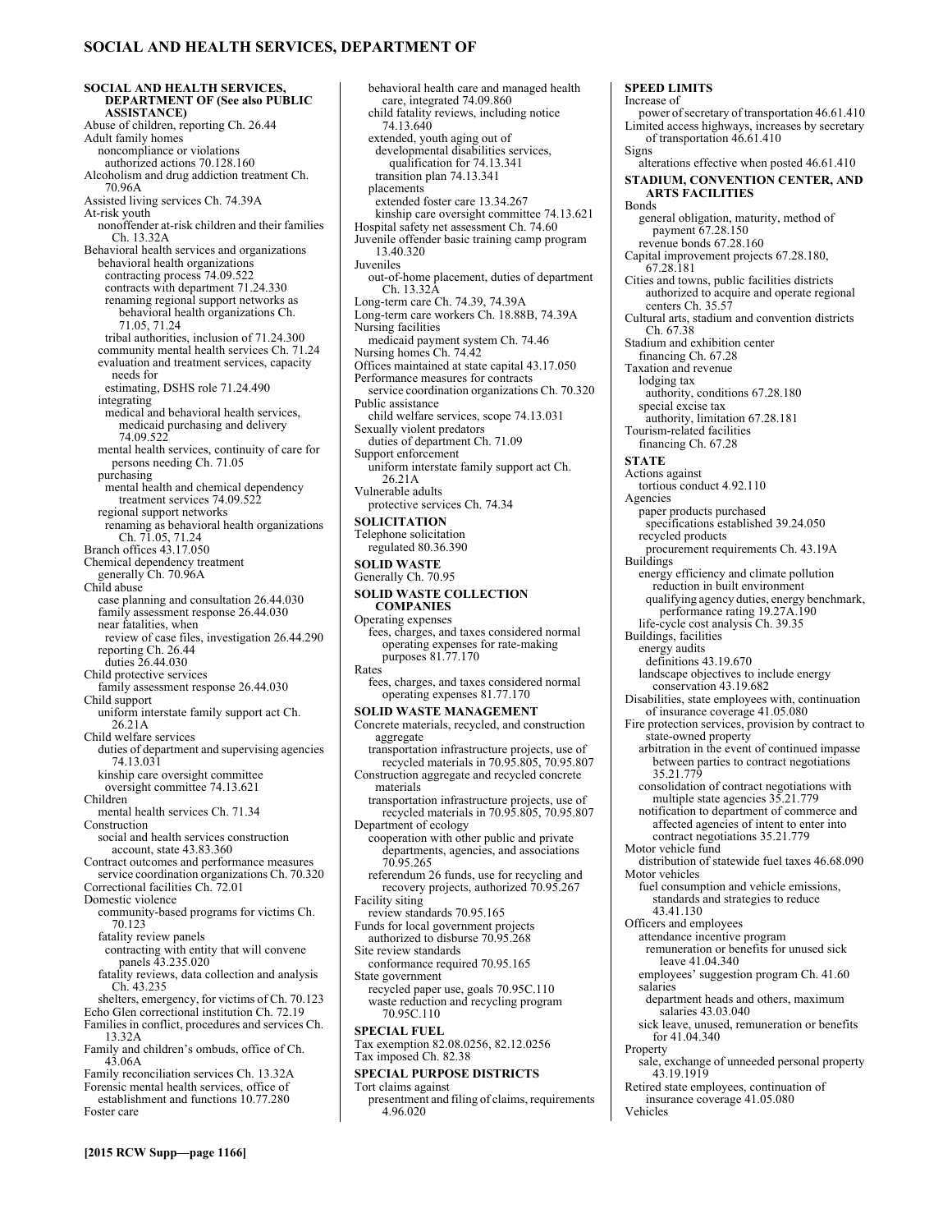**SOCIAL AND HEALTH SERVICES, DEPARTMENT OF (See also PUBLIC ASSISTANCE)**

Abuse of children, reporting Ch. 26.44
Adult family homes
  noncompliance or violations
    authorized actions 70.128.160
Alcoholism and drug addiction treatment Ch. 70.96A
Assisted living services Ch. 74.39A
At-risk youth
  nonoffender at-risk children and their families Ch. 13.32A
Behavioral health services and organizations
  behavioral health organizations
    contracting process 74.09.522
    contracts with department 71.24.330
    renaming regional support networks as behavioral health organizations Ch. 71.05, 71.24
  tribal authorities, inclusion of 71.24.300
  community mental health services Ch. 71.24
  evaluation and treatment services, capacity needs for
    estimating, DSHS role 71.24.490
  integrating
    medical and behavioral health services, medicaid purchasing and delivery 74.09.522
  mental health services, continuity of care for persons needing Ch. 71.05
  purchasing
    mental health and chemical dependency treatment services 74.09.522
  regional support networks
    renaming as behavioral health organizations Ch. 71.05, 71.24
Branch offices 43.17.050
Chemical dependency treatment
  generally Ch. 70.96A
Child abuse
  case planning and consultation 26.44.030
  family assessment response 26.44.030
  near fatalities, when
    review of case files, investigation 26.44.290
  reporting Ch. 26.44
    duties 26.44.030
Child protective services
  family assessment response 26.44.030
Child support
  uniform interstate family support act Ch. 26.21A
Child welfare services
  duties of department and supervising agencies 74.13.031
  kinship care oversight committee
    oversight committee 74.13.621
Children
  mental health services Ch. 71.34
Construction
  social and health services construction account, state 43.83.360
Contract outcomes and performance measures
  service coordination organizations Ch. 70.320
Correctional facilities Ch. 72.01
Domestic violence
  community-based programs for victims Ch. 70.123
  fatality review panels
    contracting with entity that will convene panels 43.235.020
  fatality reviews, data collection and analysis Ch. 43.235
  shelters, emergency, for victims of Ch. 70.123
Echo Glen correctional institution Ch. 72.19
Families in conflict, procedures and services Ch. 13.32A
Family and children's ombuds, office of Ch. 43.06A
Family reconciliation services Ch. 13.32A
Forensic mental health services, office of
  establishment and functions 10.77.280
Foster care
  behavioral health care and managed health care, integrated 74.09.860
  child fatality reviews, including notice 74.13.640
  extended, youth aging out of
    developmental disabilities services, qualification for 74.13.341
  transition plan 74.13.341
  placements
    extended foster care 13.34.267
    kinship care oversight committee 74.13.621
Hospital safety net assessment Ch. 74.60
Juvenile offender basic training camp program 13.40.320
Juveniles
  out-of-home placement, duties of department Ch. 13.32A
Long-term care Ch. 74.39, 74.39A
Long-term care workers Ch. 18.88B, 74.39A
Nursing facilities
  medicaid payment system Ch. 74.46
Nursing homes Ch. 74.42
Offices maintained at state capital 43.17.050
Performance measures for contracts
  service coordination organizations Ch. 70.320
Public assistance
  child welfare services, scope 74.13.031
Sexually violent predators
  duties of department Ch. 71.09
Support enforcement
  uniform interstate family support act Ch. 26.21A
Vulnerable adults
  protective services Ch. 74.34

**SOLICITATION**

Telephone solicitation
  regulated 80.36.390

**SOLID WASTE**

Generally Ch. 70.95

**SOLID WASTE COLLECTION COMPANIES**

Operating expenses
  fees, charges, and taxes considered normal operating expenses for rate-making purposes 81.77.170
Rates
  fees, charges, and taxes considered normal operating expenses 81.77.170

**SOLID WASTE MANAGEMENT**

Concrete materials, recycled, and construction aggregate
  transportation infrastructure projects, use of recycled materials in 70.95.805, 70.95.807
Construction aggregate and recycled concrete materials
  transportation infrastructure projects, use of recycled materials in 70.95.805, 70.95.807
Department of ecology
  cooperation with other public and private departments, agencies, and associations 70.95.265
  referendum 26 funds, use for recycling and recovery projects, authorized 70.95.267
Facility siting
  review standards 70.95.165
Funds for local government projects
  authorized to disburse 70.95.268
Site review standards
  conformance required 70.95.165
State government
  recycled paper use, goals 70.95C.110
  waste reduction and recycling program 70.95C.110

**SPECIAL FUEL**

Tax exemption 82.08.0256, 82.12.0256
Tax imposed Ch. 82.38

**SPECIAL PURPOSE DISTRICTS**

Tort claims against
  presentment and filing of claims, requirements 4.96.020

**SPEED LIMITS**

Increase of
  power of secretary of transportation 46.61.410
Limited access highways, increases by secretary of transportation 46.61.410
Signs
  alterations effective when posted 46.61.410

**STADIUM, CONVENTION CENTER, AND ARTS FACILITIES**

Bonds
  general obligation, maturity, method of payment 67.28.150
  revenue bonds 67.28.160
Capital improvement projects 67.28.180, 67.28.181
Cities and towns, public facilities districts authorized to acquire and operate regional centers Ch. 35.57
Cultural arts, stadium and convention districts Ch. 67.38
Stadium and exhibition center
  financing Ch. 67.28
Taxation and revenue
  lodging tax
    authority, conditions 67.28.180
  special excise tax
    authority, limitation 67.28.181
Tourism-related facilities
  financing Ch. 67.28

**STATE**

Actions against
  tortious conduct 4.92.110
Agencies
  paper products purchased
    specifications established 39.24.050
  recycled products
    procurement requirements Ch. 43.19A
Buildings
  energy efficiency and climate pollution reduction in built environment
    qualifying agency duties, energy benchmark, performance rating 19.27A.190
  life-cycle cost analysis Ch. 39.35
Buildings, facilities
  energy audits
    definitions 43.19.670
  landscape objectives to include energy conservation 43.19.682
Disabilities, state employees with, continuation of insurance coverage 41.05.080
Fire protection services, provision by contract to state-owned property
  arbitration in the event of continued impasse between parties to contract negotiations 35.21.779
  consolidation of contract negotiations with multiple state agencies 35.21.779
  notification to department of commerce and affected agencies of intent to enter into contract negotiations 35.21.779
Motor vehicle fund
  distribution of statewide fuel taxes 46.68.090
Motor vehicles
  fuel consumption and vehicle emissions, standards and strategies to reduce 43.41.130
Officers and employees
  attendance incentive program
    remuneration or benefits for unused sick leave 41.04.340
  employees' suggestion program Ch. 41.60
  salaries
    department heads and others, maximum salaries 43.03.040
  sick leave, unused, remuneration or benefits for 41.04.340
Property
  sale, exchange of unneeded personal property 43.19.1919
Retired state employees, continuation of insurance coverage 41.05.080
Vehicles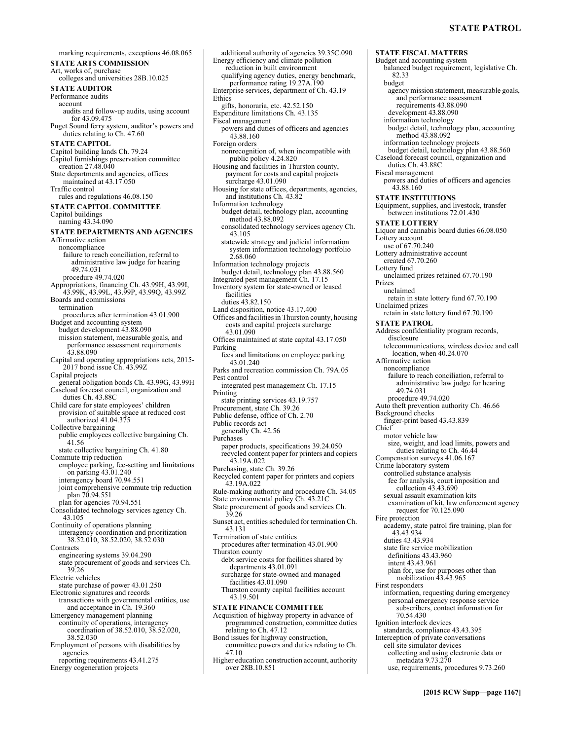marking requirements, exceptions 46.08.065

**STATE ARTS COMMISSION**

Art, works of, purchase
  colleges and universities 28B.10.025

**STATE AUDITOR**

Performance audits
  account
    audits and follow-up audits, using account for 43.09.475
Puget Sound ferry system, auditor's powers and duties relating to Ch. 47.60

**STATE CAPITOL**

Capitol building lands Ch. 79.24
Capitol furnishings preservation committee
  creation 27.48.040
State departments and agencies, offices maintained at 43.17.050
Traffic control
  rules and regulations 46.08.150

**STATE CAPITOL COMMITTEE**

Capitol buildings
  naming 43.34.090

**STATE DEPARTMENTS AND AGENCIES**

Affirmative action
  noncompliance
    failure to reach conciliation, referral to administrative law judge for hearing 49.74.031
    procedure 49.74.020
Appropriations, financing Ch. 43.99H, 43.99I, 43.99K, 43.99L, 43.99P, 43.99Q, 43.99Z
Boards and commissions
  termination
    procedures after termination 43.01.900
Budget and accounting system
  budget development 43.88.090
  mission statement, measurable goals, and performance assessment requirements 43.88.090
Capital and operating appropriations acts, 2015-2017 bond issue Ch. 43.99Z
Capital projects
  general obligation bonds Ch. 43.99G, 43.99H
Caseload forecast council, organization and duties Ch. 43.88C
Child care for state employees' children
  provision of suitable space at reduced cost authorized 41.04.375
Collective bargaining
  public employees collective bargaining Ch. 41.56
  state collective bargaining Ch. 41.80
Commute trip reduction
  employee parking, fee-setting and limitations on parking 43.01.240
  interagency board 70.94.551
  joint comprehensive commute trip reduction plan 70.94.551
  plan for agencies 70.94.551
Consolidated technology services agency Ch. 43.105
Continuity of operations planning
  interagency coordination and prioritization 38.52.010, 38.52.020, 38.52.030
Contracts
  engineering systems 39.04.290
  state procurement of goods and services Ch. 39.26
Electric vehicles
  state purchase of power 43.01.250
Electronic signatures and records
  transactions with governmental entities, use and acceptance in Ch. 19.360
Emergency management planning
  continuity of operations, interagency coordination of 38.52.010, 38.52.020, 38.52.030
Employment of persons with disabilities by agencies
  reporting requirements 43.41.275
Energy cogeneration projects
  additional authority of agencies 39.35C.090
Energy efficiency and climate pollution reduction in built environment
  qualifying agency duties, energy benchmark, performance rating 19.27A.190
Enterprise services, department of Ch. 43.19
Ethics
  gifts, honoraria, etc. 42.52.150
Expenditure limitations Ch. 43.135
Fiscal management
  powers and duties of officers and agencies 43.88.160
Foreign orders
  nonrecognition of, when incompatible with public policy 4.24.820
Housing and facilities in Thurston county, payment for costs and capital projects surcharge 43.01.090
Housing for state offices, departments, agencies, and institutions Ch. 43.82
Information technology
  budget detail, technology plan, accounting method 43.88.092
  consolidated technology services agency Ch. 43.105
  statewide strategy and judicial information system information technology portfolio 2.68.060
Information technology projects
  budget detail, technology plan 43.88.560
Integrated pest management Ch. 17.15
Inventory system for state-owned or leased facilities
  duties 43.82.150
Land disposition, notice 43.17.400
Offices and facilities in Thurston county, housing costs and capital projects surcharge 43.01.090
Offices maintained at state capital 43.17.050
Parking
  fees and limitations on employee parking 43.01.240
Parks and recreation commission Ch. 79A.05
Pest control
  integrated pest management Ch. 17.15
Printing
  state printing services 43.19.757
Procurement, state Ch. 39.26
Public defense, office of Ch. 2.70
Public records act
  generally Ch. 42.56
Purchases
  paper products, specifications 39.24.050
  recycled content paper for printers and copiers 43.19A.022
Purchasing, state Ch. 39.26
Recycled content paper for printers and copiers 43.19A.022
Rule-making authority and procedure Ch. 34.05
State environmental policy Ch. 43.21C
State procurement of goods and services Ch. 39.26
Sunset act, entities scheduled for termination Ch. 43.131
Termination of state entities
  procedures after termination 43.01.900
Thurston county
  debt service costs for facilities shared by departments 43.01.091
  surcharge for state-owned and managed facilities 43.01.090
  Thurston county capital facilities account 43.19.501

**STATE FINANCE COMMITTEE**

Acquisition of highway property in advance of programmed construction, committee duties relating to Ch. 47.12
Bond issues for highway construction, committee powers and duties relating to Ch. 47.10
Higher education construction account, authority over 28B.10.851

**STATE FISCAL MATTERS**

Budget and accounting system
  balanced budget requirement, legislative Ch. 82.33
  budget
    agency mission statement, measurable goals, and performance assessment requirements 43.88.090
    development 43.88.090
  information technology
    budget detail, technology plan, accounting method 43.88.092
  information technology projects
    budget detail, technology plan 43.88.560
Caseload forecast council, organization and duties Ch. 43.88C
Fiscal management
  powers and duties of officers and agencies 43.88.160

**STATE INSTITUTIONS**

Equipment, supplies, and livestock, transfer between institutions 72.01.430

**STATE LOTTERY**

Liquor and cannabis board duties 66.08.050
Lottery account
  use of 67.70.240
Lottery administrative account
  created 67.70.260
Lottery fund
  unclaimed prizes retained 67.70.190
Prizes
  unclaimed
    retain in state lottery fund 67.70.190
Unclaimed prizes
  retain in state lottery fund 67.70.190

**STATE PATROL**

Address confidentiality program records, disclosure
  telecommunications, wireless device and call location, when 40.24.070
Affirmative action
  noncompliance
    failure to reach conciliation, referral to administrative law judge for hearing 49.74.031
    procedure 49.74.020
Auto theft prevention authority Ch. 46.66
Background checks
  finger-print based 43.43.839
Chief
  motor vehicle law
    size, weight, and load limits, powers and duties relating to Ch. 46.44
Compensation surveys 41.06.167
Crime laboratory system
  controlled substance analysis
    fee for analysis, court imposition and collection 43.43.690
  sexual assault examination kits
    examination of kit, law enforcement agency request for 70.125.090
Fire protection
  academy, state patrol fire training, plan for 43.43.934
  duties 43.43.934
  state fire service mobilization
    definitions 43.43.960
    intent 43.43.961
    plan for, use for purposes other than mobilization 43.43.965
First responders
  information, requesting during emergency
    personal emergency response service subscribers, contact information for 70.54.430
Ignition interlock devices
  standards, compliance 43.43.395
Interception of private conversations
  cell site simulator devices
    collecting and using electronic data or metadata 9.73.270
    use, requirements, procedures 9.73.260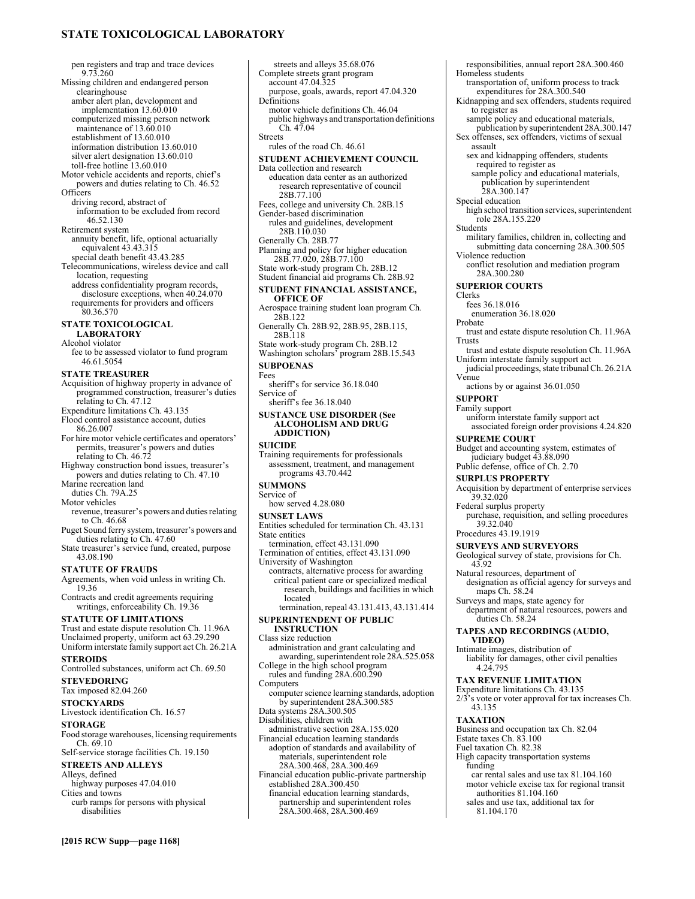pen registers and trap and trace devices 9.73.260
Missing children and endangered person clearinghouse
amber alert plan, development and implementation 13.60.010
computerized missing person network maintenance of 13.60.010
establishment of 13.60.010
information distribution 13.60.010
silver alert designation 13.60.010
toll-free hotline 13.60.010
Motor vehicle accidents and reports, chief's powers and duties relating to Ch. 46.52
Officers
driving record, abstract of
information to be excluded from record 46.52.130
Retirement system
annuity benefit, life, optional actuarially equivalent 43.43.315
special death benefit 43.43.285
Telecommunications, wireless device and call location, requesting
address confidentiality program records, disclosure exceptions, when 40.24.070
requirements for providers and officers 80.36.570

**STATE TOXICOLOGICAL LABORATORY**

Alcohol violator
fee to be assessed violator to fund program 46.61.5054

**STATE TREASURER**

Acquisition of highway property in advance of programmed construction, treasurer's duties relating to Ch. 47.12
Expenditure limitations Ch. 43.135
Flood control assistance account, duties 86.26.007
For hire motor vehicle certificates and operators' permits, treasurer's powers and duties relating to Ch. 46.72
Highway construction bond issues, treasurer's powers and duties relating to Ch. 47.10
Marine recreation land
duties Ch. 79A.25
Motor vehicles
revenue, treasurer's powers and duties relating to Ch. 46.68
Puget Sound ferry system, treasurer's powers and duties relating to Ch. 47.60
State treasurer's service fund, created, purpose 43.08.190

**STATUTE OF FRAUDS**

Agreements, when void unless in writing Ch. 19.36
Contracts and credit agreements requiring writings, enforceability Ch. 19.36

**STATUTE OF LIMITATIONS**

Trust and estate dispute resolution Ch. 11.96A
Unclaimed property, uniform act 63.29.290
Uniform interstate family support act Ch. 26.21A

**STEROIDS**

Controlled substances, uniform act Ch. 69.50

**STEVEDORING**

Tax imposed 82.04.260

**STOCKYARDS**

Livestock identification Ch. 16.57

**STORAGE**

Food storage warehouses, licensing requirements Ch. 69.10
Self-service storage facilities Ch. 19.150

**STREETS AND ALLEYS**

Alleys, defined
highway purposes 47.04.010
Cities and towns
curb ramps for persons with physical disabilities
streets and alleys 35.68.076
Complete streets grant program
account 47.04.325
purpose, goals, awards, report 47.04.320
Definitions
motor vehicle definitions Ch. 46.04
public highways and transportation definitions Ch. 47.04
Streets
rules of the road Ch. 46.61

**STUDENT ACHIEVEMENT COUNCIL**

Data collection and research
education data center as an authorized research representative of council 28B.77.100
Fees, college and university Ch. 28B.15
Gender-based discrimination
rules and guidelines, development 28B.110.030
Generally Ch. 28B.77
Planning and policy for higher education 28B.77.020, 28B.77.100
State work-study program Ch. 28B.12
Student financial aid programs Ch. 28B.92

**STUDENT FINANCIAL ASSISTANCE, OFFICE OF**

Aerospace training student loan program Ch. 28B.122
Generally Ch. 28B.92, 28B.95, 28B.115, 28B.118
State work-study program Ch. 28B.12
Washington scholars' program 28B.15.543

**SUBPOENAS**

Fees
sheriff's for service 36.18.040
Service of
sheriff's fee 36.18.040

**SUSTANCE USE DISORDER (See ALCOHOLISM AND DRUG ADDICTION)**

**SUICIDE**

Training requirements for professionals
assessment, treatment, and management programs 43.70.442

**SUMMONS**

Service of
how served 4.28.080

**SUNSET LAWS**

Entities scheduled for termination Ch. 43.131
State entities
termination, effect 43.131.090
Termination of entities, effect 43.131.090
University of Washington
contracts, alternative process for awarding critical patient care or specialized medical research, buildings and facilities in which located
termination, repeal 43.131.413, 43.131.414

**SUPERINTENDENT OF PUBLIC INSTRUCTION**

Class size reduction
administration and grant calculating and awarding, superintendent role 28A.525.058
College in the high school program
rules and funding 28A.600.290
Computers
computer science learning standards, adoption by superintendent 28A.300.585
Data systems 28A.300.505
Disabilities, children with
administrative section 28A.155.020
Financial education learning standards
adoption of standards and availability of materials, superintendent role 28A.300.468, 28A.300.469
Financial education public-private partnership
established 28A.300.450
financial education learning standards, partnership and superintendent roles 28A.300.468, 28A.300.469
responsibilities, annual report 28A.300.460
Homeless students
transportation of, uniform process to track expenditures for 28A.300.540
Kidnapping and sex offenders, students required to register as
sample policy and educational materials, publication by superintendent 28A.300.147
Sex offenses, sex offenders, victims of sexual assault
sex and kidnapping offenders, students required to register as
sample policy and educational materials, publication by superintendent 28A.300.147
Special education
high school transition services, superintendent role 28A.155.220
Students
military families, children in, collecting and submitting data concerning 28A.300.505
Violence reduction
conflict resolution and mediation program 28A.300.280

**SUPERIOR COURTS**

Clerks
fees 36.18.016
enumeration 36.18.020
Probate
trust and estate dispute resolution Ch. 11.96A
Trusts
trust and estate dispute resolution Ch. 11.96A
Uniform interstate family support act
judicial proceedings, state tribunal Ch. 26.21A
Venue
actions by or against 36.01.050

**SUPPORT**

Family support
uniform interstate family support act
associated foreign order provisions 4.24.820

**SUPREME COURT**

Budget and accounting system, estimates of judiciary budget 43.88.090
Public defense, office of Ch. 2.70

**SURPLUS PROPERTY**

Acquisition by department of enterprise services 39.32.020
Federal surplus property
purchase, requisition, and selling procedures 39.32.040
Procedures 43.19.1919

**SURVEYS AND SURVEYORS**

Geological survey of state, provisions for Ch. 43.92
Natural resources, department of
designation as official agency for surveys and maps Ch. 58.24
Surveys and maps, state agency for
department of natural resources, powers and duties Ch. 58.24

**TAPES AND RECORDINGS (AUDIO, VIDEO)**

Intimate images, distribution of
liability for damages, other civil penalties 4.24.795

**TAX REVENUE LIMITATION**

Expenditure limitations Ch. 43.135
2/3's vote or voter approval for tax increases Ch. 43.135

**TAXATION**

Business and occupation tax Ch. 82.04
Estate taxes Ch. 83.100
Fuel taxation Ch. 82.38
High capacity transportation systems
funding
car rental sales and use tax 81.104.160
motor vehicle excise tax for regional transit authorities 81.104.160
sales and use tax, additional tax for 81.104.170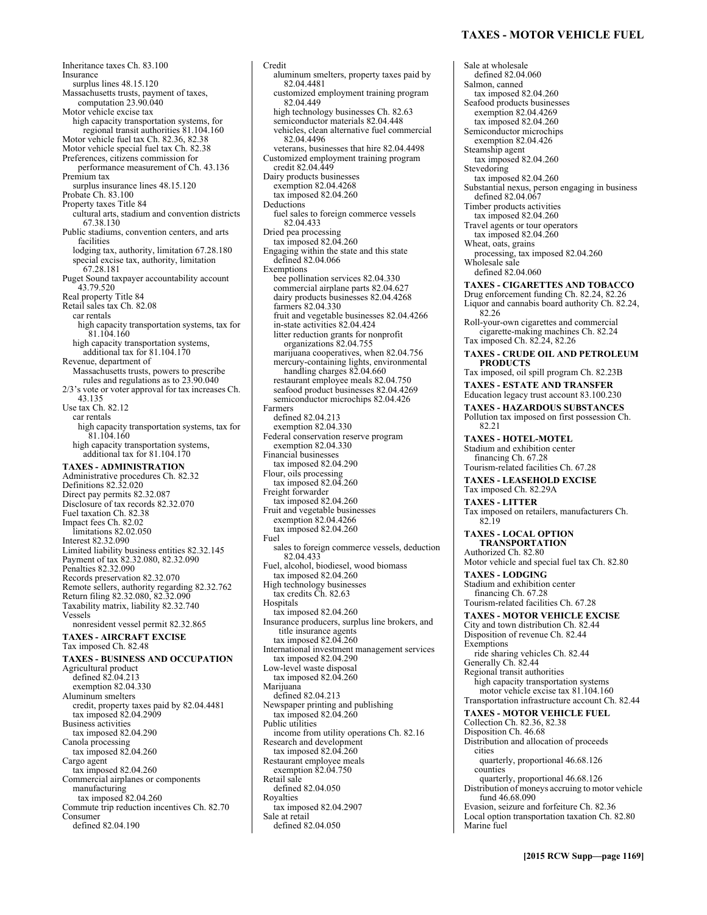Inheritance taxes Ch. 83.100
Insurance
  surplus lines 48.15.120
Massachusetts trusts, payment of taxes, computation 23.90.040
Motor vehicle excise tax
  high capacity transportation systems, for regional transit authorities 81.104.160
Motor vehicle fuel tax Ch. 82.36, 82.38
Motor vehicle special fuel tax Ch. 82.38
Preferences, citizens commission for performance measurement of Ch. 43.136
Premium tax
  surplus insurance lines 48.15.120
Probate Ch. 83.100
Property taxes Title 84
  cultural arts, stadium and convention districts 67.38.130
Public stadiums, convention centers, and arts facilities
  lodging tax, authority, limitation 67.28.180
  special excise tax, authority, limitation 67.28.181
Puget Sound taxpayer accountability account 43.79.520
Real property Title 84
Retail sales tax Ch. 82.08
  car rentals
    high capacity transportation systems, tax for 81.104.160
  high capacity transportation systems, additional tax for 81.104.170
Revenue, department of
  Massachusetts trusts, powers to prescribe rules and regulations as to 23.90.040
2/3's vote or voter approval for tax increases Ch. 43.135
Use tax Ch. 82.12
  car rentals
    high capacity transportation systems, tax for 81.104.160
  high capacity transportation systems, additional tax for 81.104.170

**TAXES - ADMINISTRATION**

Administrative procedures Ch. 82.32
Definitions 82.32.020
Direct pay permits 82.32.087
Disclosure of tax records 82.32.070
Fuel taxation Ch. 82.38
Impact fees Ch. 82.02
  limitations 82.02.050
Interest 82.32.090
Limited liability business entities 82.32.145
Payment of tax 82.32.080, 82.32.090
Penalties 82.32.090
Records preservation 82.32.070
Remote sellers, authority regarding 82.32.762
Return filing 82.32.080, 82.32.090
Taxability matrix, liability 82.32.740
Vessels
  nonresident vessel permit 82.32.865

**TAXES - AIRCRAFT EXCISE**

Tax imposed Ch. 82.48

**TAXES - BUSINESS AND OCCUPATION**

Agricultural product
  defined 82.04.213
  exemption 82.04.330
Aluminum smelters
  credit, property taxes paid by 82.04.4481
  tax imposed 82.04.2909
Business activities
  tax imposed 82.04.290
Canola processing
  tax imposed 82.04.260
Cargo agent
  tax imposed 82.04.260
Commercial airplanes or components manufacturing
  tax imposed 82.04.260
Commute trip reduction incentives Ch. 82.70
Consumer
  defined 82.04.190
Credit
  aluminum smelters, property taxes paid by 82.04.4481
  customized employment training program 82.04.449
  high technology businesses Ch. 82.63
  semiconductor materials 82.04.448
  vehicles, clean alternative fuel commercial 82.04.4496
  veterans, businesses that hire 82.04.4498
Customized employment training program
  credit 82.04.449
Dairy products businesses
  exemption 82.04.4268
  tax imposed 82.04.260
Deductions
  fuel sales to foreign commerce vessels 82.04.433
Dried pea processing
  tax imposed 82.04.260
Engaging within the state and this state
  defined 82.04.066
Exemptions
  bee pollination services 82.04.330
  commercial airplane parts 82.04.627
  dairy products businesses 82.04.4268
  farmers 82.04.330
  fruit and vegetable businesses 82.04.4266
  in-state activities 82.04.424
  litter reduction grants for nonprofit organizations 82.04.755
  marijuana cooperatives, when 82.04.756
  mercury-containing lights, environmental handling charges 82.04.660
  restaurant employee meals 82.04.750
  seafood product businesses 82.04.4269
  semiconductor microchips 82.04.426
Farmers
  defined 82.04.213
  exemption 82.04.330
Federal conservation reserve program
  exemption 82.04.330
Financial businesses
  tax imposed 82.04.290
Flour, oils processing
  tax imposed 82.04.260
Freight forwarder
  tax imposed 82.04.260
Fruit and vegetable businesses
  exemption 82.04.4266
  tax imposed 82.04.260
Fuel
  sales to foreign commerce vessels, deduction 82.04.433
Fuel, alcohol, biodiesel, wood biomass
  tax imposed 82.04.260
High technology businesses
  tax credits Ch. 82.63
Hospitals
  tax imposed 82.04.260
Insurance producers, surplus line brokers, and title insurance agents
  tax imposed 82.04.260
International investment management services
  tax imposed 82.04.290
Low-level waste disposal
  tax imposed 82.04.260
Marijuana
  defined 82.04.213
Newspaper printing and publishing
  tax imposed 82.04.260
Public utilities
  income from utility operations Ch. 82.16
Research and development
  tax imposed 82.04.260
Restaurant employee meals
  exemption 82.04.750
Retail sale
  defined 82.04.050
Royalties
  tax imposed 82.04.2907
Sale at retail
  defined 82.04.050
Sale at wholesale
  defined 82.04.060
Salmon, canned
  tax imposed 82.04.260
Seafood products businesses
  exemption 82.04.4269
  tax imposed 82.04.260
Semiconductor microchips
  exemption 82.04.426
Steamship agent
  tax imposed 82.04.260
Stevedoring
  tax imposed 82.04.260
Substantial nexus, person engaging in business
  defined 82.04.067
Timber products activities
  tax imposed 82.04.260
Travel agents or tour operators
  tax imposed 82.04.260
Wheat, oats, grains
  processing, tax imposed 82.04.260
Wholesale sale
  defined 82.04.060

**TAXES - CIGARETTES AND TOBACCO**

Drug enforcement funding Ch. 82.24, 82.26
Liquor and cannabis board authority Ch. 82.24, 82.26
Roll-your-own cigarettes and commercial cigarette-making machines Ch. 82.24
Tax imposed Ch. 82.24, 82.26

**TAXES - CRUDE OIL AND PETROLEUM PRODUCTS**

Tax imposed, oil spill program Ch. 82.23B

**TAXES - ESTATE AND TRANSFER**

Education legacy trust account 83.100.230

**TAXES - HAZARDOUS SUBSTANCES**

Pollution tax imposed on first possession Ch. 82.21

**TAXES - HOTEL-MOTEL**

Stadium and exhibition center financing Ch. 67.28
Tourism-related facilities Ch. 67.28

**TAXES - LEASEHOLD EXCISE**

Tax imposed Ch. 82.29A

**TAXES - LITTER**

Tax imposed on retailers, manufacturers Ch. 82.19

**TAXES - LOCAL OPTION TRANSPORTATION**

Authorized Ch. 82.80
Motor vehicle and special fuel tax Ch. 82.80

**TAXES - LODGING**

Stadium and exhibition center financing Ch. 67.28
Tourism-related facilities Ch. 67.28

**TAXES - MOTOR VEHICLE EXCISE**

City and town distribution Ch. 82.44
Disposition of revenue Ch. 82.44
Exemptions
  ride sharing vehicles Ch. 82.44
Generally Ch. 82.44
Regional transit authorities
  high capacity transportation systems
    motor vehicle excise tax 81.104.160
Transportation infrastructure account Ch. 82.44

**TAXES - MOTOR VEHICLE FUEL**

Collection Ch. 82.36, 82.38
Disposition Ch. 46.68
Distribution and allocation of proceeds
  cities
    quarterly, proportional 46.68.126
  counties
    quarterly, proportional 46.68.126
Distribution of moneys accruing to motor vehicle fund 46.68.090
Evasion, seizure and forfeiture Ch. 82.36
Local option transportation taxation Ch. 82.80
Marine fuel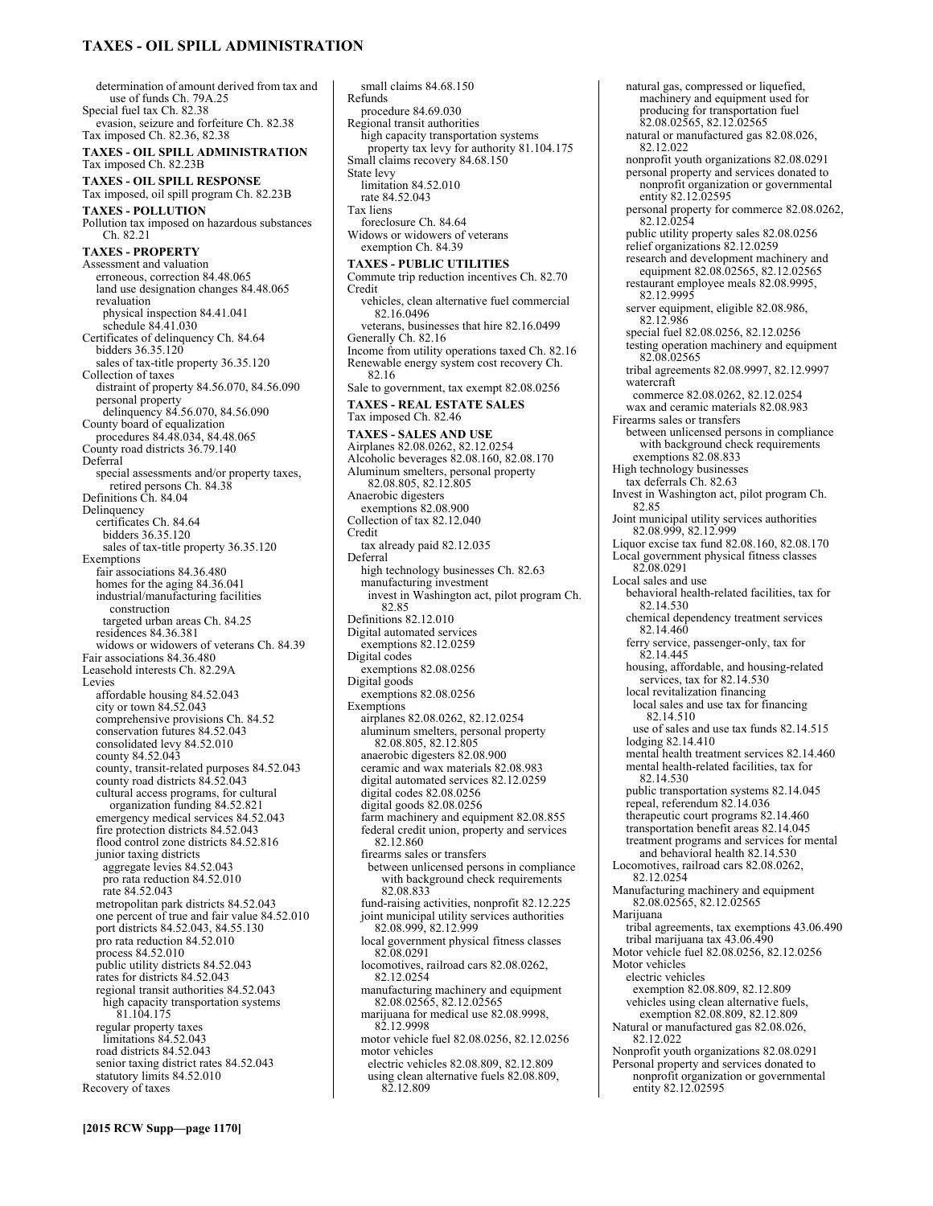determination of amount derived from tax and use of funds Ch. 79A.25
Special fuel tax Ch. 82.38
evasion, seizure and forfeiture Ch. 82.38
Tax imposed Ch. 82.36, 82.38

**TAXES - OIL SPILL ADMINISTRATION**
Tax imposed Ch. 82.23B

**TAXES - OIL SPILL RESPONSE**
Tax imposed, oil spill program Ch. 82.23B

**TAXES - POLLUTION**
Pollution tax imposed on hazardous substances Ch. 82.21

**TAXES - PROPERTY**
Assessment and valuation
erroneous, correction 84.48.065
land use designation changes 84.48.065
revaluation
physical inspection 84.41.041
schedule 84.41.030
Certificates of delinquency Ch. 84.64
bidders 36.35.120
sales of tax-title property 36.35.120
Collection of taxes
distraint of property 84.56.070, 84.56.090
personal property
delinquency 84.56.070, 84.56.090
County board of equalization
procedures 84.48.034, 84.48.065
County road districts 36.79.140
Deferral
special assessments and/or property taxes, retired persons Ch. 84.38
Definitions Ch. 84.04
Delinquency
certificates Ch. 84.64
bidders 36.35.120
sales of tax-title property 36.35.120
Exemptions
fair associations 84.36.480
homes for the aging 84.36.041
industrial/manufacturing facilities construction
targeted urban areas Ch. 84.25
residences 84.36.381
widows or widowers of veterans Ch. 84.39
Fair associations 84.36.480
Leasehold interests Ch. 82.29A
Levies
affordable housing 84.52.043
city or town 84.52.043
comprehensive provisions Ch. 84.52
conservation futures 84.52.043
consolidated levy 84.52.010
county 84.52.043
county, transit-related purposes 84.52.043
county road districts 84.52.043
cultural access programs, for cultural organization funding 84.52.821
emergency medical services 84.52.043
fire protection districts 84.52.043
flood control zone districts 84.52.816
junior taxing districts
aggregate levies 84.52.043
pro rata reduction 84.52.010
rate 84.52.043
metropolitan park districts 84.52.043
one percent of true and fair value 84.52.010
port districts 84.52.043, 84.55.130
pro rata reduction 84.52.010
process 84.52.010
public utility districts 84.52.043
rates for districts 84.52.043
regional transit authorities 84.52.043
high capacity transportation systems 81.104.175
regular property taxes
limitations 84.52.043
road districts 84.52.043
senior taxing district rates 84.52.043
statutory limits 84.52.010
Recovery of taxes
small claims 84.68.150
Refunds
procedure 84.69.030
Regional transit authorities
high capacity transportation systems
property tax levy for authority 81.104.175
Small claims recovery 84.68.150
State levy
limitation 84.52.010
rate 84.52.043
Tax liens
foreclosure Ch. 84.64
Widows or widowers of veterans
exemption Ch. 84.39

**TAXES - PUBLIC UTILITIES**
Commute trip reduction incentives Ch. 82.70
Credit
vehicles, clean alternative fuel commercial 82.16.0496
veterans, businesses that hire 82.16.0499
Generally Ch. 82.16
Income from utility operations taxed Ch. 82.16
Renewable energy system cost recovery Ch. 82.16
Sale to government, tax exempt 82.08.0256

**TAXES - REAL ESTATE SALES**
Tax imposed Ch. 82.46

**TAXES - SALES AND USE**
Airplanes 82.08.0262, 82.12.0254
Alcoholic beverages 82.08.160, 82.08.170
Aluminum smelters, personal property 82.08.805, 82.12.805
Anaerobic digesters
exemptions 82.08.900
Collection of tax 82.12.040
Credit
tax already paid 82.12.035
Deferral
high technology businesses Ch. 82.63
manufacturing investment
invest in Washington act, pilot program Ch. 82.85
Definitions 82.12.010
Digital automated services
exemptions 82.12.0259
Digital codes
exemptions 82.08.0256
Digital goods
exemptions 82.08.0256
Exemptions
airplanes 82.08.0262, 82.12.0254
aluminum smelters, personal property 82.08.805, 82.12.805
anaerobic digesters 82.08.900
ceramic and wax materials 82.08.983
digital automated services 82.12.0259
digital codes 82.08.0256
digital goods 82.08.0256
farm machinery and equipment 82.08.855
federal credit union, property and services 82.12.860
firearms sales or transfers
between unlicensed persons in compliance with background check requirements 82.08.833
fund-raising activities, nonprofit 82.12.225
joint municipal utility services authorities 82.08.999, 82.12.999
local government physical fitness classes 82.08.0291
locomotives, railroad cars 82.08.0262, 82.12.0254
manufacturing machinery and equipment 82.08.02565, 82.12.02565
marijuana for medical use 82.08.9998, 82.12.9998
motor vehicle fuel 82.08.0256, 82.12.0256
motor vehicles
electric vehicles 82.08.809, 82.12.809
using clean alternative fuels 82.08.809, 82.12.809
natural gas, compressed or liquefied, machinery and equipment used for producing for transportation fuel 82.08.02565, 82.12.02565
natural or manufactured gas 82.08.026, 82.12.022
nonprofit youth organizations 82.08.0291
personal property and services donated to nonprofit organization or governmental entity 82.12.02595
personal property for commerce 82.08.0262, 82.12.0254
public utility property sales 82.08.0256
relief organizations 82.12.0259
research and development machinery and equipment 82.08.02565, 82.12.02565
restaurant employee meals 82.08.9995, 82.12.9995
server equipment, eligible 82.08.986, 82.12.986
special fuel 82.08.0256, 82.12.0256
testing operation machinery and equipment 82.08.02565
tribal agreements 82.08.9997, 82.12.9997
watercraft
commerce 82.08.0262, 82.12.0254
wax and ceramic materials 82.08.983
Firearms sales or transfers
between unlicensed persons in compliance with background check requirements
exemptions 82.08.833
High technology businesses
tax deferrals Ch. 82.63
Invest in Washington act, pilot program Ch. 82.85
Joint municipal utility services authorities 82.08.999, 82.12.999
Liquor excise tax fund 82.08.160, 82.08.170
Local government physical fitness classes 82.08.0291
Local sales and use
behavioral health-related facilities, tax for 82.14.530
chemical dependency treatment services 82.14.460
ferry service, passenger-only, tax for 82.14.445
housing, affordable, and housing-related services, tax for 82.14.530
local revitalization financing
local sales and use tax for financing 82.14.510
use of sales and use tax funds 82.14.515
lodging 82.14.410
mental health treatment services 82.14.460
mental health-related facilities, tax for 82.14.530
public transportation systems 82.14.045
repeal, referendum 82.14.036
therapeutic court programs 82.14.460
transportation benefit areas 82.14.045
treatment programs and services for mental and behavioral health 82.14.530
Locomotives, railroad cars 82.08.0262, 82.12.0254
Manufacturing machinery and equipment 82.08.02565, 82.12.02565
Marijuana
tribal agreements, tax exemptions 43.06.490
tribal marijuana tax 43.06.490
Motor vehicle fuel 82.08.0256, 82.12.0256
Motor vehicles
electric vehicles
exemption 82.08.809, 82.12.809
vehicles using clean alternative fuels, exemption 82.08.809, 82.12.809
Natural or manufactured gas 82.08.026, 82.12.022
Nonprofit youth organizations 82.08.0291
Personal property and services donated to nonprofit organization or governmental entity 82.12.02595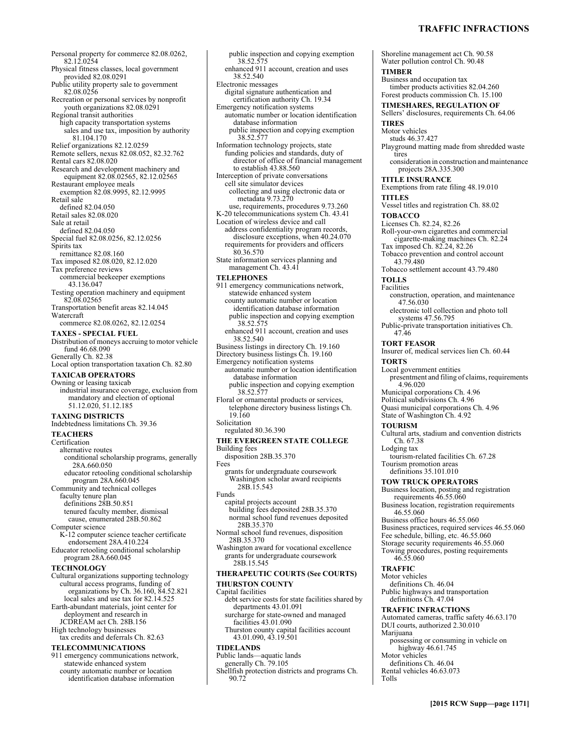Personal property for commerce 82.08.0262, 82.12.0254
Physical fitness classes, local government provided 82.08.0291
Public utility property sale to government 82.08.0256
Recreation or personal services by nonprofit youth organizations 82.08.0291
Regional transit authorities
  high capacity transportation systems
    sales and use tax, imposition by authority 81.104.170
Relief organizations 82.12.0259
Remote sellers, nexus 82.08.052, 82.32.762
Rental cars 82.08.020
Research and development machinery and equipment 82.08.02565, 82.12.02565
Restaurant employee meals
  exemption 82.08.9995, 82.12.9995
Retail sale
  defined 82.04.050
Retail sales 82.08.020
Sale at retail
  defined 82.04.050
Special fuel 82.08.0256, 82.12.0256
Spirits tax
  remittance 82.08.160
Tax imposed 82.08.020, 82.12.020
Tax preference reviews
  commercial beekeeper exemptions 43.136.047
Testing operation machinery and equipment 82.08.02565
Transportation benefit areas 82.14.045
Watercraft
  commerce 82.08.0262, 82.12.0254

**TAXES - SPECIAL FUEL**
Distribution of moneys accruing to motor vehicle fund 46.68.090
Generally Ch. 82.38
Local option transportation taxation Ch. 82.80

**TAXICAB OPERATORS**
Owning or leasing taxicab
  industrial insurance coverage, exclusion from mandatory and election of optional 51.12.020, 51.12.185

**TAXING DISTRICTS**
Indebtedness limitations Ch. 39.36

**TEACHERS**
Certification
  alternative routes
    conditional scholarship programs, generally 28A.660.050
    educator retooling conditional scholarship program 28A.660.045
Community and technical colleges
  faculty tenure plan
    definitions 28B.50.851
    tenured faculty member, dismissal cause, enumerated 28B.50.862
Computer science
  K-12 computer science teacher certificate endorsement 28A.410.224
Educator retooling conditional scholarship program 28A.660.045

**TECHNOLOGY**
Cultural organizations supporting technology
  cultural access programs, funding of organizations by Ch. 36.160, 84.52.821
  local sales and use tax for 82.14.525
Earth-abundant materials, joint center for deployment and research in
  JCDREAM act Ch. 28B.156
High technology businesses
  tax credits and deferrals Ch. 82.63

**TELECOMMUNICATIONS**
911 emergency communications network, statewide enhanced system
  county automatic number or location identification database information
    public inspection and copying exemption 38.52.575
  enhanced 911 account, creation and uses 38.52.540
Electronic messages
  digital signature authentication and certification authority Ch. 19.34
Emergency notification systems
  automatic number or location identification database information
    public inspection and copying exemption 38.52.577
Information technology projects, state
  funding policies and standards, duty of director of office of financial management to establish 43.88.560
Interception of private conversations
  cell site simulator devices
    collecting and using electronic data or metadata 9.73.270
    use, requirements, procedures 9.73.260
K-20 telecommunications system Ch. 43.41
Location of wireless device and call
  address confidentiality program records, disclosure exceptions, when 40.24.070
  requirements for providers and officers 80.36.570
State information services planning and management Ch. 43.41

**TELEPHONES**
911 emergency communications network, statewide enhanced system
  county automatic number or location identification database information
    public inspection and copying exemption 38.52.575
  enhanced 911 account, creation and uses 38.52.540
Business listings in directory Ch. 19.160
Directory business listings Ch. 19.160
Emergency notification systems
  automatic number or location identification database information
    public inspection and copying exemption 38.52.577
Floral or ornamental products or services, telephone directory business listings Ch. 19.160
Solicitation
  regulated 80.36.390

**THE EVERGREEN STATE COLLEGE**
Building fees
  disposition 28B.35.370
Fees
  grants for undergraduate coursework
    Washington scholar award recipients 28B.15.543
Funds
  capital projects account
    building fees deposited 28B.35.370
    normal school fund revenues deposited 28B.35.370
Normal school fund revenues, disposition 28B.35.370
Washington award for vocational excellence
  grants for undergraduate coursework 28B.15.545

**THERAPEUTIC COURTS (See COURTS)**

**THURSTON COUNTY**
Capital facilities
  debt service costs for state facilities shared by departments 43.01.091
  surcharge for state-owned and managed facilities 43.01.090
  Thurston county capital facilities account 43.01.090, 43.19.501

**TIDELANDS**
Public lands—aquatic lands
  generally Ch. 79.105
Shellfish protection districts and programs Ch. 90.72
Shoreline management act Ch. 90.58
Water pollution control Ch. 90.48

**TIMBER**
Business and occupation tax
  timber products activities 82.04.260
Forest products commission Ch. 15.100

**TIMESHARES, REGULATION OF**
Sellers' disclosures, requirements Ch. 64.06

**TIRES**
Motor vehicles
  studs 46.37.427
Playground matting made from shredded waste tires
  consideration in construction and maintenance projects 28A.335.300

**TITLE INSURANCE**
Exemptions from rate filing 48.19.010

**TITLES**
Vessel titles and registration Ch. 88.02

**TOBACCO**
Licenses Ch. 82.24, 82.26
Roll-your-own cigarettes and commercial cigarette-making machines Ch. 82.24
Tax imposed Ch. 82.24, 82.26
Tobacco prevention and control account 43.79.480
Tobacco settlement account 43.79.480

**TOLLS**
Facilities
  construction, operation, and maintenance 47.56.030
  electronic toll collection and photo toll systems 47.56.795
Public-private transportation initiatives Ch. 47.46

**TORT FEASOR**
Insurer of, medical services lien Ch. 60.44

**TORTS**
Local government entities
  presentment and filing of claims, requirements 4.96.020
Municipal corporations Ch. 4.96
Political subdivisions Ch. 4.96
Quasi municipal corporations Ch. 4.96
State of Washington Ch. 4.92

**TOURISM**
Cultural arts, stadium and convention districts Ch. 67.38
Lodging tax
  tourism-related facilities Ch. 67.28
Tourism promotion areas
  definitions 35.101.010

**TOW TRUCK OPERATORS**
Business location, posting and registration requirements 46.55.060
Business location, registration requirements 46.55.060
Business office hours 46.55.060
Business practices, required services 46.55.060
Fee schedule, billing, etc. 46.55.060
Storage security requirements 46.55.060
Towing procedures, posting requirements 46.55.060

**TRAFFIC**
Motor vehicles
  definitions Ch. 46.04
Public highways and transportation
  definitions Ch. 47.04

**TRAFFIC INFRACTIONS**
Automated cameras, traffic safety 46.63.170
DUI courts, authorized 2.30.010
Marijuana
  possessing or consuming in vehicle on highway 46.61.745
Motor vehicles
  definitions Ch. 46.04
Rental vehicles 46.63.073
Tolls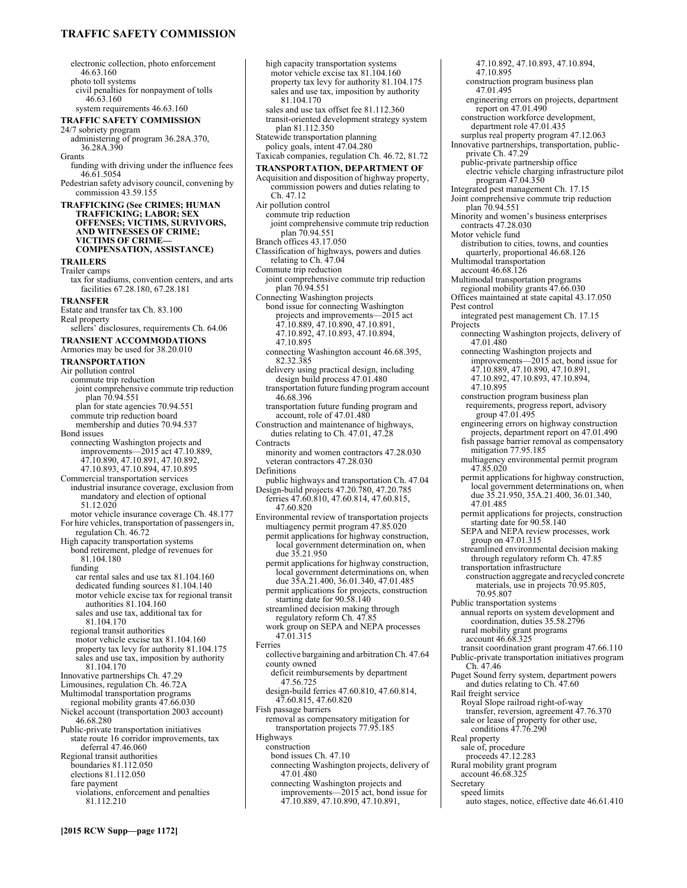electronic collection, photo enforcement 46.63.160
photo toll systems
civil penalties for nonpayment of tolls 46.63.160
system requirements 46.63.160

**TRAFFIC SAFETY COMMISSION**

24/7 sobriety program
administering of program 36.28A.370, 36.28A.390
Grants
funding with driving under the influence fees 46.61.5054
Pedestrian safety advisory council, convening by commission 43.59.155

**TRAFFICKING (See CRIMES; HUMAN TRAFFICKING; LABOR; SEX OFFENSES; VICTIMS, SURVIVORS, AND WITNESSES OF CRIME; VICTIMS OF CRIME—COMPENSATION, ASSISTANCE)**

**TRAILERS**

Trailer camps
tax for stadiums, convention centers, and arts facilities 67.28.180, 67.28.181

**TRANSFER**

Estate and transfer tax Ch. 83.100
Real property
sellers' disclosures, requirements Ch. 64.06

**TRANSIENT ACCOMMODATIONS**

Armories may be used for 38.20.010

**TRANSPORTATION**

Air pollution control
commute trip reduction
joint comprehensive commute trip reduction plan 70.94.551
plan for state agencies 70.94.551
commute trip reduction board
membership and duties 70.94.537
Bond issues
connecting Washington projects and improvements—2015 act 47.10.889, 47.10.890, 47.10.891, 47.10.892, 47.10.893, 47.10.894, 47.10.895
Commercial transportation services
industrial insurance coverage, exclusion from mandatory and election of optional 51.12.020
motor vehicle insurance coverage Ch. 48.177
For hire vehicles, transportation of passengers in, regulation Ch. 46.72
High capacity transportation systems
bond retirement, pledge of revenues for 81.104.180
funding
car rental sales and use tax 81.104.160
dedicated funding sources 81.104.140
motor vehicle excise tax for regional transit authorities 81.104.160
sales and use tax, additional tax for 81.104.170
regional transit authorities
motor vehicle excise tax 81.104.160
property tax levy for authority 81.104.175
sales and use tax, imposition by authority 81.104.170
Innovative partnerships Ch. 47.29
Limousines, regulation Ch. 46.72A
Multimodal transportation programs
regional mobility grants 47.66.030
Nickel account (transportation 2003 account) 46.68.280
Public-private transportation initiatives
state route 16 corridor improvements, tax deferral 47.46.060
Regional transit authorities
boundaries 81.112.050
elections 81.112.050
fare payment
violations, enforcement and penalties 81.112.210
high capacity transportation systems
motor vehicle excise tax 81.104.160
property tax levy for authority 81.104.175
sales and use tax, imposition by authority 81.104.170
sales and use tax offset fee 81.112.360
transit-oriented development strategy system plan 81.112.350
Statewide transportation planning
policy goals, intent 47.04.280
Taxicab companies, regulation Ch. 46.72, 81.72

**TRANSPORTATION, DEPARTMENT OF**

Acquisition and disposition of highway property, commission powers and duties relating to Ch. 47.12
Air pollution control
commute trip reduction
joint comprehensive commute trip reduction plan 70.94.551
Branch offices 43.17.050
Classification of highways, powers and duties relating to Ch. 47.04
Commute trip reduction
joint comprehensive commute trip reduction plan 70.94.551
Connecting Washington projects
bond issue for connecting Washington projects and improvements—2015 act 47.10.889, 47.10.890, 47.10.891, 47.10.892, 47.10.893, 47.10.894, 47.10.895
connecting Washington account 46.68.395, 82.32.385
delivery using practical design, including design build process 47.01.480
transportation future funding program account 46.68.396
transportation future funding program and account, role of 47.01.480
Construction and maintenance of highways, duties relating to Ch. 47.01, 47.28
Contracts
minority and women contractors 47.28.030
veteran contractors 47.28.030
Definitions
public highways and transportation Ch. 47.04
Design-build projects 47.20.780, 47.20.785
ferries 47.60.810, 47.60.814, 47.60.815, 47.60.820
Environmental review of transportation projects
multiagency permit program 47.85.020
permit applications for highway construction, local government determination on, when due 35.21.950
permit applications for highway construction, local government determinations on, when due 35A.21.400, 36.01.340, 47.01.485
permit applications for projects, construction starting date for 90.58.140
streamlined decision making through regulatory reform Ch. 47.85
work group on SEPA and NEPA processes 47.01.315
Ferries
collective bargaining and arbitration Ch. 47.64
county owned
deficit reimbursements by department 47.56.725
design-build ferries 47.60.810, 47.60.814, 47.60.815, 47.60.820
Fish passage barriers
removal as compensatory mitigation for transportation projects 77.95.185
Highways
construction
bond issues Ch. 47.10
connecting Washington projects, delivery of 47.01.480
connecting Washington projects and improvements—2015 act, bond issue for 47.10.889, 47.10.890, 47.10.891, 47.10.892, 47.10.893, 47.10.894, 47.10.895
construction program business plan 47.01.495
engineering errors on projects, department report on 47.01.490
construction workforce development, department role 47.01.435
surplus real property program 47.12.063
Innovative partnerships, transportation, public-private Ch. 47.29
public-private partnership office
electric vehicle charging infrastructure pilot program 47.04.350
Integrated pest management Ch. 17.15
Joint comprehensive commute trip reduction plan 70.94.551
Minority and women's business enterprises contracts 47.28.030
Motor vehicle fund
distribution to cities, towns, and counties quarterly, proportional 46.68.126
Multimodal transportation account 46.68.126
Multimodal transportation programs
regional mobility grants 47.66.030
Offices maintained at state capital 43.17.050
Pest control
integrated pest management Ch. 17.15
Projects
connecting Washington projects, delivery of 47.01.480
connecting Washington projects and improvements—2015 act, bond issue for 47.10.889, 47.10.890, 47.10.891, 47.10.892, 47.10.893, 47.10.894, 47.10.895
construction program business plan requirements, progress report, advisory group 47.01.495
engineering errors on highway construction projects, department report on 47.01.490
fish passage barrier removal as compensatory mitigation 77.95.185
multiagency environmental permit program 47.85.020
permit applications for highway construction, local government determinations on, when due 35.21.950, 35A.21.400, 36.01.340, 47.01.485
permit applications for projects, construction starting date for 90.58.140
SEPA and NEPA review processes, work group on 47.01.315
streamlined environmental decision making through regulatory reform Ch. 47.85
transportation infrastructure
construction aggregate and recycled concrete materials, use in projects 70.95.805, 70.95.807
Public transportation systems
annual reports on system development and coordination, duties 35.58.2796
rural mobility grant programs account 46.68.325
transit coordination grant program 47.66.110
Public-private transportation initiatives program Ch. 47.46
Puget Sound ferry system, department powers and duties relating to Ch. 47.60
Rail freight service
Royal Slope railroad right-of-way transfer, reversion, agreement 47.76.370
sale or lease of property for other use, conditions 47.76.290
Real property
sale of, procedure
proceeds 47.12.283
Rural mobility grant program account 46.68.325
Secretary
speed limits
auto stages, notice, effective date 46.61.410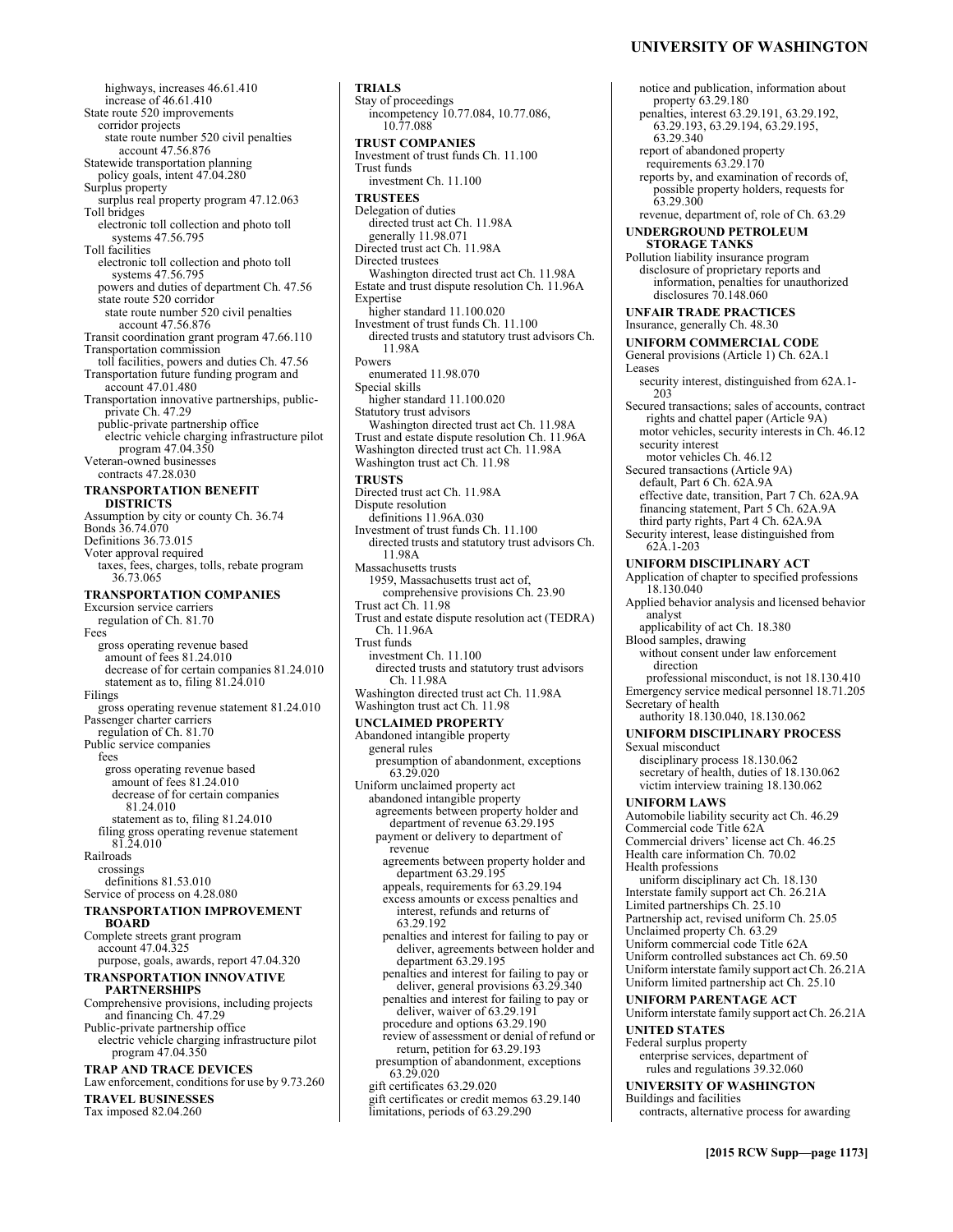highways, increases 46.61.410
increase of 46.61.410
State route 520 improvements
corridor projects
state route number 520 civil penalties account 47.56.876
Statewide transportation planning
policy goals, intent 47.04.280
Surplus property
surplus real property program 47.12.063
Toll bridges
electronic toll collection and photo toll systems 47.56.795
Toll facilities
electronic toll collection and photo toll systems 47.56.795
powers and duties of department Ch. 47.56
state route 520 corridor
state route number 520 civil penalties account 47.56.876
Transit coordination grant program 47.66.110
Transportation commission
toll facilities, powers and duties Ch. 47.56
Transportation future funding program and account 47.01.480
Transportation innovative partnerships, public-private Ch. 47.29
public-private partnership office
electric vehicle charging infrastructure pilot program 47.04.350
Veteran-owned businesses
contracts 47.28.030

**TRANSPORTATION BENEFIT DISTRICTS**

Assumption by city or county Ch. 36.74
Bonds 36.74.070
Definitions 36.73.015
Voter approval required
taxes, fees, charges, tolls, rebate program 36.73.065

**TRANSPORTATION COMPANIES**

Excursion service carriers
regulation of Ch. 81.70
Fees
gross operating revenue based
amount of fees 81.24.010
decrease of for certain companies 81.24.010
statement as to, filing 81.24.010
Filings
gross operating revenue statement 81.24.010
Passenger charter carriers
regulation of Ch. 81.70
Public service companies
fees
gross operating revenue based
amount of fees 81.24.010
decrease of for certain companies 81.24.010
statement as to, filing 81.24.010
filing gross operating revenue statement 81.24.010
Railroads
crossings
definitions 81.53.010
Service of process on 4.28.080

**TRANSPORTATION IMPROVEMENT BOARD**

Complete streets grant program
account 47.04.325
purpose, goals, awards, report 47.04.320

**TRANSPORTATION INNOVATIVE PARTNERSHIPS**

Comprehensive provisions, including projects and financing Ch. 47.29
Public-private partnership office
electric vehicle charging infrastructure pilot program 47.04.350

**TRAP AND TRACE DEVICES**

Law enforcement, conditions for use by 9.73.260

**TRAVEL BUSINESSES**

Tax imposed 82.04.260

**TRIALS**

Stay of proceedings
incompetency 10.77.084, 10.77.086, 10.77.088

**TRUST COMPANIES**

Investment of trust funds Ch. 11.100
Trust funds
investment Ch. 11.100

**TRUSTEES**

Delegation of duties
directed trust act Ch. 11.98A
generally 11.98.071
Directed trust act Ch. 11.98A
Directed trustees
Washington directed trust act Ch. 11.98A
Estate and trust dispute resolution Ch. 11.96A
Expertise
higher standard 11.100.020
Investment of trust funds Ch. 11.100
directed trusts and statutory trust advisors Ch. 11.98A
Powers
enumerated 11.98.070
Special skills
higher standard 11.100.020
Statutory trust advisors
Washington directed trust act Ch. 11.98A
Trust and estate dispute resolution Ch. 11.96A
Washington directed trust act Ch. 11.98A
Washington trust act Ch. 11.98

**TRUSTS**

Directed trust act Ch. 11.98A
Dispute resolution
definitions 11.96A.030
Investment of trust funds Ch. 11.100
directed trusts and statutory trust advisors Ch. 11.98A
Massachusetts trusts
1959, Massachusetts trust act of, comprehensive provisions Ch. 23.90
Trust act Ch. 11.98
Trust and estate dispute resolution act (TEDRA) Ch. 11.96A
Trust funds
investment Ch. 11.100
directed trusts and statutory trust advisors Ch. 11.98A
Washington directed trust act Ch. 11.98A
Washington trust act Ch. 11.98

**UNCLAIMED PROPERTY**

Abandoned intangible property
general rules
presumption of abandonment, exceptions 63.29.020
Uniform unclaimed property act
abandoned intangible property
agreements between property holder and department of revenue 63.29.195
payment or delivery to department of revenue
agreements between property holder and department 63.29.195
appeals, requirements for 63.29.194
excess amounts or excess penalties and interest, refunds and returns of 63.29.192
penalties and interest for failing to pay or deliver, agreements between holder and department 63.29.195
penalties and interest for failing to pay or deliver, general provisions 63.29.340
penalties and interest for failing to pay or deliver, waiver of 63.29.191
procedure and options 63.29.190
review of assessment or denial of refund or return, petition for 63.29.193
presumption of abandonment, exceptions 63.29.020
gift certificates 63.29.020
gift certificates or credit memos 63.29.140
limitations, periods of 63.29.290
notice and publication, information about property 63.29.180
penalties, interest 63.29.191, 63.29.192, 63.29.193, 63.29.194, 63.29.195, 63.29.340
report of abandoned property requirements 63.29.170
reports by, and examination of records of, possible property holders, requests for 63.29.300
revenue, department of, role of Ch. 63.29

**UNDERGROUND PETROLEUM STORAGE TANKS**

Pollution liability insurance program
disclosure of proprietary reports and information, penalties for unauthorized disclosures 70.148.060

**UNFAIR TRADE PRACTICES**

Insurance, generally Ch. 48.30

**UNIFORM COMMERCIAL CODE**

General provisions (Article 1) Ch. 62A.1
Leases
security interest, distinguished from 62A.1-203
Secured transactions; sales of accounts, contract rights and chattel paper (Article 9A)
motor vehicles, security interests in Ch. 46.12
security interest
motor vehicles Ch. 46.12
Secured transactions (Article 9A)
default, Part 6 Ch. 62A.9A
effective date, transition, Part 7 Ch. 62A.9A
financing statement, Part 5 Ch. 62A.9A
third party rights, Part 4 Ch. 62A.9A
Security interest, lease distinguished from 62A.1-203

**UNIFORM DISCIPLINARY ACT**

Application of chapter to specified professions 18.130.040
Applied behavior analysis and licensed behavior analyst
applicability of act Ch. 18.380
Blood samples, drawing
without consent under law enforcement direction
professional misconduct, is not 18.130.410
Emergency service medical personnel 18.71.205
Secretary of health
authority 18.130.040, 18.130.062

**UNIFORM DISCIPLINARY PROCESS**

Sexual misconduct
disciplinary process 18.130.062
secretary of health, duties of 18.130.062
victim interview training 18.130.062

**UNIFORM LAWS**

Automobile liability security act Ch. 46.29
Commercial code Title 62A
Commercial drivers' license act Ch. 46.25
Health care information Ch. 70.02
Health professions
uniform disciplinary act Ch. 18.130
Interstate family support act Ch. 26.21A
Limited partnerships Ch. 25.10
Partnership act, revised uniform Ch. 25.05
Unclaimed property Ch. 63.29
Uniform commercial code Title 62A
Uniform controlled substances act Ch. 69.50
Uniform interstate family support act Ch. 26.21A
Uniform limited partnership act Ch. 25.10

**UNIFORM PARENTAGE ACT**

Uniform interstate family support act Ch. 26.21A

**UNITED STATES**

Federal surplus property
enterprise services, department of
rules and regulations 39.32.060

**UNIVERSITY OF WASHINGTON**

Buildings and facilities
contracts, alternative process for awarding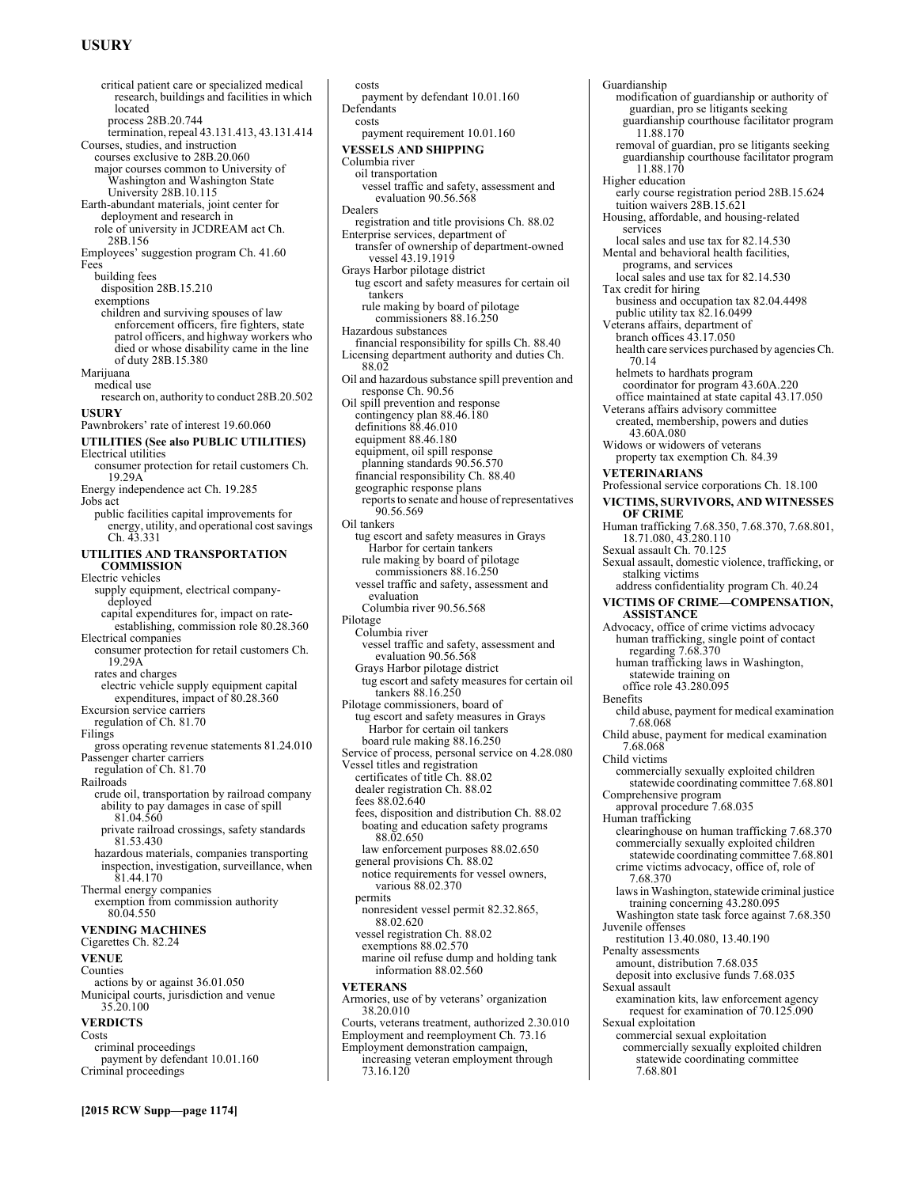critical patient care or specialized medical research, buildings and facilities in which located
process 28B.20.744
termination, repeal 43.131.413, 43.131.414
Courses, studies, and instruction
courses exclusive to 28B.20.060
major courses common to University of Washington and Washington State University 28B.10.115
Earth-abundant materials, joint center for deployment and research in
role of university in JCDREAM act Ch. 28B.156
Employees' suggestion program Ch. 41.60
Fees
building fees
disposition 28B.15.210
exemptions
children and surviving spouses of law enforcement officers, fire fighters, state patrol officers, and highway workers who died or whose disability came in the line of duty 28B.15.380
Marijuana
medical use
research on, authority to conduct 28B.20.502

**USURY**

Pawnbrokers' rate of interest 19.60.060

**UTILITIES (See also PUBLIC UTILITIES)**

Electrical utilities
consumer protection for retail customers Ch. 19.29A
Energy independence act Ch. 19.285
Jobs act
public facilities capital improvements for energy, utility, and operational cost savings Ch. 43.331

**UTILITIES AND TRANSPORTATION COMMISSION**

Electric vehicles
supply equipment, electrical company-deployed
capital expenditures for, impact on rate-establishing, commission role 80.28.360
Electrical companies
consumer protection for retail customers Ch. 19.29A
rates and charges
electric vehicle supply equipment capital expenditures, impact of 80.28.360
Excursion service carriers
regulation of Ch. 81.70
Filings
gross operating revenue statements 81.24.010
Passenger charter carriers
regulation of Ch. 81.70
Railroads
crude oil, transportation by railroad company
ability to pay damages in case of spill 81.04.560
private railroad crossings, safety standards 81.53.430
hazardous materials, companies transporting
inspection, investigation, surveillance, when 81.44.170
Thermal energy companies
exemption from commission authority 80.04.550

**VENDING MACHINES**

Cigarettes Ch. 82.24

**VENUE**

Counties
actions by or against 36.01.050
Municipal courts, jurisdiction and venue 35.20.100

**VERDICTS**

Costs
criminal proceedings
payment by defendant 10.01.160
Criminal proceedings
costs
payment by defendant 10.01.160
Defendants
costs
payment requirement 10.01.160

**VESSELS AND SHIPPING**

Columbia river
oil transportation
vessel traffic and safety, assessment and evaluation 90.56.568
Dealers
registration and title provisions Ch. 88.02
Enterprise services, department of
transfer of ownership of department-owned vessel 43.19.1919
Grays Harbor pilotage district
tug escort and safety measures for certain oil tankers
rule making by board of pilotage commissioners 88.16.250
Hazardous substances
financial responsibility for spills Ch. 88.40
Licensing department authority and duties Ch. 88.02
Oil and hazardous substance spill prevention and response Ch. 90.56
Oil spill prevention and response
contingency plan 88.46.180
definitions 88.46.010
equipment 88.46.180
equipment, oil spill response planning standards 90.56.570
financial responsibility Ch. 88.40
geographic response plans
reports to senate and house of representatives 90.56.569
Oil tankers
tug escort and safety measures in Grays Harbor for certain tankers
rule making by board of pilotage commissioners 88.16.250
vessel traffic and safety, assessment and evaluation
Columbia river 90.56.568
Pilotage
Columbia river
vessel traffic and safety, assessment and evaluation 90.56.568
Grays Harbor pilotage district
tug escort and safety measures for certain oil tankers 88.16.250
Pilotage commissioners, board of
tug escort and safety measures in Grays Harbor for certain oil tankers
board rule making 88.16.250
Service of process, personal service on 4.28.080
Vessel titles and registration
certificates of title Ch. 88.02
dealer registration Ch. 88.02
fees 88.02.640
fees, disposition and distribution Ch. 88.02
boating and education safety programs 88.02.650
law enforcement purposes 88.02.650
general provisions Ch. 88.02
notice requirements for vessel owners, various 88.02.370
permits
nonresident vessel permit 82.32.865, 88.02.620
vessel registration Ch. 88.02
exemptions 88.02.570
marine oil refuse dump and holding tank information 88.02.560

**VETERANS**

Armories, use of by veterans' organization 38.20.010
Courts, veterans treatment, authorized 2.30.010
Employment and reemployment Ch. 73.16
Employment demonstration campaign, increasing veteran employment through 73.16.120
Guardianship
modification of guardianship or authority of guardian, pro se litigants seeking guardianship courthouse facilitator program 11.88.170
removal of guardian, pro se litigants seeking guardianship courthouse facilitator program 11.88.170
Higher education
early course registration period 28B.15.624
tuition waivers 28B.15.621
Housing, affordable, and housing-related services
local sales and use tax for 82.14.530
Mental and behavioral health facilities, programs, and services
local sales and use tax for 82.14.530
Tax credit for hiring
business and occupation tax 82.04.4498
public utility tax 82.16.0499
Veterans affairs, department of
branch offices 43.17.050
health care services purchased by agencies Ch. 70.14
helmets to hardhats program
coordinator for program 43.60A.220
office maintained at state capital 43.17.050
Veterans affairs advisory committee
created, membership, powers and duties 43.60A.080
Widows or widowers of veterans
property tax exemption Ch. 84.39

**VETERINARIANS**

Professional service corporations Ch. 18.100

**VICTIMS, SURVIVORS, AND WITNESSES OF CRIME**

Human trafficking 7.68.350, 7.68.370, 7.68.801, 18.71.080, 43.280.110
Sexual assault Ch. 70.125
Sexual assault, domestic violence, trafficking, or stalking victims
address confidentiality program Ch. 40.24

**VICTIMS OF CRIME—COMPENSATION, ASSISTANCE**

Advocacy, office of crime victims advocacy
human trafficking, single point of contact regarding 7.68.370
human trafficking laws in Washington, statewide training on
office role 43.280.095
Benefits
child abuse, payment for medical examination 7.68.068
Child abuse, payment for medical examination 7.68.068
Child victims
commercially sexually exploited children statewide coordinating committee 7.68.801
Comprehensive program
approval procedure 7.68.035
Human trafficking
clearinghouse on human trafficking 7.68.370
commercially sexually exploited children statewide coordinating committee 7.68.801
crime victims advocacy, office of, role of 7.68.370
laws in Washington, statewide criminal justice training concerning 43.280.095
Washington state task force against 7.68.350
Juvenile offenses
restitution 13.40.080, 13.40.190
Penalty assessments
amount, distribution 7.68.035
deposit into exclusive funds 7.68.035
Sexual assault
examination kits, law enforcement agency request for examination of 70.125.090
Sexual exploitation
commercial sexual exploitation
commercially sexually exploited children statewide coordinating committee 7.68.801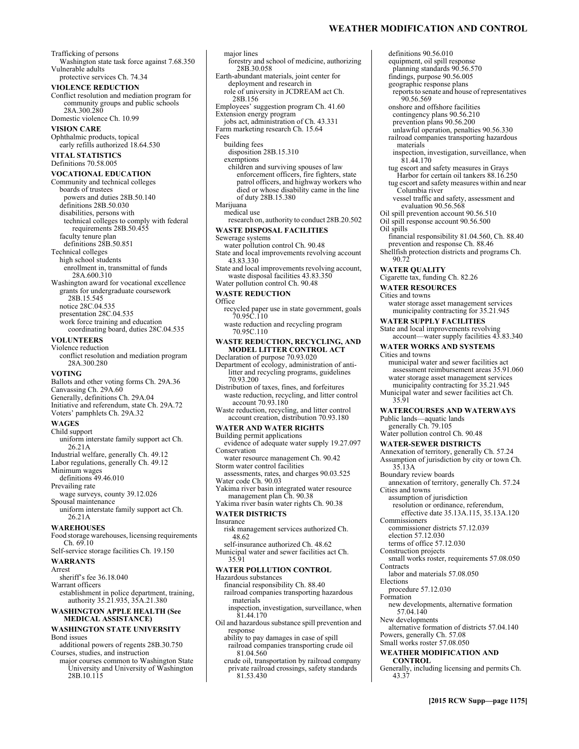Trafficking of persons
 Washington state task force against 7.68.350
Vulnerable adults
 protective services Ch. 74.34

**VIOLENCE REDUCTION**
Conflict resolution and mediation program for community groups and public schools 28A.300.280
Domestic violence Ch. 10.99

**VISION CARE**
Ophthalmic products, topical
 early refills authorized 18.64.530

**VITAL STATISTICS**
Definitions 70.58.005

**VOCATIONAL EDUCATION**
Community and technical colleges
 boards of trustees
  powers and duties 28B.50.140
 definitions 28B.50.030
 disabilities, persons with
  technical colleges to comply with federal requirements 28B.50.455
 faculty tenure plan
  definitions 28B.50.851
Technical colleges
 high school students
  enrollment in, transmittal of funds 28A.600.310
Washington award for vocational excellence
 grants for undergraduate coursework 28B.15.545
 notice 28C.04.535
 presentation 28C.04.535
 work force training and education coordinating board, duties 28C.04.535

**VOLUNTEERS**
Violence reduction
 conflict resolution and mediation program 28A.300.280

**VOTING**
Ballots and other voting forms Ch. 29A.36
Canvassing Ch. 29A.60
Generally, definitions Ch. 29A.04
Initiative and referendum, state Ch. 29A.72
Voters' pamphlets Ch. 29A.32

**WAGES**
Child support
 uniform interstate family support act Ch. 26.21A
Industrial welfare, generally Ch. 49.12
Labor regulations, generally Ch. 49.12
Minimum wages
 definitions 49.46.010
Prevailing rate
 wage surveys, county 39.12.026
Spousal maintenance
 uniform interstate family support act Ch. 26.21A

**WAREHOUSES**
Food storage warehouses, licensing requirements Ch. 69.10
Self-service storage facilities Ch. 19.150

**WARRANTS**
Arrest
 sheriff's fee 36.18.040
Warrant officers
 establishment in police department, training, authority 35.21.935, 35A.21.380

**WASHINGTON APPLE HEALTH (See MEDICAL ASSISTANCE)**

**WASHINGTON STATE UNIVERSITY**
Bond issues
 additional powers of regents 28B.30.750
Courses, studies, and instruction
 major courses common to Washington State University and University of Washington 28B.10.115
 major lines
  forestry and school of medicine, authorizing 28B.30.058
Earth-abundant materials, joint center for deployment and research in
 role of university in JCDREAM act Ch. 28B.156
Employees' suggestion program Ch. 41.60
Extension energy program
 jobs act, administration of Ch. 43.331
Farm marketing research Ch. 15.64
Fees
 building fees
  disposition 28B.15.310
 exemptions
  children and surviving spouses of law enforcement officers, fire fighters, state patrol officers, and highway workers who died or whose disability came in the line of duty 28B.15.380
Marijuana
 medical use
  research on, authority to conduct 28B.20.502

**WASTE DISPOSAL FACILITIES**
Sewerage systems
 water pollution control Ch. 90.48
State and local improvements revolving account 43.83.330
State and local improvements revolving account, waste disposal facilities 43.83.350
Water pollution control Ch. 90.48

**WASTE REDUCTION**
Office
 recycled paper use in state government, goals 70.95C.110
 waste reduction and recycling program 70.95C.110

**WASTE REDUCTION, RECYCLING, AND MODEL LITTER CONTROL ACT**
Declaration of purpose 70.93.020
Department of ecology, administration of anti-litter and recycling programs, guidelines 70.93.200
Distribution of taxes, fines, and forfeitures
 waste reduction, recycling, and litter control account 70.93.180
Waste reduction, recycling, and litter control account creation, distribution 70.93.180

**WATER AND WATER RIGHTS**
Building permit applications
 evidence of adequate water supply 19.27.097
Conservation
 water resource management Ch. 90.42
Storm water control facilities
 assessments, rates, and charges 90.03.525
Water code Ch. 90.03
Yakima river basin integrated water resource management plan Ch. 90.38
Yakima river basin water rights Ch. 90.38

**WATER DISTRICTS**
Insurance
 risk management services authorized Ch. 48.62
 self-insurance authorized Ch. 48.62
Municipal water and sewer facilities act Ch. 35.91

**WATER POLLUTION CONTROL**
Hazardous substances
 financial responsibility Ch. 88.40
 railroad companies transporting hazardous materials
  inspection, investigation, surveillance, when 81.44.170
Oil and hazardous substance spill prevention and response
 ability to pay damages in case of spill
  railroad companies transporting crude oil 81.04.560
 crude oil, transportation by railroad company
  private railroad crossings, safety standards 81.53.430
 definitions 90.56.010
 equipment, oil spill response
  planning standards 90.56.570
 findings, purpose 90.56.005
 geographic response plans
  reports to senate and house of representatives 90.56.569
 onshore and offshore facilities
  contingency plans 90.56.210
  prevention plans 90.56.200
  unlawful operation, penalties 90.56.330
 railroad companies transporting hazardous materials
  inspection, investigation, surveillance, when 81.44.170
 tug escort and safety measures in Grays Harbor for certain oil tankers 88.16.250
 tug escort and safety measures within and near Columbia river
  vessel traffic and safety, assessment and evaluation 90.56.568
Oil spill prevention account 90.56.510
Oil spill response account 90.56.500
Oil spills
 financial responsibility 81.04.560, Ch. 88.40
 prevention and response Ch. 88.46
Shellfish protection districts and programs Ch. 90.72

**WATER QUALITY**
Cigarette tax, funding Ch. 82.26

**WATER RESOURCES**
Cities and towns
 water storage asset management services
  municipality contracting for 35.21.945

**WATER SUPPLY FACILITIES**
State and local improvements revolving account—water supply facilities 43.83.340

**WATER WORKS AND SYSTEMS**
Cities and towns
 municipal water and sewer facilities act
  assessment reimbursement areas 35.91.060
 water storage asset management services
  municipality contracting for 35.21.945
Municipal water and sewer facilities act Ch. 35.91

**WATERCOURSES AND WATERWAYS**
Public lands—aquatic lands
 generally Ch. 79.105
Water pollution control Ch. 90.48

**WATER-SEWER DISTRICTS**
Annexation of territory, generally Ch. 57.24
Assumption of jurisdiction by city or town Ch. 35.13A
Boundary review boards
 annexation of territory, generally Ch. 57.24
Cities and towns
 assumption of jurisdiction
  resolution or ordinance, referendum, effective date 35.13A.115, 35.13A.120
Commissioners
 commissioner districts 57.12.039
 election 57.12.030
 terms of office 57.12.030
Construction projects
 small works roster, requirements 57.08.050
Contracts
 labor and materials 57.08.050
Elections
 procedure 57.12.030
Formation
 new developments, alternative formation 57.04.140
New developments
 alternative formation of districts 57.04.140
Powers, generally Ch. 57.08
Small works roster 57.08.050

**WEATHER MODIFICATION AND CONTROL**
Generally, including licensing and permits Ch. 43.37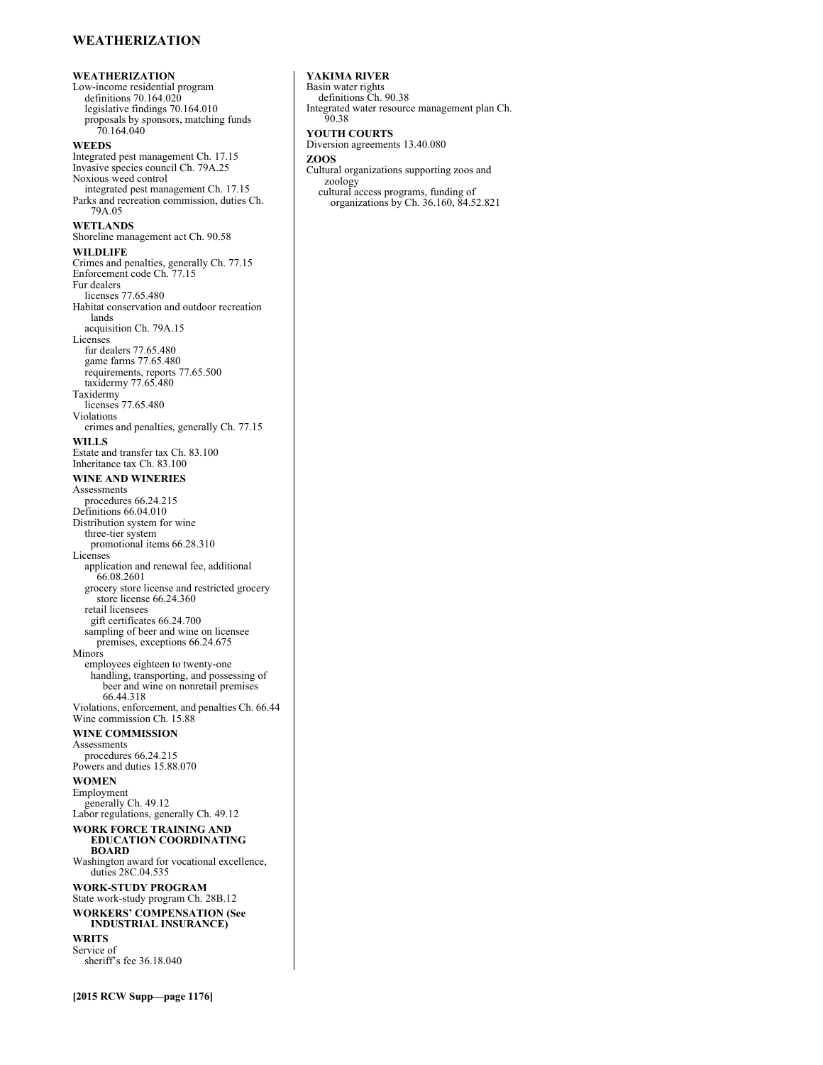**WEATHERIZATION**
Low-income residential program
  definitions 70.164.020
  legislative findings 70.164.010
  proposals by sponsors, matching funds 70.164.040

**WEEDS**
Integrated pest management Ch. 17.15
Invasive species council Ch. 79A.25
Noxious weed control
  integrated pest management Ch. 17.15
Parks and recreation commission, duties Ch. 79A.05

**WETLANDS**
Shoreline management act Ch. 90.58

**WILDLIFE**
Crimes and penalties, generally Ch. 77.15
Enforcement code Ch. 77.15
Fur dealers
  licenses 77.65.480
Habitat conservation and outdoor recreation lands
  acquisition Ch. 79A.15
Licenses
  fur dealers 77.65.480
  game farms 77.65.480
  requirements, reports 77.65.500
  taxidermy 77.65.480
Taxidermy
  licenses 77.65.480
Violations
  crimes and penalties, generally Ch. 77.15

**WILLS**
Estate and transfer tax Ch. 83.100
Inheritance tax Ch. 83.100

**WINE AND WINERIES**
Assessments
  procedures 66.24.215
Definitions 66.04.010
Distribution system for wine
  three-tier system
    promotional items 66.28.310
Licenses
  application and renewal fee, additional 66.08.2601
  grocery store license and restricted grocery store license 66.24.360
  retail licensees
    gift certificates 66.24.700
  sampling of beer and wine on licensee premises, exceptions 66.24.675
Minors
  employees eighteen to twenty-one
    handling, transporting, and possessing of beer and wine on nonretail premises 66.44.318
Violations, enforcement, and penalties Ch. 66.44
Wine commission Ch. 15.88

**WINE COMMISSION**
Assessments
  procedures 66.24.215
Powers and duties 15.88.070

**WOMEN**
Employment
  generally Ch. 49.12
Labor regulations, generally Ch. 49.12

**WORK FORCE TRAINING AND EDUCATION COORDINATING BOARD**
Washington award for vocational excellence, duties 28C.04.535

**WORK-STUDY PROGRAM**
State work-study program Ch. 28B.12

**WORKERS' COMPENSATION (See INDUSTRIAL INSURANCE)**

**WRITS**
Service of
  sheriff's fee 36.18.040

**YAKIMA RIVER**
Basin water rights
  definitions Ch. 90.38
Integrated water resource management plan Ch. 90.38

**YOUTH COURTS**
Diversion agreements 13.40.080

**ZOOS**
Cultural organizations supporting zoos and zoology
  cultural access programs, funding of organizations by Ch. 36.160, 84.52.821